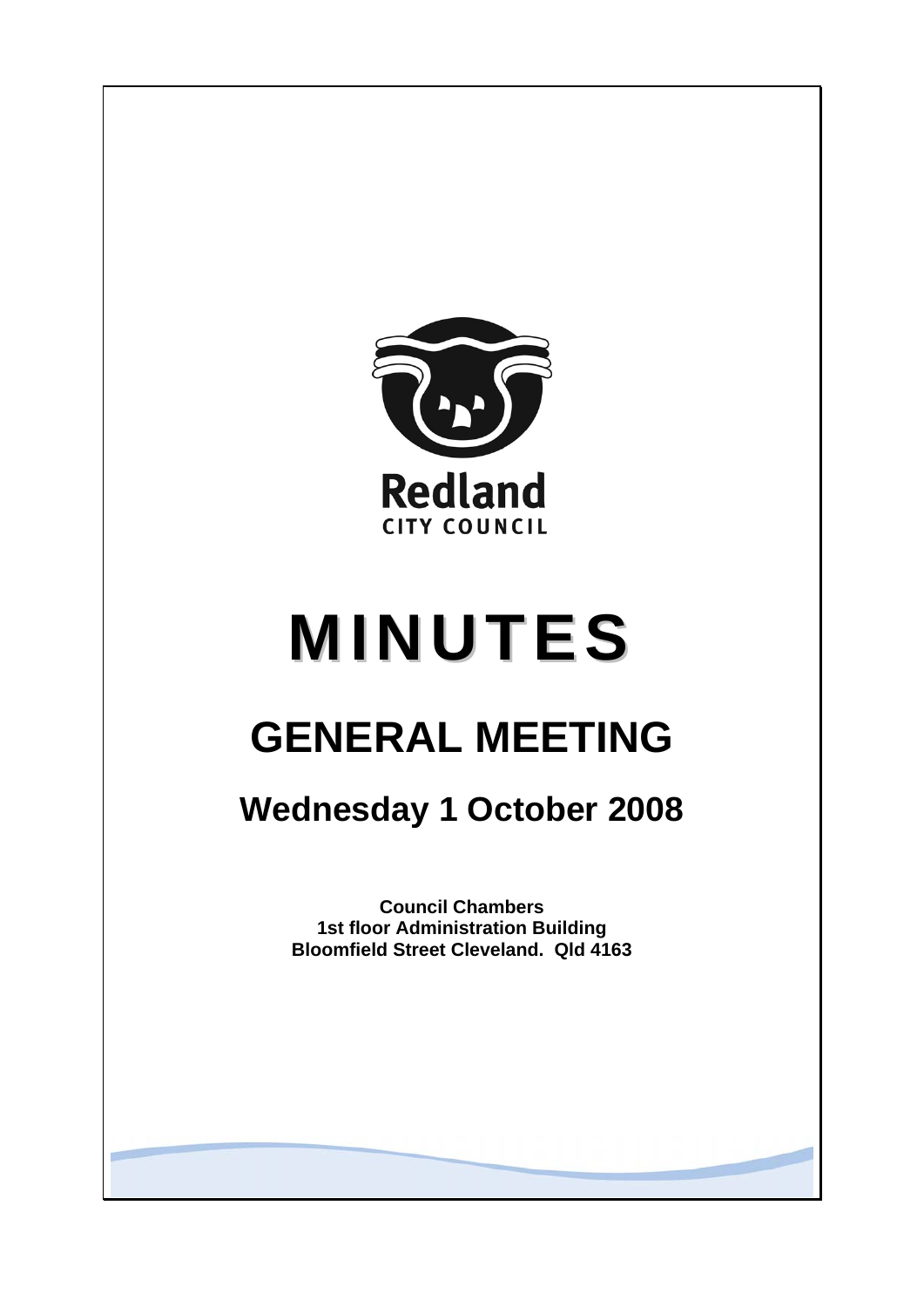Redland
CITY COUNCIL

# MINUTES

# GENERAL MEETING

## Wednesday 1 October 2008

**Council Chambers**
**1st floor Administration Building**
**Bloomfield Street Cleveland. Qld 4163**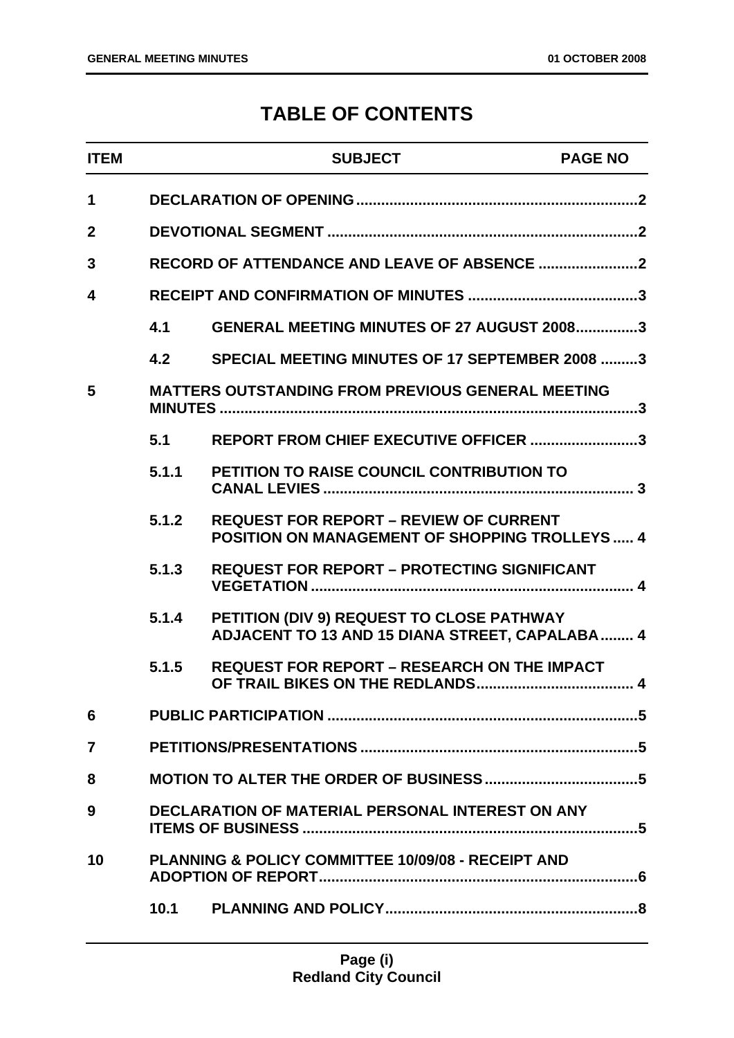# TABLE OF CONTENTS

| ITEM | | SUBJECT | PAGE NO |
|---|---|---|---|
| 1 | | DECLARATION OF OPENING | 2 |
| 2 | | DEVOTIONAL SEGMENT | 2 |
| 3 | | RECORD OF ATTENDANCE AND LEAVE OF ABSENCE | 2 |
| 4 | | RECEIPT AND CONFIRMATION OF MINUTES | 3 |
| | 4.1 | GENERAL MEETING MINUTES OF 27 AUGUST 2008 | 3 |
| | 4.2 | SPECIAL MEETING MINUTES OF 17 SEPTEMBER 2008 | 3 |
| 5 | | MATTERS OUTSTANDING FROM PREVIOUS GENERAL MEETING MINUTES | 3 |
| | 5.1 | REPORT FROM CHIEF EXECUTIVE OFFICER | 3 |
| | 5.1.1 | PETITION TO RAISE COUNCIL CONTRIBUTION TO CANAL LEVIES | 3 |
| | 5.1.2 | REQUEST FOR REPORT – REVIEW OF CURRENT POSITION ON MANAGEMENT OF SHOPPING TROLLEYS | 4 |
| | 5.1.3 | REQUEST FOR REPORT – PROTECTING SIGNIFICANT VEGETATION | 4 |
| | 5.1.4 | PETITION (DIV 9) REQUEST TO CLOSE PATHWAY ADJACENT TO 13 AND 15 DIANA STREET, CAPALABA | 4 |
| | 5.1.5 | REQUEST FOR REPORT – RESEARCH ON THE IMPACT OF TRAIL BIKES ON THE REDLANDS | 4 |
| 6 | | PUBLIC PARTICIPATION | 5 |
| 7 | | PETITIONS/PRESENTATIONS | 5 |
| 8 | | MOTION TO ALTER THE ORDER OF BUSINESS | 5 |
| 9 | | DECLARATION OF MATERIAL PERSONAL INTEREST ON ANY ITEMS OF BUSINESS | 5 |
| 10 | | PLANNING & POLICY COMMITTEE 10/09/08 - RECEIPT AND ADOPTION OF REPORT | 6 |
| | 10.1 | PLANNING AND POLICY | 8 |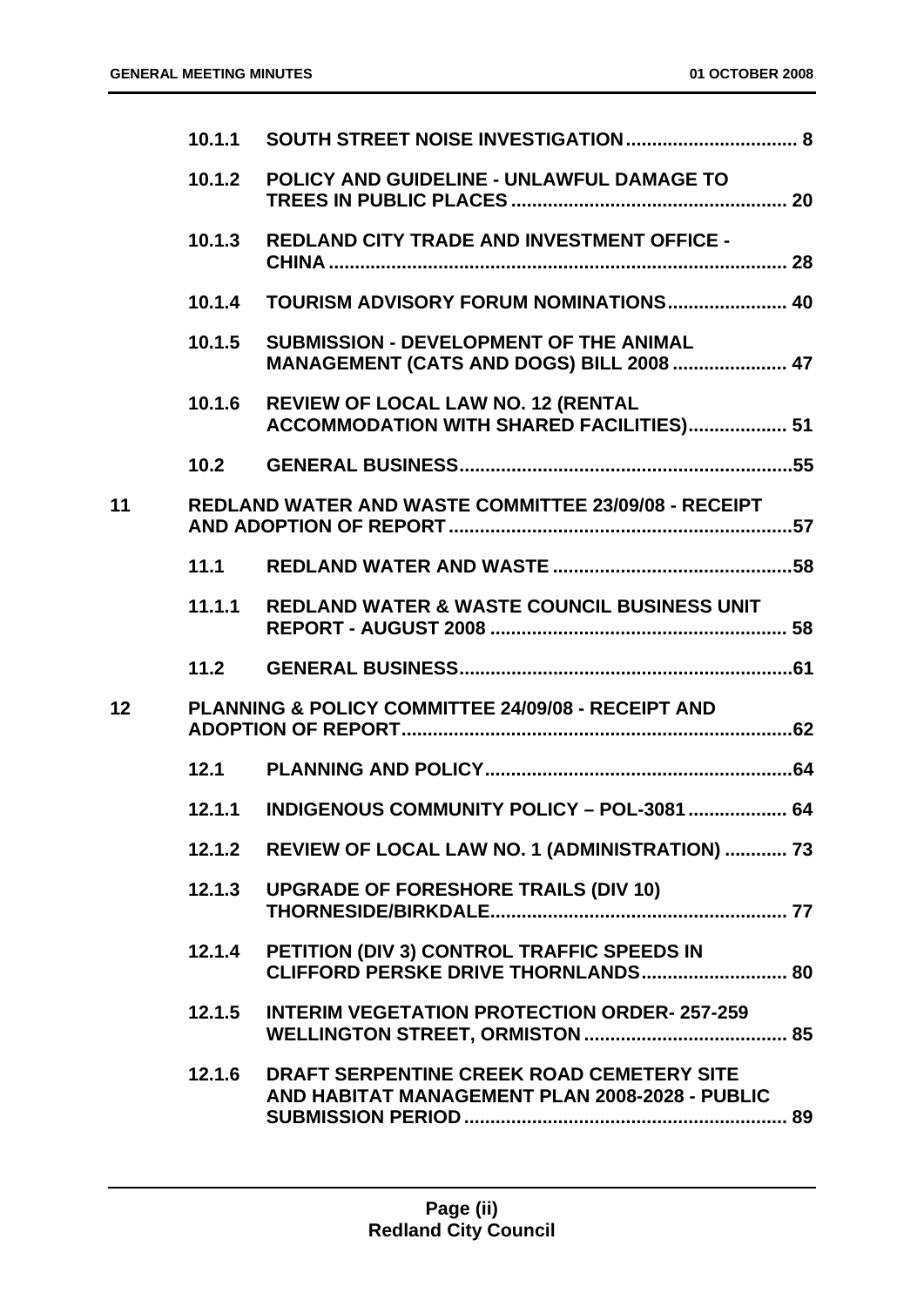| | | |
|---|---|---|
| | 10.1.1 | **SOUTH STREET NOISE INVESTIGATION ................................ 8** |
| | 10.1.2 | **POLICY AND GUIDELINE - UNLAWFUL DAMAGE TO TREES IN PUBLIC PLACES .................................................... 20** |
| | 10.1.3 | **REDLAND CITY TRADE AND INVESTMENT OFFICE - CHINA ....................................................................................... 28** |
| | 10.1.4 | **TOURISM ADVISORY FORUM NOMINATIONS...................... 40** |
| | 10.1.5 | **SUBMISSION - DEVELOPMENT OF THE ANIMAL MANAGEMENT (CATS AND DOGS) BILL 2008 ..................... 47** |
| | 10.1.6 | **REVIEW OF LOCAL LAW NO. 12 (RENTAL ACCOMMODATION WITH SHARED FACILITIES).................. 51** |
| | 10.2 | **GENERAL BUSINESS...............................................................55** |
| **11** | **REDLAND WATER AND WASTE COMMITTEE 23/09/08 - RECEIPT AND ADOPTION OF REPORT.................................................................57** | |
| | 11.1 | **REDLAND WATER AND WASTE .............................................58** |
| | 11.1.1 | **REDLAND WATER & WASTE COUNCIL BUSINESS UNIT REPORT - AUGUST 2008 ........................................................ 58** |
| | 11.2 | **GENERAL BUSINESS...............................................................61** |
| **12** | **PLANNING & POLICY COMMITTEE 24/09/08 - RECEIPT AND ADOPTION OF REPORT..........................................................................62** | |
| | 12.1 | **PLANNING AND POLICY..........................................................64** |
| | 12.1.1 | **INDIGENOUS COMMUNITY POLICY – POL-3081.................. 64** |
| | 12.1.2 | **REVIEW OF LOCAL LAW NO. 1 (ADMINISTRATION) ............ 73** |
| | 12.1.3 | **UPGRADE OF FORESHORE TRAILS (DIV 10) THORNESIDE/BIRKDALE....................................................... 77** |
| | 12.1.4 | **PETITION (DIV 3) CONTROL TRAFFIC SPEEDS IN CLIFFORD PERSKE DRIVE THORNLANDS........................... 80** |
| | 12.1.5 | **INTERIM VEGETATION PROTECTION ORDER- 257-259 WELLINGTON STREET, ORMISTON ...................................... 85** |
| | 12.1.6 | **DRAFT SERPENTINE CREEK ROAD CEMETERY SITE AND HABITAT MANAGEMENT PLAN 2008-2028 - PUBLIC SUBMISSION PERIOD ............................................................. 89** |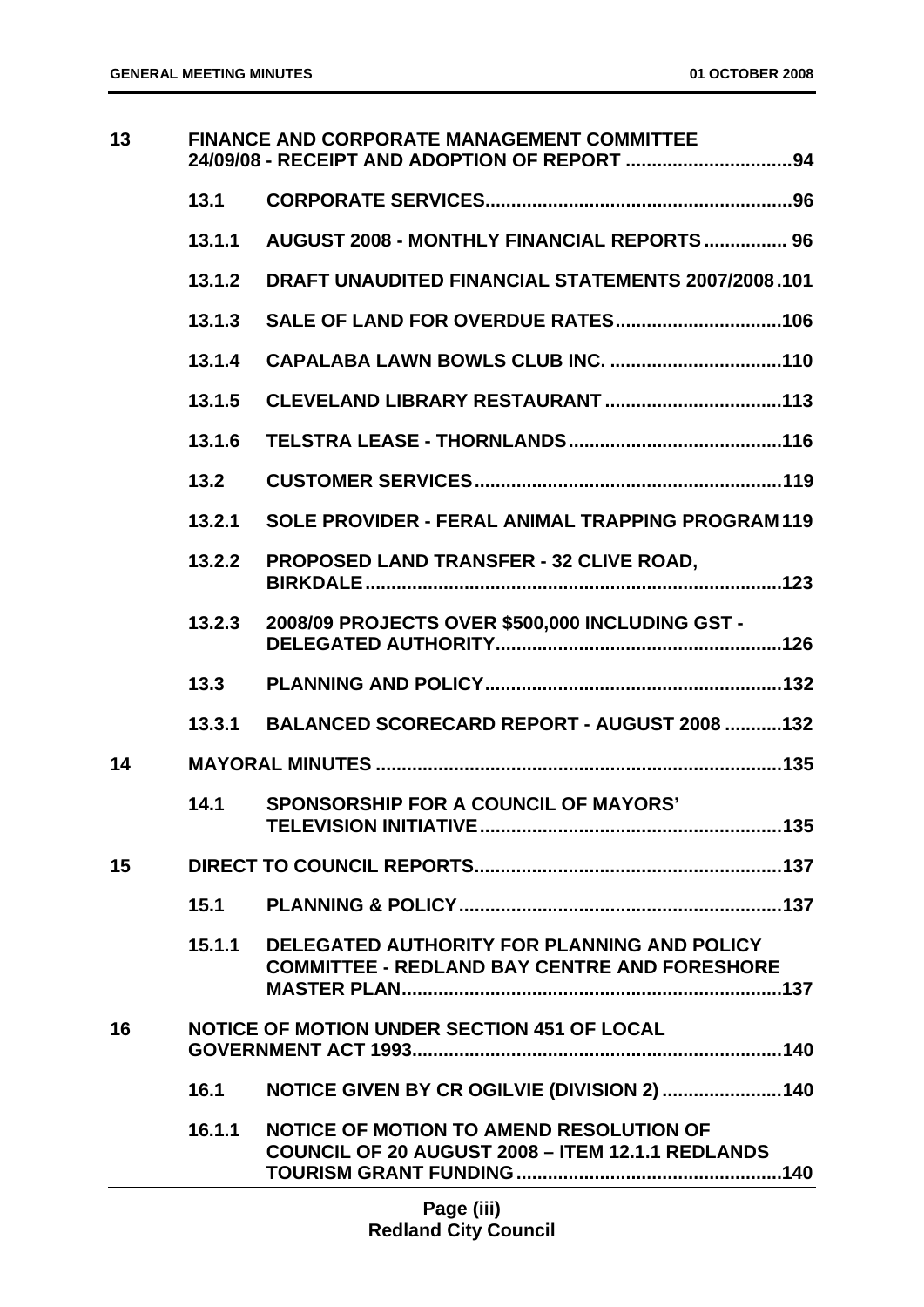| | | | |
|---|---|---|---|
| 13 | FINANCE AND CORPORATE MANAGEMENT COMMITTEE 24/09/08 - RECEIPT AND ADOPTION OF REPORT | | 94 |
| | 13.1 | CORPORATE SERVICES | 96 |
| | 13.1.1 | AUGUST 2008 - MONTHLY FINANCIAL REPORTS | 96 |
| | 13.1.2 | DRAFT UNAUDITED FINANCIAL STATEMENTS 2007/2008 | 101 |
| | 13.1.3 | SALE OF LAND FOR OVERDUE RATES | 106 |
| | 13.1.4 | CAPALABA LAWN BOWLS CLUB INC. | 110 |
| | 13.1.5 | CLEVELAND LIBRARY RESTAURANT | 113 |
| | 13.1.6 | TELSTRA LEASE - THORNLANDS | 116 |
| | 13.2 | CUSTOMER SERVICES | 119 |
| | 13.2.1 | SOLE PROVIDER - FERAL ANIMAL TRAPPING PROGRAM | 119 |
| | 13.2.2 | PROPOSED LAND TRANSFER - 32 CLIVE ROAD, BIRKDALE | 123 |
| | 13.2.3 | 2008/09 PROJECTS OVER $500,000 INCLUDING GST - DELEGATED AUTHORITY | 126 |
| | 13.3 | PLANNING AND POLICY | 132 |
| | 13.3.1 | BALANCED SCORECARD REPORT - AUGUST 2008 | 132 |
| 14 | MAYORAL MINUTES | | 135 |
| | 14.1 | SPONSORSHIP FOR A COUNCIL OF MAYORS' TELEVISION INITIATIVE | 135 |
| 15 | DIRECT TO COUNCIL REPORTS | | 137 |
| | 15.1 | PLANNING & POLICY | 137 |
| | 15.1.1 | DELEGATED AUTHORITY FOR PLANNING AND POLICY COMMITTEE - REDLAND BAY CENTRE AND FORESHORE MASTER PLAN | 137 |
| 16 | NOTICE OF MOTION UNDER SECTION 451 OF LOCAL GOVERNMENT ACT 1993 | | 140 |
| | 16.1 | NOTICE GIVEN BY CR OGILVIE (DIVISION 2) | 140 |
| | 16.1.1 | NOTICE OF MOTION TO AMEND RESOLUTION OF COUNCIL OF 20 AUGUST 2008 – ITEM 12.1.1 REDLANDS TOURISM GRANT FUNDING | 140 |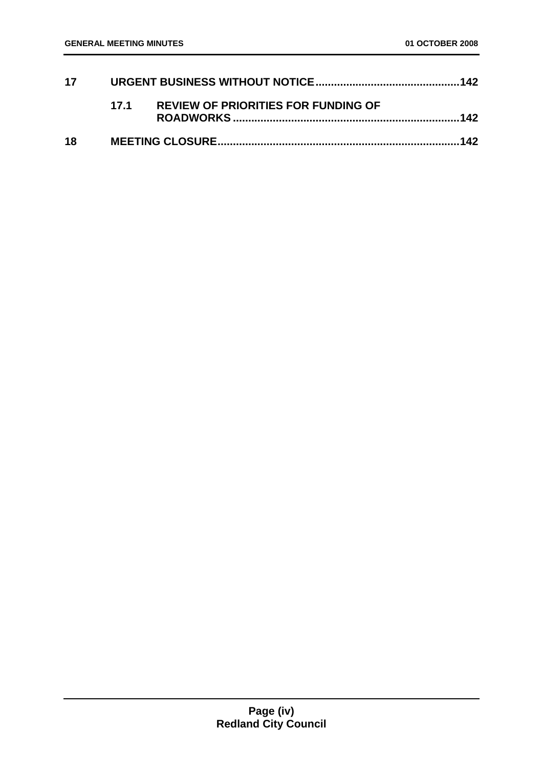**17 URGENT BUSINESS WITHOUT NOTICE...............................................142**

**17.1 REVIEW OF PRIORITIES FOR FUNDING OF ROADWORKS.........................................................................142**

**18 MEETING CLOSURE............................................................................142**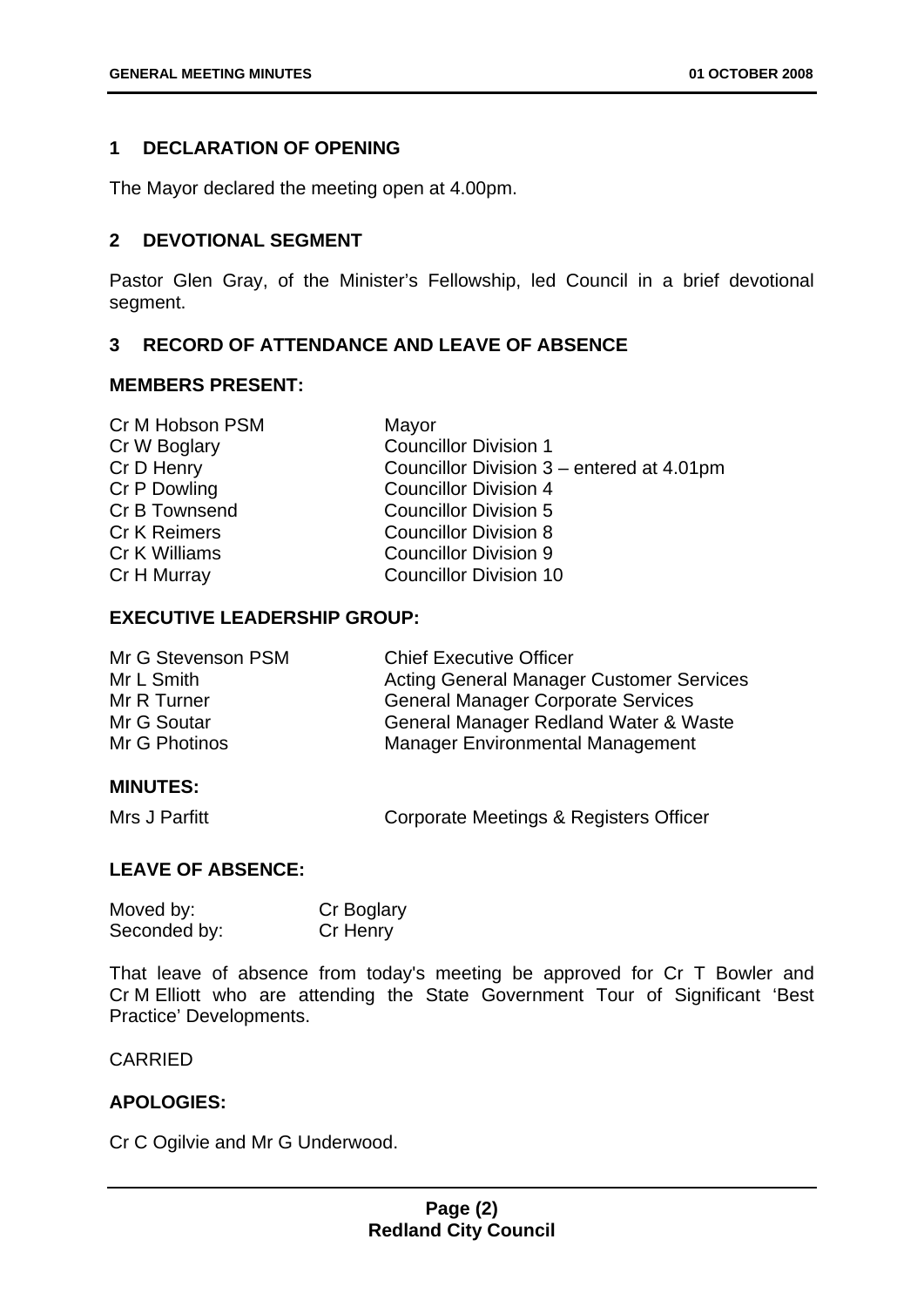## 1 DECLARATION OF OPENING

The Mayor declared the meeting open at 4.00pm.

## 2 DEVOTIONAL SEGMENT

Pastor Glen Gray, of the Minister's Fellowship, led Council in a brief devotional segment.

## 3 RECORD OF ATTENDANCE AND LEAVE OF ABSENCE

### MEMBERS PRESENT:

| | |
|---|---|
| Cr M Hobson PSM | Mayor |
| Cr W Boglary | Councillor Division 1 |
| Cr D Henry | Councillor Division 3 – entered at 4.01pm |
| Cr P Dowling | Councillor Division 4 |
| Cr B Townsend | Councillor Division 5 |
| Cr K Reimers | Councillor Division 8 |
| Cr K Williams | Councillor Division 9 |
| Cr H Murray | Councillor Division 10 |

### EXECUTIVE LEADERSHIP GROUP:

| | |
|---|---|
| Mr G Stevenson PSM | Chief Executive Officer |
| Mr L Smith | Acting General Manager Customer Services |
| Mr R Turner | General Manager Corporate Services |
| Mr G Soutar | General Manager Redland Water & Waste |
| Mr G Photinos | Manager Environmental Management |

### MINUTES:

| | |
|---|---|
| Mrs J Parfitt | Corporate Meetings & Registers Officer |

### LEAVE OF ABSENCE:

| | |
|---|---|
| Moved by: | Cr Boglary |
| Seconded by: | Cr Henry |

That leave of absence from today's meeting be approved for Cr T Bowler and Cr M Elliott who are attending the State Government Tour of Significant 'Best Practice' Developments.

CARRIED

### APOLOGIES:

Cr C Ogilvie and Mr G Underwood.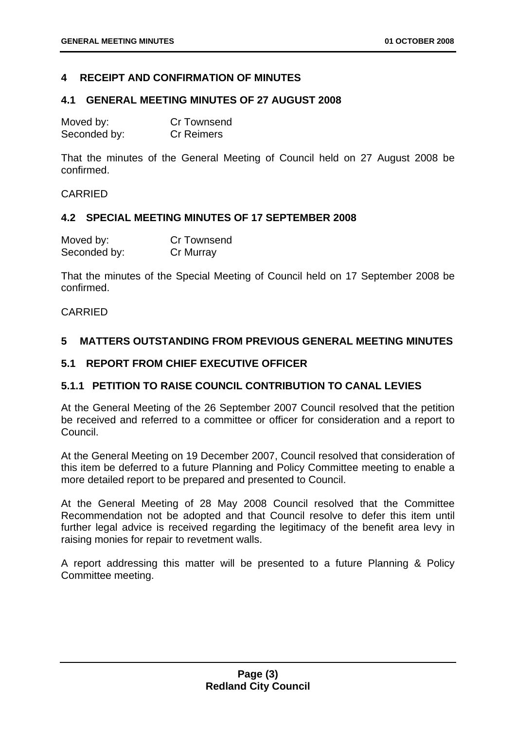## 4 RECEIPT AND CONFIRMATION OF MINUTES

### 4.1 GENERAL MEETING MINUTES OF 27 AUGUST 2008

Moved by: Cr Townsend
Seconded by: Cr Reimers

That the minutes of the General Meeting of Council held on 27 August 2008 be confirmed.

CARRIED

### 4.2 SPECIAL MEETING MINUTES OF 17 SEPTEMBER 2008

Moved by: Cr Townsend
Seconded by: Cr Murray

That the minutes of the Special Meeting of Council held on 17 September 2008 be confirmed.

CARRIED

## 5 MATTERS OUTSTANDING FROM PREVIOUS GENERAL MEETING MINUTES

### 5.1 REPORT FROM CHIEF EXECUTIVE OFFICER

#### 5.1.1 PETITION TO RAISE COUNCIL CONTRIBUTION TO CANAL LEVIES

At the General Meeting of the 26 September 2007 Council resolved that the petition be received and referred to a committee or officer for consideration and a report to Council.

At the General Meeting on 19 December 2007, Council resolved that consideration of this item be deferred to a future Planning and Policy Committee meeting to enable a more detailed report to be prepared and presented to Council.

At the General Meeting of 28 May 2008 Council resolved that the Committee Recommendation not be adopted and that Council resolve to defer this item until further legal advice is received regarding the legitimacy of the benefit area levy in raising monies for repair to revetment walls.

A report addressing this matter will be presented to a future Planning & Policy Committee meeting.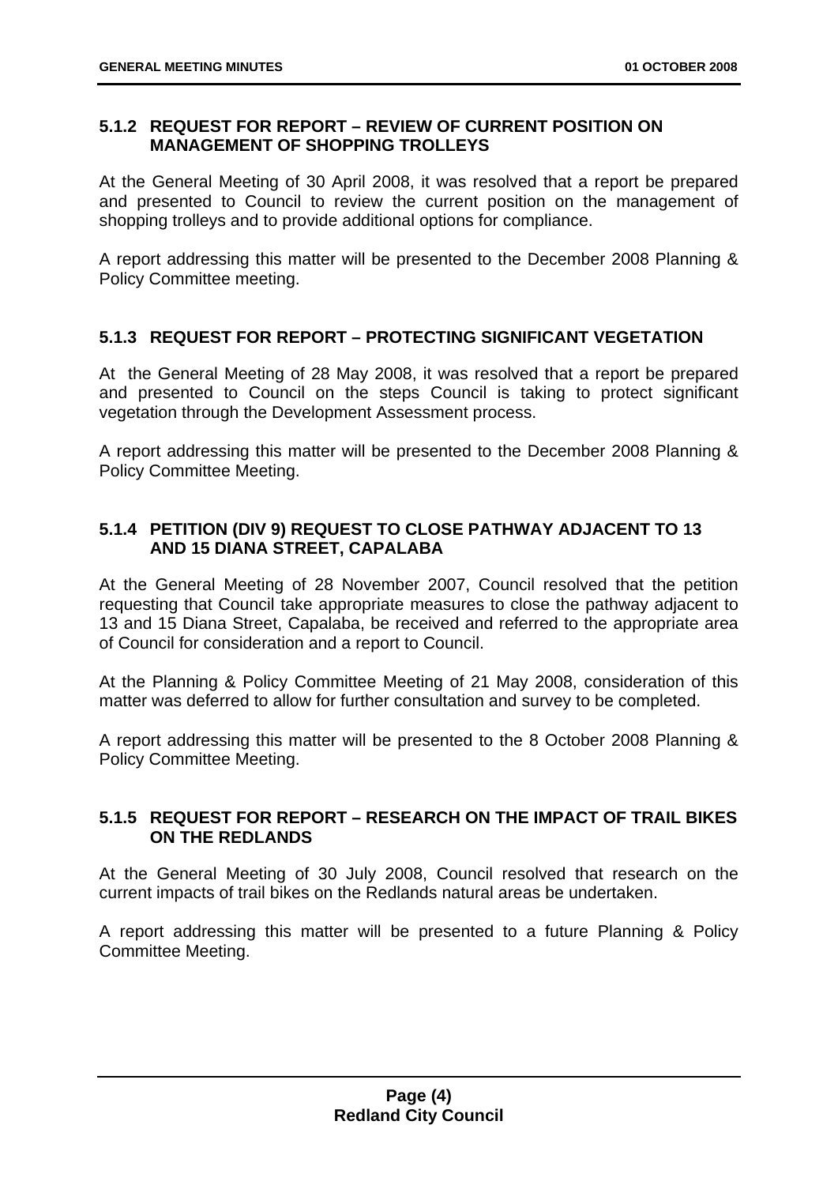### 5.1.2 REQUEST FOR REPORT – REVIEW OF CURRENT POSITION ON MANAGEMENT OF SHOPPING TROLLEYS

At the General Meeting of 30 April 2008, it was resolved that a report be prepared and presented to Council to review the current position on the management of shopping trolleys and to provide additional options for compliance.

A report addressing this matter will be presented to the December 2008 Planning & Policy Committee meeting.

### 5.1.3 REQUEST FOR REPORT – PROTECTING SIGNIFICANT VEGETATION

At the General Meeting of 28 May 2008, it was resolved that a report be prepared and presented to Council on the steps Council is taking to protect significant vegetation through the Development Assessment process.

A report addressing this matter will be presented to the December 2008 Planning & Policy Committee Meeting.

### 5.1.4 PETITION (DIV 9) REQUEST TO CLOSE PATHWAY ADJACENT TO 13 AND 15 DIANA STREET, CAPALABA

At the General Meeting of 28 November 2007, Council resolved that the petition requesting that Council take appropriate measures to close the pathway adjacent to 13 and 15 Diana Street, Capalaba, be received and referred to the appropriate area of Council for consideration and a report to Council.

At the Planning & Policy Committee Meeting of 21 May 2008, consideration of this matter was deferred to allow for further consultation and survey to be completed.

A report addressing this matter will be presented to the 8 October 2008 Planning & Policy Committee Meeting.

### 5.1.5 REQUEST FOR REPORT – RESEARCH ON THE IMPACT OF TRAIL BIKES ON THE REDLANDS

At the General Meeting of 30 July 2008, Council resolved that research on the current impacts of trail bikes on the Redlands natural areas be undertaken.

A report addressing this matter will be presented to a future Planning & Policy Committee Meeting.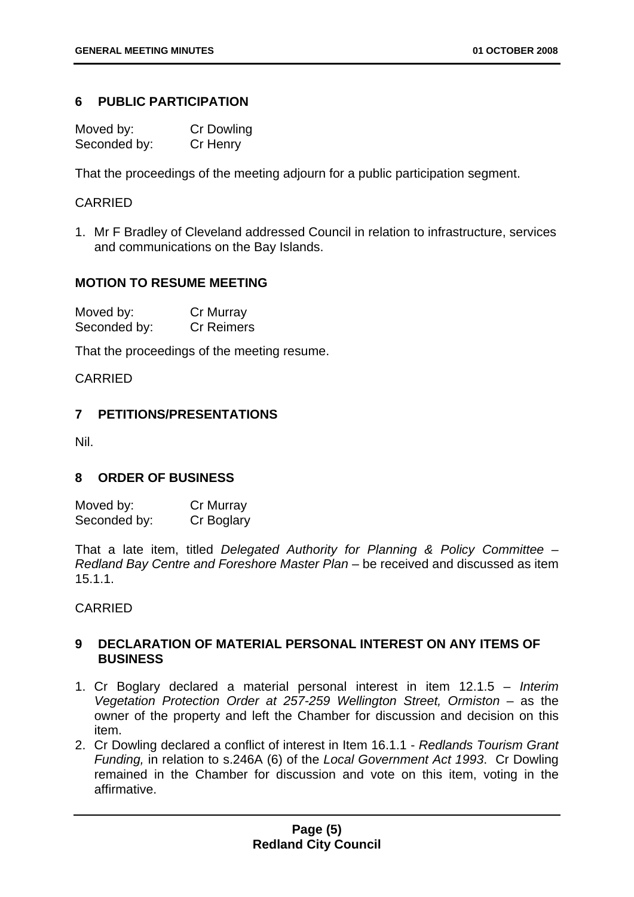## 6 PUBLIC PARTICIPATION

Moved by: Cr Dowling
Seconded by: Cr Henry

That the proceedings of the meeting adjourn for a public participation segment.

CARRIED

1. Mr F Bradley of Cleveland addressed Council in relation to infrastructure, services and communications on the Bay Islands.

### MOTION TO RESUME MEETING

Moved by: Cr Murray
Seconded by: Cr Reimers

That the proceedings of the meeting resume.

CARRIED

## 7 PETITIONS/PRESENTATIONS

Nil.

## 8 ORDER OF BUSINESS

Moved by: Cr Murray
Seconded by: Cr Boglary

That a late item, titled *Delegated Authority for Planning & Policy Committee – Redland Bay Centre and Foreshore Master Plan* – be received and discussed as item 15.1.1.

CARRIED

## 9 DECLARATION OF MATERIAL PERSONAL INTEREST ON ANY ITEMS OF BUSINESS

1. Cr Boglary declared a material personal interest in item 12.1.5 – *Interim Vegetation Protection Order at 257-259 Wellington Street, Ormiston* – as the owner of the property and left the Chamber for discussion and decision on this item.
2. Cr Dowling declared a conflict of interest in Item 16.1.1 - *Redlands Tourism Grant Funding,* in relation to s.246A (6) of the *Local Government Act 1993*. Cr Dowling remained in the Chamber for discussion and vote on this item, voting in the affirmative.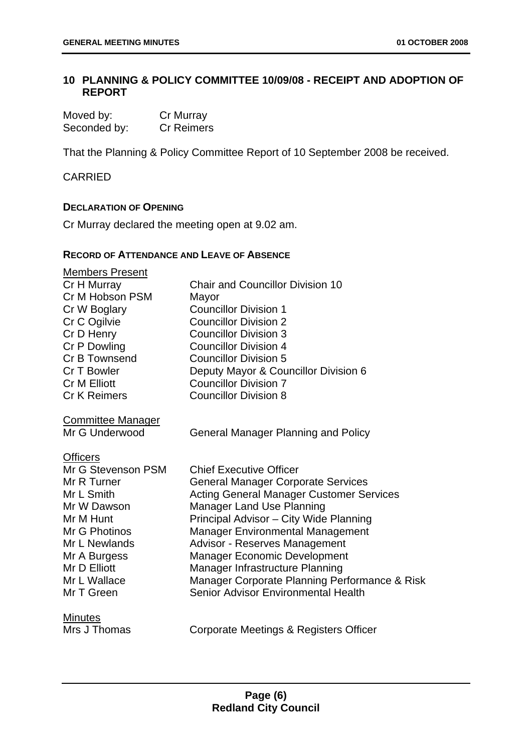## 10 PLANNING & POLICY COMMITTEE 10/09/08 - RECEIPT AND ADOPTION OF REPORT

| | |
|---|---|
| Moved by: | Cr Murray |
| Seconded by: | Cr Reimers |

That the Planning & Policy Committee Report of 10 September 2008 be received.

CARRIED

### DECLARATION OF OPENING

Cr Murray declared the meeting open at 9.02 am.

### RECORD OF ATTENDANCE AND LEAVE OF ABSENCE

<u>Members Present</u>

| | |
|---|---|
| Cr H Murray | Chair and Councillor Division 10 |
| Cr M Hobson PSM | Mayor |
| Cr W Boglary | Councillor Division 1 |
| Cr C Ogilvie | Councillor Division 2 |
| Cr D Henry | Councillor Division 3 |
| Cr P Dowling | Councillor Division 4 |
| Cr B Townsend | Councillor Division 5 |
| Cr T Bowler | Deputy Mayor & Councillor Division 6 |
| Cr M Elliott | Councillor Division 7 |
| Cr K Reimers | Councillor Division 8 |

<u>Committee Manager</u>

| | |
|---|---|
| Mr G Underwood | General Manager Planning and Policy |

<u>Officers</u>

| | |
|---|---|
| Mr G Stevenson PSM | Chief Executive Officer |
| Mr R Turner | General Manager Corporate Services |
| Mr L Smith | Acting General Manager Customer Services |
| Mr W Dawson | Manager Land Use Planning |
| Mr M Hunt | Principal Advisor – City Wide Planning |
| Mr G Photinos | Manager Environmental Management |
| Mr L Newlands | Advisor - Reserves Management |
| Mr A Burgess | Manager Economic Development |
| Mr D Elliott | Manager Infrastructure Planning |
| Mr L Wallace | Manager Corporate Planning Performance & Risk |
| Mr T Green | Senior Advisor Environmental Health |

<u>Minutes</u>

| | |
|---|---|
| Mrs J Thomas | Corporate Meetings & Registers Officer |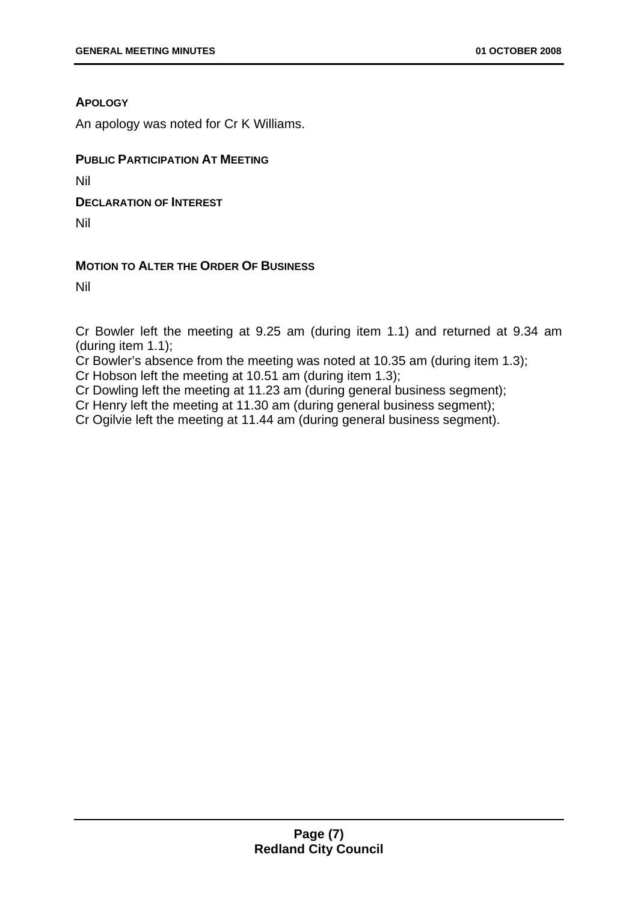**APOLOGY**

An apology was noted for Cr K Williams.

**PUBLIC PARTICIPATION AT MEETING**

Nil

**DECLARATION OF INTEREST**

Nil

**MOTION TO ALTER THE ORDER OF BUSINESS**

Nil

Cr Bowler left the meeting at 9.25 am (during item 1.1) and returned at 9.34 am (during item 1.1);
Cr Bowler's absence from the meeting was noted at 10.35 am (during item 1.3);
Cr Hobson left the meeting at 10.51 am (during item 1.3);
Cr Dowling left the meeting at 11.23 am (during general business segment);
Cr Henry left the meeting at 11.30 am (during general business segment);
Cr Ogilvie left the meeting at 11.44 am (during general business segment).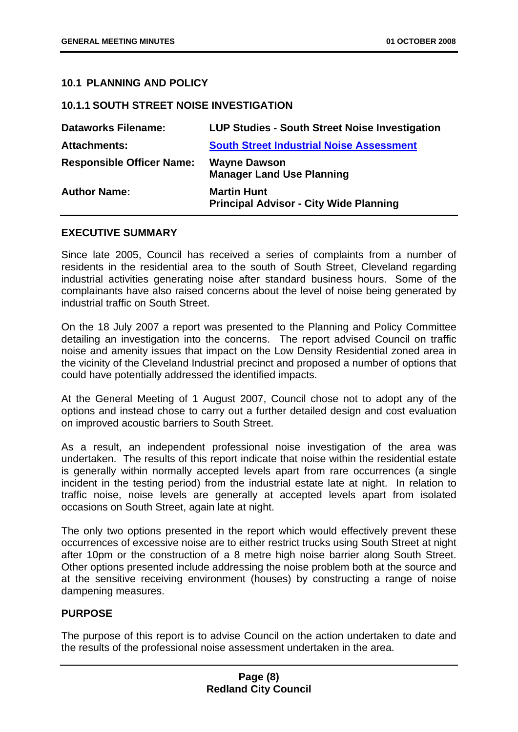## 10.1 PLANNING AND POLICY

### 10.1.1 SOUTH STREET NOISE INVESTIGATION

| | |
|---|---|
| **Dataworks Filename:** | **LUP Studies - South Street Noise Investigation** |
| **Attachments:** | **South Street Industrial Noise Assessment** |
| **Responsible Officer Name:** | **Wayne Dawson**<br>**Manager Land Use Planning** |
| **Author Name:** | **Martin Hunt**<br>**Principal Advisor - City Wide Planning** |

### EXECUTIVE SUMMARY

Since late 2005, Council has received a series of complaints from a number of residents in the residential area to the south of South Street, Cleveland regarding industrial activities generating noise after standard business hours. Some of the complainants have also raised concerns about the level of noise being generated by industrial traffic on South Street.

On the 18 July 2007 a report was presented to the Planning and Policy Committee detailing an investigation into the concerns. The report advised Council on traffic noise and amenity issues that impact on the Low Density Residential zoned area in the vicinity of the Cleveland Industrial precinct and proposed a number of options that could have potentially addressed the identified impacts.

At the General Meeting of 1 August 2007, Council chose not to adopt any of the options and instead chose to carry out a further detailed design and cost evaluation on improved acoustic barriers to South Street.

As a result, an independent professional noise investigation of the area was undertaken. The results of this report indicate that noise within the residential estate is generally within normally accepted levels apart from rare occurrences (a single incident in the testing period) from the industrial estate late at night. In relation to traffic noise, noise levels are generally at accepted levels apart from isolated occasions on South Street, again late at night.

The only two options presented in the report which would effectively prevent these occurrences of excessive noise are to either restrict trucks using South Street at night after 10pm or the construction of a 8 metre high noise barrier along South Street. Other options presented include addressing the noise problem both at the source and at the sensitive receiving environment (houses) by constructing a range of noise dampening measures.

### PURPOSE

The purpose of this report is to advise Council on the action undertaken to date and the results of the professional noise assessment undertaken in the area.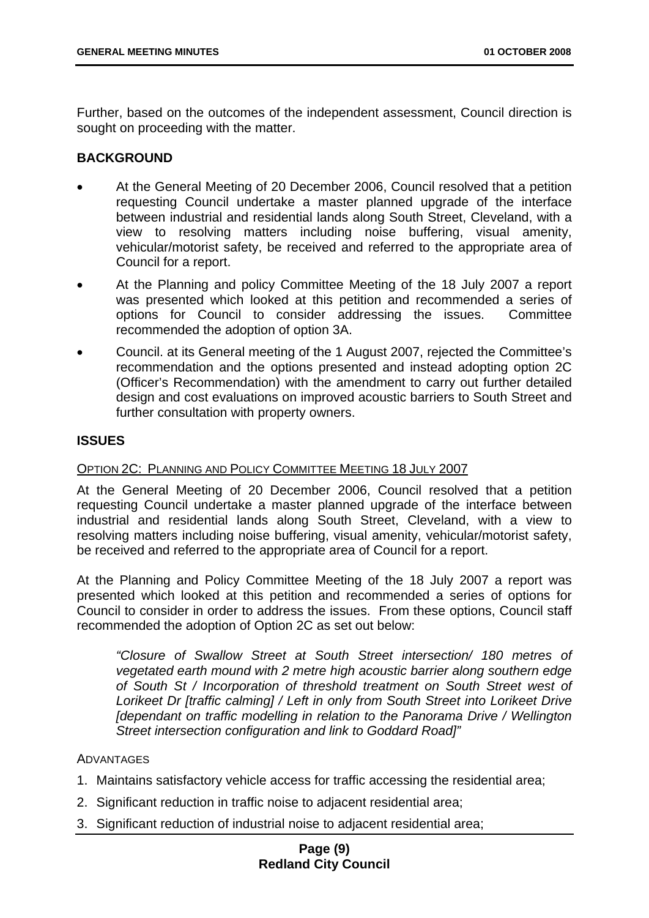Further, based on the outcomes of the independent assessment, Council direction is sought on proceeding with the matter.

## BACKGROUND

- At the General Meeting of 20 December 2006, Council resolved that a petition requesting Council undertake a master planned upgrade of the interface between industrial and residential lands along South Street, Cleveland, with a view to resolving matters including noise buffering, visual amenity, vehicular/motorist safety, be received and referred to the appropriate area of Council for a report.
- At the Planning and policy Committee Meeting of the 18 July 2007 a report was presented which looked at this petition and recommended a series of options for Council to consider addressing the issues. Committee recommended the adoption of option 3A.
- Council. at its General meeting of the 1 August 2007, rejected the Committee's recommendation and the options presented and instead adopting option 2C (Officer's Recommendation) with the amendment to carry out further detailed design and cost evaluations on improved acoustic barriers to South Street and further consultation with property owners.

## ISSUES

OPTION 2C: PLANNING AND POLICY COMMITTEE MEETING 18 JULY 2007

At the General Meeting of 20 December 2006, Council resolved that a petition requesting Council undertake a master planned upgrade of the interface between industrial and residential lands along South Street, Cleveland, with a view to resolving matters including noise buffering, visual amenity, vehicular/motorist safety, be received and referred to the appropriate area of Council for a report.

At the Planning and Policy Committee Meeting of the 18 July 2007 a report was presented which looked at this petition and recommended a series of options for Council to consider in order to address the issues. From these options, Council staff recommended the adoption of Option 2C as set out below:

> *"Closure of Swallow Street at South Street intersection/ 180 metres of vegetated earth mound with 2 metre high acoustic barrier along southern edge of South St / Incorporation of threshold treatment on South Street west of Lorikeet Dr [traffic calming] / Left in only from South Street into Lorikeet Drive [dependant on traffic modelling in relation to the Panorama Drive / Wellington Street intersection configuration and link to Goddard Road]"*

ADVANTAGES

1. Maintains satisfactory vehicle access for traffic accessing the residential area;
2. Significant reduction in traffic noise to adjacent residential area;
3. Significant reduction of industrial noise to adjacent residential area;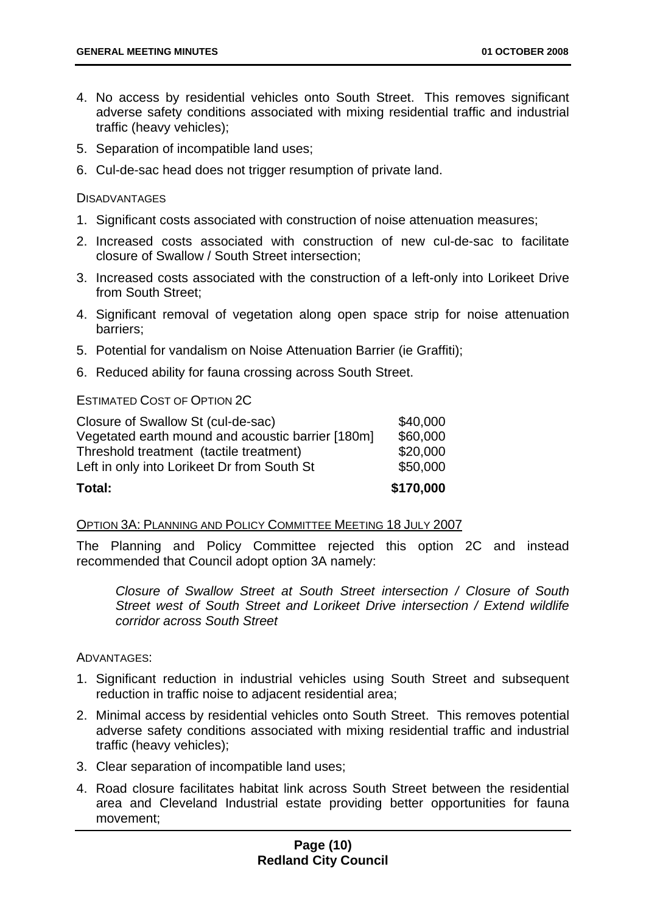4. No access by residential vehicles onto South Street. This removes significant adverse safety conditions associated with mixing residential traffic and industrial traffic (heavy vehicles);
5. Separation of incompatible land uses;
6. Cul-de-sac head does not trigger resumption of private land.

DISADVANTAGES

1. Significant costs associated with construction of noise attenuation measures;
2. Increased costs associated with construction of new cul-de-sac to facilitate closure of Swallow / South Street intersection;
3. Increased costs associated with the construction of a left-only into Lorikeet Drive from South Street;
4. Significant removal of vegetation along open space strip for noise attenuation barriers;
5. Potential for vandalism on Noise Attenuation Barrier (ie Graffiti);
6. Reduced ability for fauna crossing across South Street.

ESTIMATED COST OF OPTION 2C

| | |
|---|---|
| Closure of Swallow St (cul-de-sac) | $40,000 |
| Vegetated earth mound and acoustic barrier [180m] | $60,000 |
| Threshold treatment (tactile treatment) | $20,000 |
| Left in only into Lorikeet Dr from South St | $50,000 |
| **Total:** | **$170,000** |

OPTION 3A: PLANNING AND POLICY COMMITTEE MEETING 18 JULY 2007

The Planning and Policy Committee rejected this option 2C and instead recommended that Council adopt option 3A namely:

*Closure of Swallow Street at South Street intersection / Closure of South Street west of South Street and Lorikeet Drive intersection / Extend wildlife corridor across South Street*

ADVANTAGES:

1. Significant reduction in industrial vehicles using South Street and subsequent reduction in traffic noise to adjacent residential area;
2. Minimal access by residential vehicles onto South Street. This removes potential adverse safety conditions associated with mixing residential traffic and industrial traffic (heavy vehicles);
3. Clear separation of incompatible land uses;
4. Road closure facilitates habitat link across South Street between the residential area and Cleveland Industrial estate providing better opportunities for fauna movement;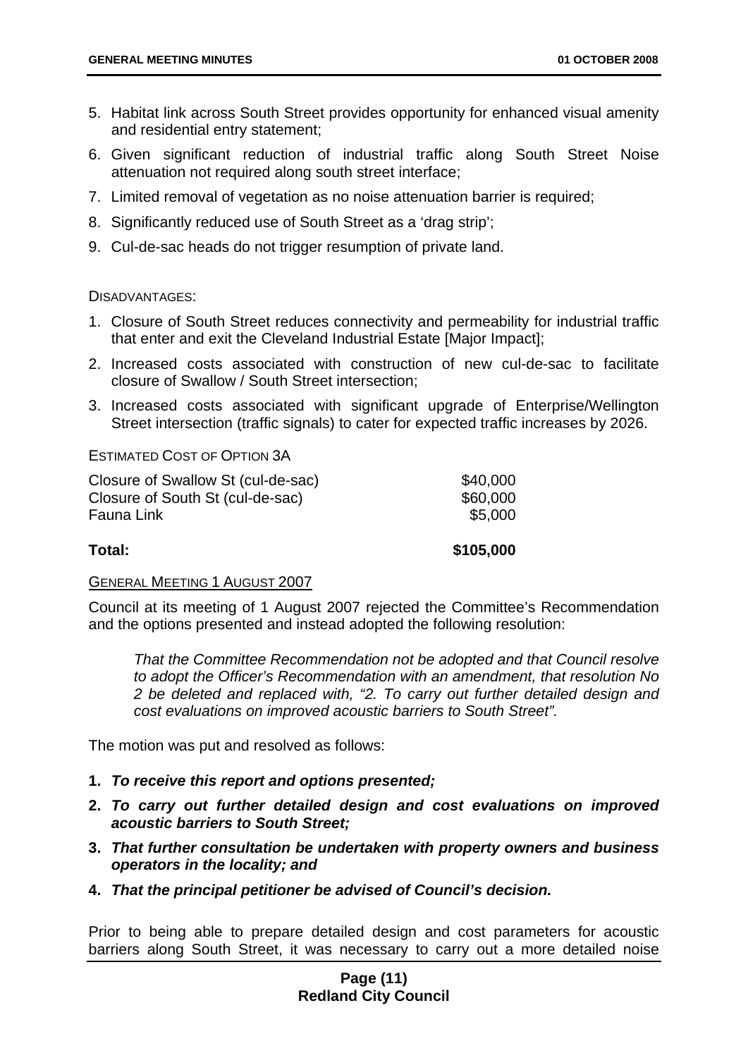5. Habitat link across South Street provides opportunity for enhanced visual amenity and residential entry statement;
6. Given significant reduction of industrial traffic along South Street Noise attenuation not required along south street interface;
7. Limited removal of vegetation as no noise attenuation barrier is required;
8. Significantly reduced use of South Street as a 'drag strip';
9. Cul-de-sac heads do not trigger resumption of private land.

DISADVANTAGES:

1. Closure of South Street reduces connectivity and permeability for industrial traffic that enter and exit the Cleveland Industrial Estate [Major Impact];
2. Increased costs associated with construction of new cul-de-sac to facilitate closure of Swallow / South Street intersection;
3. Increased costs associated with significant upgrade of Enterprise/Wellington Street intersection (traffic signals) to cater for expected traffic increases by 2026.

ESTIMATED COST OF OPTION 3A

| | |
|---|---|
| Closure of Swallow St (cul-de-sac) | \$40,000 |
| Closure of South St (cul-de-sac) | \$60,000 |
| Fauna Link | \$5,000 |
| **Total:** | **\$105,000** |

GENERAL MEETING 1 AUGUST 2007

Council at its meeting of 1 August 2007 rejected the Committee's Recommendation and the options presented and instead adopted the following resolution:

> *That the Committee Recommendation not be adopted and that Council resolve to adopt the Officer's Recommendation with an amendment, that resolution No 2 be deleted and replaced with, "2. To carry out further detailed design and cost evaluations on improved acoustic barriers to South Street".*

The motion was put and resolved as follows:

1. ***To receive this report and options presented;***
2. ***To carry out further detailed design and cost evaluations on improved acoustic barriers to South Street;***
3. ***That further consultation be undertaken with property owners and business operators in the locality; and***
4. ***That the principal petitioner be advised of Council's decision.***

Prior to being able to prepare detailed design and cost parameters for acoustic barriers along South Street, it was necessary to carry out a more detailed noise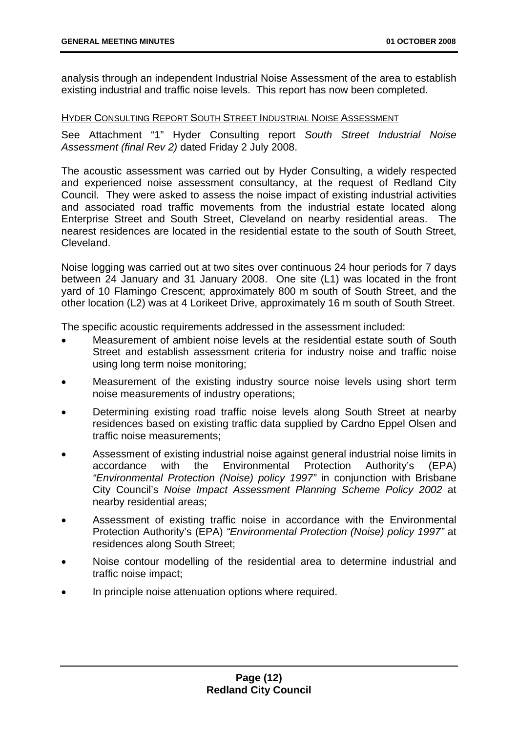analysis through an independent Industrial Noise Assessment of the area to establish existing industrial and traffic noise levels. This report has now been completed.

<u>HYDER CONSULTING REPORT SOUTH STREET INDUSTRIAL NOISE ASSESSMENT</u>

See Attachment "1" Hyder Consulting report *South Street Industrial Noise Assessment (final Rev 2)* dated Friday 2 July 2008.

The acoustic assessment was carried out by Hyder Consulting, a widely respected and experienced noise assessment consultancy, at the request of Redland City Council. They were asked to assess the noise impact of existing industrial activities and associated road traffic movements from the industrial estate located along Enterprise Street and South Street, Cleveland on nearby residential areas. The nearest residences are located in the residential estate to the south of South Street, Cleveland.

Noise logging was carried out at two sites over continuous 24 hour periods for 7 days between 24 January and 31 January 2008. One site (L1) was located in the front yard of 10 Flamingo Crescent; approximately 800 m south of South Street, and the other location (L2) was at 4 Lorikeet Drive, approximately 16 m south of South Street.

The specific acoustic requirements addressed in the assessment included:

- Measurement of ambient noise levels at the residential estate south of South Street and establish assessment criteria for industry noise and traffic noise using long term noise monitoring;
- Measurement of the existing industry source noise levels using short term noise measurements of industry operations;
- Determining existing road traffic noise levels along South Street at nearby residences based on existing traffic data supplied by Cardno Eppel Olsen and traffic noise measurements;
- Assessment of existing industrial noise against general industrial noise limits in accordance with the Environmental Protection Authority's (EPA) *"Environmental Protection (Noise) policy 1997"* in conjunction with Brisbane City Council's *Noise Impact Assessment Planning Scheme Policy 2002* at nearby residential areas;
- Assessment of existing traffic noise in accordance with the Environmental Protection Authority's (EPA) *"Environmental Protection (Noise) policy 1997"* at residences along South Street;
- Noise contour modelling of the residential area to determine industrial and traffic noise impact;
- In principle noise attenuation options where required.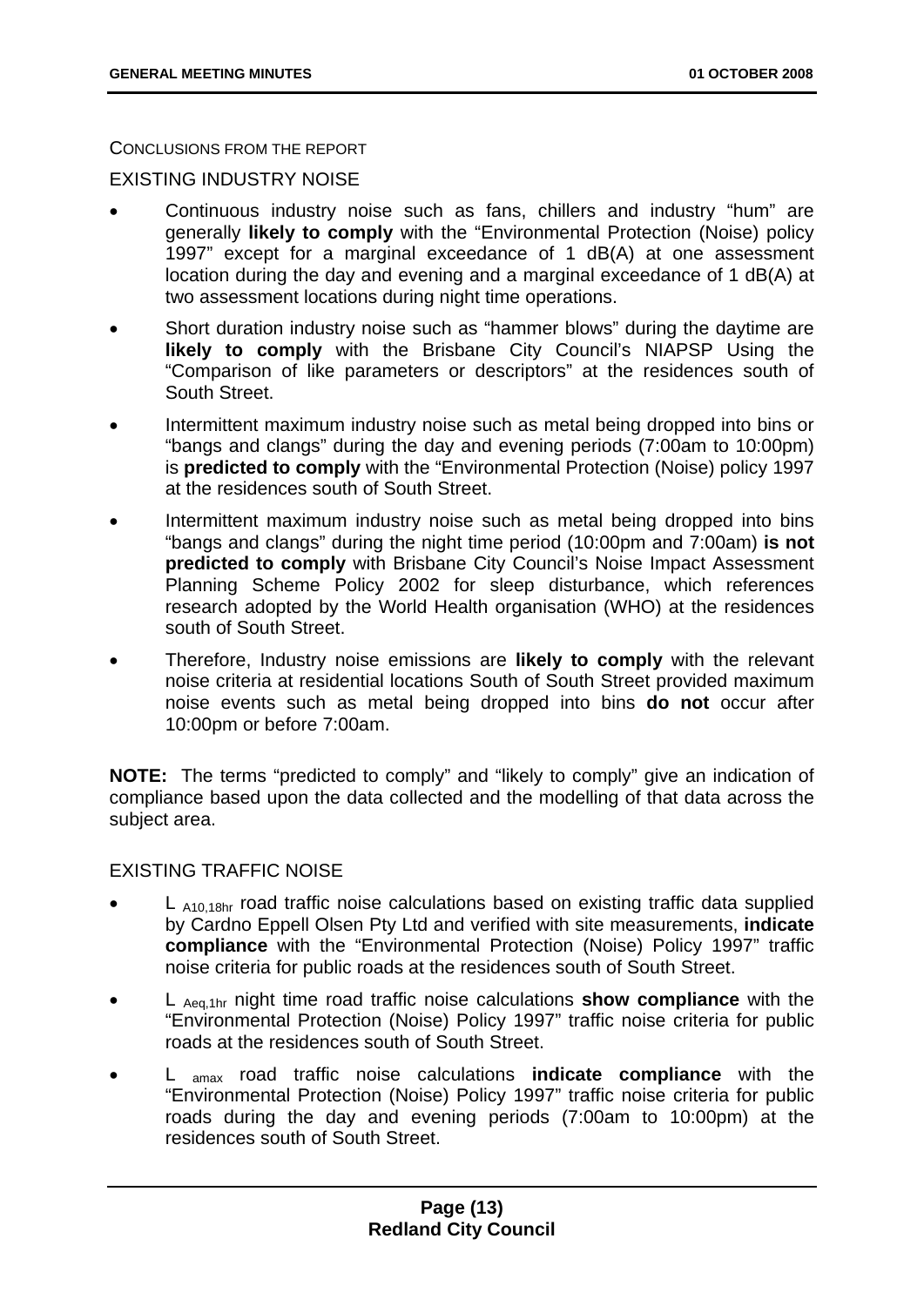CONCLUSIONS FROM THE REPORT

EXISTING INDUSTRY NOISE

- Continuous industry noise such as fans, chillers and industry "hum" are generally **likely to comply** with the "Environmental Protection (Noise) policy 1997" except for a marginal exceedance of 1 dB(A) at one assessment location during the day and evening and a marginal exceedance of 1 dB(A) at two assessment locations during night time operations.
- Short duration industry noise such as "hammer blows" during the daytime are **likely to comply** with the Brisbane City Council's NIAPSP Using the "Comparison of like parameters or descriptors" at the residences south of South Street.
- Intermittent maximum industry noise such as metal being dropped into bins or "bangs and clangs" during the day and evening periods (7:00am to 10:00pm) is **predicted to comply** with the "Environmental Protection (Noise) policy 1997 at the residences south of South Street.
- Intermittent maximum industry noise such as metal being dropped into bins "bangs and clangs" during the night time period (10:00pm and 7:00am) **is not predicted to comply** with Brisbane City Council's Noise Impact Assessment Planning Scheme Policy 2002 for sleep disturbance, which references research adopted by the World Health organisation (WHO) at the residences south of South Street.
- Therefore, Industry noise emissions are **likely to comply** with the relevant noise criteria at residential locations South of South Street provided maximum noise events such as metal being dropped into bins **do not** occur after 10:00pm or before 7:00am.

**NOTE:** The terms "predicted to comply" and "likely to comply" give an indication of compliance based upon the data collected and the modelling of that data across the subject area.

EXISTING TRAFFIC NOISE

- $L_{A10,18hr}$ road traffic noise calculations based on existing traffic data supplied by Cardno Eppell Olsen Pty Ltd and verified with site measurements, **indicate compliance** with the "Environmental Protection (Noise) Policy 1997" traffic noise criteria for public roads at the residences south of South Street.
- $L_{Aeq,1hr}$ night time road traffic noise calculations **show compliance** with the "Environmental Protection (Noise) Policy 1997" traffic noise criteria for public roads at the residences south of South Street.
- $L_{amax}$ road traffic noise calculations **indicate compliance** with the "Environmental Protection (Noise) Policy 1997" traffic noise criteria for public roads during the day and evening periods (7:00am to 10:00pm) at the residences south of South Street.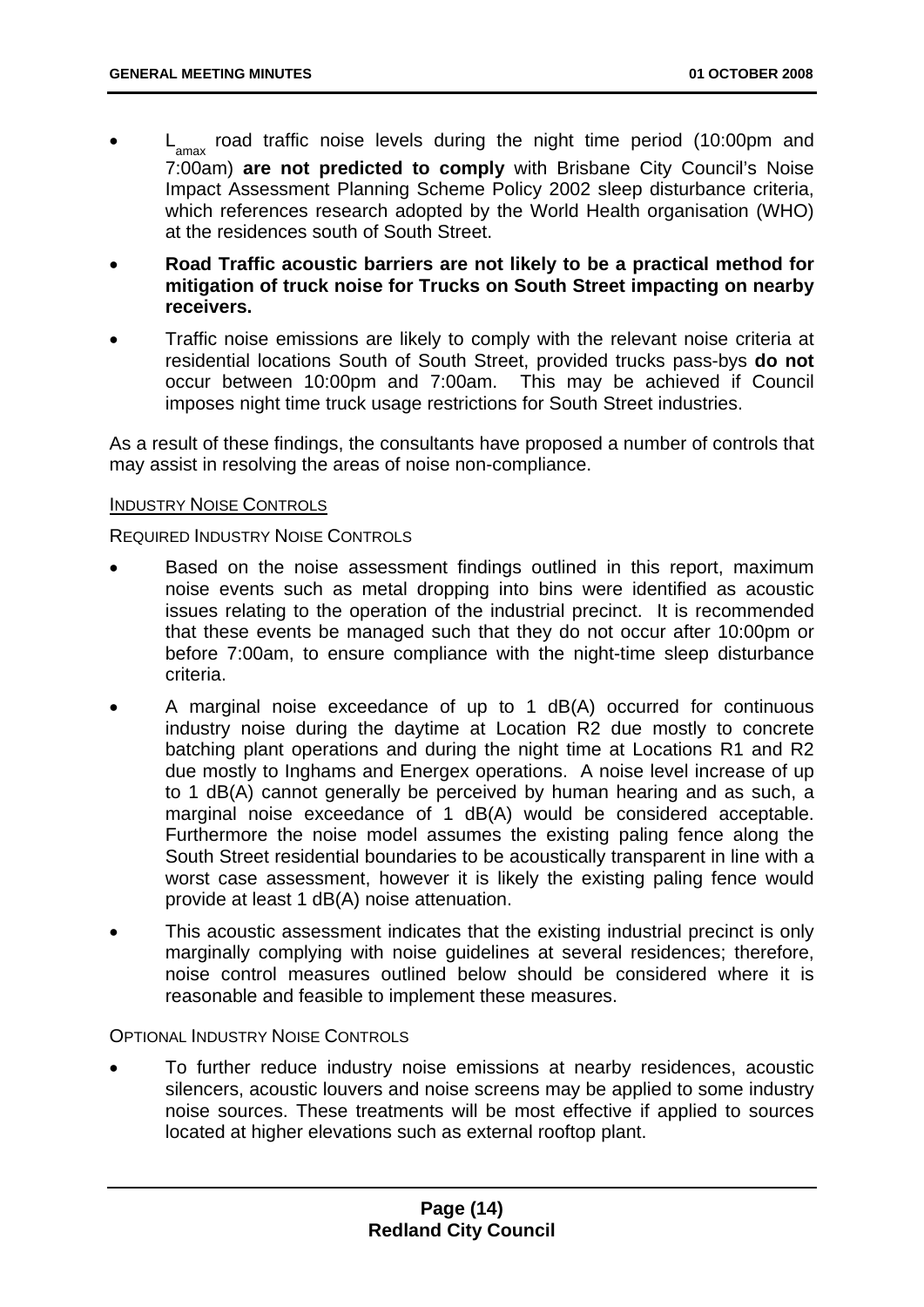- $L_{amax}$ road traffic noise levels during the night time period (10:00pm and 7:00am) **are not predicted to comply** with Brisbane City Council's Noise Impact Assessment Planning Scheme Policy 2002 sleep disturbance criteria, which references research adopted by the World Health organisation (WHO) at the residences south of South Street.
- **Road Traffic acoustic barriers are not likely to be a practical method for mitigation of truck noise for Trucks on South Street impacting on nearby receivers.**
- Traffic noise emissions are likely to comply with the relevant noise criteria at residential locations South of South Street, provided trucks pass-bys **do not** occur between 10:00pm and 7:00am. This may be achieved if Council imposes night time truck usage restrictions for South Street industries.

As a result of these findings, the consultants have proposed a number of controls that may assist in resolving the areas of noise non-compliance.

#### INDUSTRY NOISE CONTROLS

##### REQUIRED INDUSTRY NOISE CONTROLS

- Based on the noise assessment findings outlined in this report, maximum noise events such as metal dropping into bins were identified as acoustic issues relating to the operation of the industrial precinct. It is recommended that these events be managed such that they do not occur after 10:00pm or before 7:00am, to ensure compliance with the night-time sleep disturbance criteria.
- A marginal noise exceedance of up to 1 dB(A) occurred for continuous industry noise during the daytime at Location R2 due mostly to concrete batching plant operations and during the night time at Locations R1 and R2 due mostly to Inghams and Energex operations. A noise level increase of up to 1 dB(A) cannot generally be perceived by human hearing and as such, a marginal noise exceedance of 1 dB(A) would be considered acceptable. Furthermore the noise model assumes the existing paling fence along the South Street residential boundaries to be acoustically transparent in line with a worst case assessment, however it is likely the existing paling fence would provide at least 1 dB(A) noise attenuation.
- This acoustic assessment indicates that the existing industrial precinct is only marginally complying with noise guidelines at several residences; therefore, noise control measures outlined below should be considered where it is reasonable and feasible to implement these measures.

##### OPTIONAL INDUSTRY NOISE CONTROLS

- To further reduce industry noise emissions at nearby residences, acoustic silencers, acoustic louvers and noise screens may be applied to some industry noise sources. These treatments will be most effective if applied to sources located at higher elevations such as external rooftop plant.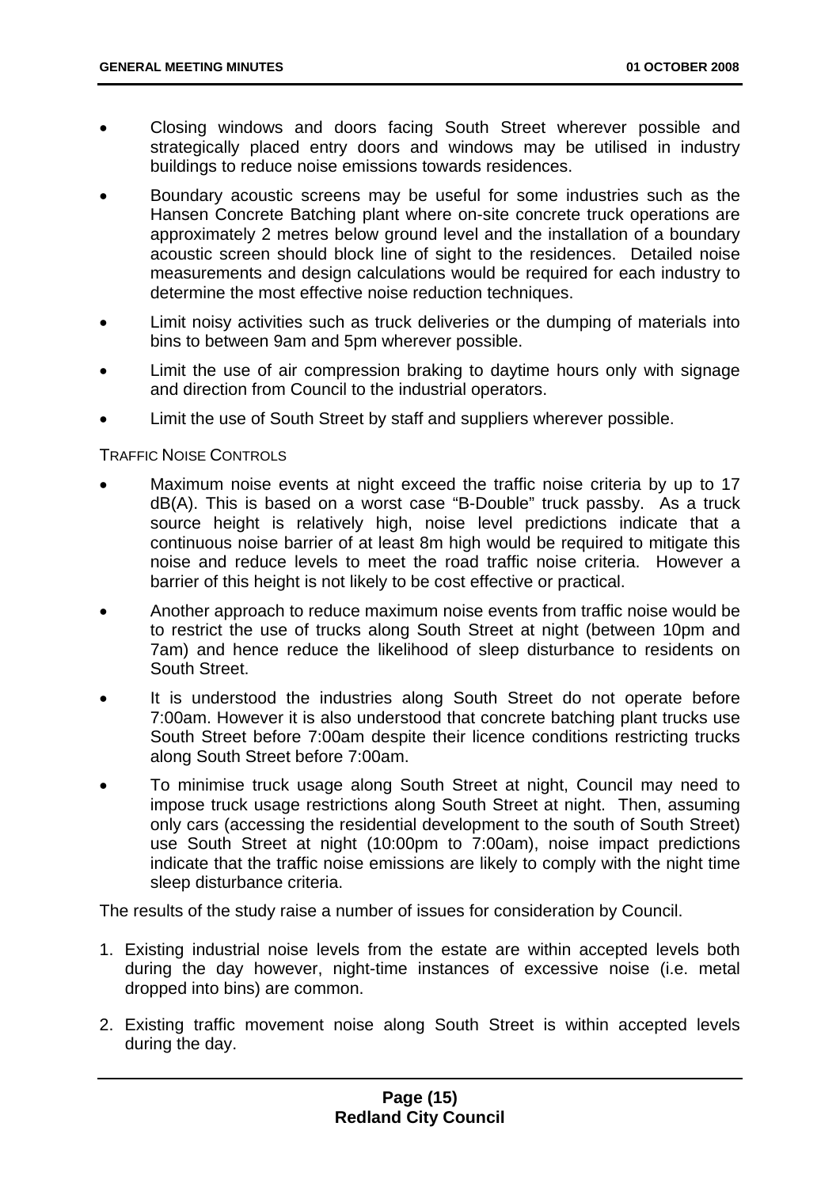- Closing windows and doors facing South Street wherever possible and strategically placed entry doors and windows may be utilised in industry buildings to reduce noise emissions towards residences.
- Boundary acoustic screens may be useful for some industries such as the Hansen Concrete Batching plant where on-site concrete truck operations are approximately 2 metres below ground level and the installation of a boundary acoustic screen should block line of sight to the residences. Detailed noise measurements and design calculations would be required for each industry to determine the most effective noise reduction techniques.
- Limit noisy activities such as truck deliveries or the dumping of materials into bins to between 9am and 5pm wherever possible.
- Limit the use of air compression braking to daytime hours only with signage and direction from Council to the industrial operators.
- Limit the use of South Street by staff and suppliers wherever possible.

TRAFFIC NOISE CONTROLS

- Maximum noise events at night exceed the traffic noise criteria by up to 17 dB(A). This is based on a worst case "B-Double" truck passby. As a truck source height is relatively high, noise level predictions indicate that a continuous noise barrier of at least 8m high would be required to mitigate this noise and reduce levels to meet the road traffic noise criteria. However a barrier of this height is not likely to be cost effective or practical.
- Another approach to reduce maximum noise events from traffic noise would be to restrict the use of trucks along South Street at night (between 10pm and 7am) and hence reduce the likelihood of sleep disturbance to residents on South Street.
- It is understood the industries along South Street do not operate before 7:00am. However it is also understood that concrete batching plant trucks use South Street before 7:00am despite their licence conditions restricting trucks along South Street before 7:00am.
- To minimise truck usage along South Street at night, Council may need to impose truck usage restrictions along South Street at night. Then, assuming only cars (accessing the residential development to the south of South Street) use South Street at night (10:00pm to 7:00am), noise impact predictions indicate that the traffic noise emissions are likely to comply with the night time sleep disturbance criteria.

The results of the study raise a number of issues for consideration by Council.

1. Existing industrial noise levels from the estate are within accepted levels both during the day however, night-time instances of excessive noise (i.e. metal dropped into bins) are common.
2. Existing traffic movement noise along South Street is within accepted levels during the day.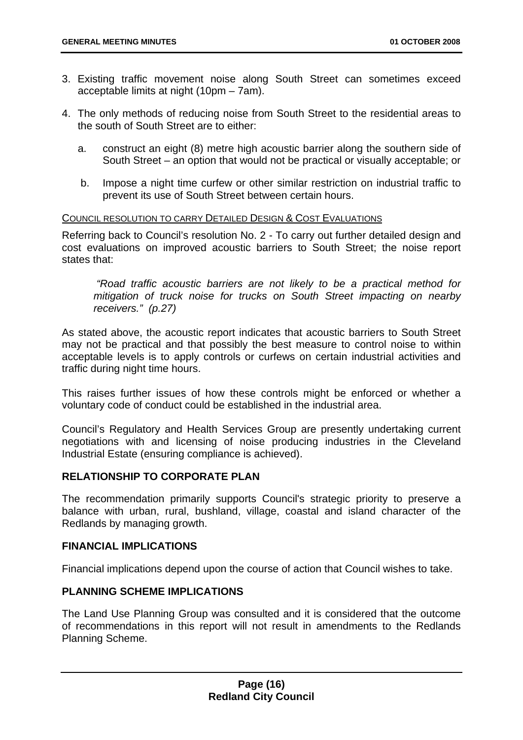3. Existing traffic movement noise along South Street can sometimes exceed acceptable limits at night (10pm – 7am).

4. The only methods of reducing noise from South Street to the residential areas to the south of South Street are to either:

   a. construct an eight (8) metre high acoustic barrier along the southern side of South Street – an option that would not be practical or visually acceptable; or

   b. Impose a night time curfew or other similar restriction on industrial traffic to prevent its use of South Street between certain hours.

COUNCIL RESOLUTION TO CARRY DETAILED DESIGN & COST EVALUATIONS

Referring back to Council's resolution No. 2 - To carry out further detailed design and cost evaluations on improved acoustic barriers to South Street; the noise report states that:

> *"Road traffic acoustic barriers are not likely to be a practical method for mitigation of truck noise for trucks on South Street impacting on nearby receivers." (p.27)*

As stated above, the acoustic report indicates that acoustic barriers to South Street may not be practical and that possibly the best measure to control noise to within acceptable levels is to apply controls or curfews on certain industrial activities and traffic during night time hours.

This raises further issues of how these controls might be enforced or whether a voluntary code of conduct could be established in the industrial area.

Council's Regulatory and Health Services Group are presently undertaking current negotiations with and licensing of noise producing industries in the Cleveland Industrial Estate (ensuring compliance is achieved).

## RELATIONSHIP TO CORPORATE PLAN

The recommendation primarily supports Council's strategic priority to preserve a balance with urban, rural, bushland, village, coastal and island character of the Redlands by managing growth.

## FINANCIAL IMPLICATIONS

Financial implications depend upon the course of action that Council wishes to take.

## PLANNING SCHEME IMPLICATIONS

The Land Use Planning Group was consulted and it is considered that the outcome of recommendations in this report will not result in amendments to the Redlands Planning Scheme.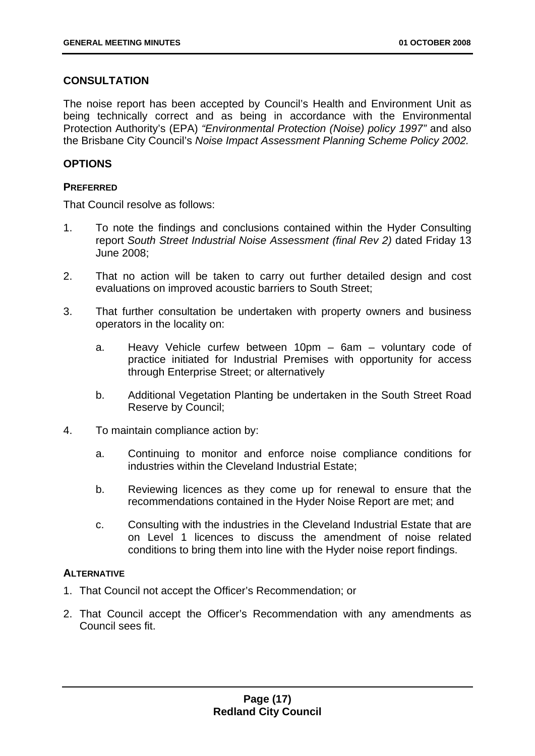## CONSULTATION

The noise report has been accepted by Council's Health and Environment Unit as being technically correct and as being in accordance with the Environmental Protection Authority's (EPA) *"Environmental Protection (Noise) policy 1997"* and also the Brisbane City Council's *Noise Impact Assessment Planning Scheme Policy 2002.*

## OPTIONS

### PREFERRED

That Council resolve as follows:

1. To note the findings and conclusions contained within the Hyder Consulting report *South Street Industrial Noise Assessment (final Rev 2)* dated Friday 13 June 2008;

2. That no action will be taken to carry out further detailed design and cost evaluations on improved acoustic barriers to South Street;

3. That further consultation be undertaken with property owners and business operators in the locality on:

   a. Heavy Vehicle curfew between 10pm – 6am – voluntary code of practice initiated for Industrial Premises with opportunity for access through Enterprise Street; or alternatively

   b. Additional Vegetation Planting be undertaken in the South Street Road Reserve by Council;

4. To maintain compliance action by:

   a. Continuing to monitor and enforce noise compliance conditions for industries within the Cleveland Industrial Estate;

   b. Reviewing licences as they come up for renewal to ensure that the recommendations contained in the Hyder Noise Report are met; and

   c. Consulting with the industries in the Cleveland Industrial Estate that are on Level 1 licences to discuss the amendment of noise related conditions to bring them into line with the Hyder noise report findings.

### ALTERNATIVE

1. That Council not accept the Officer's Recommendation; or

2. That Council accept the Officer's Recommendation with any amendments as Council sees fit.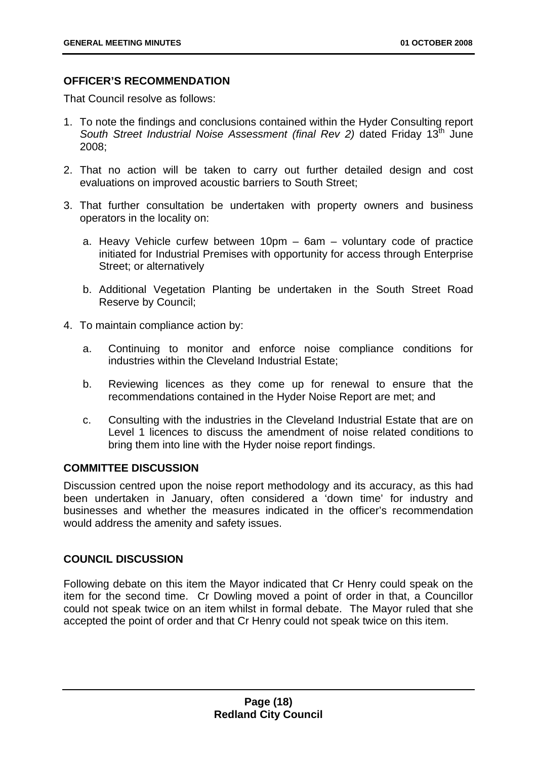**OFFICER'S RECOMMENDATION**

That Council resolve as follows:

1. To note the findings and conclusions contained within the Hyder Consulting report *South Street Industrial Noise Assessment (final Rev 2)* dated Friday 13th June 2008;

2. That no action will be taken to carry out further detailed design and cost evaluations on improved acoustic barriers to South Street;

3. That further consultation be undertaken with property owners and business operators in the locality on:

   a. Heavy Vehicle curfew between 10pm – 6am – voluntary code of practice initiated for Industrial Premises with opportunity for access through Enterprise Street; or alternatively

   b. Additional Vegetation Planting be undertaken in the South Street Road Reserve by Council;

4. To maintain compliance action by:

   a. Continuing to monitor and enforce noise compliance conditions for industries within the Cleveland Industrial Estate;

   b. Reviewing licences as they come up for renewal to ensure that the recommendations contained in the Hyder Noise Report are met; and

   c. Consulting with the industries in the Cleveland Industrial Estate that are on Level 1 licences to discuss the amendment of noise related conditions to bring them into line with the Hyder noise report findings.

**COMMITTEE DISCUSSION**

Discussion centred upon the noise report methodology and its accuracy, as this had been undertaken in January, often considered a 'down time' for industry and businesses and whether the measures indicated in the officer's recommendation would address the amenity and safety issues.

**COUNCIL DISCUSSION**

Following debate on this item the Mayor indicated that Cr Henry could speak on the item for the second time. Cr Dowling moved a point of order in that, a Councillor could not speak twice on an item whilst in formal debate. The Mayor ruled that she accepted the point of order and that Cr Henry could not speak twice on this item.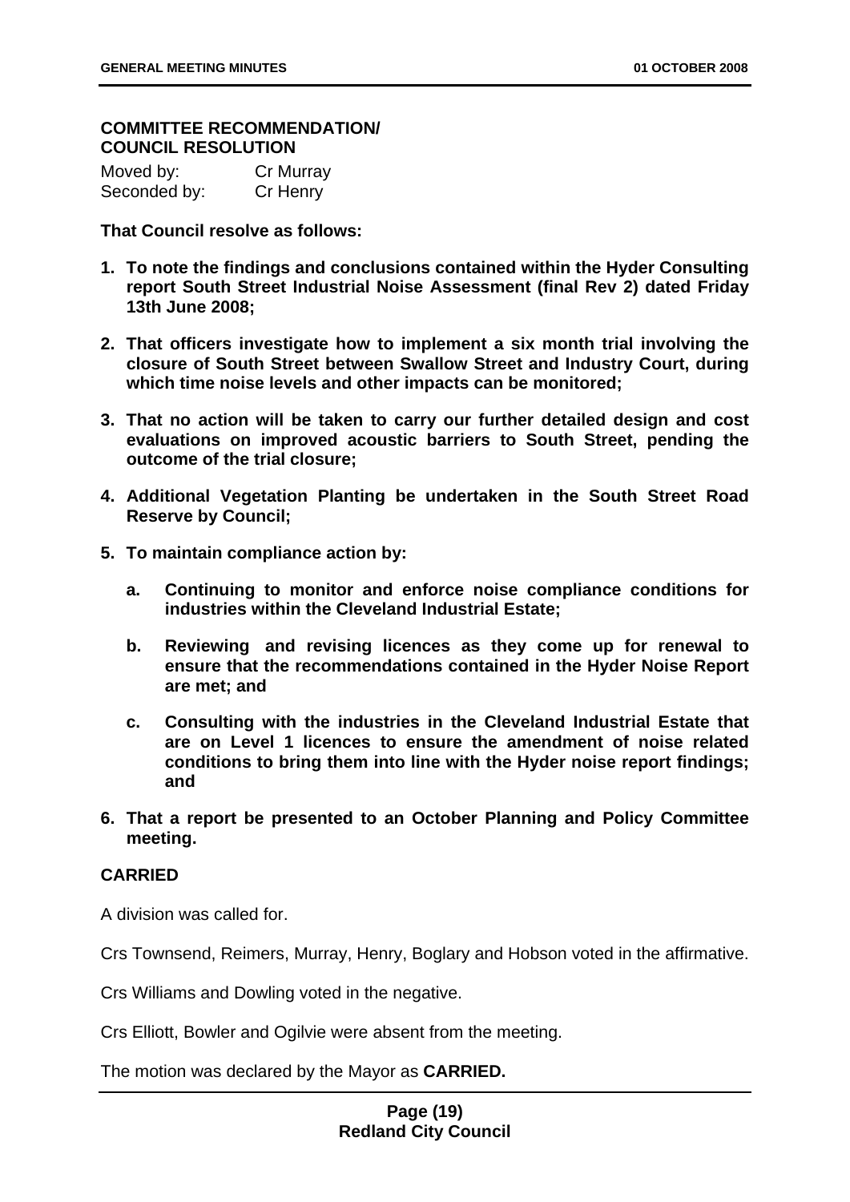**COMMITTEE RECOMMENDATION/ COUNCIL RESOLUTION**

Moved by: Cr Murray
Seconded by: Cr Henry

**That Council resolve as follows:**

1. **To note the findings and conclusions contained within the Hyder Consulting report South Street Industrial Noise Assessment (final Rev 2) dated Friday 13th June 2008;**
2. **That officers investigate how to implement a six month trial involving the closure of South Street between Swallow Street and Industry Court, during which time noise levels and other impacts can be monitored;**
3. **That no action will be taken to carry our further detailed design and cost evaluations on improved acoustic barriers to South Street, pending the outcome of the trial closure;**
4. **Additional Vegetation Planting be undertaken in the South Street Road Reserve by Council;**
5. **To maintain compliance action by:**
   a. **Continuing to monitor and enforce noise compliance conditions for industries within the Cleveland Industrial Estate;**
   b. **Reviewing and revising licences as they come up for renewal to ensure that the recommendations contained in the Hyder Noise Report are met; and**
   c. **Consulting with the industries in the Cleveland Industrial Estate that are on Level 1 licences to ensure the amendment of noise related conditions to bring them into line with the Hyder noise report findings; and**
6. **That a report be presented to an October Planning and Policy Committee meeting.**

**CARRIED**

A division was called for.

Crs Townsend, Reimers, Murray, Henry, Boglary and Hobson voted in the affirmative.

Crs Williams and Dowling voted in the negative.

Crs Elliott, Bowler and Ogilvie were absent from the meeting.

The motion was declared by the Mayor as **CARRIED.**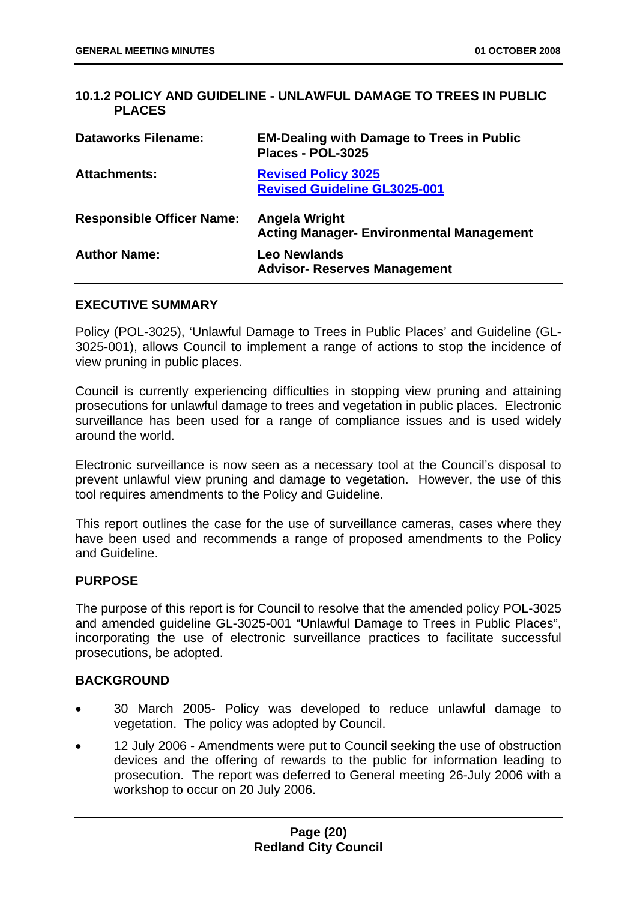### 10.1.2 POLICY AND GUIDELINE - UNLAWFUL DAMAGE TO TREES IN PUBLIC PLACES

| | |
|---|---|
| **Dataworks Filename:** | **EM-Dealing with Damage to Trees in Public Places - POL-3025** |
| **Attachments:** | **Revised Policy 3025**<br>**Revised Guideline GL3025-001** |
| **Responsible Officer Name:** | **Angela Wright**<br>**Acting Manager- Environmental Management** |
| **Author Name:** | **Leo Newlands**<br>**Advisor- Reserves Management** |

#### EXECUTIVE SUMMARY

Policy (POL-3025), 'Unlawful Damage to Trees in Public Places' and Guideline (GL-3025-001), allows Council to implement a range of actions to stop the incidence of view pruning in public places.

Council is currently experiencing difficulties in stopping view pruning and attaining prosecutions for unlawful damage to trees and vegetation in public places. Electronic surveillance has been used for a range of compliance issues and is used widely around the world.

Electronic surveillance is now seen as a necessary tool at the Council's disposal to prevent unlawful view pruning and damage to vegetation. However, the use of this tool requires amendments to the Policy and Guideline.

This report outlines the case for the use of surveillance cameras, cases where they have been used and recommends a range of proposed amendments to the Policy and Guideline.

#### PURPOSE

The purpose of this report is for Council to resolve that the amended policy POL-3025 and amended guideline GL-3025-001 "Unlawful Damage to Trees in Public Places", incorporating the use of electronic surveillance practices to facilitate successful prosecutions, be adopted.

#### BACKGROUND

- 30 March 2005- Policy was developed to reduce unlawful damage to vegetation. The policy was adopted by Council.
- 12 July 2006 - Amendments were put to Council seeking the use of obstruction devices and the offering of rewards to the public for information leading to prosecution. The report was deferred to General meeting 26-July 2006 with a workshop to occur on 20 July 2006.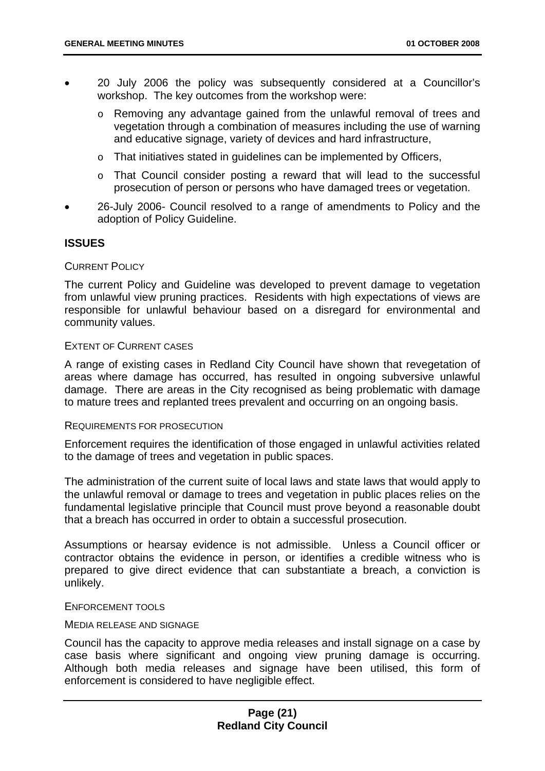- 20 July 2006 the policy was subsequently considered at a Councillor's workshop. The key outcomes from the workshop were:
  - Removing any advantage gained from the unlawful removal of trees and vegetation through a combination of measures including the use of warning and educative signage, variety of devices and hard infrastructure,
  - That initiatives stated in guidelines can be implemented by Officers,
  - That Council consider posting a reward that will lead to the successful prosecution of person or persons who have damaged trees or vegetation.
- 26-July 2006- Council resolved to a range of amendments to Policy and the adoption of Policy Guideline.

## ISSUES

### CURRENT POLICY

The current Policy and Guideline was developed to prevent damage to vegetation from unlawful view pruning practices. Residents with high expectations of views are responsible for unlawful behaviour based on a disregard for environmental and community values.

### EXTENT OF CURRENT CASES

A range of existing cases in Redland City Council have shown that revegetation of areas where damage has occurred, has resulted in ongoing subversive unlawful damage. There are areas in the City recognised as being problematic with damage to mature trees and replanted trees prevalent and occurring on an ongoing basis.

### REQUIREMENTS FOR PROSECUTION

Enforcement requires the identification of those engaged in unlawful activities related to the damage of trees and vegetation in public spaces.

The administration of the current suite of local laws and state laws that would apply to the unlawful removal or damage to trees and vegetation in public places relies on the fundamental legislative principle that Council must prove beyond a reasonable doubt that a breach has occurred in order to obtain a successful prosecution.

Assumptions or hearsay evidence is not admissible. Unless a Council officer or contractor obtains the evidence in person, or identifies a credible witness who is prepared to give direct evidence that can substantiate a breach, a conviction is unlikely.

### ENFORCEMENT TOOLS

#### MEDIA RELEASE AND SIGNAGE

Council has the capacity to approve media releases and install signage on a case by case basis where significant and ongoing view pruning damage is occurring. Although both media releases and signage have been utilised, this form of enforcement is considered to have negligible effect.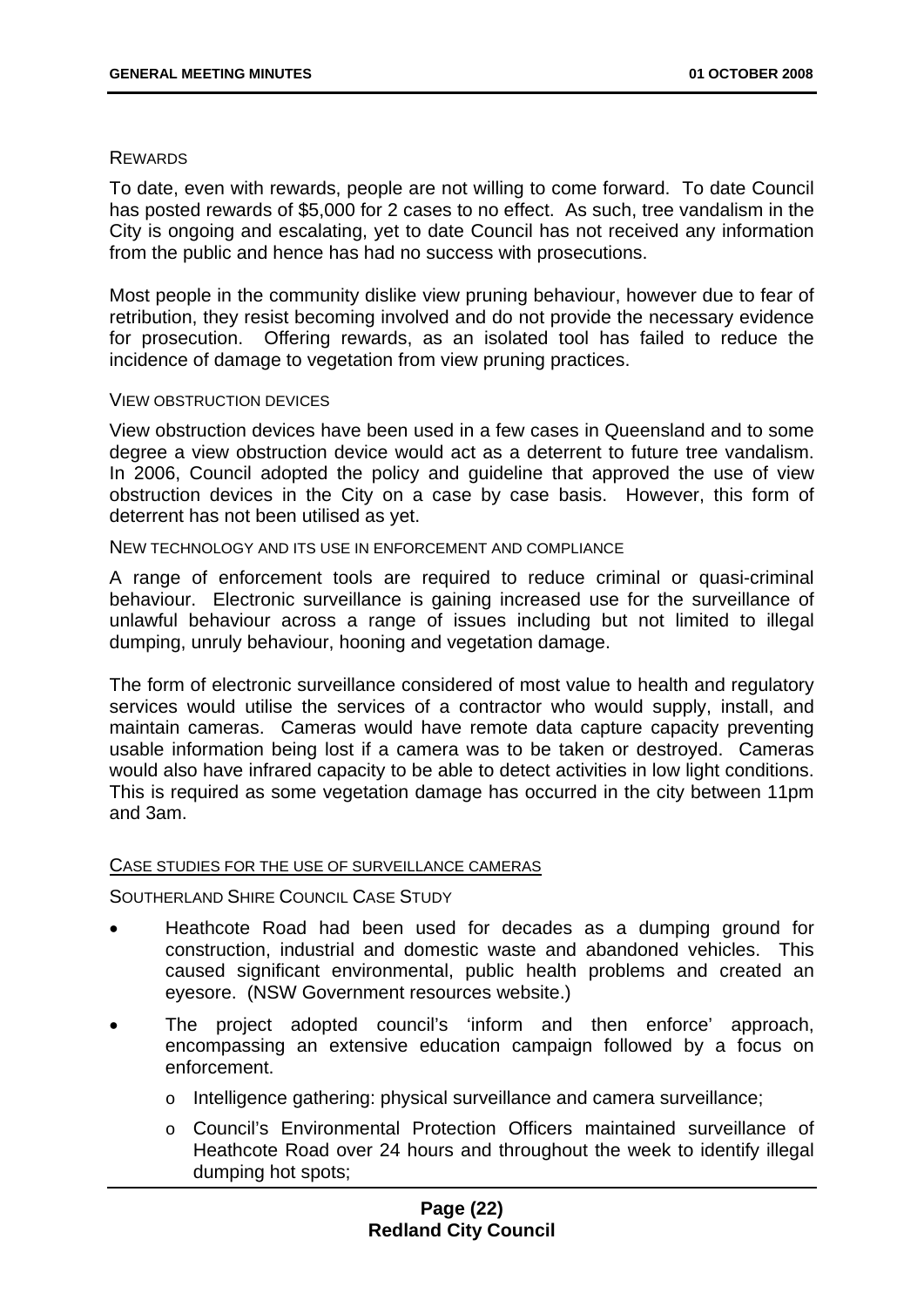REWARDS

To date, even with rewards, people are not willing to come forward. To date Council has posted rewards of $5,000 for 2 cases to no effect. As such, tree vandalism in the City is ongoing and escalating, yet to date Council has not received any information from the public and hence has had no success with prosecutions.

Most people in the community dislike view pruning behaviour, however due to fear of retribution, they resist becoming involved and do not provide the necessary evidence for prosecution. Offering rewards, as an isolated tool has failed to reduce the incidence of damage to vegetation from view pruning practices.

VIEW OBSTRUCTION DEVICES

View obstruction devices have been used in a few cases in Queensland and to some degree a view obstruction device would act as a deterrent to future tree vandalism. In 2006, Council adopted the policy and guideline that approved the use of view obstruction devices in the City on a case by case basis. However, this form of deterrent has not been utilised as yet.

NEW TECHNOLOGY AND ITS USE IN ENFORCEMENT AND COMPLIANCE

A range of enforcement tools are required to reduce criminal or quasi-criminal behaviour. Electronic surveillance is gaining increased use for the surveillance of unlawful behaviour across a range of issues including but not limited to illegal dumping, unruly behaviour, hooning and vegetation damage.

The form of electronic surveillance considered of most value to health and regulatory services would utilise the services of a contractor who would supply, install, and maintain cameras. Cameras would have remote data capture capacity preventing usable information being lost if a camera was to be taken or destroyed. Cameras would also have infrared capacity to be able to detect activities in low light conditions. This is required as some vegetation damage has occurred in the city between 11pm and 3am.

<u>CASE STUDIES FOR THE USE OF SURVEILLANCE CAMERAS</u>

SOUTHERLAND SHIRE COUNCIL CASE STUDY

- Heathcote Road had been used for decades as a dumping ground for construction, industrial and domestic waste and abandoned vehicles. This caused significant environmental, public health problems and created an eyesore. (NSW Government resources website.)
- The project adopted council's 'inform and then enforce' approach, encompassing an extensive education campaign followed by a focus on enforcement.
  - Intelligence gathering: physical surveillance and camera surveillance;
  - Council's Environmental Protection Officers maintained surveillance of Heathcote Road over 24 hours and throughout the week to identify illegal dumping hot spots;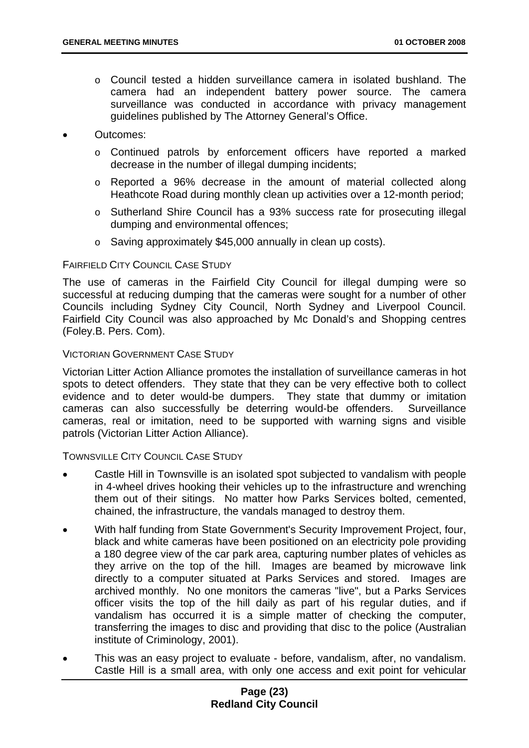- Council tested a hidden surveillance camera in isolated bushland. The camera had an independent battery power source. The camera surveillance was conducted in accordance with privacy management guidelines published by The Attorney General's Office.

- Outcomes:
  - Continued patrols by enforcement officers have reported a marked decrease in the number of illegal dumping incidents;
  - Reported a 96% decrease in the amount of material collected along Heathcote Road during monthly clean up activities over a 12-month period;
  - Sutherland Shire Council has a 93% success rate for prosecuting illegal dumping and environmental offences;
  - Saving approximately $45,000 annually in clean up costs).

FAIRFIELD CITY COUNCIL CASE STUDY

The use of cameras in the Fairfield City Council for illegal dumping were so successful at reducing dumping that the cameras were sought for a number of other Councils including Sydney City Council, North Sydney and Liverpool Council. Fairfield City Council was also approached by Mc Donald's and Shopping centres (Foley.B. Pers. Com).

VICTORIAN GOVERNMENT CASE STUDY

Victorian Litter Action Alliance promotes the installation of surveillance cameras in hot spots to detect offenders. They state that they can be very effective both to collect evidence and to deter would-be dumpers. They state that dummy or imitation cameras can also successfully be deterring would-be offenders. Surveillance cameras, real or imitation, need to be supported with warning signs and visible patrols (Victorian Litter Action Alliance).

TOWNSVILLE CITY COUNCIL CASE STUDY

- Castle Hill in Townsville is an isolated spot subjected to vandalism with people in 4-wheel drives hooking their vehicles up to the infrastructure and wrenching them out of their sitings. No matter how Parks Services bolted, cemented, chained, the infrastructure, the vandals managed to destroy them.
- With half funding from State Government's Security Improvement Project, four, black and white cameras have been positioned on an electricity pole providing a 180 degree view of the car park area, capturing number plates of vehicles as they arrive on the top of the hill. Images are beamed by microwave link directly to a computer situated at Parks Services and stored. Images are archived monthly. No one monitors the cameras "live", but a Parks Services officer visits the top of the hill daily as part of his regular duties, and if vandalism has occurred it is a simple matter of checking the computer, transferring the images to disc and providing that disc to the police (Australian institute of Criminology, 2001).
- This was an easy project to evaluate - before, vandalism, after, no vandalism. Castle Hill is a small area, with only one access and exit point for vehicular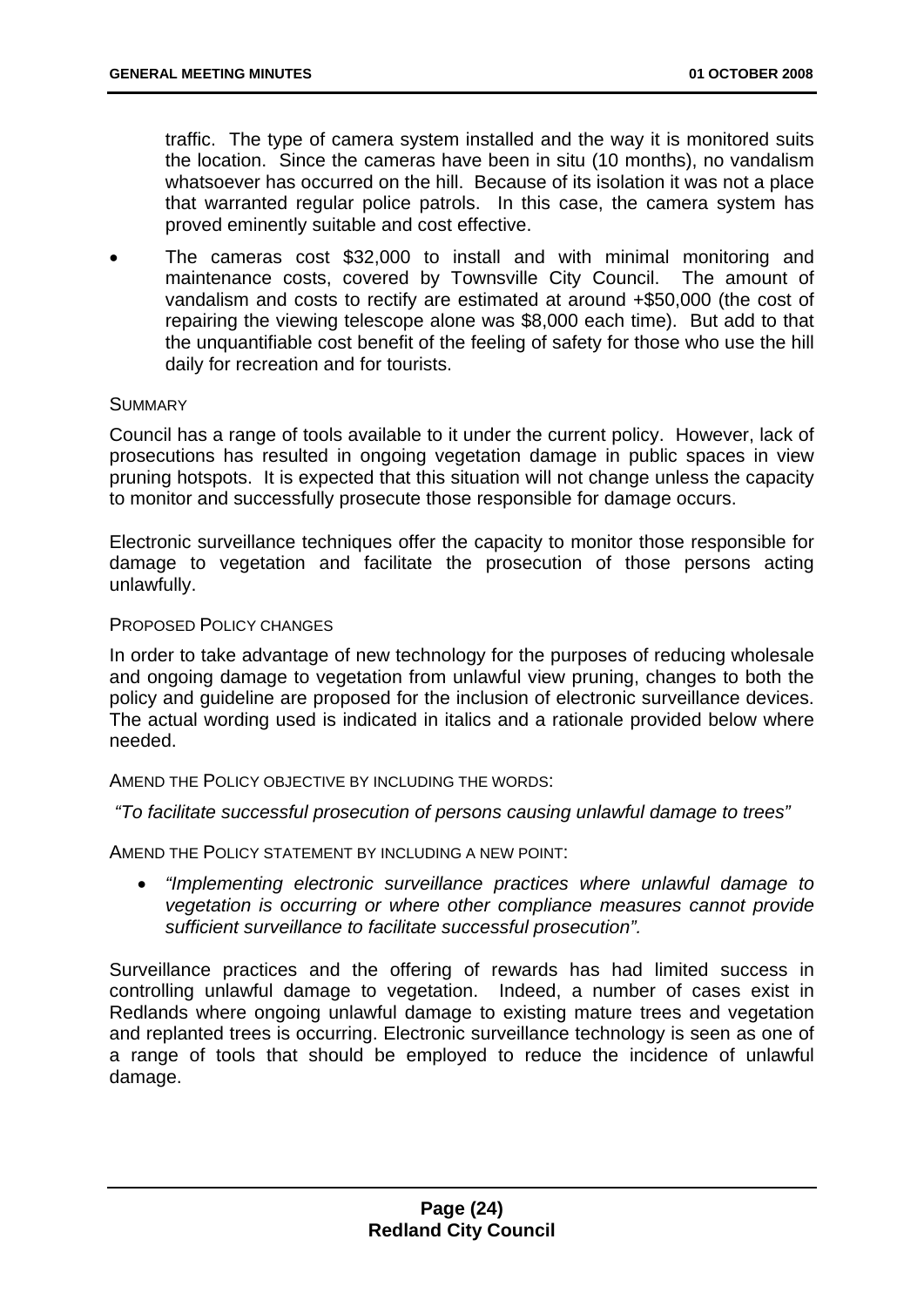traffic. The type of camera system installed and the way it is monitored suits the location. Since the cameras have been in situ (10 months), no vandalism whatsoever has occurred on the hill. Because of its isolation it was not a place that warranted regular police patrols. In this case, the camera system has proved eminently suitable and cost effective.

- The cameras cost $32,000 to install and with minimal monitoring and maintenance costs, covered by Townsville City Council. The amount of vandalism and costs to rectify are estimated at around +$50,000 (the cost of repairing the viewing telescope alone was $8,000 each time). But add to that the unquantifiable cost benefit of the feeling of safety for those who use the hill daily for recreation and for tourists.

SUMMARY

Council has a range of tools available to it under the current policy. However, lack of prosecutions has resulted in ongoing vegetation damage in public spaces in view pruning hotspots. It is expected that this situation will not change unless the capacity to monitor and successfully prosecute those responsible for damage occurs.

Electronic surveillance techniques offer the capacity to monitor those responsible for damage to vegetation and facilitate the prosecution of those persons acting unlawfully.

PROPOSED POLICY CHANGES

In order to take advantage of new technology for the purposes of reducing wholesale and ongoing damage to vegetation from unlawful view pruning, changes to both the policy and guideline are proposed for the inclusion of electronic surveillance devices. The actual wording used is indicated in italics and a rationale provided below where needed.

AMEND THE POLICY OBJECTIVE BY INCLUDING THE WORDS:

*"To facilitate successful prosecution of persons causing unlawful damage to trees"*

AMEND THE POLICY STATEMENT BY INCLUDING A NEW POINT:

- *"Implementing electronic surveillance practices where unlawful damage to vegetation is occurring or where other compliance measures cannot provide sufficient surveillance to facilitate successful prosecution".*

Surveillance practices and the offering of rewards has had limited success in controlling unlawful damage to vegetation. Indeed, a number of cases exist in Redlands where ongoing unlawful damage to existing mature trees and vegetation and replanted trees is occurring. Electronic surveillance technology is seen as one of a range of tools that should be employed to reduce the incidence of unlawful damage.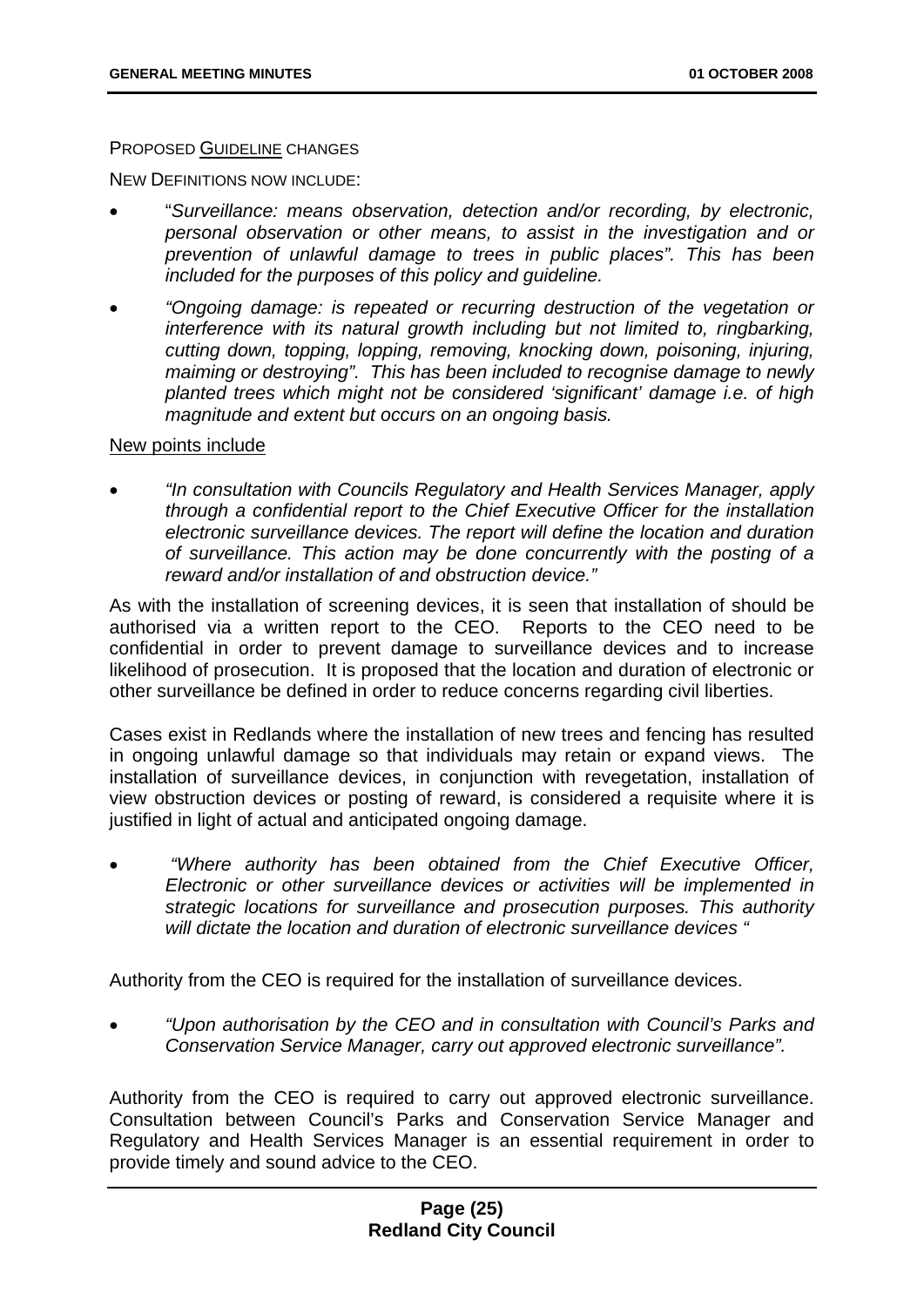PROPOSED <u>GUIDELINE</u> CHANGES

NEW DEFINITIONS NOW INCLUDE:

- "*Surveillance: means observation, detection and/or recording, by electronic, personal observation or other means, to assist in the investigation and or prevention of unlawful damage to trees in public places". This has been included for the purposes of this policy and guideline.*
- *"Ongoing damage: is repeated or recurring destruction of the vegetation or interference with its natural growth including but not limited to, ringbarking, cutting down, topping, lopping, removing, knocking down, poisoning, injuring, maiming or destroying". This has been included to recognise damage to newly planted trees which might not be considered 'significant' damage i.e. of high magnitude and extent but occurs on an ongoing basis.*

<u>New points include</u>

- *"In consultation with Councils Regulatory and Health Services Manager, apply through a confidential report to the Chief Executive Officer for the installation electronic surveillance devices. The report will define the location and duration of surveillance. This action may be done concurrently with the posting of a reward and/or installation of and obstruction device."*

As with the installation of screening devices, it is seen that installation of should be authorised via a written report to the CEO. Reports to the CEO need to be confidential in order to prevent damage to surveillance devices and to increase likelihood of prosecution. It is proposed that the location and duration of electronic or other surveillance be defined in order to reduce concerns regarding civil liberties.

Cases exist in Redlands where the installation of new trees and fencing has resulted in ongoing unlawful damage so that individuals may retain or expand views. The installation of surveillance devices, in conjunction with revegetation, installation of view obstruction devices or posting of reward, is considered a requisite where it is justified in light of actual and anticipated ongoing damage.

- *"Where authority has been obtained from the Chief Executive Officer, Electronic or other surveillance devices or activities will be implemented in strategic locations for surveillance and prosecution purposes. This authority will dictate the location and duration of electronic surveillance devices "*

Authority from the CEO is required for the installation of surveillance devices.

- *"Upon authorisation by the CEO and in consultation with Council's Parks and Conservation Service Manager, carry out approved electronic surveillance".*

Authority from the CEO is required to carry out approved electronic surveillance. Consultation between Council's Parks and Conservation Service Manager and Regulatory and Health Services Manager is an essential requirement in order to provide timely and sound advice to the CEO.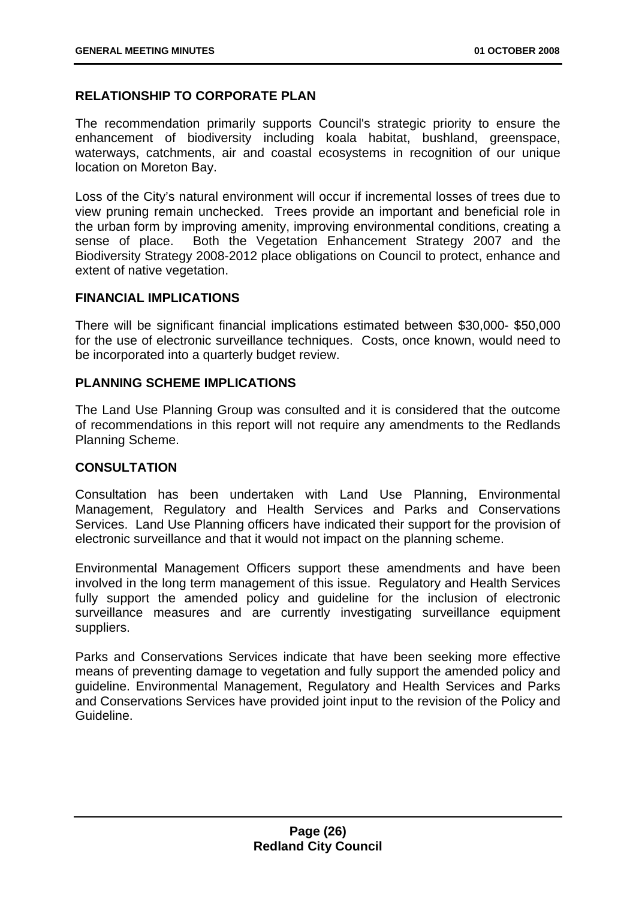## RELATIONSHIP TO CORPORATE PLAN

The recommendation primarily supports Council's strategic priority to ensure the enhancement of biodiversity including koala habitat, bushland, greenspace, waterways, catchments, air and coastal ecosystems in recognition of our unique location on Moreton Bay.

Loss of the City's natural environment will occur if incremental losses of trees due to view pruning remain unchecked. Trees provide an important and beneficial role in the urban form by improving amenity, improving environmental conditions, creating a sense of place. Both the Vegetation Enhancement Strategy 2007 and the Biodiversity Strategy 2008-2012 place obligations on Council to protect, enhance and extent of native vegetation.

## FINANCIAL IMPLICATIONS

There will be significant financial implications estimated between $30,000- $50,000 for the use of electronic surveillance techniques. Costs, once known, would need to be incorporated into a quarterly budget review.

## PLANNING SCHEME IMPLICATIONS

The Land Use Planning Group was consulted and it is considered that the outcome of recommendations in this report will not require any amendments to the Redlands Planning Scheme.

## CONSULTATION

Consultation has been undertaken with Land Use Planning, Environmental Management, Regulatory and Health Services and Parks and Conservations Services. Land Use Planning officers have indicated their support for the provision of electronic surveillance and that it would not impact on the planning scheme.

Environmental Management Officers support these amendments and have been involved in the long term management of this issue. Regulatory and Health Services fully support the amended policy and guideline for the inclusion of electronic surveillance measures and are currently investigating surveillance equipment suppliers.

Parks and Conservations Services indicate that have been seeking more effective means of preventing damage to vegetation and fully support the amended policy and guideline. Environmental Management, Regulatory and Health Services and Parks and Conservations Services have provided joint input to the revision of the Policy and Guideline.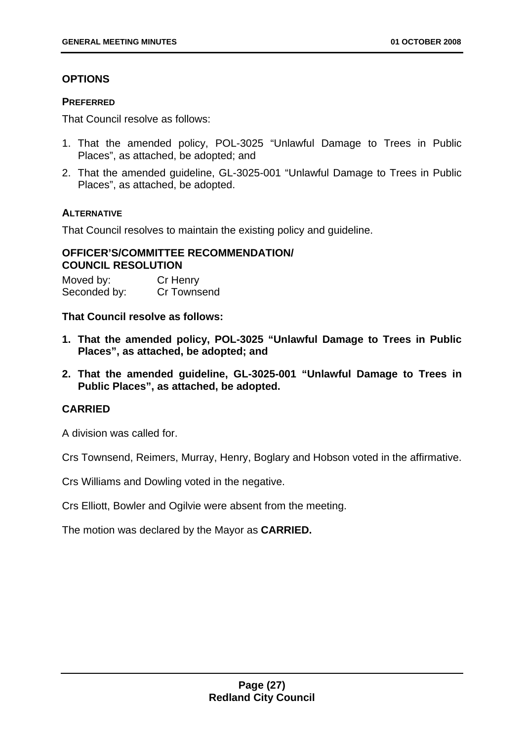## OPTIONS

### PREFERRED

That Council resolve as follows:

1. That the amended policy, POL-3025 “Unlawful Damage to Trees in Public Places”, as attached, be adopted; and
2. That the amended guideline, GL-3025-001 “Unlawful Damage to Trees in Public Places”, as attached, be adopted.

### ALTERNATIVE

That Council resolves to maintain the existing policy and guideline.

## OFFICER'S/COMMITTEE RECOMMENDATION/ COUNCIL RESOLUTION

Moved by: Cr Henry
Seconded by: Cr Townsend

**That Council resolve as follows:**

1. **That the amended policy, POL-3025 “Unlawful Damage to Trees in Public Places”, as attached, be adopted; and**
2. **That the amended guideline, GL-3025-001 “Unlawful Damage to Trees in Public Places”, as attached, be adopted.**

**CARRIED**

A division was called for.

Crs Townsend, Reimers, Murray, Henry, Boglary and Hobson voted in the affirmative.

Crs Williams and Dowling voted in the negative.

Crs Elliott, Bowler and Ogilvie were absent from the meeting.

The motion was declared by the Mayor as **CARRIED.**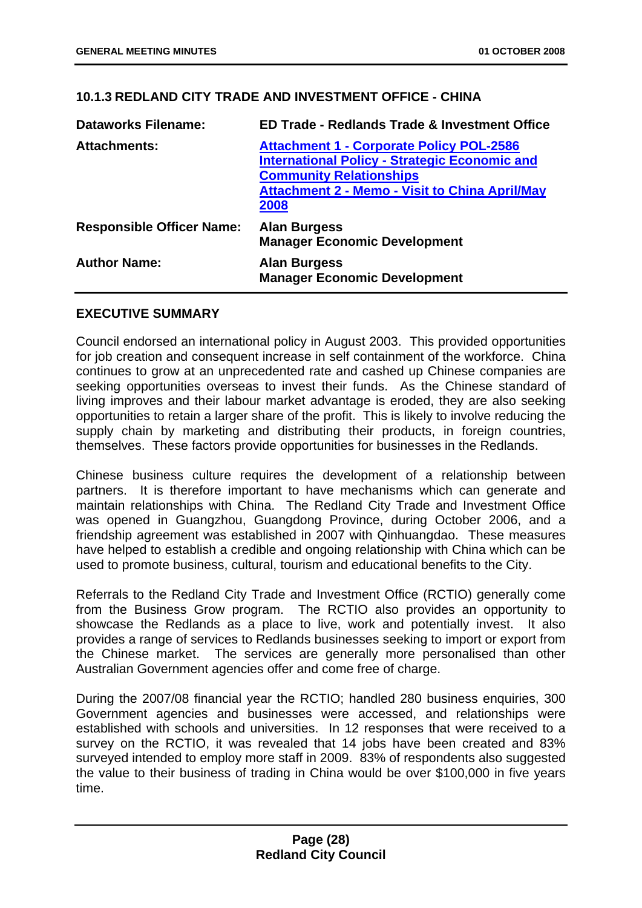### 10.1.3 REDLAND CITY TRADE AND INVESTMENT OFFICE - CHINA

| | |
|---|---|
| **Dataworks Filename:** | **ED Trade - Redlands Trade & Investment Office** |
| **Attachments:** | **Attachment 1 - Corporate Policy POL-2586 International Policy - Strategic Economic and Community Relationships**<br>**Attachment 2 - Memo - Visit to China April/May 2008** |
| **Responsible Officer Name:** | **Alan Burgess**<br>**Manager Economic Development** |
| **Author Name:** | **Alan Burgess**<br>**Manager Economic Development** |

**EXECUTIVE SUMMARY**

Council endorsed an international policy in August 2003. This provided opportunities for job creation and consequent increase in self containment of the workforce. China continues to grow at an unprecedented rate and cashed up Chinese companies are seeking opportunities overseas to invest their funds. As the Chinese standard of living improves and their labour market advantage is eroded, they are also seeking opportunities to retain a larger share of the profit. This is likely to involve reducing the supply chain by marketing and distributing their products, in foreign countries, themselves. These factors provide opportunities for businesses in the Redlands.

Chinese business culture requires the development of a relationship between partners. It is therefore important to have mechanisms which can generate and maintain relationships with China. The Redland City Trade and Investment Office was opened in Guangzhou, Guangdong Province, during October 2006, and a friendship agreement was established in 2007 with Qinhuangdao. These measures have helped to establish a credible and ongoing relationship with China which can be used to promote business, cultural, tourism and educational benefits to the City.

Referrals to the Redland City Trade and Investment Office (RCTIO) generally come from the Business Grow program. The RCTIO also provides an opportunity to showcase the Redlands as a place to live, work and potentially invest. It also provides a range of services to Redlands businesses seeking to import or export from the Chinese market. The services are generally more personalised than other Australian Government agencies offer and come free of charge.

During the 2007/08 financial year the RCTIO; handled 280 business enquiries, 300 Government agencies and businesses were accessed, and relationships were established with schools and universities. In 12 responses that were received to a survey on the RCTIO, it was revealed that 14 jobs have been created and 83% surveyed intended to employ more staff in 2009. 83% of respondents also suggested the value to their business of trading in China would be over $100,000 in five years time.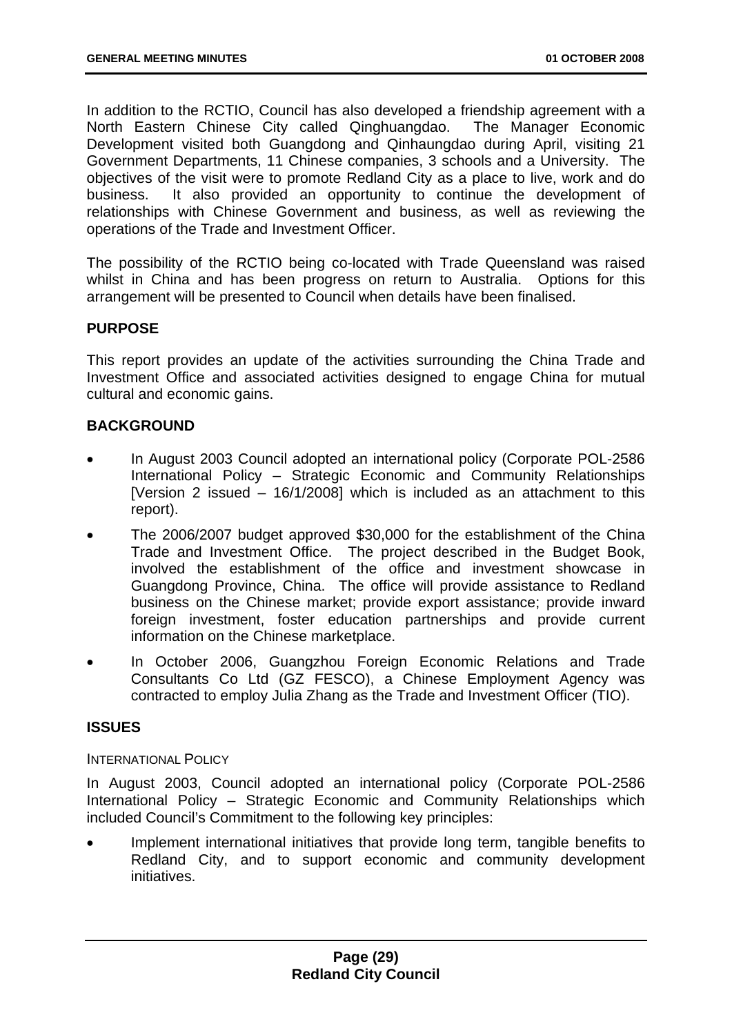In addition to the RCTIO, Council has also developed a friendship agreement with a North Eastern Chinese City called Qinghuangdao. The Manager Economic Development visited both Guangdong and Qinhaungdao during April, visiting 21 Government Departments, 11 Chinese companies, 3 schools and a University. The objectives of the visit were to promote Redland City as a place to live, work and do business. It also provided an opportunity to continue the development of relationships with Chinese Government and business, as well as reviewing the operations of the Trade and Investment Officer.

The possibility of the RCTIO being co-located with Trade Queensland was raised whilst in China and has been progress on return to Australia. Options for this arrangement will be presented to Council when details have been finalised.

## PURPOSE

This report provides an update of the activities surrounding the China Trade and Investment Office and associated activities designed to engage China for mutual cultural and economic gains.

## BACKGROUND

- In August 2003 Council adopted an international policy (Corporate POL-2586 International Policy – Strategic Economic and Community Relationships [Version 2 issued – 16/1/2008] which is included as an attachment to this report).
- The 2006/2007 budget approved $30,000 for the establishment of the China Trade and Investment Office. The project described in the Budget Book, involved the establishment of the office and investment showcase in Guangdong Province, China. The office will provide assistance to Redland business on the Chinese market; provide export assistance; provide inward foreign investment, foster education partnerships and provide current information on the Chinese marketplace.
- In October 2006, Guangzhou Foreign Economic Relations and Trade Consultants Co Ltd (GZ FESCO), a Chinese Employment Agency was contracted to employ Julia Zhang as the Trade and Investment Officer (TIO).

## ISSUES

INTERNATIONAL POLICY

In August 2003, Council adopted an international policy (Corporate POL-2586 International Policy – Strategic Economic and Community Relationships which included Council's Commitment to the following key principles:

- Implement international initiatives that provide long term, tangible benefits to Redland City, and to support economic and community development initiatives.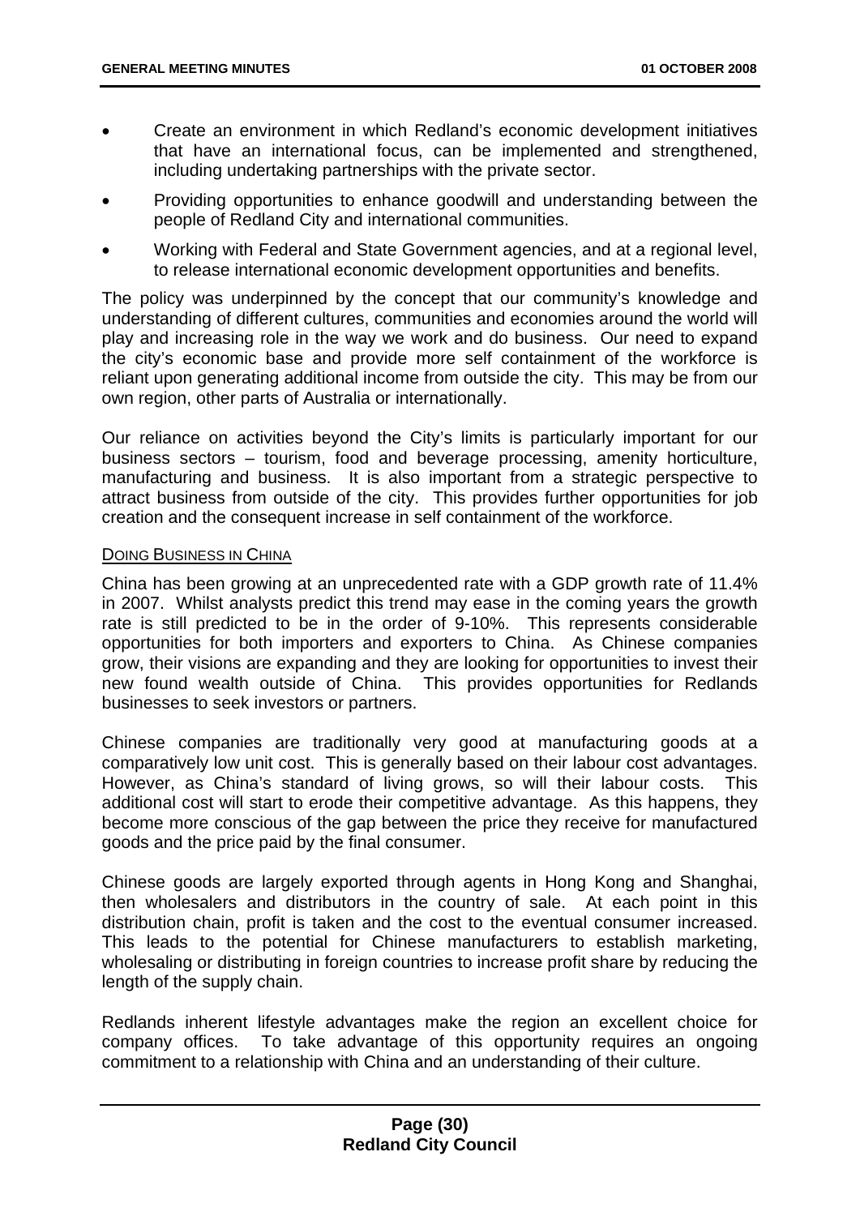- Create an environment in which Redland's economic development initiatives that have an international focus, can be implemented and strengthened, including undertaking partnerships with the private sector.
- Providing opportunities to enhance goodwill and understanding between the people of Redland City and international communities.
- Working with Federal and State Government agencies, and at a regional level, to release international economic development opportunities and benefits.

The policy was underpinned by the concept that our community's knowledge and understanding of different cultures, communities and economies around the world will play and increasing role in the way we work and do business. Our need to expand the city's economic base and provide more self containment of the workforce is reliant upon generating additional income from outside the city. This may be from our own region, other parts of Australia or internationally.

Our reliance on activities beyond the City's limits is particularly important for our business sectors – tourism, food and beverage processing, amenity horticulture, manufacturing and business. It is also important from a strategic perspective to attract business from outside of the city. This provides further opportunities for job creation and the consequent increase in self containment of the workforce.

DOING BUSINESS IN CHINA

China has been growing at an unprecedented rate with a GDP growth rate of 11.4% in 2007. Whilst analysts predict this trend may ease in the coming years the growth rate is still predicted to be in the order of 9-10%. This represents considerable opportunities for both importers and exporters to China. As Chinese companies grow, their visions are expanding and they are looking for opportunities to invest their new found wealth outside of China. This provides opportunities for Redlands businesses to seek investors or partners.

Chinese companies are traditionally very good at manufacturing goods at a comparatively low unit cost. This is generally based on their labour cost advantages. However, as China's standard of living grows, so will their labour costs. This additional cost will start to erode their competitive advantage. As this happens, they become more conscious of the gap between the price they receive for manufactured goods and the price paid by the final consumer.

Chinese goods are largely exported through agents in Hong Kong and Shanghai, then wholesalers and distributors in the country of sale. At each point in this distribution chain, profit is taken and the cost to the eventual consumer increased. This leads to the potential for Chinese manufacturers to establish marketing, wholesaling or distributing in foreign countries to increase profit share by reducing the length of the supply chain.

Redlands inherent lifestyle advantages make the region an excellent choice for company offices. To take advantage of this opportunity requires an ongoing commitment to a relationship with China and an understanding of their culture.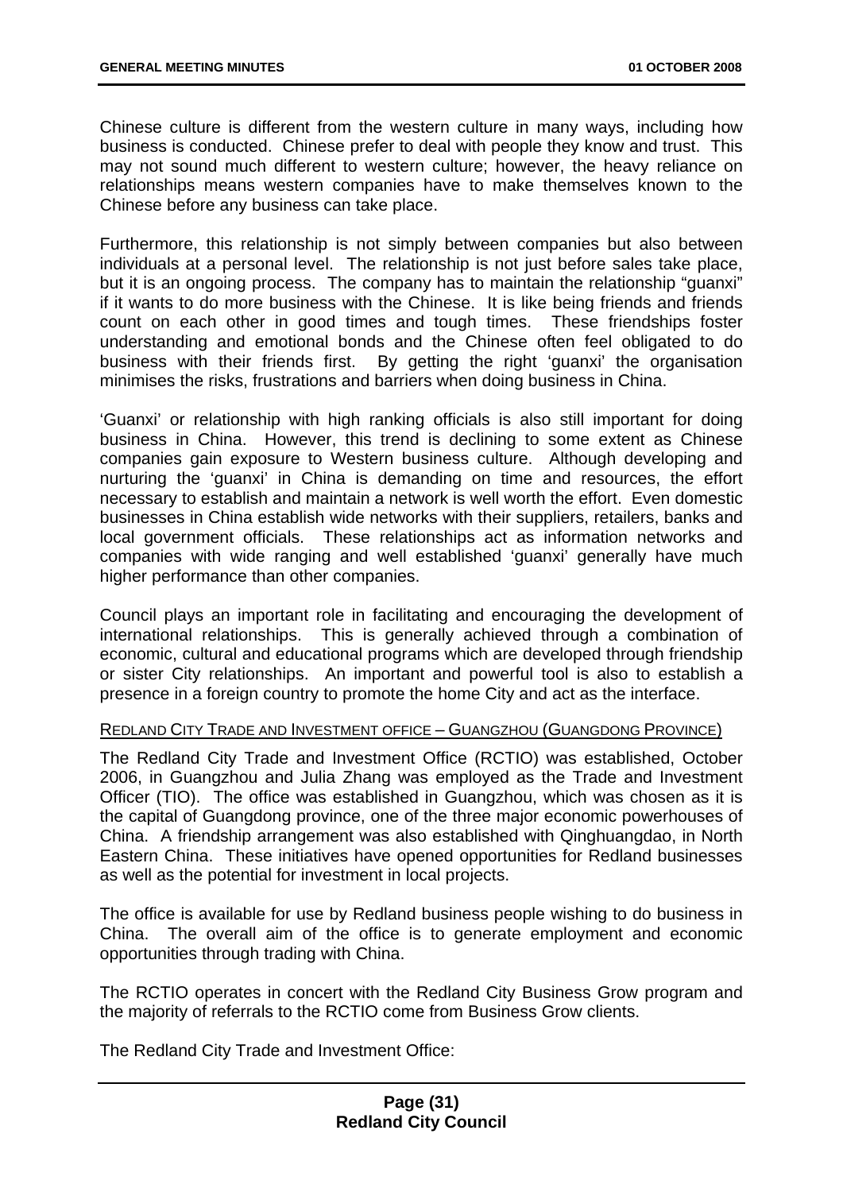Chinese culture is different from the western culture in many ways, including how business is conducted. Chinese prefer to deal with people they know and trust. This may not sound much different to western culture; however, the heavy reliance on relationships means western companies have to make themselves known to the Chinese before any business can take place.

Furthermore, this relationship is not simply between companies but also between individuals at a personal level. The relationship is not just before sales take place, but it is an ongoing process. The company has to maintain the relationship "guanxi" if it wants to do more business with the Chinese. It is like being friends and friends count on each other in good times and tough times. These friendships foster understanding and emotional bonds and the Chinese often feel obligated to do business with their friends first. By getting the right 'guanxi' the organisation minimises the risks, frustrations and barriers when doing business in China.

'Guanxi' or relationship with high ranking officials is also still important for doing business in China. However, this trend is declining to some extent as Chinese companies gain exposure to Western business culture. Although developing and nurturing the 'guanxi' in China is demanding on time and resources, the effort necessary to establish and maintain a network is well worth the effort. Even domestic businesses in China establish wide networks with their suppliers, retailers, banks and local government officials. These relationships act as information networks and companies with wide ranging and well established 'guanxi' generally have much higher performance than other companies.

Council plays an important role in facilitating and encouraging the development of international relationships. This is generally achieved through a combination of economic, cultural and educational programs which are developed through friendship or sister City relationships. An important and powerful tool is also to establish a presence in a foreign country to promote the home City and act as the interface.

REDLAND CITY TRADE AND INVESTMENT OFFICE – GUANGZHOU (GUANGDONG PROVINCE)

The Redland City Trade and Investment Office (RCTIO) was established, October 2006, in Guangzhou and Julia Zhang was employed as the Trade and Investment Officer (TIO). The office was established in Guangzhou, which was chosen as it is the capital of Guangdong province, one of the three major economic powerhouses of China. A friendship arrangement was also established with Qinghuangdao, in North Eastern China. These initiatives have opened opportunities for Redland businesses as well as the potential for investment in local projects.

The office is available for use by Redland business people wishing to do business in China. The overall aim of the office is to generate employment and economic opportunities through trading with China.

The RCTIO operates in concert with the Redland City Business Grow program and the majority of referrals to the RCTIO come from Business Grow clients.

The Redland City Trade and Investment Office: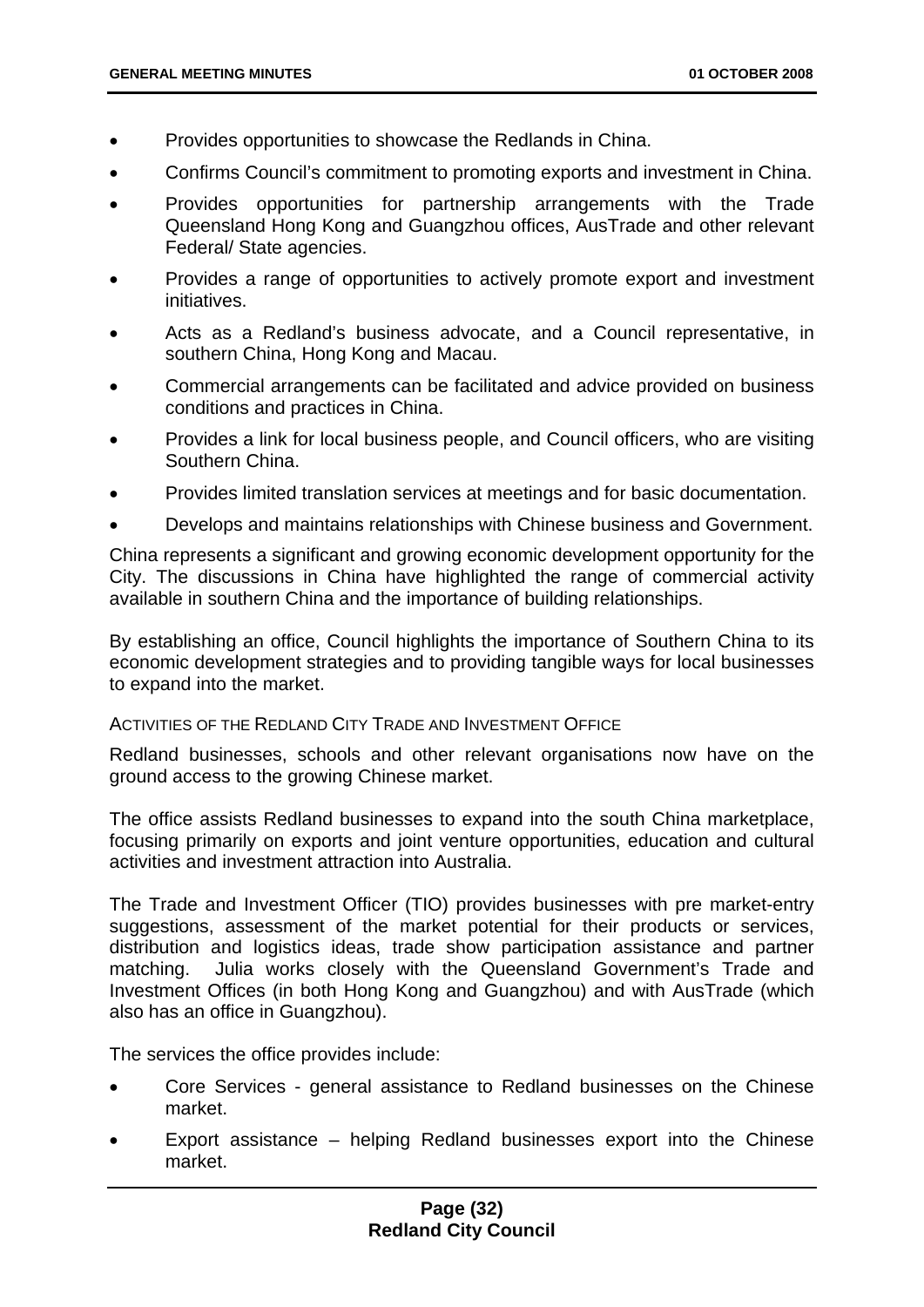- Provides opportunities to showcase the Redlands in China.
- Confirms Council's commitment to promoting exports and investment in China.
- Provides opportunities for partnership arrangements with the Trade Queensland Hong Kong and Guangzhou offices, AusTrade and other relevant Federal/ State agencies.
- Provides a range of opportunities to actively promote export and investment initiatives.
- Acts as a Redland's business advocate, and a Council representative, in southern China, Hong Kong and Macau.
- Commercial arrangements can be facilitated and advice provided on business conditions and practices in China.
- Provides a link for local business people, and Council officers, who are visiting Southern China.
- Provides limited translation services at meetings and for basic documentation.
- Develops and maintains relationships with Chinese business and Government.

China represents a significant and growing economic development opportunity for the City. The discussions in China have highlighted the range of commercial activity available in southern China and the importance of building relationships.

By establishing an office, Council highlights the importance of Southern China to its economic development strategies and to providing tangible ways for local businesses to expand into the market.

ACTIVITIES OF THE REDLAND CITY TRADE AND INVESTMENT OFFICE

Redland businesses, schools and other relevant organisations now have on the ground access to the growing Chinese market.

The office assists Redland businesses to expand into the south China marketplace, focusing primarily on exports and joint venture opportunities, education and cultural activities and investment attraction into Australia.

The Trade and Investment Officer (TIO) provides businesses with pre market-entry suggestions, assessment of the market potential for their products or services, distribution and logistics ideas, trade show participation assistance and partner matching. Julia works closely with the Queensland Government's Trade and Investment Offices (in both Hong Kong and Guangzhou) and with AusTrade (which also has an office in Guangzhou).

The services the office provides include:

- Core Services - general assistance to Redland businesses on the Chinese market.
- Export assistance – helping Redland businesses export into the Chinese market.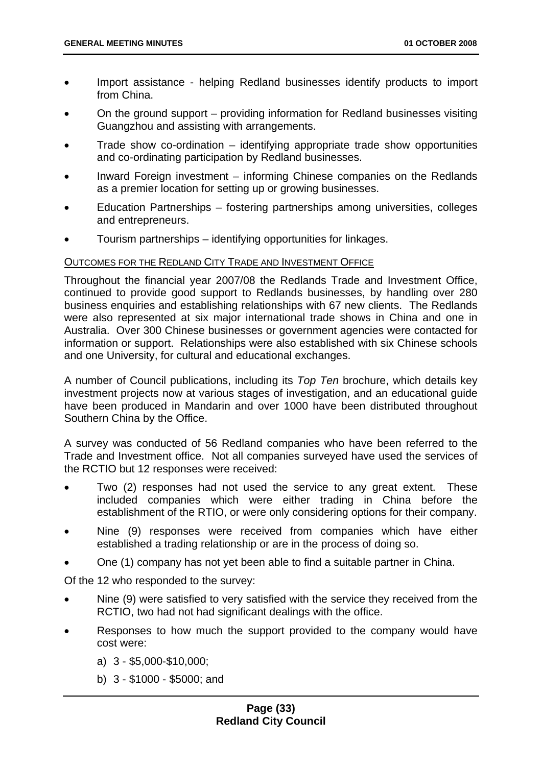- Import assistance - helping Redland businesses identify products to import from China.
- On the ground support – providing information for Redland businesses visiting Guangzhou and assisting with arrangements.
- Trade show co-ordination – identifying appropriate trade show opportunities and co-ordinating participation by Redland businesses.
- Inward Foreign investment – informing Chinese companies on the Redlands as a premier location for setting up or growing businesses.
- Education Partnerships – fostering partnerships among universities, colleges and entrepreneurs.
- Tourism partnerships – identifying opportunities for linkages.

OUTCOMES FOR THE REDLAND CITY TRADE AND INVESTMENT OFFICE

Throughout the financial year 2007/08 the Redlands Trade and Investment Office, continued to provide good support to Redlands businesses, by handling over 280 business enquiries and establishing relationships with 67 new clients. The Redlands were also represented at six major international trade shows in China and one in Australia. Over 300 Chinese businesses or government agencies were contacted for information or support. Relationships were also established with six Chinese schools and one University, for cultural and educational exchanges.

A number of Council publications, including its *Top Ten* brochure, which details key investment projects now at various stages of investigation, and an educational guide have been produced in Mandarin and over 1000 have been distributed throughout Southern China by the Office.

A survey was conducted of 56 Redland companies who have been referred to the Trade and Investment office. Not all companies surveyed have used the services of the RCTIO but 12 responses were received:

- Two (2) responses had not used the service to any great extent. These included companies which were either trading in China before the establishment of the RTIO, or were only considering options for their company.
- Nine (9) responses were received from companies which have either established a trading relationship or are in the process of doing so.
- One (1) company has not yet been able to find a suitable partner in China.

Of the 12 who responded to the survey:

- Nine (9) were satisfied to very satisfied with the service they received from the RCTIO, two had not had significant dealings with the office.
- Responses to how much the support provided to the company would have cost were:
  - a) 3 - $5,000-$10,000;
  - b) 3 - $1000 - $5000; and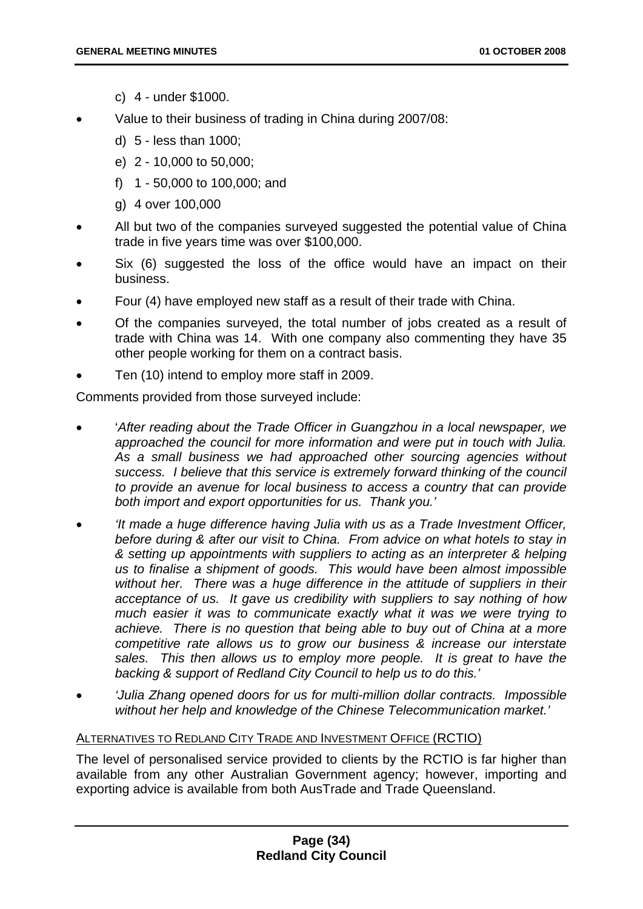c) 4 - under $1000.

- Value to their business of trading in China during 2007/08:

  d) 5 - less than 1000;

  e) 2 - 10,000 to 50,000;

  f) 1 - 50,000 to 100,000; and

  g) 4 over 100,000

- All but two of the companies surveyed suggested the potential value of China trade in five years time was over $100,000.
- Six (6) suggested the loss of the office would have an impact on their business.
- Four (4) have employed new staff as a result of their trade with China.
- Of the companies surveyed, the total number of jobs created as a result of trade with China was 14. With one company also commenting they have 35 other people working for them on a contract basis.
- Ten (10) intend to employ more staff in 2009.

Comments provided from those surveyed include:

- '*After reading about the Trade Officer in Guangzhou in a local newspaper, we approached the council for more information and were put in touch with Julia. As a small business we had approached other sourcing agencies without success. I believe that this service is extremely forward thinking of the council to provide an avenue for local business to access a country that can provide both import and export opportunities for us. Thank you.'*
- *'It made a huge difference having Julia with us as a Trade Investment Officer, before during & after our visit to China. From advice on what hotels to stay in & setting up appointments with suppliers to acting as an interpreter & helping us to finalise a shipment of goods. This would have been almost impossible without her. There was a huge difference in the attitude of suppliers in their acceptance of us. It gave us credibility with suppliers to say nothing of how much easier it was to communicate exactly what it was we were trying to achieve. There is no question that being able to buy out of China at a more competitive rate allows us to grow our business & increase our interstate sales. This then allows us to employ more people. It is great to have the backing & support of Redland City Council to help us to do this.'*
- *'Julia Zhang opened doors for us for multi-million dollar contracts. Impossible without her help and knowledge of the Chinese Telecommunication market.'*

ALTERNATIVES TO REDLAND CITY TRADE AND INVESTMENT OFFICE (RCTIO)

The level of personalised service provided to clients by the RCTIO is far higher than available from any other Australian Government agency; however, importing and exporting advice is available from both AusTrade and Trade Queensland.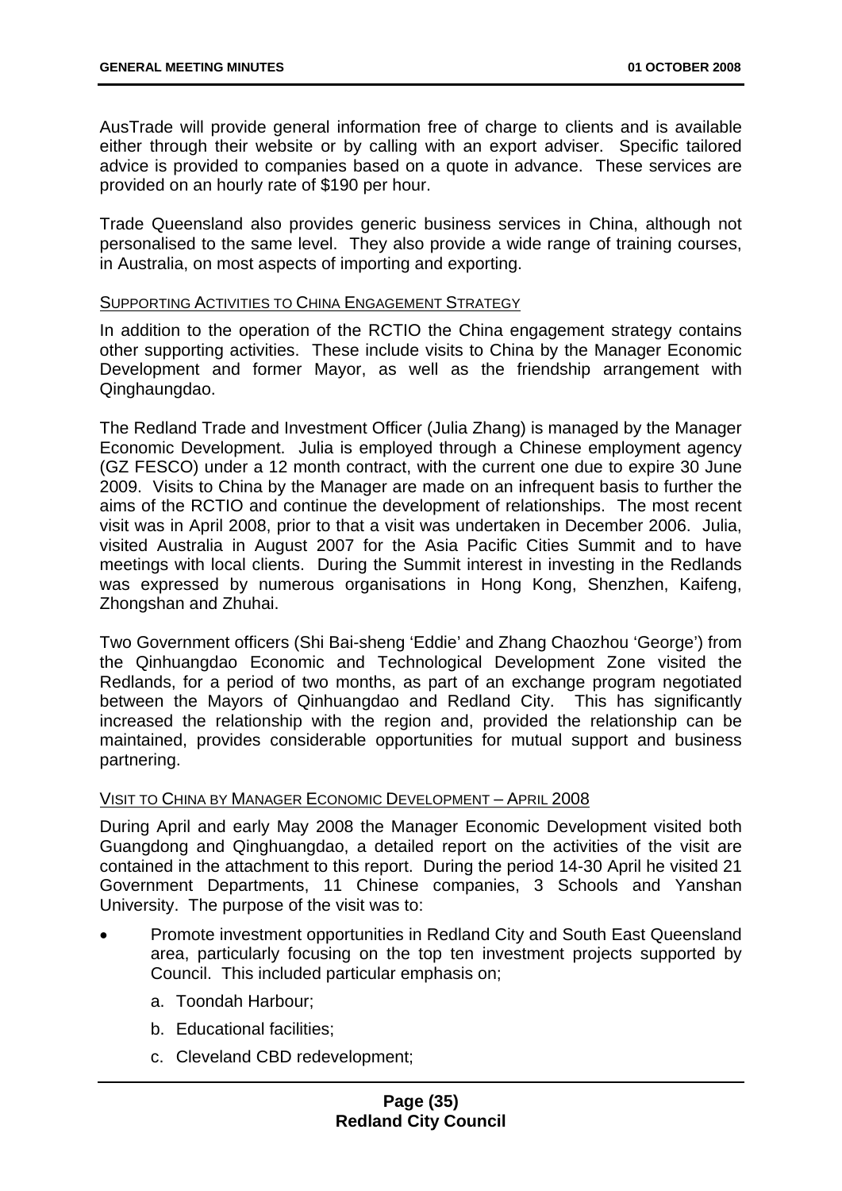AusTrade will provide general information free of charge to clients and is available either through their website or by calling with an export adviser. Specific tailored advice is provided to companies based on a quote in advance. These services are provided on an hourly rate of $190 per hour.

Trade Queensland also provides generic business services in China, although not personalised to the same level. They also provide a wide range of training courses, in Australia, on most aspects of importing and exporting.

<u>SUPPORTING ACTIVITIES TO CHINA ENGAGEMENT STRATEGY</u>

In addition to the operation of the RCTIO the China engagement strategy contains other supporting activities. These include visits to China by the Manager Economic Development and former Mayor, as well as the friendship arrangement with Qinghaungdao.

The Redland Trade and Investment Officer (Julia Zhang) is managed by the Manager Economic Development. Julia is employed through a Chinese employment agency (GZ FESCO) under a 12 month contract, with the current one due to expire 30 June 2009. Visits to China by the Manager are made on an infrequent basis to further the aims of the RCTIO and continue the development of relationships. The most recent visit was in April 2008, prior to that a visit was undertaken in December 2006. Julia, visited Australia in August 2007 for the Asia Pacific Cities Summit and to have meetings with local clients. During the Summit interest in investing in the Redlands was expressed by numerous organisations in Hong Kong, Shenzhen, Kaifeng, Zhongshan and Zhuhai.

Two Government officers (Shi Bai-sheng 'Eddie' and Zhang Chaozhou 'George') from the Qinhuangdao Economic and Technological Development Zone visited the Redlands, for a period of two months, as part of an exchange program negotiated between the Mayors of Qinhuangdao and Redland City. This has significantly increased the relationship with the region and, provided the relationship can be maintained, provides considerable opportunities for mutual support and business partnering.

<u>VISIT TO CHINA BY MANAGER ECONOMIC DEVELOPMENT – APRIL 2008</u>

During April and early May 2008 the Manager Economic Development visited both Guangdong and Qinghuangdao, a detailed report on the activities of the visit are contained in the attachment to this report. During the period 14-30 April he visited 21 Government Departments, 11 Chinese companies, 3 Schools and Yanshan University. The purpose of the visit was to:

- Promote investment opportunities in Redland City and South East Queensland area, particularly focusing on the top ten investment projects supported by Council. This included particular emphasis on;
    a. Toondah Harbour;
    b. Educational facilities;
    c. Cleveland CBD redevelopment;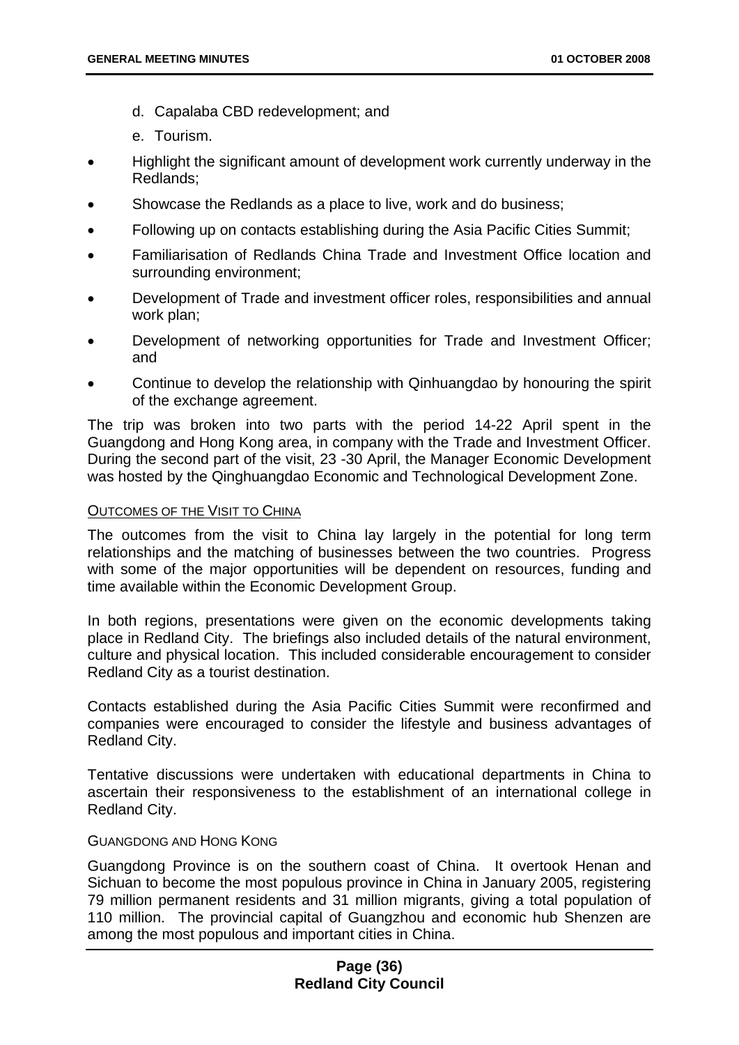d. Capalaba CBD redevelopment; and

e. Tourism.

- Highlight the significant amount of development work currently underway in the Redlands;
- Showcase the Redlands as a place to live, work and do business;
- Following up on contacts establishing during the Asia Pacific Cities Summit;
- Familiarisation of Redlands China Trade and Investment Office location and surrounding environment;
- Development of Trade and investment officer roles, responsibilities and annual work plan;
- Development of networking opportunities for Trade and Investment Officer; and
- Continue to develop the relationship with Qinhuangdao by honouring the spirit of the exchange agreement.

The trip was broken into two parts with the period 14-22 April spent in the Guangdong and Hong Kong area, in company with the Trade and Investment Officer. During the second part of the visit, 23 -30 April, the Manager Economic Development was hosted by the Qinghuangdao Economic and Technological Development Zone.

OUTCOMES OF THE VISIT TO CHINA

The outcomes from the visit to China lay largely in the potential for long term relationships and the matching of businesses between the two countries. Progress with some of the major opportunities will be dependent on resources, funding and time available within the Economic Development Group.

In both regions, presentations were given on the economic developments taking place in Redland City. The briefings also included details of the natural environment, culture and physical location. This included considerable encouragement to consider Redland City as a tourist destination.

Contacts established during the Asia Pacific Cities Summit were reconfirmed and companies were encouraged to consider the lifestyle and business advantages of Redland City.

Tentative discussions were undertaken with educational departments in China to ascertain their responsiveness to the establishment of an international college in Redland City.

GUANGDONG AND HONG KONG

Guangdong Province is on the southern coast of China. It overtook Henan and Sichuan to become the most populous province in China in January 2005, registering 79 million permanent residents and 31 million migrants, giving a total population of 110 million. The provincial capital of Guangzhou and economic hub Shenzen are among the most populous and important cities in China.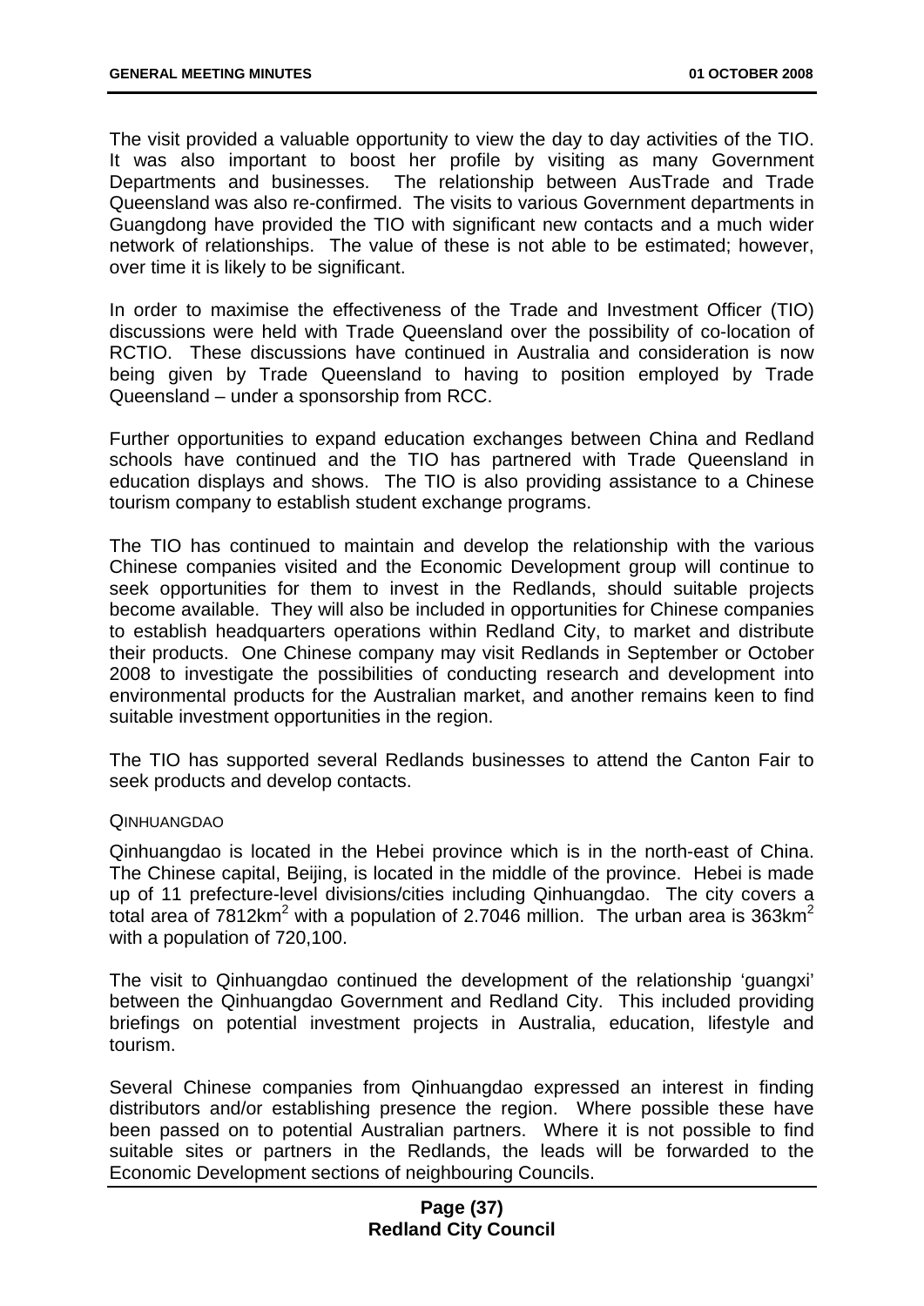The visit provided a valuable opportunity to view the day to day activities of the TIO. It was also important to boost her profile by visiting as many Government Departments and businesses. The relationship between AusTrade and Trade Queensland was also re-confirmed. The visits to various Government departments in Guangdong have provided the TIO with significant new contacts and a much wider network of relationships. The value of these is not able to be estimated; however, over time it is likely to be significant.

In order to maximise the effectiveness of the Trade and Investment Officer (TIO) discussions were held with Trade Queensland over the possibility of co-location of RCTIO. These discussions have continued in Australia and consideration is now being given by Trade Queensland to having to position employed by Trade Queensland – under a sponsorship from RCC.

Further opportunities to expand education exchanges between China and Redland schools have continued and the TIO has partnered with Trade Queensland in education displays and shows. The TIO is also providing assistance to a Chinese tourism company to establish student exchange programs.

The TIO has continued to maintain and develop the relationship with the various Chinese companies visited and the Economic Development group will continue to seek opportunities for them to invest in the Redlands, should suitable projects become available. They will also be included in opportunities for Chinese companies to establish headquarters operations within Redland City, to market and distribute their products. One Chinese company may visit Redlands in September or October 2008 to investigate the possibilities of conducting research and development into environmental products for the Australian market, and another remains keen to find suitable investment opportunities in the region.

The TIO has supported several Redlands businesses to attend the Canton Fair to seek products and develop contacts.

QINHUANGDAO

Qinhuangdao is located in the Hebei province which is in the north-east of China. The Chinese capital, Beijing, is located in the middle of the province. Hebei is made up of 11 prefecture-level divisions/cities including Qinhuangdao. The city covers a total area of 7812km$^2$ with a population of 2.7046 million. The urban area is 363km$^2$ with a population of 720,100.

The visit to Qinhuangdao continued the development of the relationship 'guangxi' between the Qinhuangdao Government and Redland City. This included providing briefings on potential investment projects in Australia, education, lifestyle and tourism.

Several Chinese companies from Qinhuangdao expressed an interest in finding distributors and/or establishing presence the region. Where possible these have been passed on to potential Australian partners. Where it is not possible to find suitable sites or partners in the Redlands, the leads will be forwarded to the Economic Development sections of neighbouring Councils.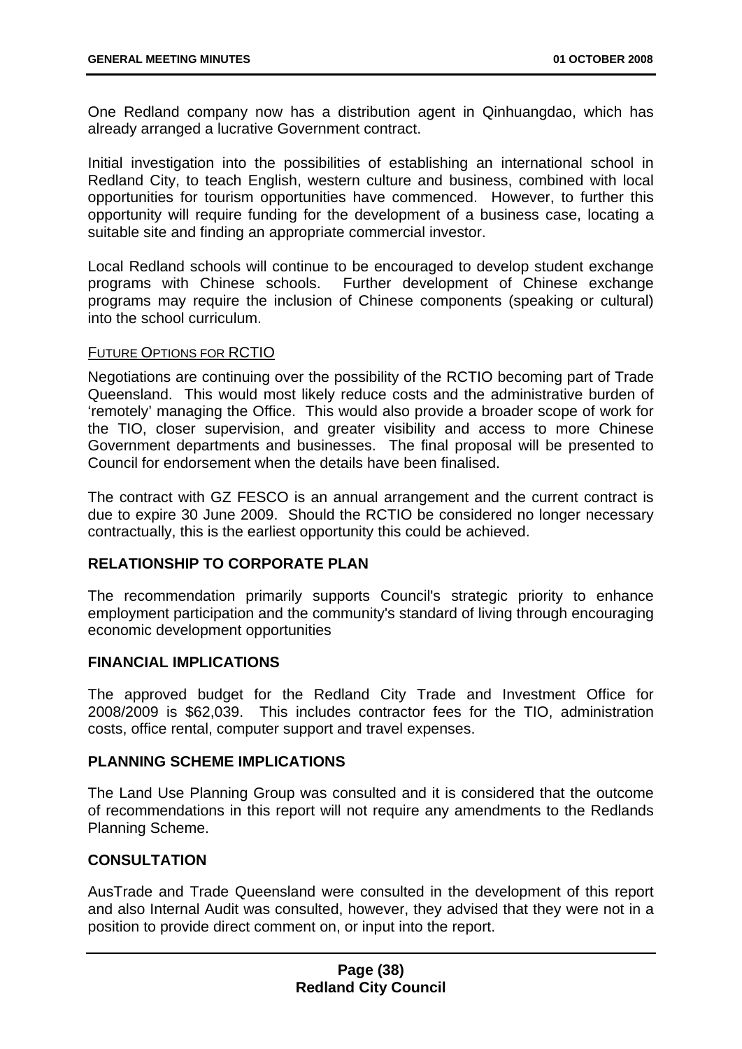One Redland company now has a distribution agent in Qinhuangdao, which has already arranged a lucrative Government contract.

Initial investigation into the possibilities of establishing an international school in Redland City, to teach English, western culture and business, combined with local opportunities for tourism opportunities have commenced. However, to further this opportunity will require funding for the development of a business case, locating a suitable site and finding an appropriate commercial investor.

Local Redland schools will continue to be encouraged to develop student exchange programs with Chinese schools. Further development of Chinese exchange programs may require the inclusion of Chinese components (speaking or cultural) into the school curriculum.

FUTURE OPTIONS FOR RCTIO

Negotiations are continuing over the possibility of the RCTIO becoming part of Trade Queensland. This would most likely reduce costs and the administrative burden of 'remotely' managing the Office. This would also provide a broader scope of work for the TIO, closer supervision, and greater visibility and access to more Chinese Government departments and businesses. The final proposal will be presented to Council for endorsement when the details have been finalised.

The contract with GZ FESCO is an annual arrangement and the current contract is due to expire 30 June 2009. Should the RCTIO be considered no longer necessary contractually, this is the earliest opportunity this could be achieved.

## RELATIONSHIP TO CORPORATE PLAN

The recommendation primarily supports Council's strategic priority to enhance employment participation and the community's standard of living through encouraging economic development opportunities

## FINANCIAL IMPLICATIONS

The approved budget for the Redland City Trade and Investment Office for 2008/2009 is $62,039. This includes contractor fees for the TIO, administration costs, office rental, computer support and travel expenses.

## PLANNING SCHEME IMPLICATIONS

The Land Use Planning Group was consulted and it is considered that the outcome of recommendations in this report will not require any amendments to the Redlands Planning Scheme.

## CONSULTATION

AusTrade and Trade Queensland were consulted in the development of this report and also Internal Audit was consulted, however, they advised that they were not in a position to provide direct comment on, or input into the report.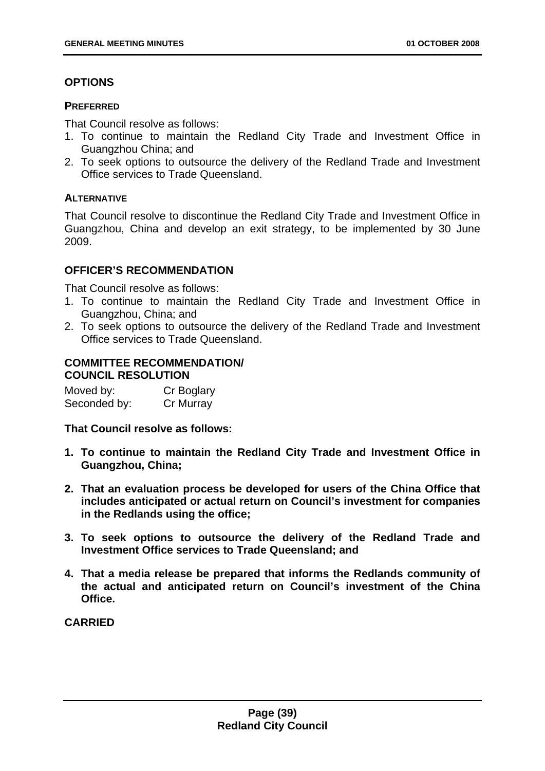## OPTIONS

### PREFERRED

That Council resolve as follows:

1. To continue to maintain the Redland City Trade and Investment Office in Guangzhou China; and
2. To seek options to outsource the delivery of the Redland Trade and Investment Office services to Trade Queensland.

### ALTERNATIVE

That Council resolve to discontinue the Redland City Trade and Investment Office in Guangzhou, China and develop an exit strategy, to be implemented by 30 June 2009.

## OFFICER'S RECOMMENDATION

That Council resolve as follows:

1. To continue to maintain the Redland City Trade and Investment Office in Guangzhou, China; and
2. To seek options to outsource the delivery of the Redland Trade and Investment Office services to Trade Queensland.

## COMMITTEE RECOMMENDATION/ COUNCIL RESOLUTION

Moved by: Cr Boglary
Seconded by: Cr Murray

**That Council resolve as follows:**

1. **To continue to maintain the Redland City Trade and Investment Office in Guangzhou, China;**
2. **That an evaluation process be developed for users of the China Office that includes anticipated or actual return on Council's investment for companies in the Redlands using the office;**
3. **To seek options to outsource the delivery of the Redland Trade and Investment Office services to Trade Queensland; and**
4. **That a media release be prepared that informs the Redlands community of the actual and anticipated return on Council's investment of the China Office.**

**CARRIED**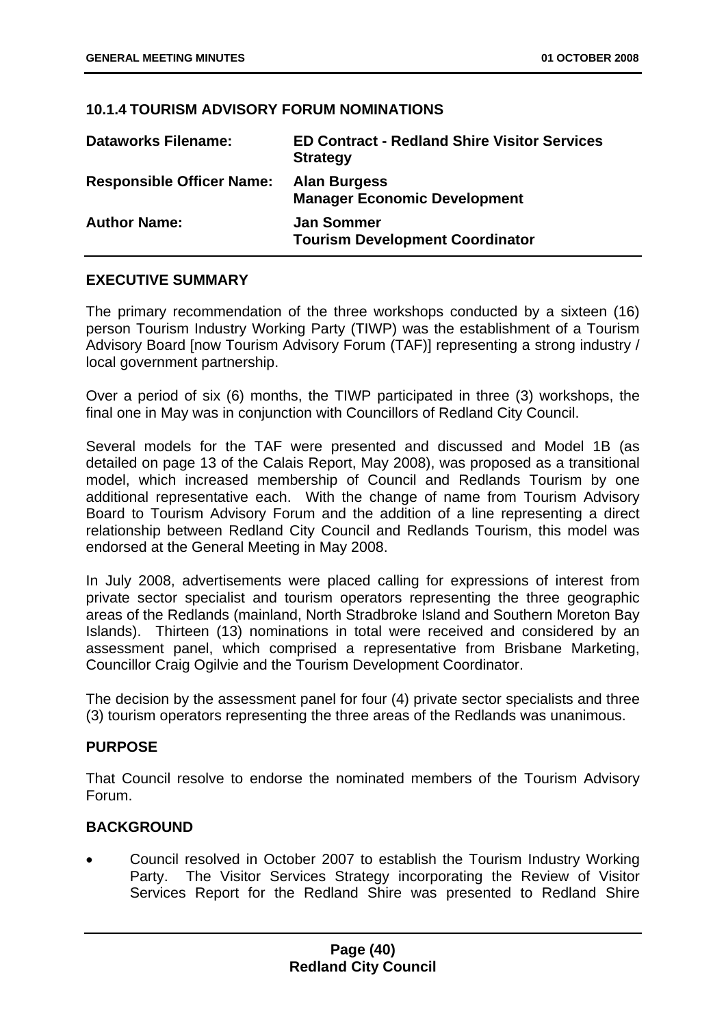### 10.1.4 TOURISM ADVISORY FORUM NOMINATIONS

| | |
|---|---|
| **Dataworks Filename:** | **ED Contract - Redland Shire Visitor Services Strategy** |
| **Responsible Officer Name:** | **Alan Burgess**<br>**Manager Economic Development** |
| **Author Name:** | **Jan Sommer**<br>**Tourism Development Coordinator** |

#### EXECUTIVE SUMMARY

The primary recommendation of the three workshops conducted by a sixteen (16) person Tourism Industry Working Party (TIWP) was the establishment of a Tourism Advisory Board [now Tourism Advisory Forum (TAF)] representing a strong industry / local government partnership.

Over a period of six (6) months, the TIWP participated in three (3) workshops, the final one in May was in conjunction with Councillors of Redland City Council.

Several models for the TAF were presented and discussed and Model 1B (as detailed on page 13 of the Calais Report, May 2008), was proposed as a transitional model, which increased membership of Council and Redlands Tourism by one additional representative each. With the change of name from Tourism Advisory Board to Tourism Advisory Forum and the addition of a line representing a direct relationship between Redland City Council and Redlands Tourism, this model was endorsed at the General Meeting in May 2008.

In July 2008, advertisements were placed calling for expressions of interest from private sector specialist and tourism operators representing the three geographic areas of the Redlands (mainland, North Stradbroke Island and Southern Moreton Bay Islands). Thirteen (13) nominations in total were received and considered by an assessment panel, which comprised a representative from Brisbane Marketing, Councillor Craig Ogilvie and the Tourism Development Coordinator.

The decision by the assessment panel for four (4) private sector specialists and three (3) tourism operators representing the three areas of the Redlands was unanimous.

#### PURPOSE

That Council resolve to endorse the nominated members of the Tourism Advisory Forum.

#### BACKGROUND

- Council resolved in October 2007 to establish the Tourism Industry Working Party. The Visitor Services Strategy incorporating the Review of Visitor Services Report for the Redland Shire was presented to Redland Shire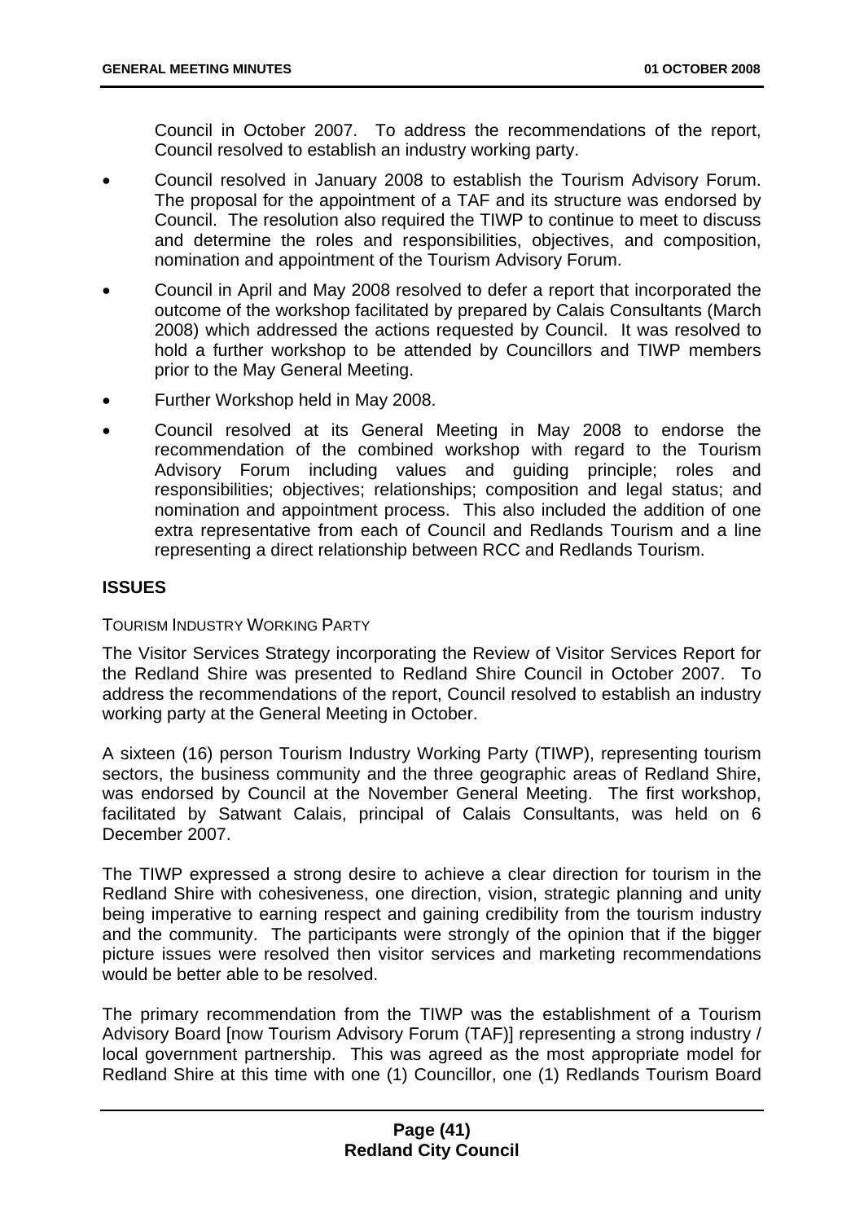Council in October 2007. To address the recommendations of the report, Council resolved to establish an industry working party.

- Council resolved in January 2008 to establish the Tourism Advisory Forum. The proposal for the appointment of a TAF and its structure was endorsed by Council. The resolution also required the TIWP to continue to meet to discuss and determine the roles and responsibilities, objectives, and composition, nomination and appointment of the Tourism Advisory Forum.
- Council in April and May 2008 resolved to defer a report that incorporated the outcome of the workshop facilitated by prepared by Calais Consultants (March 2008) which addressed the actions requested by Council. It was resolved to hold a further workshop to be attended by Councillors and TIWP members prior to the May General Meeting.
- Further Workshop held in May 2008.
- Council resolved at its General Meeting in May 2008 to endorse the recommendation of the combined workshop with regard to the Tourism Advisory Forum including values and guiding principle; roles and responsibilities; objectives; relationships; composition and legal status; and nomination and appointment process. This also included the addition of one extra representative from each of Council and Redlands Tourism and a line representing a direct relationship between RCC and Redlands Tourism.

## ISSUES

TOURISM INDUSTRY WORKING PARTY

The Visitor Services Strategy incorporating the Review of Visitor Services Report for the Redland Shire was presented to Redland Shire Council in October 2007. To address the recommendations of the report, Council resolved to establish an industry working party at the General Meeting in October.

A sixteen (16) person Tourism Industry Working Party (TIWP), representing tourism sectors, the business community and the three geographic areas of Redland Shire, was endorsed by Council at the November General Meeting. The first workshop, facilitated by Satwant Calais, principal of Calais Consultants, was held on 6 December 2007.

The TIWP expressed a strong desire to achieve a clear direction for tourism in the Redland Shire with cohesiveness, one direction, vision, strategic planning and unity being imperative to earning respect and gaining credibility from the tourism industry and the community. The participants were strongly of the opinion that if the bigger picture issues were resolved then visitor services and marketing recommendations would be better able to be resolved.

The primary recommendation from the TIWP was the establishment of a Tourism Advisory Board [now Tourism Advisory Forum (TAF)] representing a strong industry / local government partnership. This was agreed as the most appropriate model for Redland Shire at this time with one (1) Councillor, one (1) Redlands Tourism Board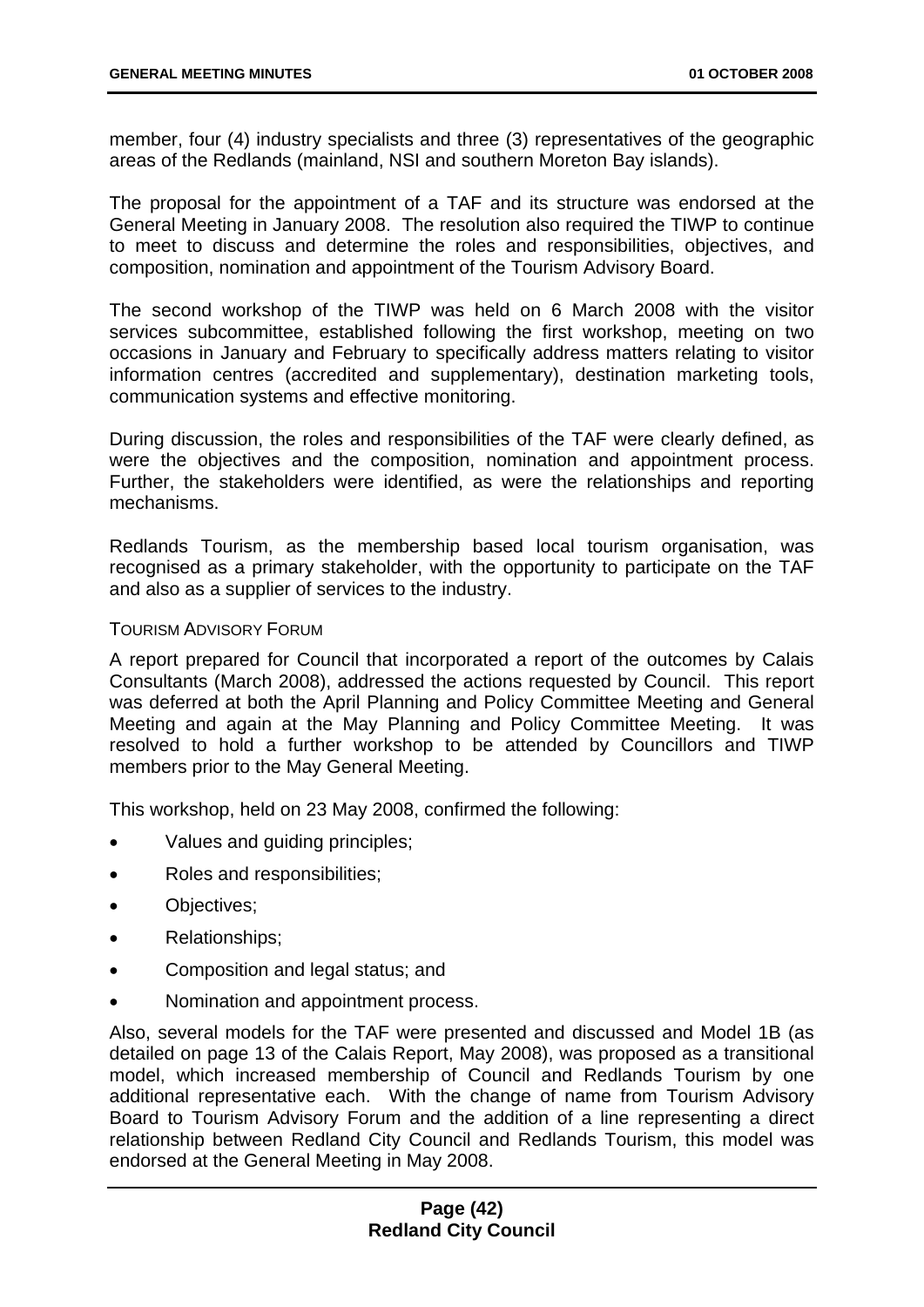member, four (4) industry specialists and three (3) representatives of the geographic areas of the Redlands (mainland, NSI and southern Moreton Bay islands).

The proposal for the appointment of a TAF and its structure was endorsed at the General Meeting in January 2008. The resolution also required the TIWP to continue to meet to discuss and determine the roles and responsibilities, objectives, and composition, nomination and appointment of the Tourism Advisory Board.

The second workshop of the TIWP was held on 6 March 2008 with the visitor services subcommittee, established following the first workshop, meeting on two occasions in January and February to specifically address matters relating to visitor information centres (accredited and supplementary), destination marketing tools, communication systems and effective monitoring.

During discussion, the roles and responsibilities of the TAF were clearly defined, as were the objectives and the composition, nomination and appointment process. Further, the stakeholders were identified, as were the relationships and reporting mechanisms.

Redlands Tourism, as the membership based local tourism organisation, was recognised as a primary stakeholder, with the opportunity to participate on the TAF and also as a supplier of services to the industry.

TOURISM ADVISORY FORUM

A report prepared for Council that incorporated a report of the outcomes by Calais Consultants (March 2008), addressed the actions requested by Council. This report was deferred at both the April Planning and Policy Committee Meeting and General Meeting and again at the May Planning and Policy Committee Meeting. It was resolved to hold a further workshop to be attended by Councillors and TIWP members prior to the May General Meeting.

This workshop, held on 23 May 2008, confirmed the following:

- Values and guiding principles;
- Roles and responsibilities;
- Objectives;
- Relationships;
- Composition and legal status; and
- Nomination and appointment process.

Also, several models for the TAF were presented and discussed and Model 1B (as detailed on page 13 of the Calais Report, May 2008), was proposed as a transitional model, which increased membership of Council and Redlands Tourism by one additional representative each. With the change of name from Tourism Advisory Board to Tourism Advisory Forum and the addition of a line representing a direct relationship between Redland City Council and Redlands Tourism, this model was endorsed at the General Meeting in May 2008.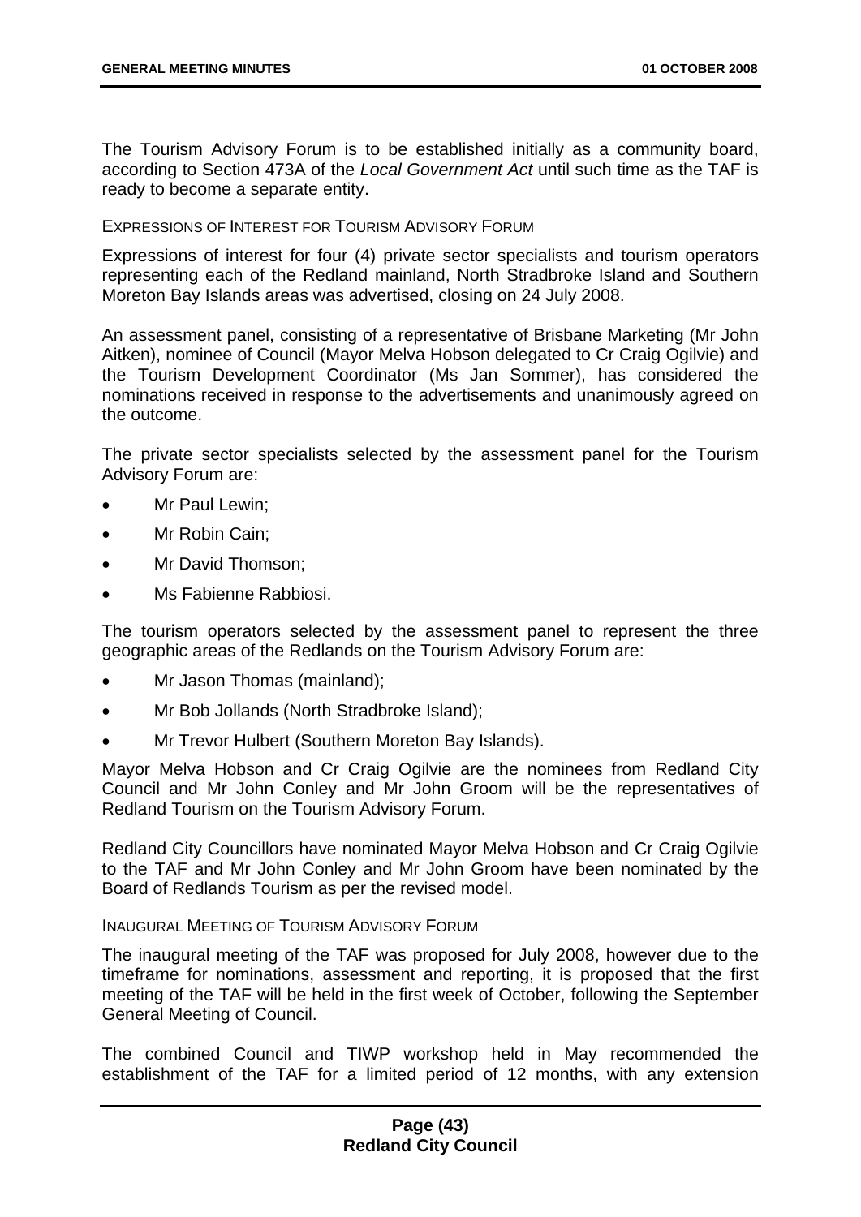The Tourism Advisory Forum is to be established initially as a community board, according to Section 473A of the *Local Government Act* until such time as the TAF is ready to become a separate entity.

EXPRESSIONS OF INTEREST FOR TOURISM ADVISORY FORUM

Expressions of interest for four (4) private sector specialists and tourism operators representing each of the Redland mainland, North Stradbroke Island and Southern Moreton Bay Islands areas was advertised, closing on 24 July 2008.

An assessment panel, consisting of a representative of Brisbane Marketing (Mr John Aitken), nominee of Council (Mayor Melva Hobson delegated to Cr Craig Ogilvie) and the Tourism Development Coordinator (Ms Jan Sommer), has considered the nominations received in response to the advertisements and unanimously agreed on the outcome.

The private sector specialists selected by the assessment panel for the Tourism Advisory Forum are:

- Mr Paul Lewin;
- Mr Robin Cain;
- Mr David Thomson;
- Ms Fabienne Rabbiosi.

The tourism operators selected by the assessment panel to represent the three geographic areas of the Redlands on the Tourism Advisory Forum are:

- Mr Jason Thomas (mainland);
- Mr Bob Jollands (North Stradbroke Island);
- Mr Trevor Hulbert (Southern Moreton Bay Islands).

Mayor Melva Hobson and Cr Craig Ogilvie are the nominees from Redland City Council and Mr John Conley and Mr John Groom will be the representatives of Redland Tourism on the Tourism Advisory Forum.

Redland City Councillors have nominated Mayor Melva Hobson and Cr Craig Ogilvie to the TAF and Mr John Conley and Mr John Groom have been nominated by the Board of Redlands Tourism as per the revised model.

INAUGURAL MEETING OF TOURISM ADVISORY FORUM

The inaugural meeting of the TAF was proposed for July 2008, however due to the timeframe for nominations, assessment and reporting, it is proposed that the first meeting of the TAF will be held in the first week of October, following the September General Meeting of Council.

The combined Council and TIWP workshop held in May recommended the establishment of the TAF for a limited period of 12 months, with any extension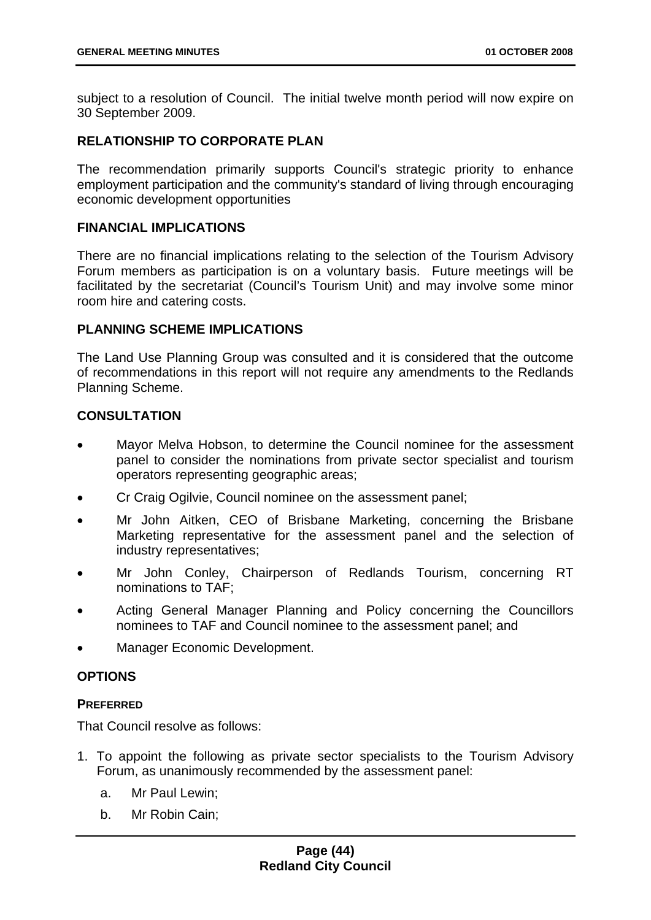subject to a resolution of Council. The initial twelve month period will now expire on 30 September 2009.

### RELATIONSHIP TO CORPORATE PLAN

The recommendation primarily supports Council's strategic priority to enhance employment participation and the community's standard of living through encouraging economic development opportunities

### FINANCIAL IMPLICATIONS

There are no financial implications relating to the selection of the Tourism Advisory Forum members as participation is on a voluntary basis. Future meetings will be facilitated by the secretariat (Council's Tourism Unit) and may involve some minor room hire and catering costs.

### PLANNING SCHEME IMPLICATIONS

The Land Use Planning Group was consulted and it is considered that the outcome of recommendations in this report will not require any amendments to the Redlands Planning Scheme.

### CONSULTATION

- Mayor Melva Hobson, to determine the Council nominee for the assessment panel to consider the nominations from private sector specialist and tourism operators representing geographic areas;
- Cr Craig Ogilvie, Council nominee on the assessment panel;
- Mr John Aitken, CEO of Brisbane Marketing, concerning the Brisbane Marketing representative for the assessment panel and the selection of industry representatives;
- Mr John Conley, Chairperson of Redlands Tourism, concerning RT nominations to TAF;
- Acting General Manager Planning and Policy concerning the Councillors nominees to TAF and Council nominee to the assessment panel; and
- Manager Economic Development.

### OPTIONS

#### PREFERRED

That Council resolve as follows:

1. To appoint the following as private sector specialists to the Tourism Advisory Forum, as unanimously recommended by the assessment panel:
   a. Mr Paul Lewin;
   b. Mr Robin Cain;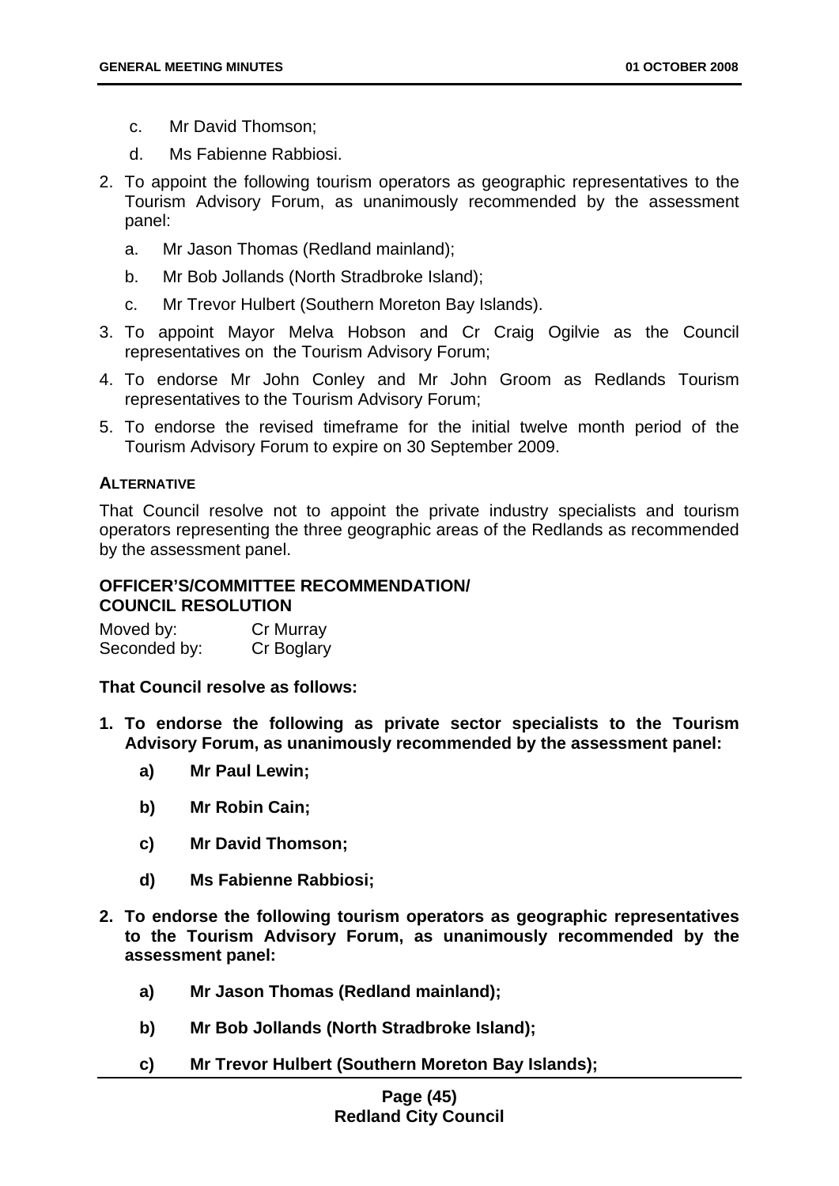c. Mr David Thomson;

d. Ms Fabienne Rabbiosi.

2. To appoint the following tourism operators as geographic representatives to the Tourism Advisory Forum, as unanimously recommended by the assessment panel:

   a. Mr Jason Thomas (Redland mainland);

   b. Mr Bob Jollands (North Stradbroke Island);

   c. Mr Trevor Hulbert (Southern Moreton Bay Islands).

3. To appoint Mayor Melva Hobson and Cr Craig Ogilvie as the Council representatives on the Tourism Advisory Forum;

4. To endorse Mr John Conley and Mr John Groom as Redlands Tourism representatives to the Tourism Advisory Forum;

5. To endorse the revised timeframe for the initial twelve month period of the Tourism Advisory Forum to expire on 30 September 2009.

#### ALTERNATIVE

That Council resolve not to appoint the private industry specialists and tourism operators representing the three geographic areas of the Redlands as recommended by the assessment panel.

#### OFFICER'S/COMMITTEE RECOMMENDATION/ COUNCIL RESOLUTION

Moved by: Cr Murray
Seconded by: Cr Boglary

**That Council resolve as follows:**

**1. To endorse the following as private sector specialists to the Tourism Advisory Forum, as unanimously recommended by the assessment panel:**

   **a) Mr Paul Lewin;**

   **b) Mr Robin Cain;**

   **c) Mr David Thomson;**

   **d) Ms Fabienne Rabbiosi;**

**2. To endorse the following tourism operators as geographic representatives to the Tourism Advisory Forum, as unanimously recommended by the assessment panel:**

   **a) Mr Jason Thomas (Redland mainland);**

   **b) Mr Bob Jollands (North Stradbroke Island);**

   **c) Mr Trevor Hulbert (Southern Moreton Bay Islands);**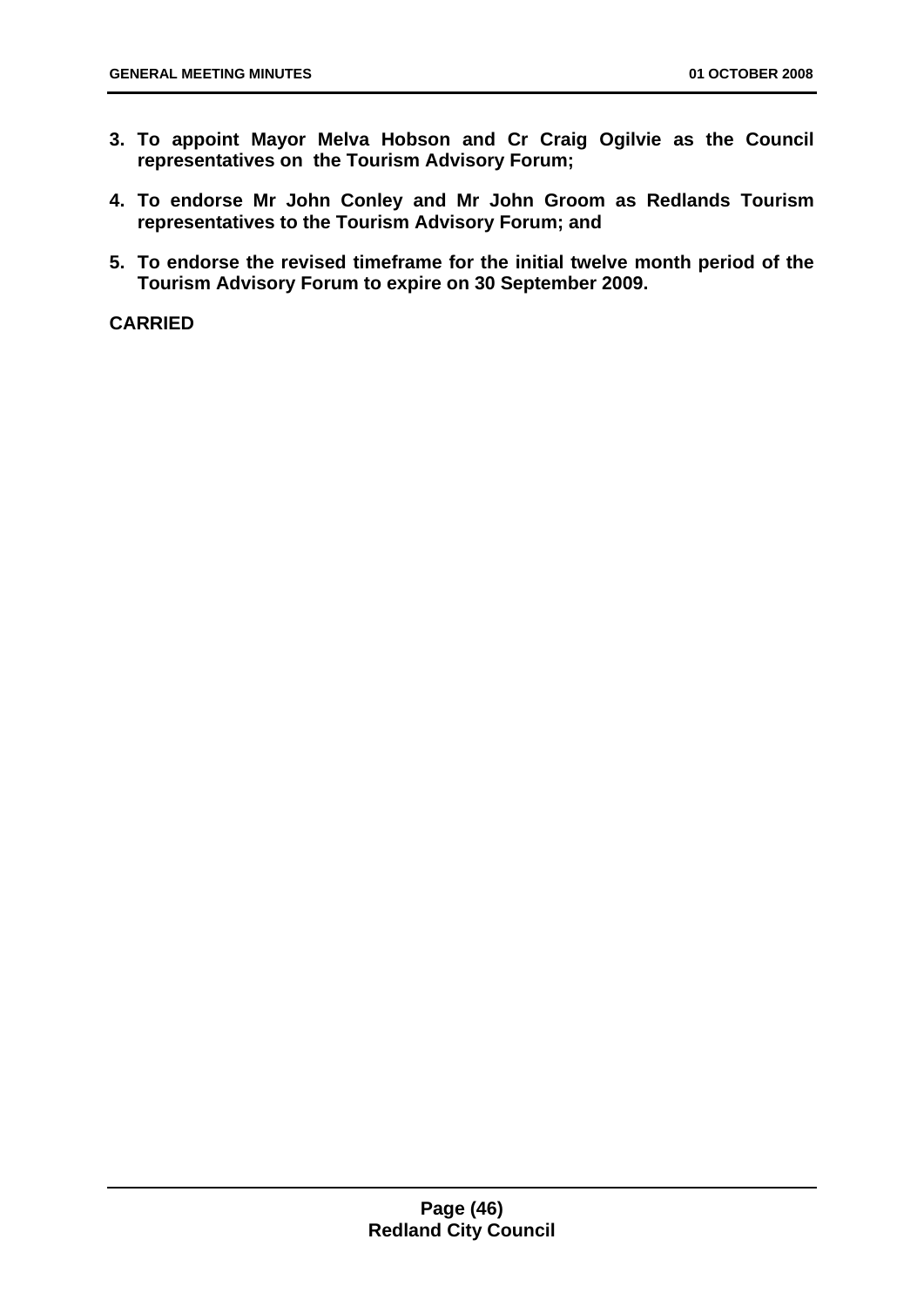3. **To appoint Mayor Melva Hobson and Cr Craig Ogilvie as the Council representatives on the Tourism Advisory Forum;**

4. **To endorse Mr John Conley and Mr John Groom as Redlands Tourism representatives to the Tourism Advisory Forum; and**

5. **To endorse the revised timeframe for the initial twelve month period of the Tourism Advisory Forum to expire on 30 September 2009.**

**CARRIED**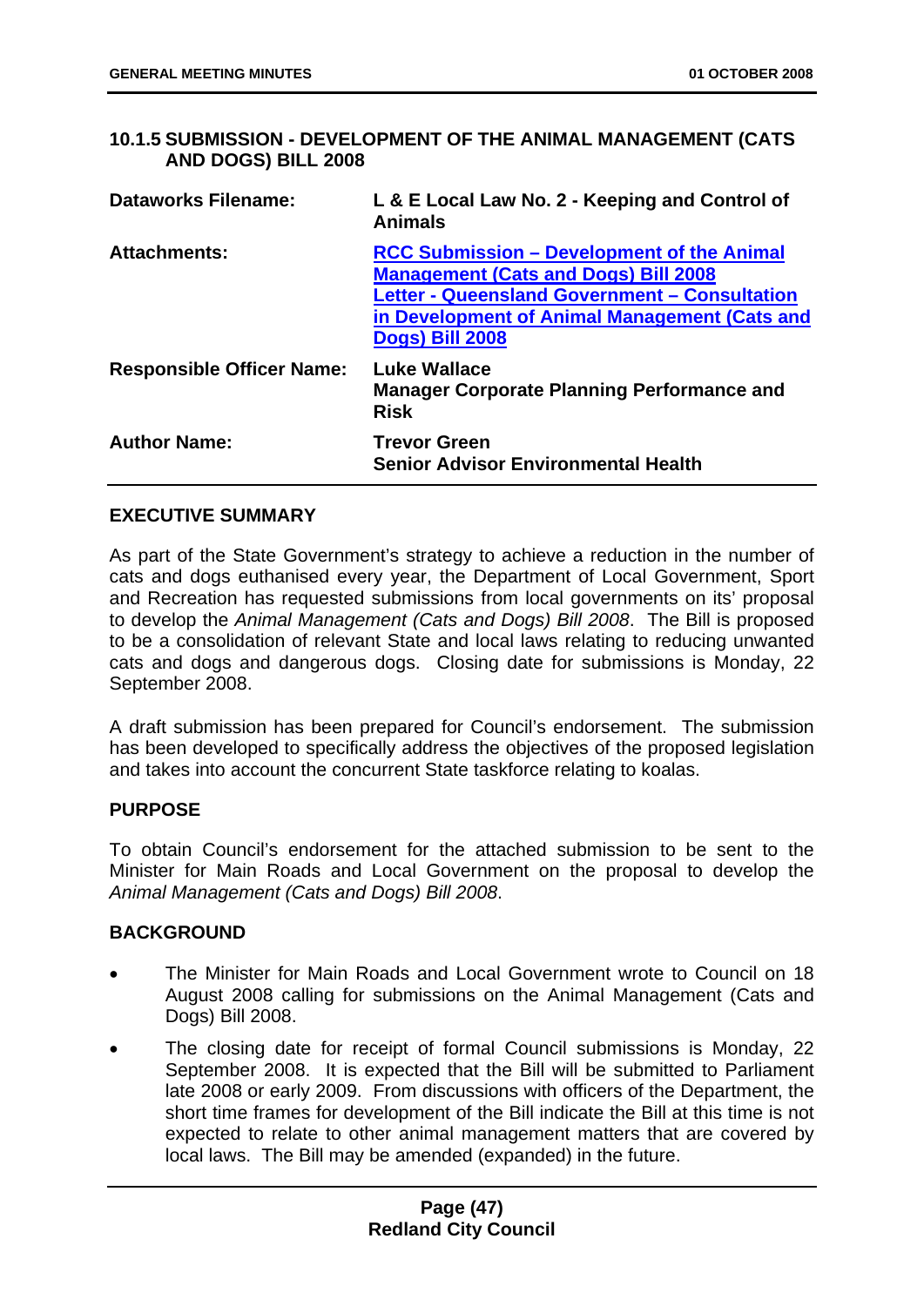### 10.1.5 SUBMISSION - DEVELOPMENT OF THE ANIMAL MANAGEMENT (CATS AND DOGS) BILL 2008

| | |
|---|---|
| **Dataworks Filename:** | **L & E Local Law No. 2 - Keeping and Control of Animals** |
| **Attachments:** | **RCC Submission – Development of the Animal Management (Cats and Dogs) Bill 2008**<br>**Letter - Queensland Government – Consultation in Development of Animal Management (Cats and Dogs) Bill 2008** |
| **Responsible Officer Name:** | **Luke Wallace**<br>**Manager Corporate Planning Performance and Risk** |
| **Author Name:** | **Trevor Green**<br>**Senior Advisor Environmental Health** |

#### EXECUTIVE SUMMARY

As part of the State Government's strategy to achieve a reduction in the number of cats and dogs euthanised every year, the Department of Local Government, Sport and Recreation has requested submissions from local governments on its' proposal to develop the *Animal Management (Cats and Dogs) Bill 2008*. The Bill is proposed to be a consolidation of relevant State and local laws relating to reducing unwanted cats and dogs and dangerous dogs. Closing date for submissions is Monday, 22 September 2008.

A draft submission has been prepared for Council's endorsement. The submission has been developed to specifically address the objectives of the proposed legislation and takes into account the concurrent State taskforce relating to koalas.

#### PURPOSE

To obtain Council's endorsement for the attached submission to be sent to the Minister for Main Roads and Local Government on the proposal to develop the *Animal Management (Cats and Dogs) Bill 2008*.

#### BACKGROUND

- The Minister for Main Roads and Local Government wrote to Council on 18 August 2008 calling for submissions on the Animal Management (Cats and Dogs) Bill 2008.
- The closing date for receipt of formal Council submissions is Monday, 22 September 2008. It is expected that the Bill will be submitted to Parliament late 2008 or early 2009. From discussions with officers of the Department, the short time frames for development of the Bill indicate the Bill at this time is not expected to relate to other animal management matters that are covered by local laws. The Bill may be amended (expanded) in the future.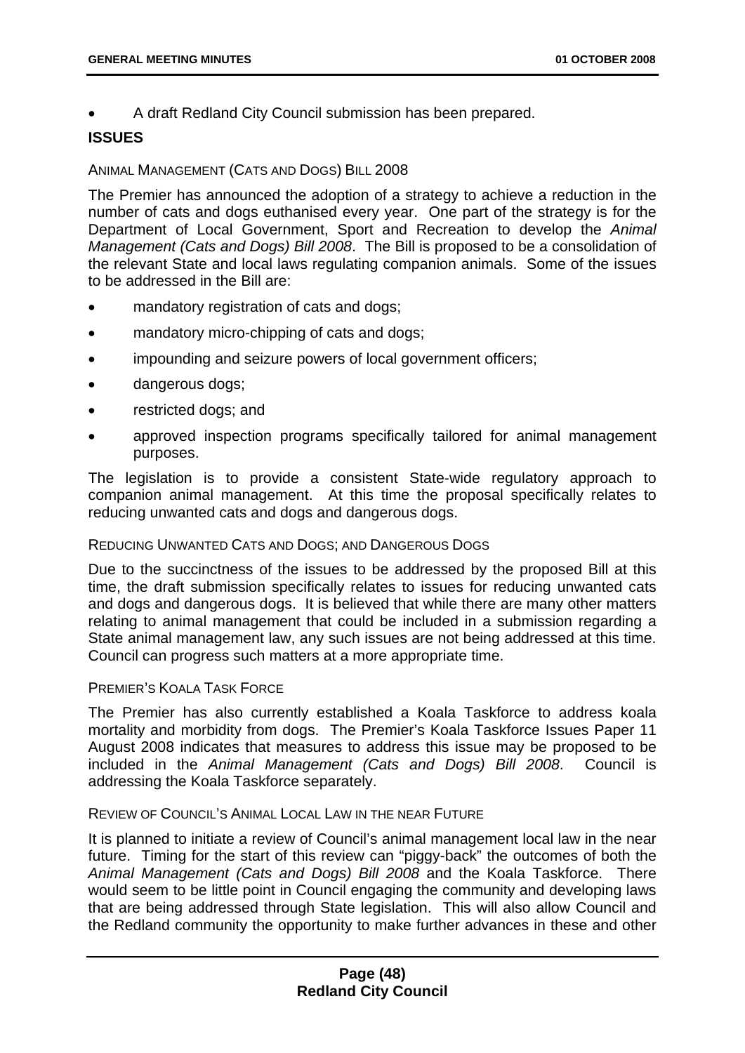- A draft Redland City Council submission has been prepared.

**ISSUES**

ANIMAL MANAGEMENT (CATS AND DOGS) BILL 2008

The Premier has announced the adoption of a strategy to achieve a reduction in the number of cats and dogs euthanised every year. One part of the strategy is for the Department of Local Government, Sport and Recreation to develop the *Animal Management (Cats and Dogs) Bill 2008*. The Bill is proposed to be a consolidation of the relevant State and local laws regulating companion animals. Some of the issues to be addressed in the Bill are:

- mandatory registration of cats and dogs;
- mandatory micro-chipping of cats and dogs;
- impounding and seizure powers of local government officers;
- dangerous dogs;
- restricted dogs; and
- approved inspection programs specifically tailored for animal management purposes.

The legislation is to provide a consistent State-wide regulatory approach to companion animal management. At this time the proposal specifically relates to reducing unwanted cats and dogs and dangerous dogs.

REDUCING UNWANTED CATS AND DOGS; AND DANGEROUS DOGS

Due to the succinctness of the issues to be addressed by the proposed Bill at this time, the draft submission specifically relates to issues for reducing unwanted cats and dogs and dangerous dogs. It is believed that while there are many other matters relating to animal management that could be included in a submission regarding a State animal management law, any such issues are not being addressed at this time. Council can progress such matters at a more appropriate time.

PREMIER'S KOALA TASK FORCE

The Premier has also currently established a Koala Taskforce to address koala mortality and morbidity from dogs. The Premier's Koala Taskforce Issues Paper 11 August 2008 indicates that measures to address this issue may be proposed to be included in the *Animal Management (Cats and Dogs) Bill 2008*. Council is addressing the Koala Taskforce separately.

REVIEW OF COUNCIL'S ANIMAL LOCAL LAW IN THE NEAR FUTURE

It is planned to initiate a review of Council's animal management local law in the near future. Timing for the start of this review can "piggy-back" the outcomes of both the *Animal Management (Cats and Dogs) Bill 2008* and the Koala Taskforce. There would seem to be little point in Council engaging the community and developing laws that are being addressed through State legislation. This will also allow Council and the Redland community the opportunity to make further advances in these and other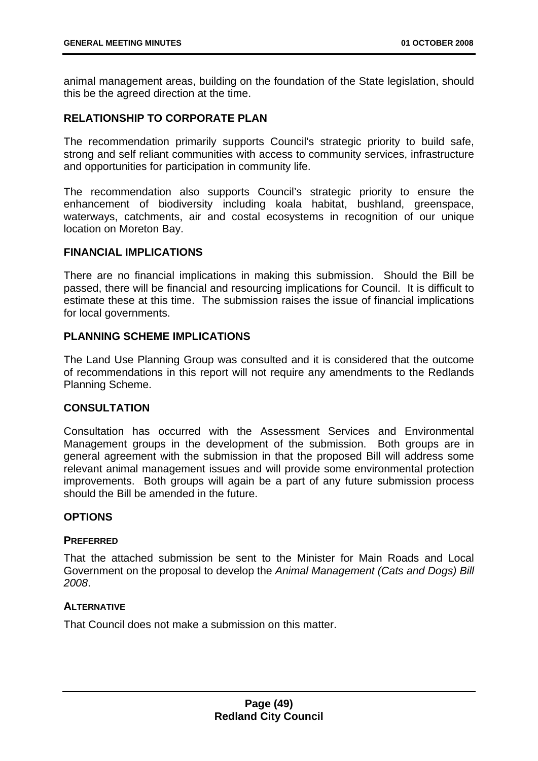animal management areas, building on the foundation of the State legislation, should this be the agreed direction at the time.

## RELATIONSHIP TO CORPORATE PLAN

The recommendation primarily supports Council's strategic priority to build safe, strong and self reliant communities with access to community services, infrastructure and opportunities for participation in community life.

The recommendation also supports Council's strategic priority to ensure the enhancement of biodiversity including koala habitat, bushland, greenspace, waterways, catchments, air and costal ecosystems in recognition of our unique location on Moreton Bay.

## FINANCIAL IMPLICATIONS

There are no financial implications in making this submission. Should the Bill be passed, there will be financial and resourcing implications for Council. It is difficult to estimate these at this time. The submission raises the issue of financial implications for local governments.

## PLANNING SCHEME IMPLICATIONS

The Land Use Planning Group was consulted and it is considered that the outcome of recommendations in this report will not require any amendments to the Redlands Planning Scheme.

## CONSULTATION

Consultation has occurred with the Assessment Services and Environmental Management groups in the development of the submission. Both groups are in general agreement with the submission in that the proposed Bill will address some relevant animal management issues and will provide some environmental protection improvements. Both groups will again be a part of any future submission process should the Bill be amended in the future.

## OPTIONS

### PREFERRED

That the attached submission be sent to the Minister for Main Roads and Local Government on the proposal to develop the *Animal Management (Cats and Dogs) Bill 2008*.

### ALTERNATIVE

That Council does not make a submission on this matter.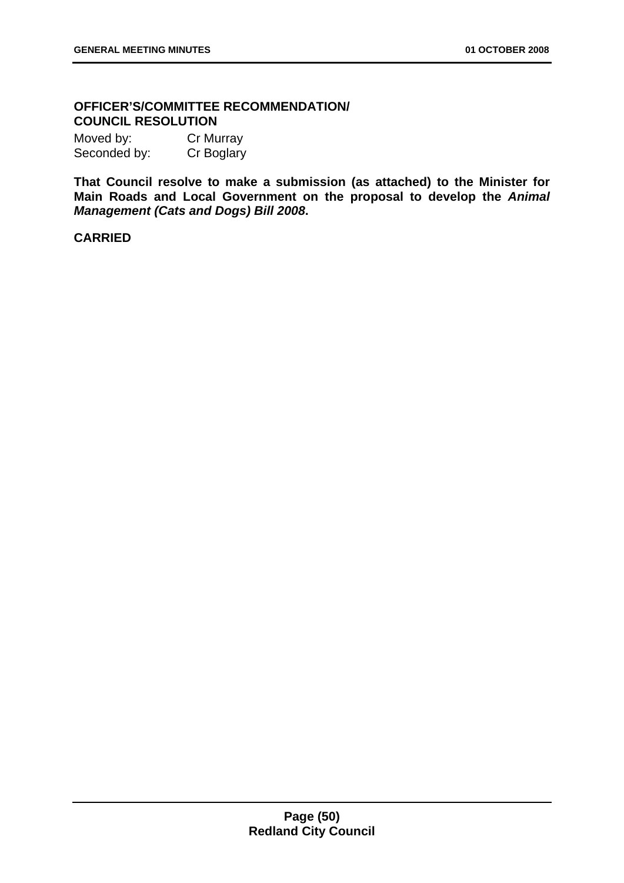**OFFICER'S/COMMITTEE RECOMMENDATION/
COUNCIL RESOLUTION**

Moved by: Cr Murray
Seconded by: Cr Boglary

**That Council resolve to make a submission (as attached) to the Minister for Main Roads and Local Government on the proposal to develop the *Animal Management (Cats and Dogs) Bill 2008*.**

**CARRIED**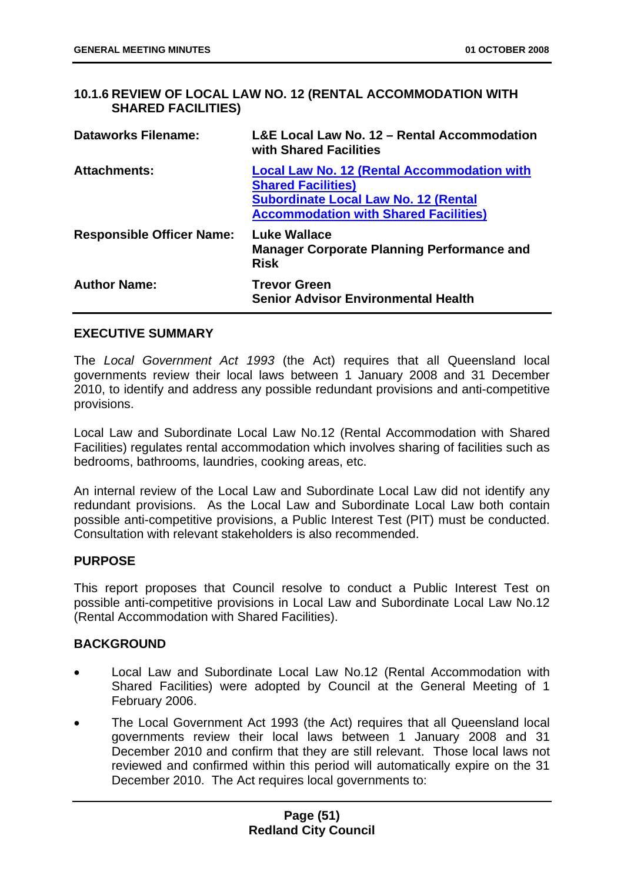### 10.1.6 REVIEW OF LOCAL LAW NO. 12 (RENTAL ACCOMMODATION WITH SHARED FACILITIES)

| | |
|---|---|
| **Dataworks Filename:** | **L&E Local Law No. 12 – Rental Accommodation with Shared Facilities** |
| **Attachments:** | **Local Law No. 12 (Rental Accommodation with Shared Facilities)**<br>**Subordinate Local Law No. 12 (Rental Accommodation with Shared Facilities)** |
| **Responsible Officer Name:** | **Luke Wallace**<br>**Manager Corporate Planning Performance and Risk** |
| **Author Name:** | **Trevor Green**<br>**Senior Advisor Environmental Health** |

#### EXECUTIVE SUMMARY

The *Local Government Act 1993* (the Act) requires that all Queensland local governments review their local laws between 1 January 2008 and 31 December 2010, to identify and address any possible redundant provisions and anti-competitive provisions.

Local Law and Subordinate Local Law No.12 (Rental Accommodation with Shared Facilities) regulates rental accommodation which involves sharing of facilities such as bedrooms, bathrooms, laundries, cooking areas, etc.

An internal review of the Local Law and Subordinate Local Law did not identify any redundant provisions. As the Local Law and Subordinate Local Law both contain possible anti-competitive provisions, a Public Interest Test (PIT) must be conducted. Consultation with relevant stakeholders is also recommended.

#### PURPOSE

This report proposes that Council resolve to conduct a Public Interest Test on possible anti-competitive provisions in Local Law and Subordinate Local Law No.12 (Rental Accommodation with Shared Facilities).

#### BACKGROUND

- Local Law and Subordinate Local Law No.12 (Rental Accommodation with Shared Facilities) were adopted by Council at the General Meeting of 1 February 2006.
- The Local Government Act 1993 (the Act) requires that all Queensland local governments review their local laws between 1 January 2008 and 31 December 2010 and confirm that they are still relevant. Those local laws not reviewed and confirmed within this period will automatically expire on the 31 December 2010. The Act requires local governments to: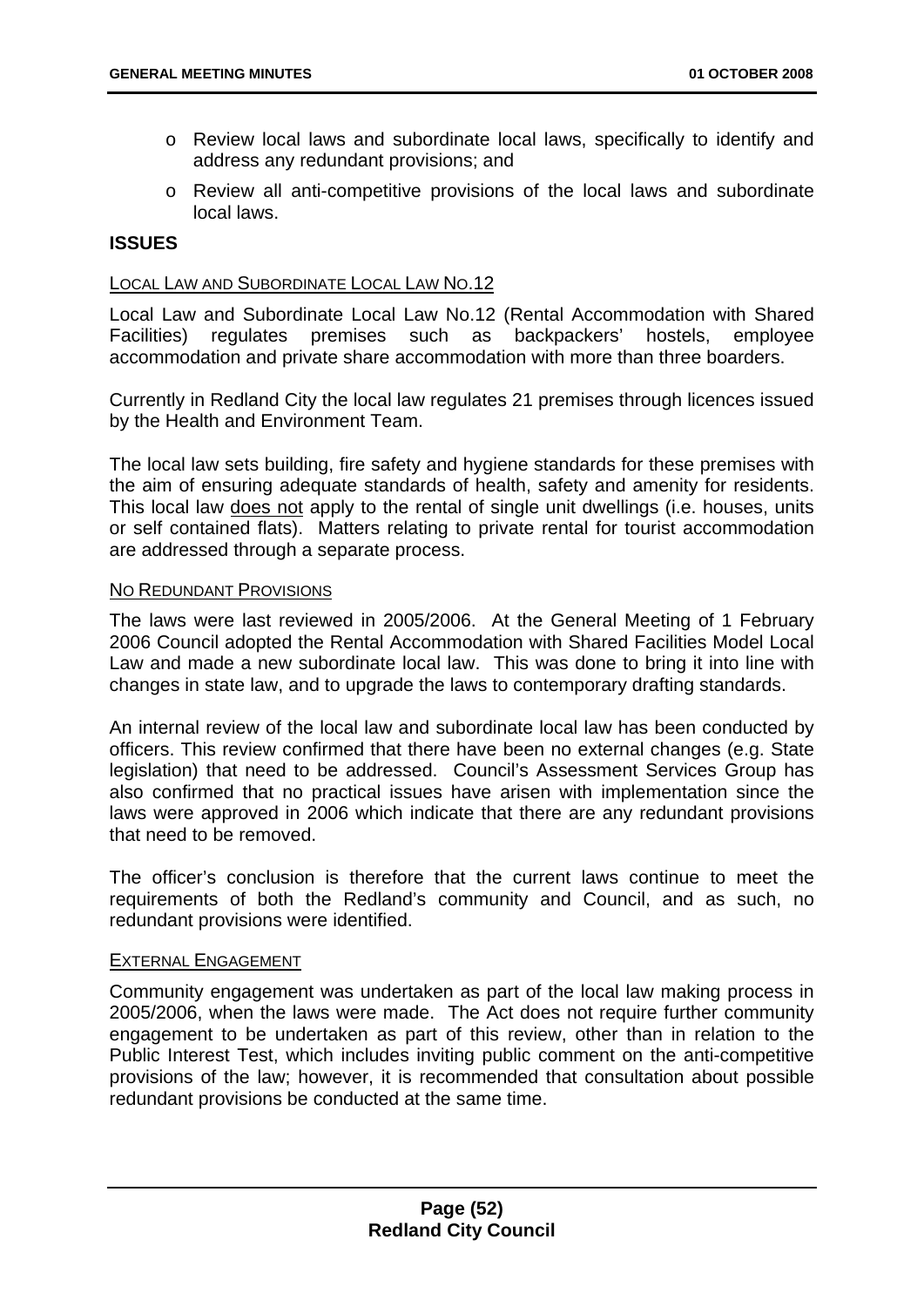- Review local laws and subordinate local laws, specifically to identify and address any redundant provisions; and
- Review all anti-competitive provisions of the local laws and subordinate local laws.

## ISSUES

LOCAL LAW AND SUBORDINATE LOCAL LAW NO.12

Local Law and Subordinate Local Law No.12 (Rental Accommodation with Shared Facilities) regulates premises such as backpackers' hostels, employee accommodation and private share accommodation with more than three boarders.

Currently in Redland City the local law regulates 21 premises through licences issued by the Health and Environment Team.

The local law sets building, fire safety and hygiene standards for these premises with the aim of ensuring adequate standards of health, safety and amenity for residents. This local law does not apply to the rental of single unit dwellings (i.e. houses, units or self contained flats). Matters relating to private rental for tourist accommodation are addressed through a separate process.

NO REDUNDANT PROVISIONS

The laws were last reviewed in 2005/2006. At the General Meeting of 1 February 2006 Council adopted the Rental Accommodation with Shared Facilities Model Local Law and made a new subordinate local law. This was done to bring it into line with changes in state law, and to upgrade the laws to contemporary drafting standards.

An internal review of the local law and subordinate local law has been conducted by officers. This review confirmed that there have been no external changes (e.g. State legislation) that need to be addressed. Council's Assessment Services Group has also confirmed that no practical issues have arisen with implementation since the laws were approved in 2006 which indicate that there are any redundant provisions that need to be removed.

The officer's conclusion is therefore that the current laws continue to meet the requirements of both the Redland's community and Council, and as such, no redundant provisions were identified.

EXTERNAL ENGAGEMENT

Community engagement was undertaken as part of the local law making process in 2005/2006, when the laws were made. The Act does not require further community engagement to be undertaken as part of this review, other than in relation to the Public Interest Test, which includes inviting public comment on the anti-competitive provisions of the law; however, it is recommended that consultation about possible redundant provisions be conducted at the same time.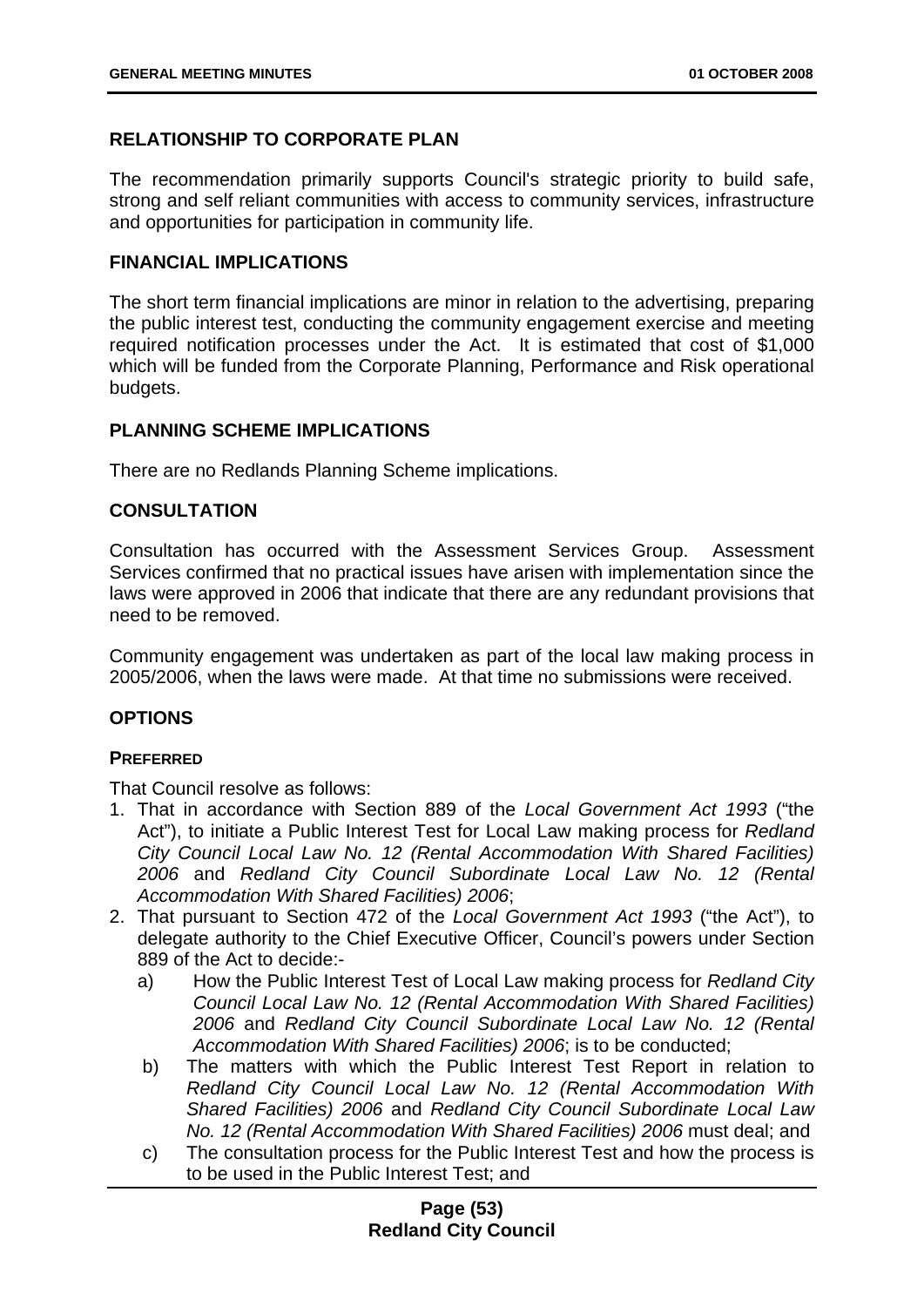## RELATIONSHIP TO CORPORATE PLAN

The recommendation primarily supports Council's strategic priority to build safe, strong and self reliant communities with access to community services, infrastructure and opportunities for participation in community life.

## FINANCIAL IMPLICATIONS

The short term financial implications are minor in relation to the advertising, preparing the public interest test, conducting the community engagement exercise and meeting required notification processes under the Act. It is estimated that cost of $1,000 which will be funded from the Corporate Planning, Performance and Risk operational budgets.

## PLANNING SCHEME IMPLICATIONS

There are no Redlands Planning Scheme implications.

## CONSULTATION

Consultation has occurred with the Assessment Services Group. Assessment Services confirmed that no practical issues have arisen with implementation since the laws were approved in 2006 that indicate that there are any redundant provisions that need to be removed.

Community engagement was undertaken as part of the local law making process in 2005/2006, when the laws were made. At that time no submissions were received.

## OPTIONS

### PREFERRED

That Council resolve as follows:

1. That in accordance with Section 889 of the *Local Government Act 1993* ("the Act"), to initiate a Public Interest Test for Local Law making process for *Redland City Council Local Law No. 12 (Rental Accommodation With Shared Facilities) 2006* and *Redland City Council Subordinate Local Law No. 12 (Rental Accommodation With Shared Facilities) 2006*;
2. That pursuant to Section 472 of the *Local Government Act 1993* ("the Act"), to delegate authority to the Chief Executive Officer, Council's powers under Section 889 of the Act to decide:-
   a) How the Public Interest Test of Local Law making process for *Redland City Council Local Law No. 12 (Rental Accommodation With Shared Facilities) 2006* and *Redland City Council Subordinate Local Law No. 12 (Rental Accommodation With Shared Facilities) 2006*; is to be conducted;
   b) The matters with which the Public Interest Test Report in relation to *Redland City Council Local Law No. 12 (Rental Accommodation With Shared Facilities) 2006* and *Redland City Council Subordinate Local Law No. 12 (Rental Accommodation With Shared Facilities) 2006* must deal; and
   c) The consultation process for the Public Interest Test and how the process is to be used in the Public Interest Test; and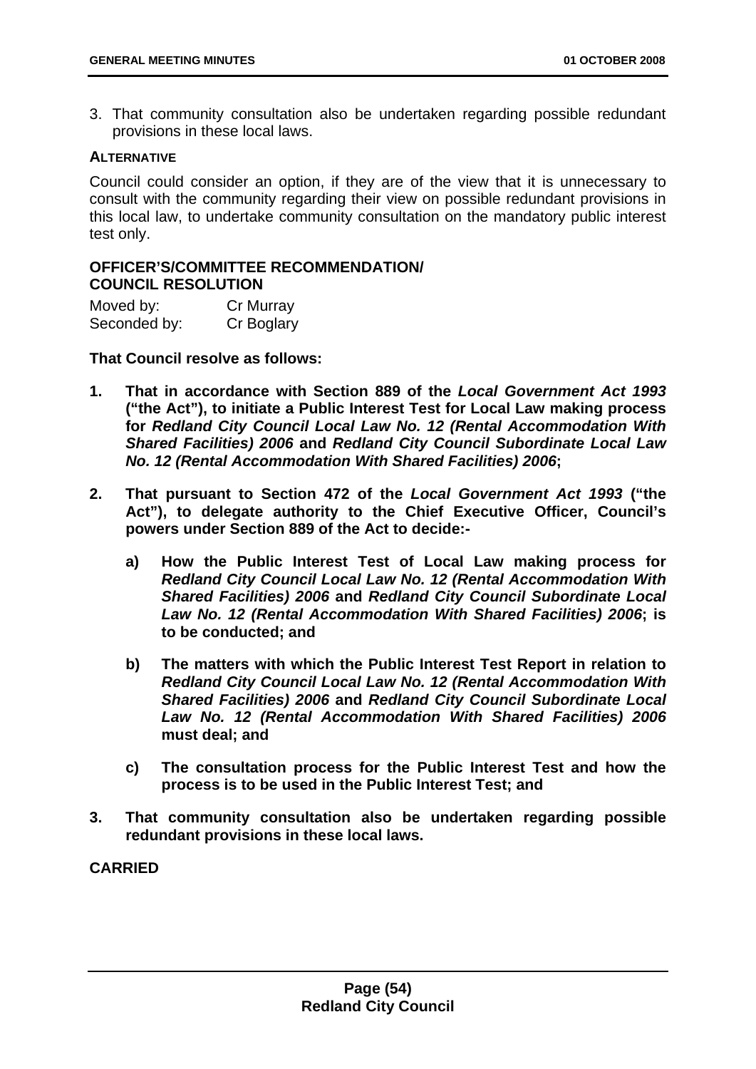3. That community consultation also be undertaken regarding possible redundant provisions in these local laws.

**ALTERNATIVE**

Council could consider an option, if they are of the view that it is unnecessary to consult with the community regarding their view on possible redundant provisions in this local law, to undertake community consultation on the mandatory public interest test only.

**OFFICER'S/COMMITTEE RECOMMENDATION/**
**COUNCIL RESOLUTION**

Moved by: Cr Murray
Seconded by: Cr Boglary

**That Council resolve as follows:**

1. **That in accordance with Section 889 of the *Local Government Act 1993* ("the Act"), to initiate a Public Interest Test for Local Law making process for *Redland City Council Local Law No. 12 (Rental Accommodation With Shared Facilities) 2006* and *Redland City Council Subordinate Local Law No. 12 (Rental Accommodation With Shared Facilities) 2006*;**

2. **That pursuant to Section 472 of the *Local Government Act 1993* ("the Act"), to delegate authority to the Chief Executive Officer, Council's powers under Section 889 of the Act to decide:-**

   a) **How the Public Interest Test of Local Law making process for *Redland City Council Local Law No. 12 (Rental Accommodation With Shared Facilities) 2006* and *Redland City Council Subordinate Local Law No. 12 (Rental Accommodation With Shared Facilities) 2006*; is to be conducted; and**

   b) **The matters with which the Public Interest Test Report in relation to *Redland City Council Local Law No. 12 (Rental Accommodation With Shared Facilities) 2006* and *Redland City Council Subordinate Local Law No. 12 (Rental Accommodation With Shared Facilities) 2006* must deal; and**

   c) **The consultation process for the Public Interest Test and how the process is to be used in the Public Interest Test; and**

3. **That community consultation also be undertaken regarding possible redundant provisions in these local laws.**

**CARRIED**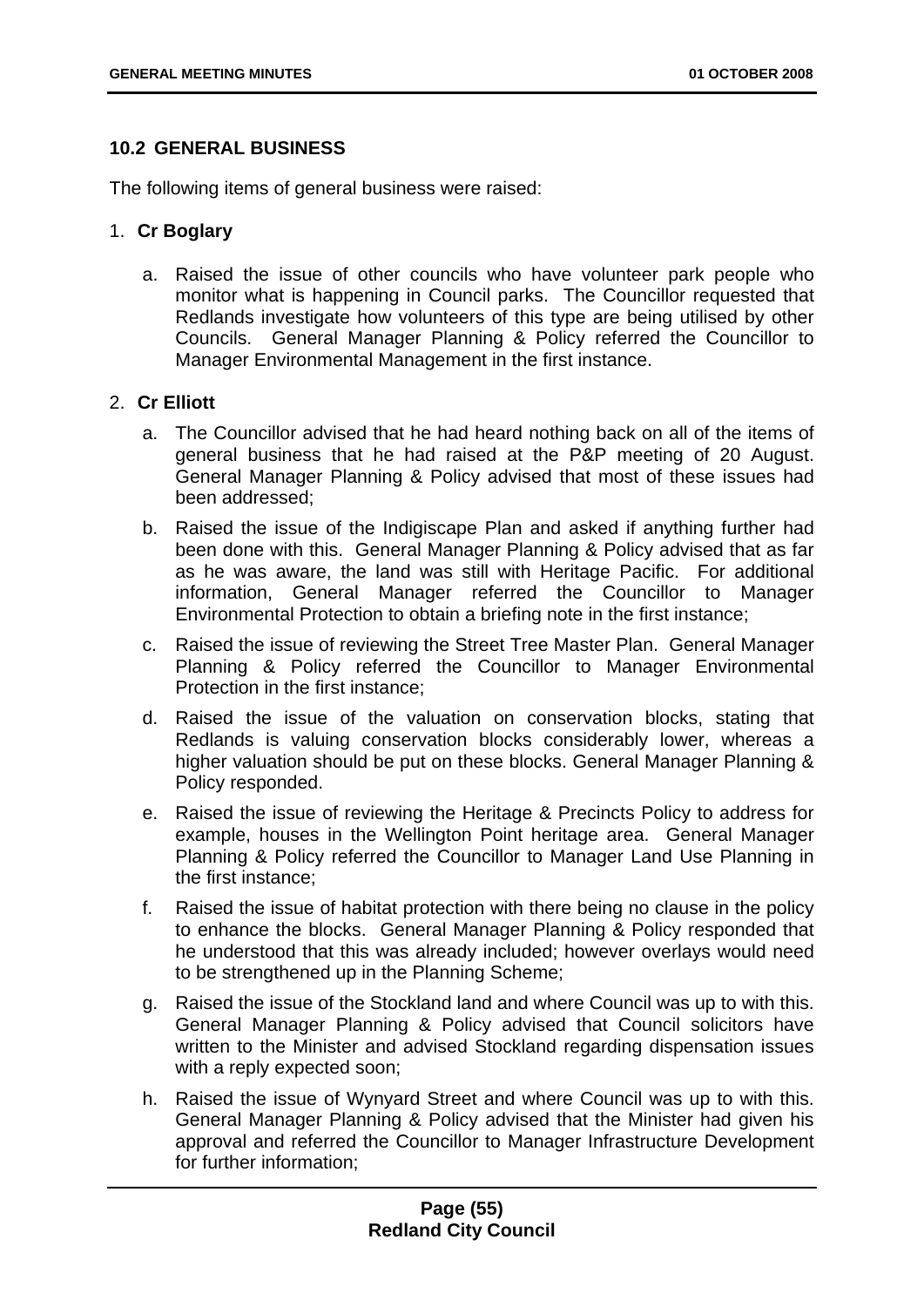## 10.2 GENERAL BUSINESS

The following items of general business were raised:

1. **Cr Boglary**

   a. Raised the issue of other councils who have volunteer park people who monitor what is happening in Council parks. The Councillor requested that Redlands investigate how volunteers of this type are being utilised by other Councils. General Manager Planning & Policy referred the Councillor to Manager Environmental Management in the first instance.

2. **Cr Elliott**

   a. The Councillor advised that he had heard nothing back on all of the items of general business that he had raised at the P&P meeting of 20 August. General Manager Planning & Policy advised that most of these issues had been addressed;

   b. Raised the issue of the Indigiscape Plan and asked if anything further had been done with this. General Manager Planning & Policy advised that as far as he was aware, the land was still with Heritage Pacific. For additional information, General Manager referred the Councillor to Manager Environmental Protection to obtain a briefing note in the first instance;

   c. Raised the issue of reviewing the Street Tree Master Plan. General Manager Planning & Policy referred the Councillor to Manager Environmental Protection in the first instance;

   d. Raised the issue of the valuation on conservation blocks, stating that Redlands is valuing conservation blocks considerably lower, whereas a higher valuation should be put on these blocks. General Manager Planning & Policy responded.

   e. Raised the issue of reviewing the Heritage & Precincts Policy to address for example, houses in the Wellington Point heritage area. General Manager Planning & Policy referred the Councillor to Manager Land Use Planning in the first instance;

   f. Raised the issue of habitat protection with there being no clause in the policy to enhance the blocks. General Manager Planning & Policy responded that he understood that this was already included; however overlays would need to be strengthened up in the Planning Scheme;

   g. Raised the issue of the Stockland land and where Council was up to with this. General Manager Planning & Policy advised that Council solicitors have written to the Minister and advised Stockland regarding dispensation issues with a reply expected soon;

   h. Raised the issue of Wynyard Street and where Council was up to with this. General Manager Planning & Policy advised that the Minister had given his approval and referred the Councillor to Manager Infrastructure Development for further information;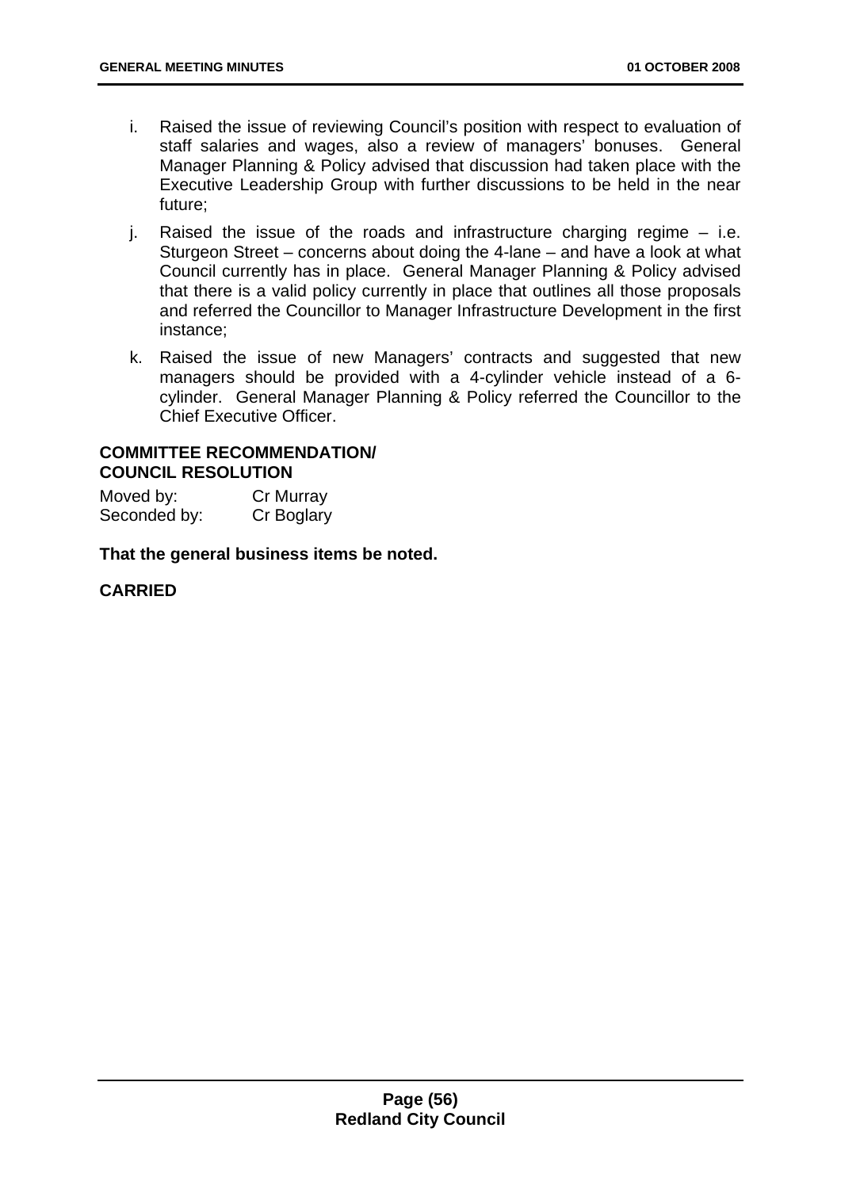i. Raised the issue of reviewing Council's position with respect to evaluation of staff salaries and wages, also a review of managers' bonuses. General Manager Planning & Policy advised that discussion had taken place with the Executive Leadership Group with further discussions to be held in the near future;

j. Raised the issue of the roads and infrastructure charging regime – i.e. Sturgeon Street – concerns about doing the 4-lane – and have a look at what Council currently has in place. General Manager Planning & Policy advised that there is a valid policy currently in place that outlines all those proposals and referred the Councillor to Manager Infrastructure Development in the first instance;

k. Raised the issue of new Managers' contracts and suggested that new managers should be provided with a 4-cylinder vehicle instead of a 6-cylinder. General Manager Planning & Policy referred the Councillor to the Chief Executive Officer.

**COMMITTEE RECOMMENDATION/**
**COUNCIL RESOLUTION**

Moved by: Cr Murray
Seconded by: Cr Boglary

**That the general business items be noted.**

**CARRIED**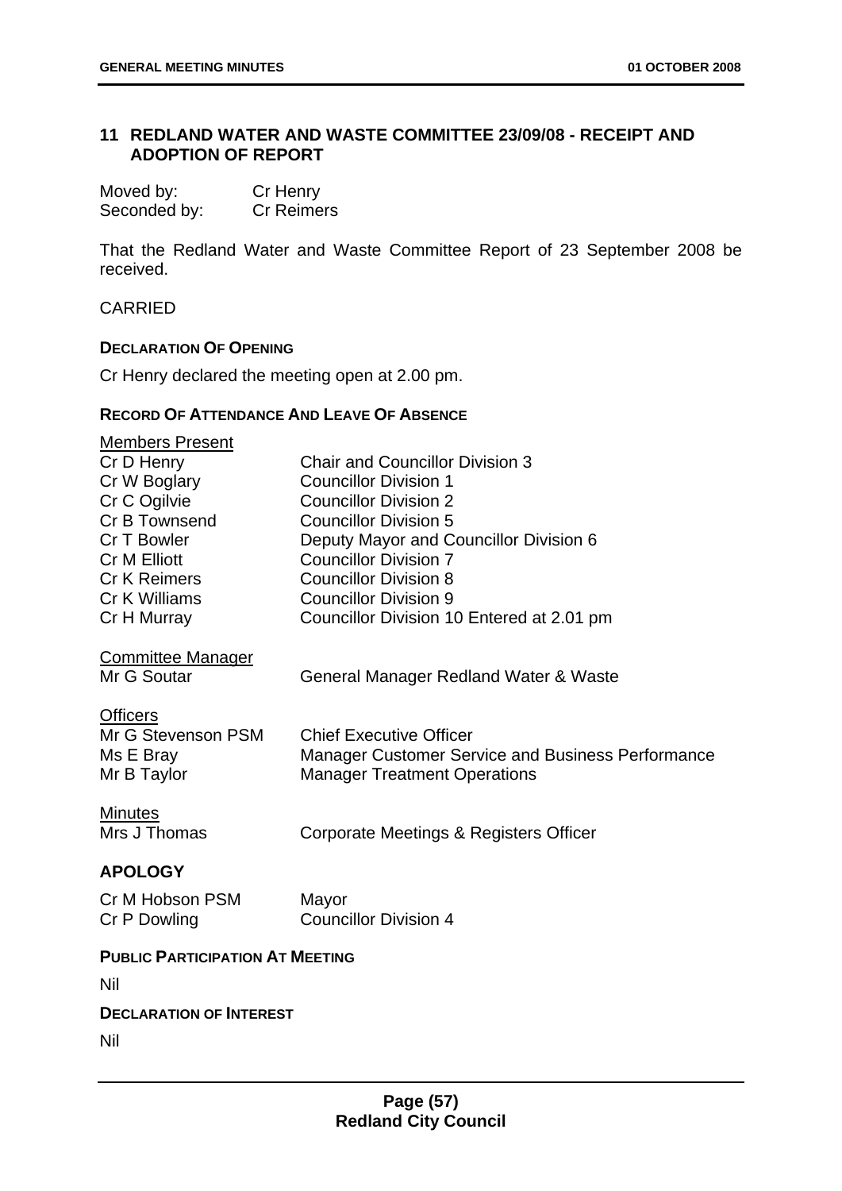## 11 REDLAND WATER AND WASTE COMMITTEE 23/09/08 - RECEIPT AND ADOPTION OF REPORT

| | |
|---|---|
| Moved by: | Cr Henry |
| Seconded by: | Cr Reimers |

That the Redland Water and Waste Committee Report of 23 September 2008 be received.

CARRIED

**DECLARATION OF OPENING**

Cr Henry declared the meeting open at 2.00 pm.

**RECORD OF ATTENDANCE AND LEAVE OF ABSENCE**

Members Present

| | |
|---|---|
| Cr D Henry | Chair and Councillor Division 3 |
| Cr W Boglary | Councillor Division 1 |
| Cr C Ogilvie | Councillor Division 2 |
| Cr B Townsend | Councillor Division 5 |
| Cr T Bowler | Deputy Mayor and Councillor Division 6 |
| Cr M Elliott | Councillor Division 7 |
| Cr K Reimers | Councillor Division 8 |
| Cr K Williams | Councillor Division 9 |
| Cr H Murray | Councillor Division 10 Entered at 2.01 pm |

Committee Manager

| | |
|---|---|
| Mr G Soutar | General Manager Redland Water & Waste |

Officers

| | |
|---|---|
| Mr G Stevenson PSM | Chief Executive Officer |
| Ms E Bray | Manager Customer Service and Business Performance |
| Mr B Taylor | Manager Treatment Operations |

Minutes

| | |
|---|---|
| Mrs J Thomas | Corporate Meetings & Registers Officer |

**APOLOGY**

| | |
|---|---|
| Cr M Hobson PSM | Mayor |
| Cr P Dowling | Councillor Division 4 |

**PUBLIC PARTICIPATION AT MEETING**

Nil

**DECLARATION OF INTEREST**

Nil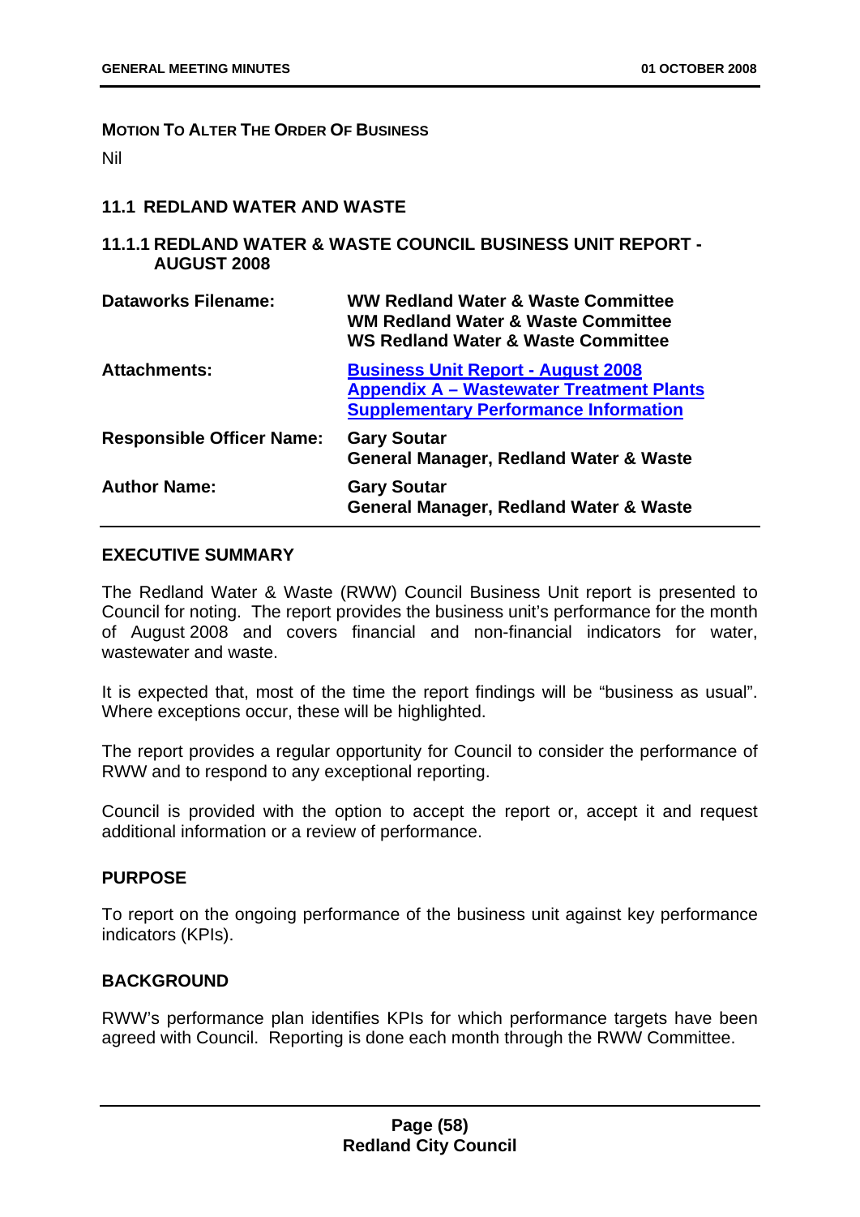**MOTION TO ALTER THE ORDER OF BUSINESS**

Nil

## 11.1 REDLAND WATER AND WASTE

### 11.1.1 REDLAND WATER & WASTE COUNCIL BUSINESS UNIT REPORT - AUGUST 2008

| | |
|---|---|
| **Dataworks Filename:** | **WW Redland Water & Waste Committee**<br>**WM Redland Water & Waste Committee**<br>**WS Redland Water & Waste Committee** |
| **Attachments:** | **Business Unit Report - August 2008**<br>**Appendix A – Wastewater Treatment Plants**<br>**Supplementary Performance Information** |
| **Responsible Officer Name:** | **Gary Soutar**<br>**General Manager, Redland Water & Waste** |
| **Author Name:** | **Gary Soutar**<br>**General Manager, Redland Water & Waste** |

**EXECUTIVE SUMMARY**

The Redland Water & Waste (RWW) Council Business Unit report is presented to Council for noting. The report provides the business unit's performance for the month of August 2008 and covers financial and non-financial indicators for water, wastewater and waste.

It is expected that, most of the time the report findings will be "business as usual". Where exceptions occur, these will be highlighted.

The report provides a regular opportunity for Council to consider the performance of RWW and to respond to any exceptional reporting.

Council is provided with the option to accept the report or, accept it and request additional information or a review of performance.

**PURPOSE**

To report on the ongoing performance of the business unit against key performance indicators (KPIs).

**BACKGROUND**

RWW's performance plan identifies KPIs for which performance targets have been agreed with Council. Reporting is done each month through the RWW Committee.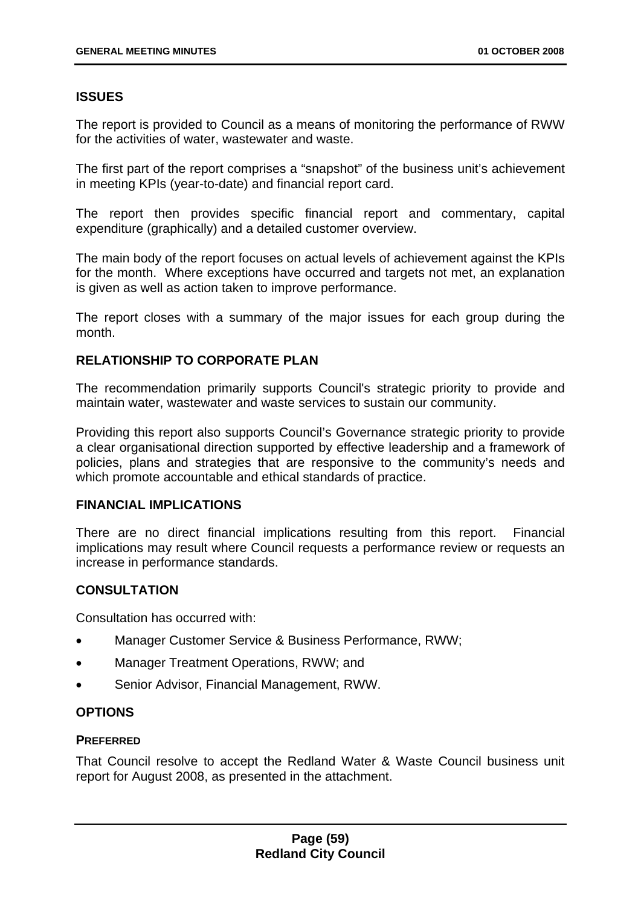## ISSUES

The report is provided to Council as a means of monitoring the performance of RWW for the activities of water, wastewater and waste.

The first part of the report comprises a "snapshot" of the business unit's achievement in meeting KPIs (year-to-date) and financial report card.

The report then provides specific financial report and commentary, capital expenditure (graphically) and a detailed customer overview.

The main body of the report focuses on actual levels of achievement against the KPIs for the month. Where exceptions have occurred and targets not met, an explanation is given as well as action taken to improve performance.

The report closes with a summary of the major issues for each group during the month.

## RELATIONSHIP TO CORPORATE PLAN

The recommendation primarily supports Council's strategic priority to provide and maintain water, wastewater and waste services to sustain our community.

Providing this report also supports Council's Governance strategic priority to provide a clear organisational direction supported by effective leadership and a framework of policies, plans and strategies that are responsive to the community's needs and which promote accountable and ethical standards of practice.

## FINANCIAL IMPLICATIONS

There are no direct financial implications resulting from this report. Financial implications may result where Council requests a performance review or requests an increase in performance standards.

## CONSULTATION

Consultation has occurred with:

- Manager Customer Service & Business Performance, RWW;
- Manager Treatment Operations, RWW; and
- Senior Advisor, Financial Management, RWW.

## OPTIONS

### PREFERRED

That Council resolve to accept the Redland Water & Waste Council business unit report for August 2008, as presented in the attachment.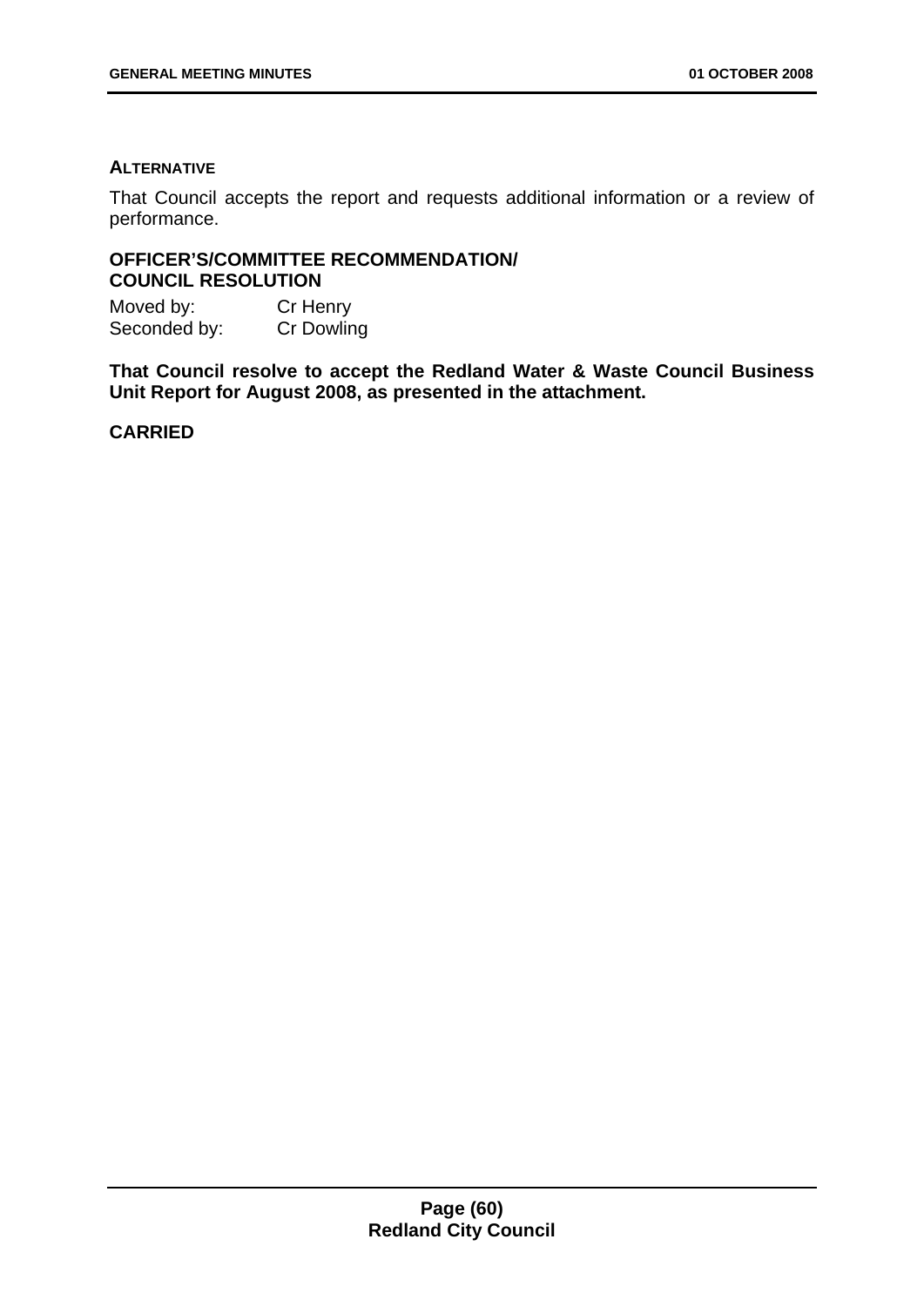#### ALTERNATIVE

That Council accepts the report and requests additional information or a review of performance.

#### OFFICER'S/COMMITTEE RECOMMENDATION/ COUNCIL RESOLUTION

Moved by: Cr Henry
Seconded by: Cr Dowling

**That Council resolve to accept the Redland Water & Waste Council Business Unit Report for August 2008, as presented in the attachment.**

**CARRIED**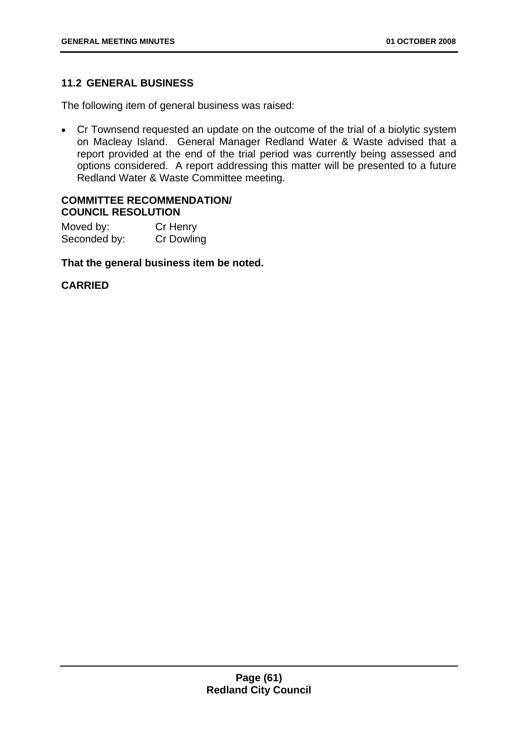## 11.2 GENERAL BUSINESS

The following item of general business was raised:

- Cr Townsend requested an update on the outcome of the trial of a biolytic system on Macleay Island. General Manager Redland Water & Waste advised that a report provided at the end of the trial period was currently being assessed and options considered. A report addressing this matter will be presented to a future Redland Water & Waste Committee meeting.

**COMMITTEE RECOMMENDATION/ COUNCIL RESOLUTION**

Moved by: Cr Henry
Seconded by: Cr Dowling

**That the general business item be noted.**

**CARRIED**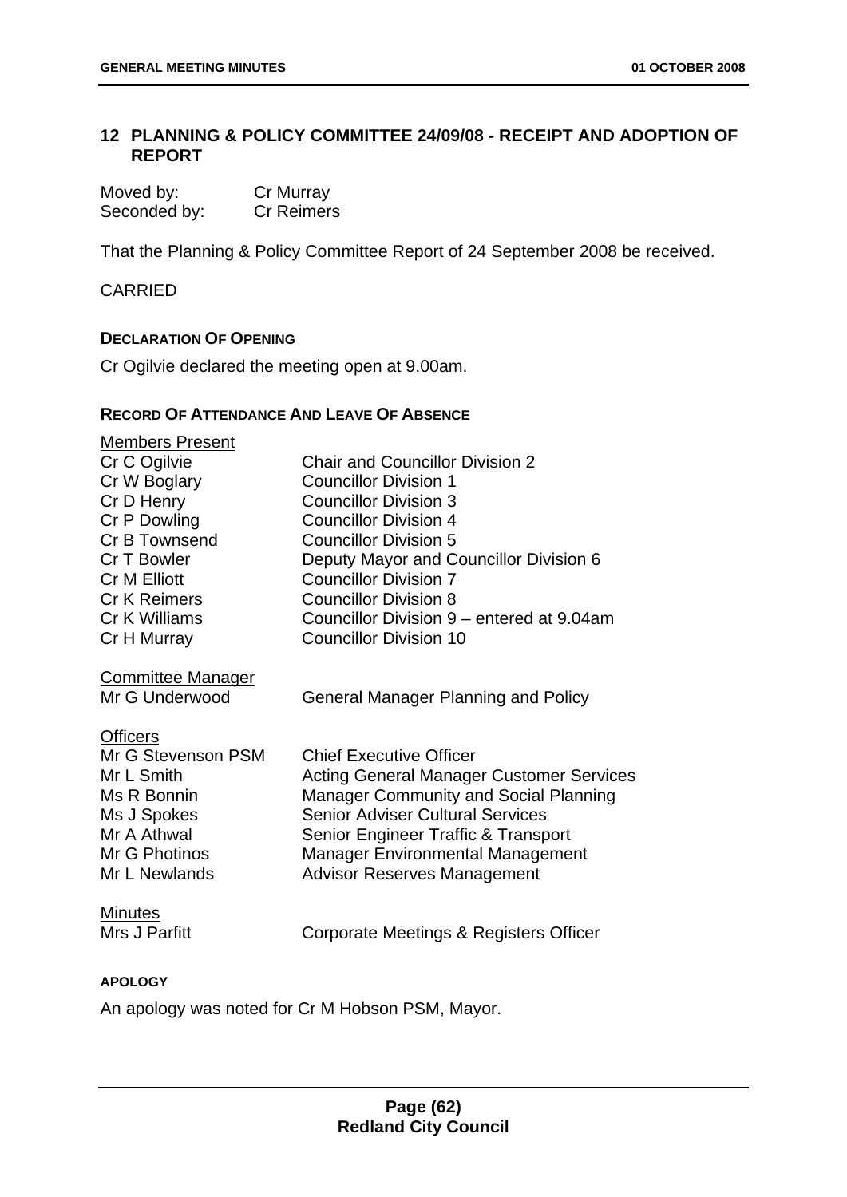## 12 PLANNING & POLICY COMMITTEE 24/09/08 - RECEIPT AND ADOPTION OF REPORT

Moved by: Cr Murray
Seconded by: Cr Reimers

That the Planning & Policy Committee Report of 24 September 2008 be received.

CARRIED

**DECLARATION OF OPENING**

Cr Ogilvie declared the meeting open at 9.00am.

**RECORD OF ATTENDANCE AND LEAVE OF ABSENCE**

Members Present

| | |
|---|---|
| Cr C Ogilvie | Chair and Councillor Division 2 |
| Cr W Boglary | Councillor Division 1 |
| Cr D Henry | Councillor Division 3 |
| Cr P Dowling | Councillor Division 4 |
| Cr B Townsend | Councillor Division 5 |
| Cr T Bowler | Deputy Mayor and Councillor Division 6 |
| Cr M Elliott | Councillor Division 7 |
| Cr K Reimers | Councillor Division 8 |
| Cr K Williams | Councillor Division 9 – entered at 9.04am |
| Cr H Murray | Councillor Division 10 |

Committee Manager

| | |
|---|---|
| Mr G Underwood | General Manager Planning and Policy |

Officers

| | |
|---|---|
| Mr G Stevenson PSM | Chief Executive Officer |
| Mr L Smith | Acting General Manager Customer Services |
| Ms R Bonnin | Manager Community and Social Planning |
| Ms J Spokes | Senior Adviser Cultural Services |
| Mr A Athwal | Senior Engineer Traffic & Transport |
| Mr G Photinos | Manager Environmental Management |
| Mr L Newlands | Advisor Reserves Management |

Minutes

| | |
|---|---|
| Mrs J Parfitt | Corporate Meetings & Registers Officer |

**APOLOGY**

An apology was noted for Cr M Hobson PSM, Mayor.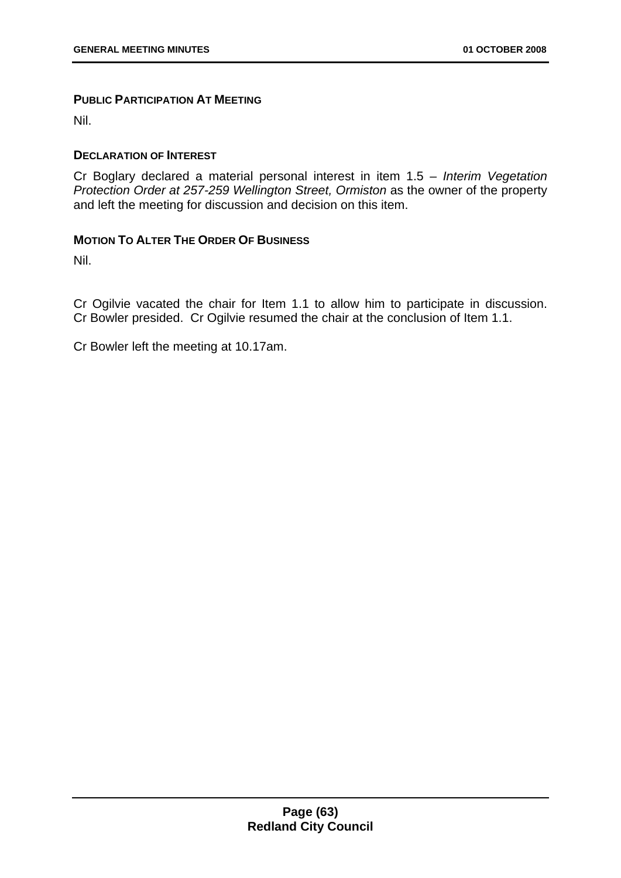**PUBLIC PARTICIPATION AT MEETING**

Nil.

**DECLARATION OF INTEREST**

Cr Boglary declared a material personal interest in item 1.5 – *Interim Vegetation Protection Order at 257-259 Wellington Street, Ormiston* as the owner of the property and left the meeting for discussion and decision on this item.

**MOTION TO ALTER THE ORDER OF BUSINESS**

Nil.

Cr Ogilvie vacated the chair for Item 1.1 to allow him to participate in discussion. Cr Bowler presided. Cr Ogilvie resumed the chair at the conclusion of Item 1.1.

Cr Bowler left the meeting at 10.17am.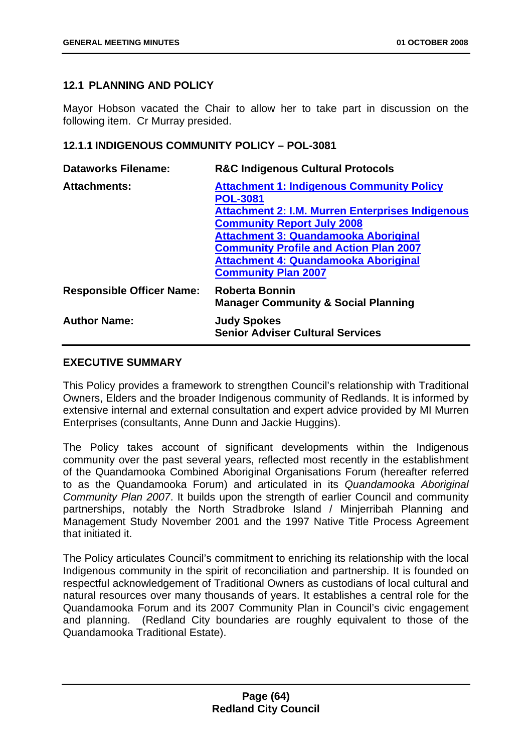## 12.1 PLANNING AND POLICY

Mayor Hobson vacated the Chair to allow her to take part in discussion on the following item. Cr Murray presided.

### 12.1.1 INDIGENOUS COMMUNITY POLICY – POL-3081

| | |
|---|---|
| **Dataworks Filename:** | **R&C Indigenous Cultural Protocols** |
| **Attachments:** | **Attachment 1: Indigenous Community Policy POL-3081**<br>**Attachment 2: I.M. Murren Enterprises Indigenous Community Report July 2008**<br>**Attachment 3: Quandamooka Aboriginal Community Profile and Action Plan 2007**<br>**Attachment 4: Quandamooka Aboriginal Community Plan 2007** |
| **Responsible Officer Name:** | **Roberta Bonnin**<br>**Manager Community & Social Planning** |
| **Author Name:** | **Judy Spokes**<br>**Senior Adviser Cultural Services** |

**EXECUTIVE SUMMARY**

This Policy provides a framework to strengthen Council's relationship with Traditional Owners, Elders and the broader Indigenous community of Redlands. It is informed by extensive internal and external consultation and expert advice provided by MI Murren Enterprises (consultants, Anne Dunn and Jackie Huggins).

The Policy takes account of significant developments within the Indigenous community over the past several years, reflected most recently in the establishment of the Quandamooka Combined Aboriginal Organisations Forum (hereafter referred to as the Quandamooka Forum) and articulated in its *Quandamooka Aboriginal Community Plan 2007*. It builds upon the strength of earlier Council and community partnerships, notably the North Stradbroke Island / Minjerribah Planning and Management Study November 2001 and the 1997 Native Title Process Agreement that initiated it.

The Policy articulates Council's commitment to enriching its relationship with the local Indigenous community in the spirit of reconciliation and partnership. It is founded on respectful acknowledgement of Traditional Owners as custodians of local cultural and natural resources over many thousands of years. It establishes a central role for the Quandamooka Forum and its 2007 Community Plan in Council's civic engagement and planning. (Redland City boundaries are roughly equivalent to those of the Quandamooka Traditional Estate).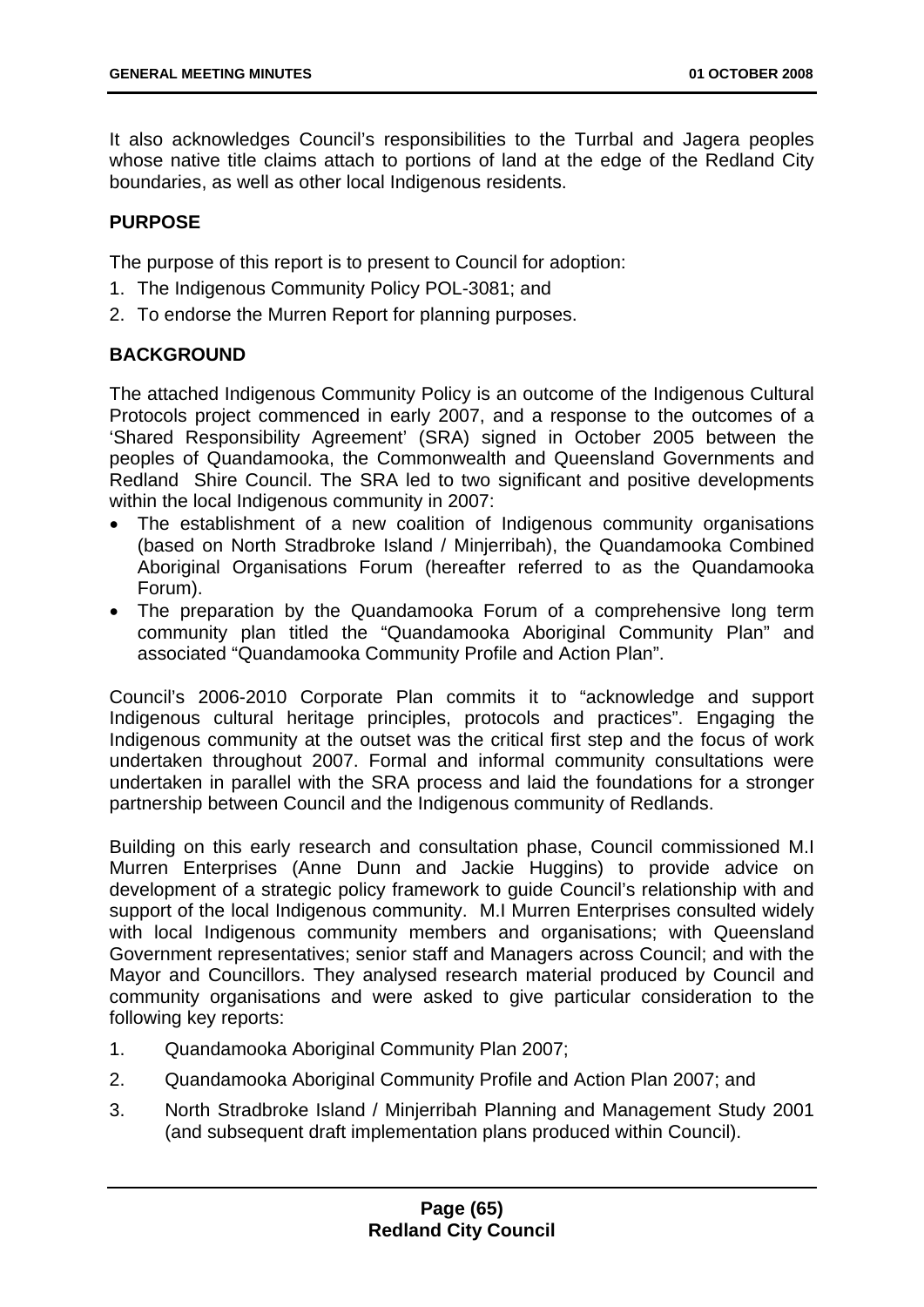It also acknowledges Council's responsibilities to the Turrbal and Jagera peoples whose native title claims attach to portions of land at the edge of the Redland City boundaries, as well as other local Indigenous residents.

**PURPOSE**

The purpose of this report is to present to Council for adoption:

1. The Indigenous Community Policy POL-3081; and
2. To endorse the Murren Report for planning purposes.

**BACKGROUND**

The attached Indigenous Community Policy is an outcome of the Indigenous Cultural Protocols project commenced in early 2007, and a response to the outcomes of a 'Shared Responsibility Agreement' (SRA) signed in October 2005 between the peoples of Quandamooka, the Commonwealth and Queensland Governments and Redland Shire Council. The SRA led to two significant and positive developments within the local Indigenous community in 2007:

- The establishment of a new coalition of Indigenous community organisations (based on North Stradbroke Island / Minjerribah), the Quandamooka Combined Aboriginal Organisations Forum (hereafter referred to as the Quandamooka Forum).
- The preparation by the Quandamooka Forum of a comprehensive long term community plan titled the "Quandamooka Aboriginal Community Plan" and associated "Quandamooka Community Profile and Action Plan".

Council's 2006-2010 Corporate Plan commits it to "acknowledge and support Indigenous cultural heritage principles, protocols and practices". Engaging the Indigenous community at the outset was the critical first step and the focus of work undertaken throughout 2007. Formal and informal community consultations were undertaken in parallel with the SRA process and laid the foundations for a stronger partnership between Council and the Indigenous community of Redlands.

Building on this early research and consultation phase, Council commissioned M.I Murren Enterprises (Anne Dunn and Jackie Huggins) to provide advice on development of a strategic policy framework to guide Council's relationship with and support of the local Indigenous community. M.I Murren Enterprises consulted widely with local Indigenous community members and organisations; with Queensland Government representatives; senior staff and Managers across Council; and with the Mayor and Councillors. They analysed research material produced by Council and community organisations and were asked to give particular consideration to the following key reports:

1. Quandamooka Aboriginal Community Plan 2007;
2. Quandamooka Aboriginal Community Profile and Action Plan 2007; and
3. North Stradbroke Island / Minjerribah Planning and Management Study 2001 (and subsequent draft implementation plans produced within Council).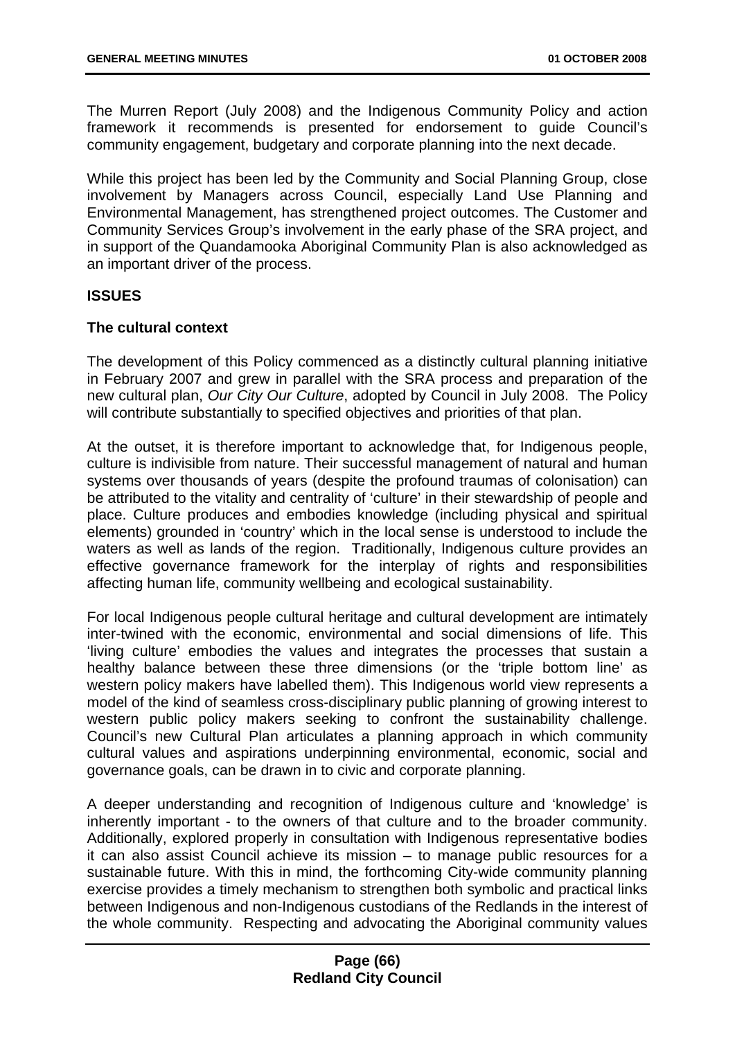The Murren Report (July 2008) and the Indigenous Community Policy and action framework it recommends is presented for endorsement to guide Council's community engagement, budgetary and corporate planning into the next decade.

While this project has been led by the Community and Social Planning Group, close involvement by Managers across Council, especially Land Use Planning and Environmental Management, has strengthened project outcomes. The Customer and Community Services Group's involvement in the early phase of the SRA project, and in support of the Quandamooka Aboriginal Community Plan is also acknowledged as an important driver of the process.

## ISSUES

### The cultural context

The development of this Policy commenced as a distinctly cultural planning initiative in February 2007 and grew in parallel with the SRA process and preparation of the new cultural plan, *Our City Our Culture*, adopted by Council in July 2008. The Policy will contribute substantially to specified objectives and priorities of that plan.

At the outset, it is therefore important to acknowledge that, for Indigenous people, culture is indivisible from nature. Their successful management of natural and human systems over thousands of years (despite the profound traumas of colonisation) can be attributed to the vitality and centrality of 'culture' in their stewardship of people and place. Culture produces and embodies knowledge (including physical and spiritual elements) grounded in 'country' which in the local sense is understood to include the waters as well as lands of the region. Traditionally, Indigenous culture provides an effective governance framework for the interplay of rights and responsibilities affecting human life, community wellbeing and ecological sustainability.

For local Indigenous people cultural heritage and cultural development are intimately inter-twined with the economic, environmental and social dimensions of life. This 'living culture' embodies the values and integrates the processes that sustain a healthy balance between these three dimensions (or the 'triple bottom line' as western policy makers have labelled them). This Indigenous world view represents a model of the kind of seamless cross-disciplinary public planning of growing interest to western public policy makers seeking to confront the sustainability challenge. Council's new Cultural Plan articulates a planning approach in which community cultural values and aspirations underpinning environmental, economic, social and governance goals, can be drawn in to civic and corporate planning.

A deeper understanding and recognition of Indigenous culture and 'knowledge' is inherently important - to the owners of that culture and to the broader community. Additionally, explored properly in consultation with Indigenous representative bodies it can also assist Council achieve its mission – to manage public resources for a sustainable future. With this in mind, the forthcoming City-wide community planning exercise provides a timely mechanism to strengthen both symbolic and practical links between Indigenous and non-Indigenous custodians of the Redlands in the interest of the whole community. Respecting and advocating the Aboriginal community values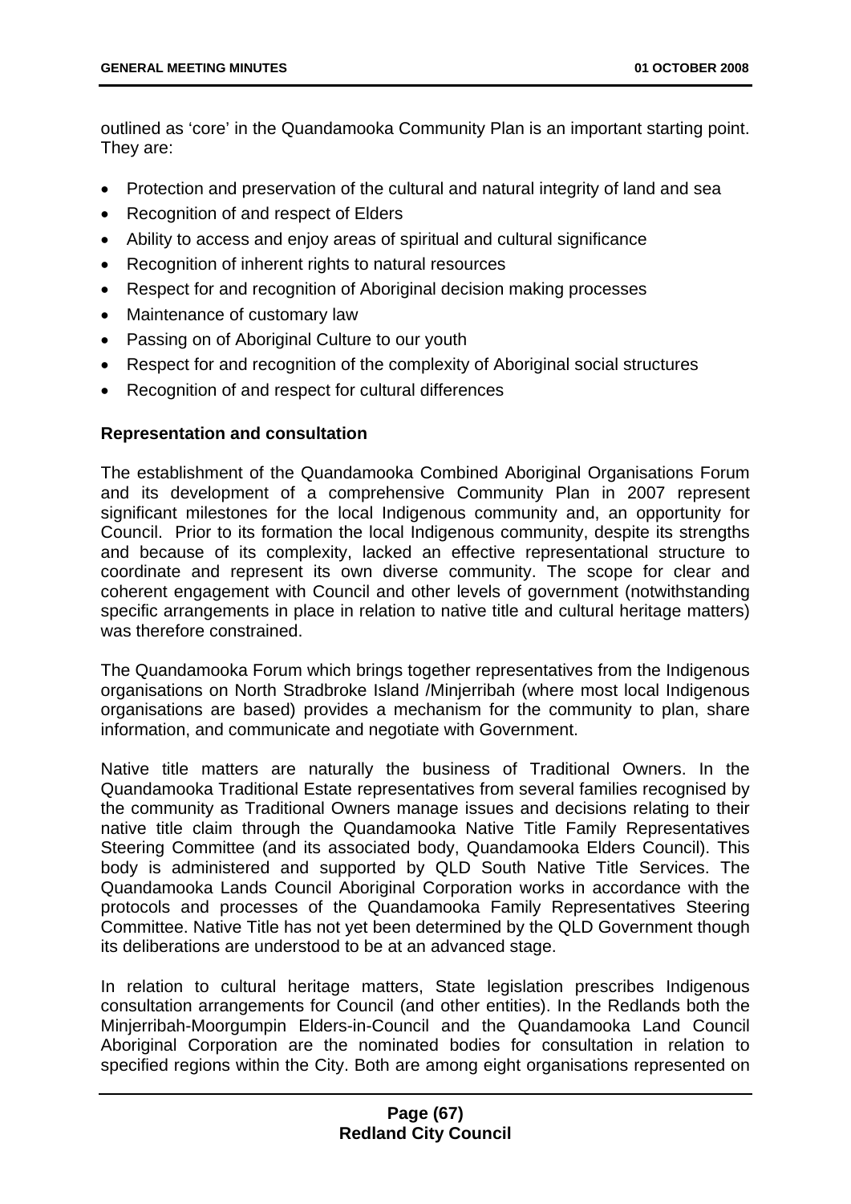outlined as 'core' in the Quandamooka Community Plan is an important starting point. They are:

- Protection and preservation of the cultural and natural integrity of land and sea
- Recognition of and respect of Elders
- Ability to access and enjoy areas of spiritual and cultural significance
- Recognition of inherent rights to natural resources
- Respect for and recognition of Aboriginal decision making processes
- Maintenance of customary law
- Passing on of Aboriginal Culture to our youth
- Respect for and recognition of the complexity of Aboriginal social structures
- Recognition of and respect for cultural differences

**Representation and consultation**

The establishment of the Quandamooka Combined Aboriginal Organisations Forum and its development of a comprehensive Community Plan in 2007 represent significant milestones for the local Indigenous community and, an opportunity for Council. Prior to its formation the local Indigenous community, despite its strengths and because of its complexity, lacked an effective representational structure to coordinate and represent its own diverse community. The scope for clear and coherent engagement with Council and other levels of government (notwithstanding specific arrangements in place in relation to native title and cultural heritage matters) was therefore constrained.

The Quandamooka Forum which brings together representatives from the Indigenous organisations on North Stradbroke Island /Minjerribah (where most local Indigenous organisations are based) provides a mechanism for the community to plan, share information, and communicate and negotiate with Government.

Native title matters are naturally the business of Traditional Owners. In the Quandamooka Traditional Estate representatives from several families recognised by the community as Traditional Owners manage issues and decisions relating to their native title claim through the Quandamooka Native Title Family Representatives Steering Committee (and its associated body, Quandamooka Elders Council). This body is administered and supported by QLD South Native Title Services. The Quandamooka Lands Council Aboriginal Corporation works in accordance with the protocols and processes of the Quandamooka Family Representatives Steering Committee. Native Title has not yet been determined by the QLD Government though its deliberations are understood to be at an advanced stage.

In relation to cultural heritage matters, State legislation prescribes Indigenous consultation arrangements for Council (and other entities). In the Redlands both the Minjerribah-Moorgumpin Elders-in-Council and the Quandamooka Land Council Aboriginal Corporation are the nominated bodies for consultation in relation to specified regions within the City. Both are among eight organisations represented on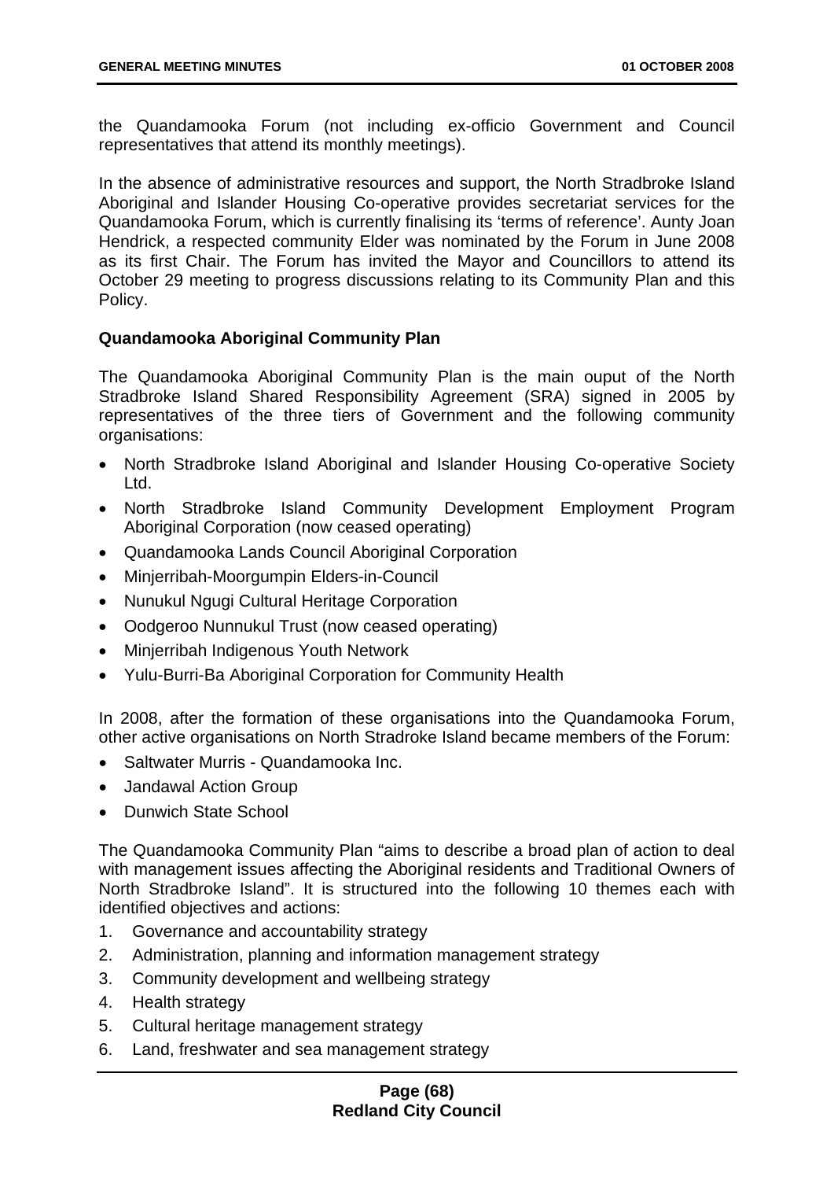the Quandamooka Forum (not including ex-officio Government and Council representatives that attend its monthly meetings).

In the absence of administrative resources and support, the North Stradbroke Island Aboriginal and Islander Housing Co-operative provides secretariat services for the Quandamooka Forum, which is currently finalising its 'terms of reference'. Aunty Joan Hendrick, a respected community Elder was nominated by the Forum in June 2008 as its first Chair. The Forum has invited the Mayor and Councillors to attend its October 29 meeting to progress discussions relating to its Community Plan and this Policy.

**Quandamooka Aboriginal Community Plan**

The Quandamooka Aboriginal Community Plan is the main ouput of the North Stradbroke Island Shared Responsibility Agreement (SRA) signed in 2005 by representatives of the three tiers of Government and the following community organisations:

- North Stradbroke Island Aboriginal and Islander Housing Co-operative Society Ltd.
- North Stradbroke Island Community Development Employment Program Aboriginal Corporation (now ceased operating)
- Quandamooka Lands Council Aboriginal Corporation
- Minjerribah-Moorgumpin Elders-in-Council
- Nunukul Ngugi Cultural Heritage Corporation
- Oodgeroo Nunnukul Trust (now ceased operating)
- Minjerribah Indigenous Youth Network
- Yulu-Burri-Ba Aboriginal Corporation for Community Health

In 2008, after the formation of these organisations into the Quandamooka Forum, other active organisations on North Stradroke Island became members of the Forum:

- Saltwater Murris - Quandamooka Inc.
- Jandawal Action Group
- Dunwich State School

The Quandamooka Community Plan "aims to describe a broad plan of action to deal with management issues affecting the Aboriginal residents and Traditional Owners of North Stradbroke Island". It is structured into the following 10 themes each with identified objectives and actions:

1. Governance and accountability strategy
2. Administration, planning and information management strategy
3. Community development and wellbeing strategy
4. Health strategy
5. Cultural heritage management strategy
6. Land, freshwater and sea management strategy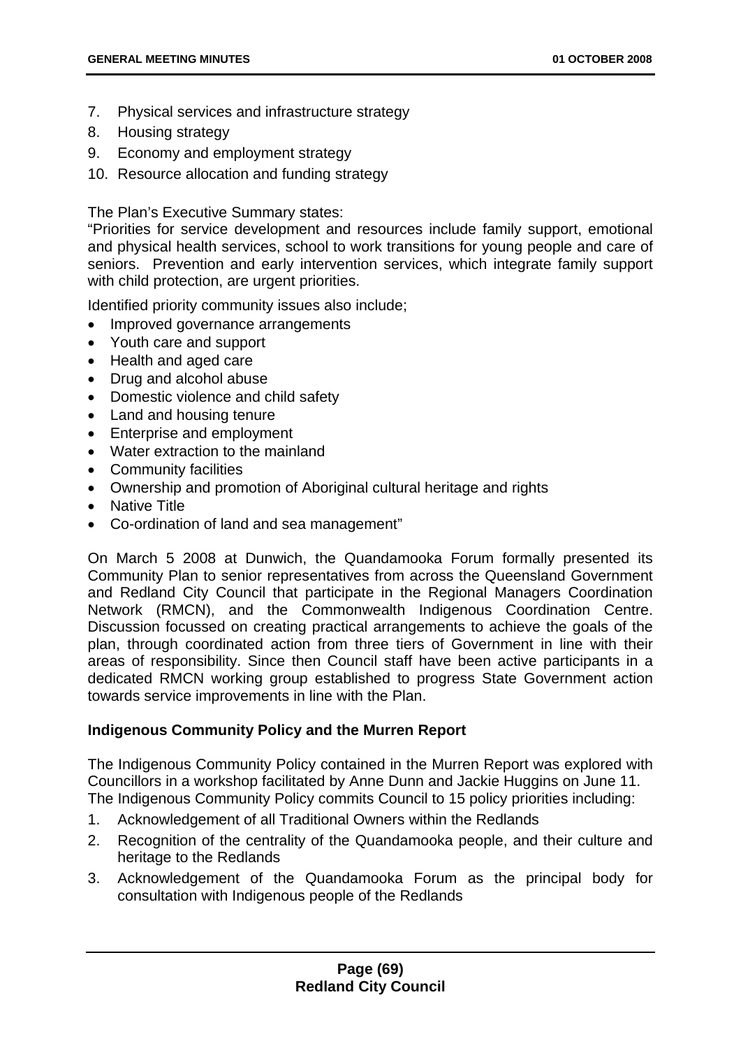7. Physical services and infrastructure strategy
8. Housing strategy
9. Economy and employment strategy
10. Resource allocation and funding strategy

The Plan's Executive Summary states:
"Priorities for service development and resources include family support, emotional and physical health services, school to work transitions for young people and care of seniors. Prevention and early intervention services, which integrate family support with child protection, are urgent priorities.

Identified priority community issues also include;

- Improved governance arrangements
- Youth care and support
- Health and aged care
- Drug and alcohol abuse
- Domestic violence and child safety
- Land and housing tenure
- Enterprise and employment
- Water extraction to the mainland
- Community facilities
- Ownership and promotion of Aboriginal cultural heritage and rights
- Native Title
- Co-ordination of land and sea management"

On March 5 2008 at Dunwich, the Quandamooka Forum formally presented its Community Plan to senior representatives from across the Queensland Government and Redland City Council that participate in the Regional Managers Coordination Network (RMCN), and the Commonwealth Indigenous Coordination Centre. Discussion focussed on creating practical arrangements to achieve the goals of the plan, through coordinated action from three tiers of Government in line with their areas of responsibility. Since then Council staff have been active participants in a dedicated RMCN working group established to progress State Government action towards service improvements in line with the Plan.

**Indigenous Community Policy and the Murren Report**

The Indigenous Community Policy contained in the Murren Report was explored with Councillors in a workshop facilitated by Anne Dunn and Jackie Huggins on June 11. The Indigenous Community Policy commits Council to 15 policy priorities including:

1. Acknowledgement of all Traditional Owners within the Redlands
2. Recognition of the centrality of the Quandamooka people, and their culture and heritage to the Redlands
3. Acknowledgement of the Quandamooka Forum as the principal body for consultation with Indigenous people of the Redlands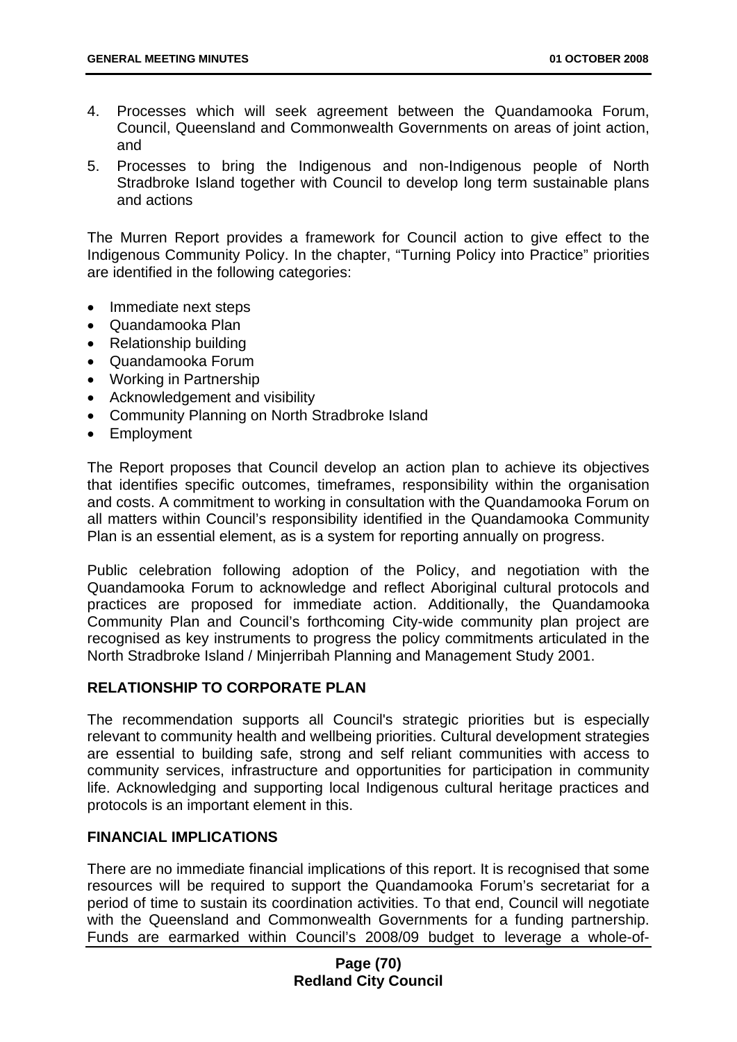4. Processes which will seek agreement between the Quandamooka Forum, Council, Queensland and Commonwealth Governments on areas of joint action, and
5. Processes to bring the Indigenous and non-Indigenous people of North Stradbroke Island together with Council to develop long term sustainable plans and actions

The Murren Report provides a framework for Council action to give effect to the Indigenous Community Policy. In the chapter, "Turning Policy into Practice" priorities are identified in the following categories:

- Immediate next steps
- Quandamooka Plan
- Relationship building
- Quandamooka Forum
- Working in Partnership
- Acknowledgement and visibility
- Community Planning on North Stradbroke Island
- Employment

The Report proposes that Council develop an action plan to achieve its objectives that identifies specific outcomes, timeframes, responsibility within the organisation and costs. A commitment to working in consultation with the Quandamooka Forum on all matters within Council's responsibility identified in the Quandamooka Community Plan is an essential element, as is a system for reporting annually on progress.

Public celebration following adoption of the Policy, and negotiation with the Quandamooka Forum to acknowledge and reflect Aboriginal cultural protocols and practices are proposed for immediate action. Additionally, the Quandamooka Community Plan and Council's forthcoming City-wide community plan project are recognised as key instruments to progress the policy commitments articulated in the North Stradbroke Island / Minjerribah Planning and Management Study 2001.

## RELATIONSHIP TO CORPORATE PLAN

The recommendation supports all Council's strategic priorities but is especially relevant to community health and wellbeing priorities. Cultural development strategies are essential to building safe, strong and self reliant communities with access to community services, infrastructure and opportunities for participation in community life. Acknowledging and supporting local Indigenous cultural heritage practices and protocols is an important element in this.

## FINANCIAL IMPLICATIONS

There are no immediate financial implications of this report. It is recognised that some resources will be required to support the Quandamooka Forum's secretariat for a period of time to sustain its coordination activities. To that end, Council will negotiate with the Queensland and Commonwealth Governments for a funding partnership. Funds are earmarked within Council's 2008/09 budget to leverage a whole-of-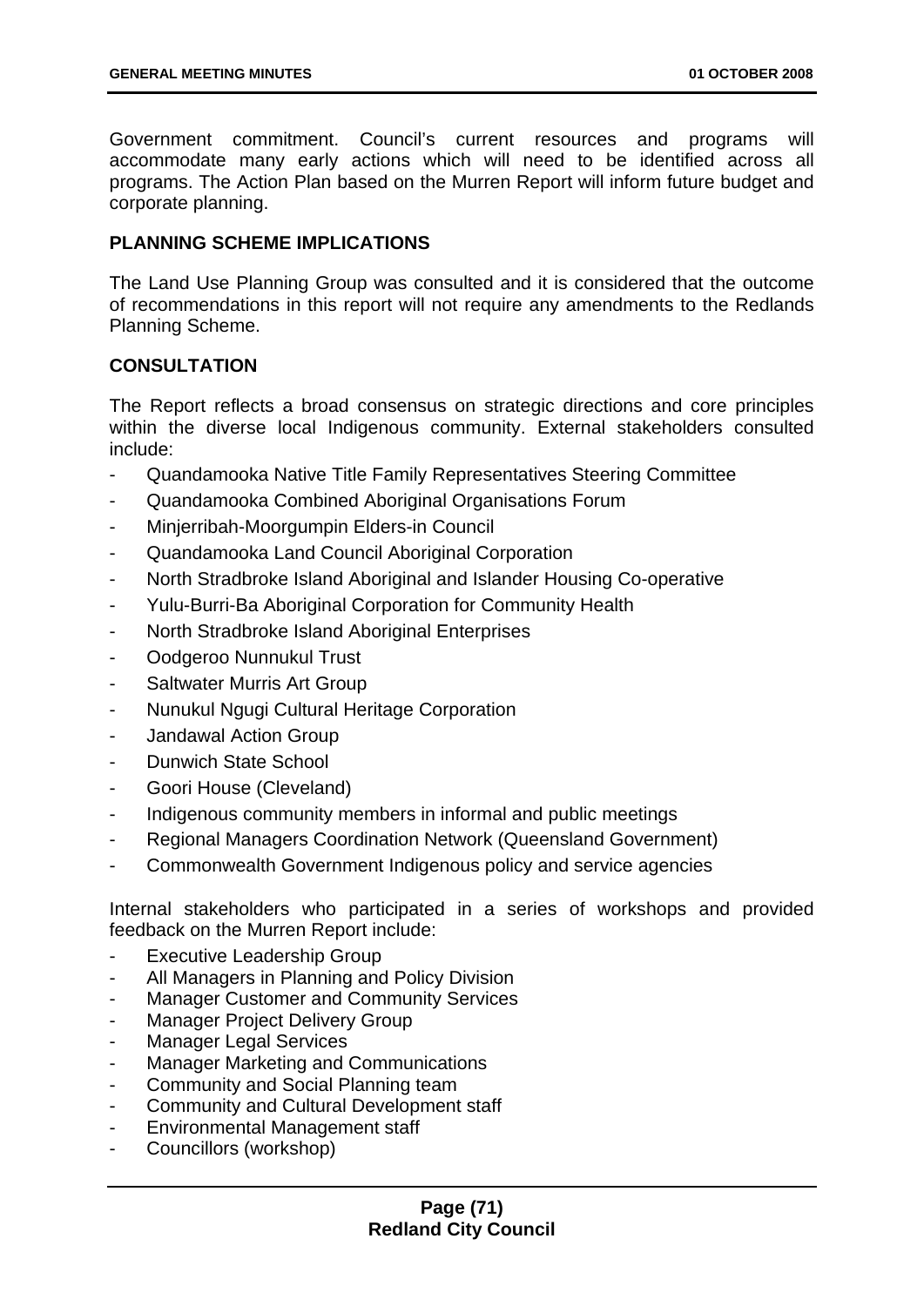Government commitment. Council's current resources and programs will accommodate many early actions which will need to be identified across all programs. The Action Plan based on the Murren Report will inform future budget and corporate planning.

**PLANNING SCHEME IMPLICATIONS**

The Land Use Planning Group was consulted and it is considered that the outcome of recommendations in this report will not require any amendments to the Redlands Planning Scheme.

**CONSULTATION**

The Report reflects a broad consensus on strategic directions and core principles within the diverse local Indigenous community. External stakeholders consulted include:

- Quandamooka Native Title Family Representatives Steering Committee
- Quandamooka Combined Aboriginal Organisations Forum
- Minjerribah-Moorgumpin Elders-in Council
- Quandamooka Land Council Aboriginal Corporation
- North Stradbroke Island Aboriginal and Islander Housing Co-operative
- Yulu-Burri-Ba Aboriginal Corporation for Community Health
- North Stradbroke Island Aboriginal Enterprises
- Oodgeroo Nunnukul Trust
- Saltwater Murris Art Group
- Nunukul Ngugi Cultural Heritage Corporation
- Jandawal Action Group
- Dunwich State School
- Goori House (Cleveland)
- Indigenous community members in informal and public meetings
- Regional Managers Coordination Network (Queensland Government)
- Commonwealth Government Indigenous policy and service agencies

Internal stakeholders who participated in a series of workshops and provided feedback on the Murren Report include:

- Executive Leadership Group
- All Managers in Planning and Policy Division
- Manager Customer and Community Services
- Manager Project Delivery Group
- Manager Legal Services
- Manager Marketing and Communications
- Community and Social Planning team
- Community and Cultural Development staff
- Environmental Management staff
- Councillors (workshop)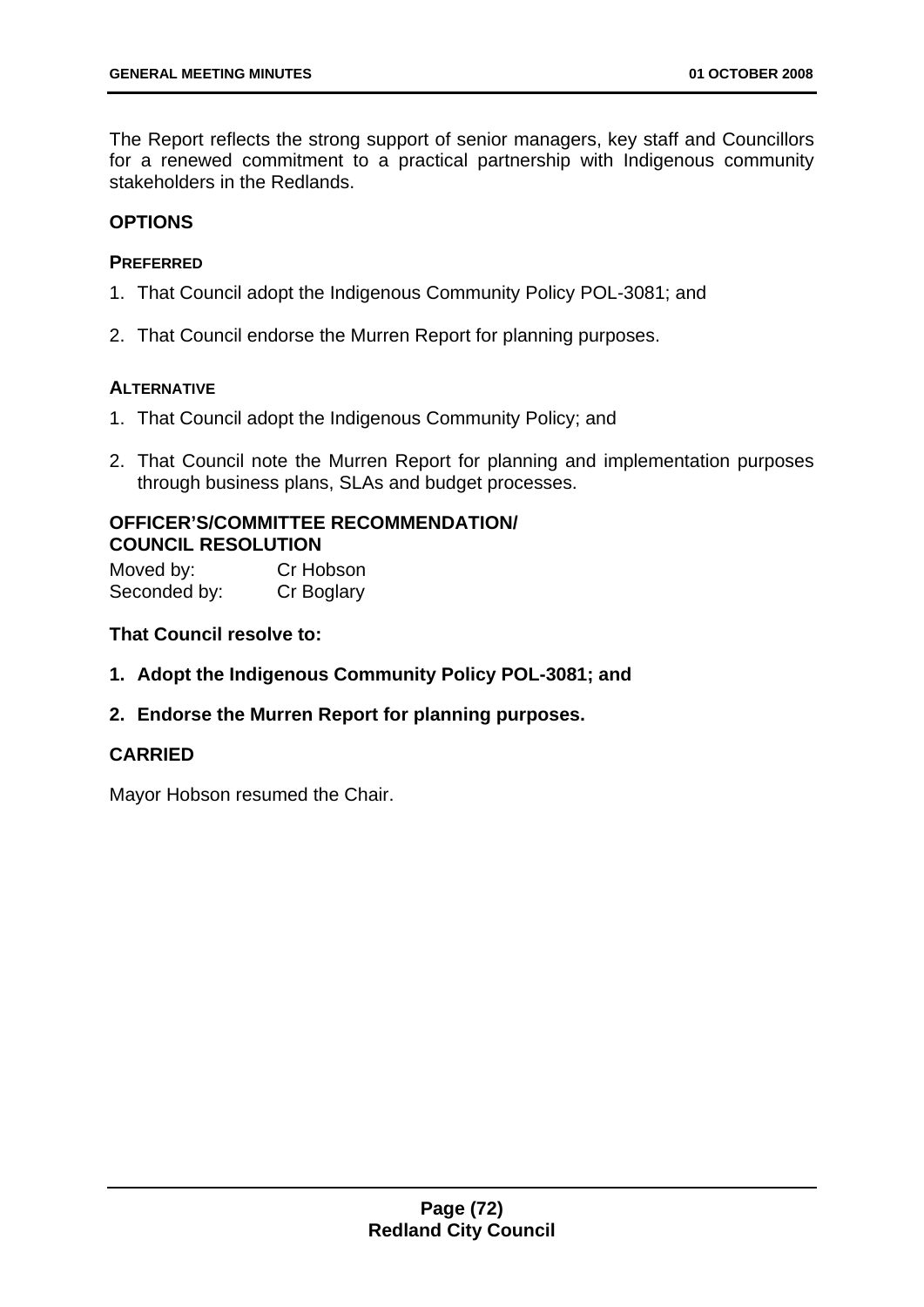The Report reflects the strong support of senior managers, key staff and Councillors for a renewed commitment to a practical partnership with Indigenous community stakeholders in the Redlands.

## OPTIONS

### PREFERRED

1. That Council adopt the Indigenous Community Policy POL-3081; and

2. That Council endorse the Murren Report for planning purposes.

### ALTERNATIVE

1. That Council adopt the Indigenous Community Policy; and

2. That Council note the Murren Report for planning and implementation purposes through business plans, SLAs and budget processes.

## OFFICER'S/COMMITTEE RECOMMENDATION/ COUNCIL RESOLUTION

Moved by: Cr Hobson
Seconded by: Cr Boglary

**That Council resolve to:**

1. **Adopt the Indigenous Community Policy POL-3081; and**

2. **Endorse the Murren Report for planning purposes.**

**CARRIED**

Mayor Hobson resumed the Chair.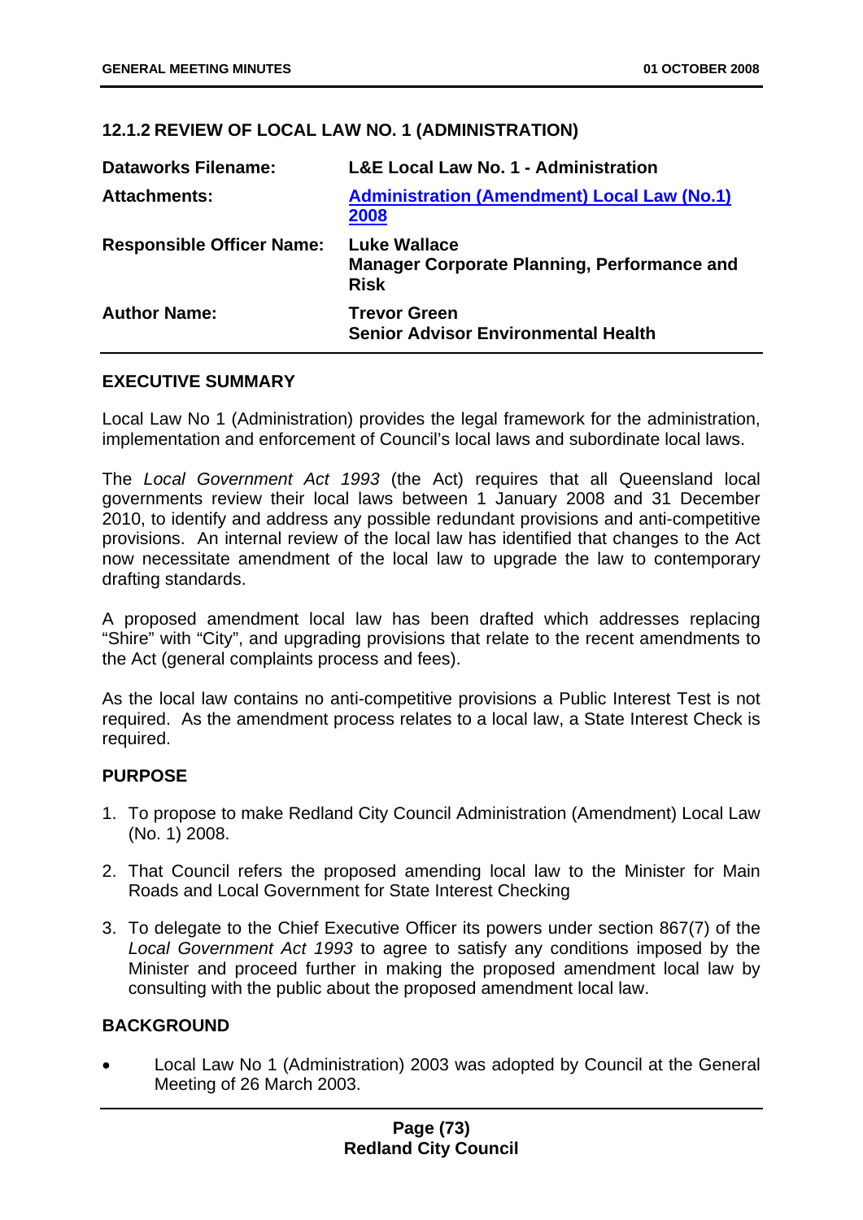## 12.1.2 REVIEW OF LOCAL LAW NO. 1 (ADMINISTRATION)

| | |
|---|---|
| **Dataworks Filename:** | **L&E Local Law No. 1 - Administration** |
| **Attachments:** | **Administration (Amendment) Local Law (No.1) 2008** |
| **Responsible Officer Name:** | **Luke Wallace**<br>**Manager Corporate Planning, Performance and Risk** |
| **Author Name:** | **Trevor Green**<br>**Senior Advisor Environmental Health** |

### EXECUTIVE SUMMARY

Local Law No 1 (Administration) provides the legal framework for the administration, implementation and enforcement of Council's local laws and subordinate local laws.

The *Local Government Act 1993* (the Act) requires that all Queensland local governments review their local laws between 1 January 2008 and 31 December 2010, to identify and address any possible redundant provisions and anti-competitive provisions. An internal review of the local law has identified that changes to the Act now necessitate amendment of the local law to upgrade the law to contemporary drafting standards.

A proposed amendment local law has been drafted which addresses replacing "Shire" with "City", and upgrading provisions that relate to the recent amendments to the Act (general complaints process and fees).

As the local law contains no anti-competitive provisions a Public Interest Test is not required. As the amendment process relates to a local law, a State Interest Check is required.

### PURPOSE

1. To propose to make Redland City Council Administration (Amendment) Local Law (No. 1) 2008.
2. That Council refers the proposed amending local law to the Minister for Main Roads and Local Government for State Interest Checking
3. To delegate to the Chief Executive Officer its powers under section 867(7) of the *Local Government Act 1993* to agree to satisfy any conditions imposed by the Minister and proceed further in making the proposed amendment local law by consulting with the public about the proposed amendment local law.

### BACKGROUND

- Local Law No 1 (Administration) 2003 was adopted by Council at the General Meeting of 26 March 2003.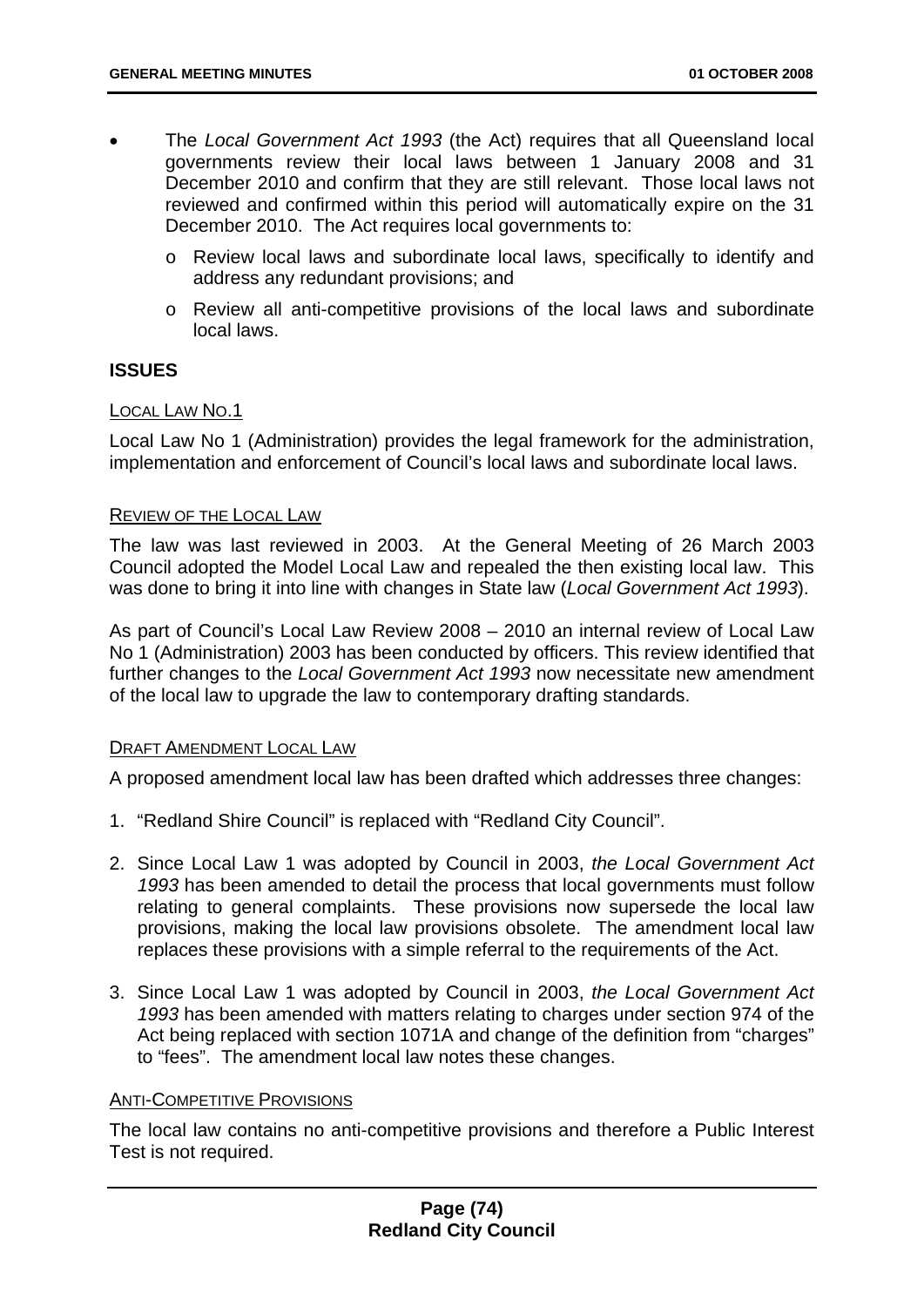- The *Local Government Act 1993* (the Act) requires that all Queensland local governments review their local laws between 1 January 2008 and 31 December 2010 and confirm that they are still relevant. Those local laws not reviewed and confirmed within this period will automatically expire on the 31 December 2010. The Act requires local governments to:
  - Review local laws and subordinate local laws, specifically to identify and address any redundant provisions; and
  - Review all anti-competitive provisions of the local laws and subordinate local laws.

## ISSUES

LOCAL LAW NO.1

Local Law No 1 (Administration) provides the legal framework for the administration, implementation and enforcement of Council's local laws and subordinate local laws.

REVIEW OF THE LOCAL LAW

The law was last reviewed in 2003. At the General Meeting of 26 March 2003 Council adopted the Model Local Law and repealed the then existing local law. This was done to bring it into line with changes in State law (*Local Government Act 1993*).

As part of Council's Local Law Review 2008 – 2010 an internal review of Local Law No 1 (Administration) 2003 has been conducted by officers. This review identified that further changes to the *Local Government Act 1993* now necessitate new amendment of the local law to upgrade the law to contemporary drafting standards.

DRAFT AMENDMENT LOCAL LAW

A proposed amendment local law has been drafted which addresses three changes:

1. "Redland Shire Council" is replaced with "Redland City Council".
2. Since Local Law 1 was adopted by Council in 2003, *the Local Government Act 1993* has been amended to detail the process that local governments must follow relating to general complaints. These provisions now supersede the local law provisions, making the local law provisions obsolete. The amendment local law replaces these provisions with a simple referral to the requirements of the Act.
3. Since Local Law 1 was adopted by Council in 2003, *the Local Government Act 1993* has been amended with matters relating to charges under section 974 of the Act being replaced with section 1071A and change of the definition from "charges" to "fees". The amendment local law notes these changes.

ANTI-COMPETITIVE PROVISIONS

The local law contains no anti-competitive provisions and therefore a Public Interest Test is not required.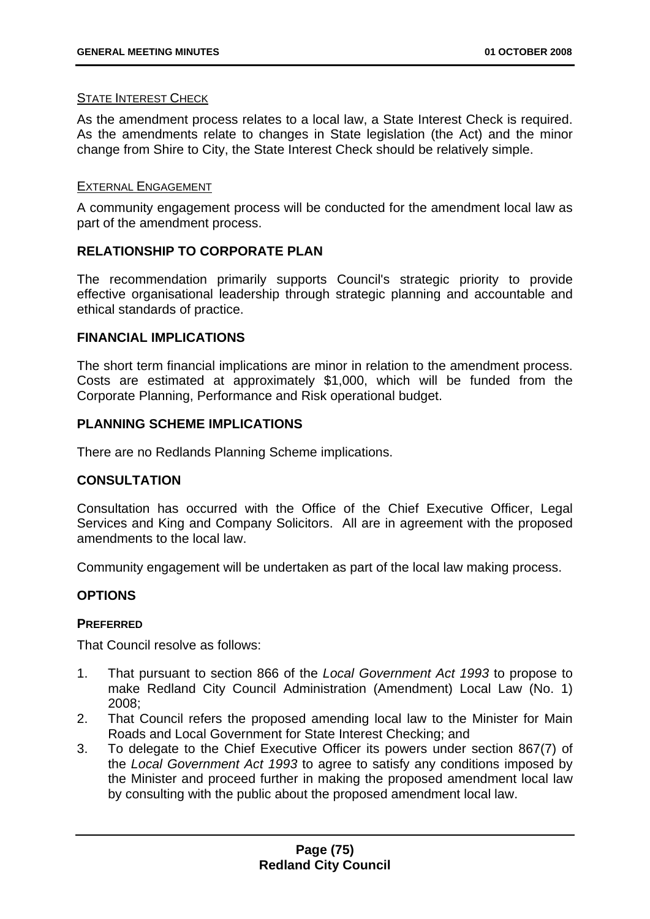STATE INTEREST CHECK

As the amendment process relates to a local law, a State Interest Check is required. As the amendments relate to changes in State legislation (the Act) and the minor change from Shire to City, the State Interest Check should be relatively simple.

EXTERNAL ENGAGEMENT

A community engagement process will be conducted for the amendment local law as part of the amendment process.

## RELATIONSHIP TO CORPORATE PLAN

The recommendation primarily supports Council's strategic priority to provide effective organisational leadership through strategic planning and accountable and ethical standards of practice.

## FINANCIAL IMPLICATIONS

The short term financial implications are minor in relation to the amendment process. Costs are estimated at approximately $1,000, which will be funded from the Corporate Planning, Performance and Risk operational budget.

## PLANNING SCHEME IMPLICATIONS

There are no Redlands Planning Scheme implications.

## CONSULTATION

Consultation has occurred with the Office of the Chief Executive Officer, Legal Services and King and Company Solicitors. All are in agreement with the proposed amendments to the local law.

Community engagement will be undertaken as part of the local law making process.

## OPTIONS

### PREFERRED

That Council resolve as follows:

1. That pursuant to section 866 of the *Local Government Act 1993* to propose to make Redland City Council Administration (Amendment) Local Law (No. 1) 2008;
2. That Council refers the proposed amending local law to the Minister for Main Roads and Local Government for State Interest Checking; and
3. To delegate to the Chief Executive Officer its powers under section 867(7) of the *Local Government Act 1993* to agree to satisfy any conditions imposed by the Minister and proceed further in making the proposed amendment local law by consulting with the public about the proposed amendment local law.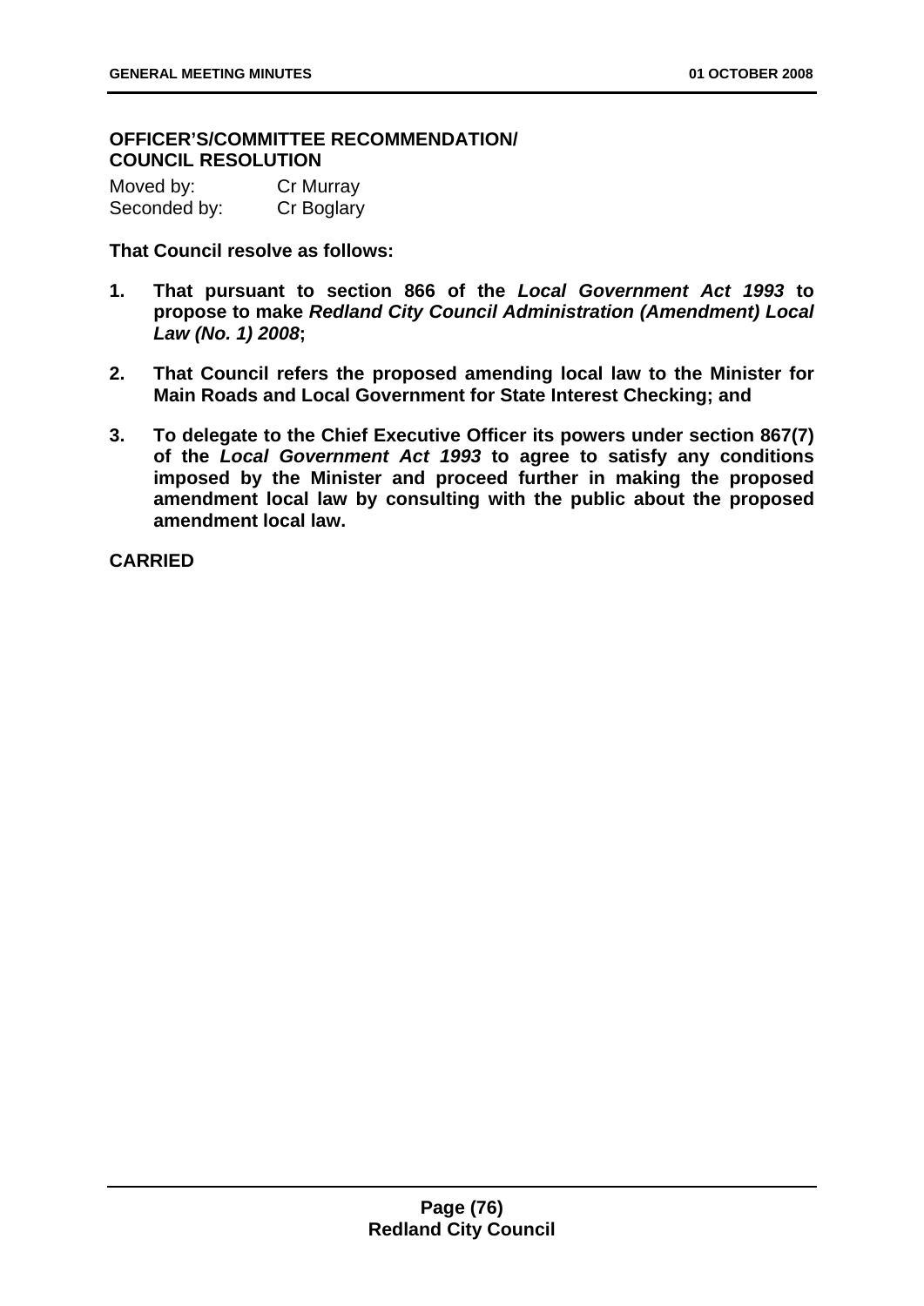**OFFICER'S/COMMITTEE RECOMMENDATION/ COUNCIL RESOLUTION**

Moved by: Cr Murray
Seconded by: Cr Boglary

**That Council resolve as follows:**

1. **That pursuant to section 866 of the *Local Government Act 1993* to propose to make *Redland City Council Administration (Amendment) Local Law (No. 1) 2008*;**
2. **That Council refers the proposed amending local law to the Minister for Main Roads and Local Government for State Interest Checking; and**
3. **To delegate to the Chief Executive Officer its powers under section 867(7) of the *Local Government Act 1993* to agree to satisfy any conditions imposed by the Minister and proceed further in making the proposed amendment local law by consulting with the public about the proposed amendment local law.**

**CARRIED**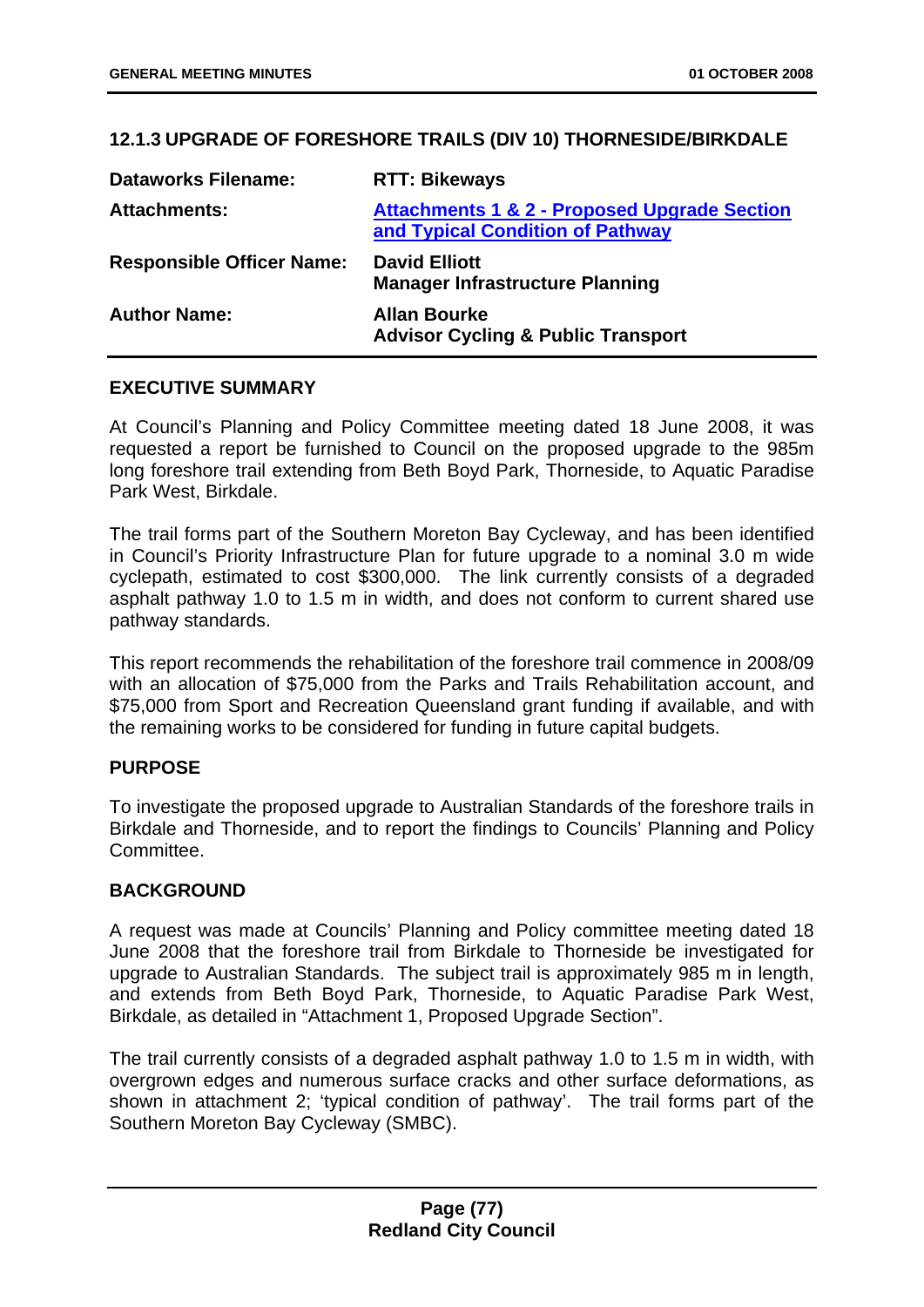## 12.1.3 UPGRADE OF FORESHORE TRAILS (DIV 10) THORNESIDE/BIRKDALE

| | |
|---|---|
| **Dataworks Filename:** | **RTT: Bikeways** |
| **Attachments:** | **Attachments 1 & 2 - Proposed Upgrade Section and Typical Condition of Pathway** |
| **Responsible Officer Name:** | **David Elliott**<br>**Manager Infrastructure Planning** |
| **Author Name:** | **Allan Bourke**<br>**Advisor Cycling & Public Transport** |

### EXECUTIVE SUMMARY

At Council's Planning and Policy Committee meeting dated 18 June 2008, it was requested a report be furnished to Council on the proposed upgrade to the 985m long foreshore trail extending from Beth Boyd Park, Thorneside, to Aquatic Paradise Park West, Birkdale.

The trail forms part of the Southern Moreton Bay Cycleway, and has been identified in Council's Priority Infrastructure Plan for future upgrade to a nominal 3.0 m wide cyclepath, estimated to cost $300,000. The link currently consists of a degraded asphalt pathway 1.0 to 1.5 m in width, and does not conform to current shared use pathway standards.

This report recommends the rehabilitation of the foreshore trail commence in 2008/09 with an allocation of $75,000 from the Parks and Trails Rehabilitation account, and $75,000 from Sport and Recreation Queensland grant funding if available, and with the remaining works to be considered for funding in future capital budgets.

### PURPOSE

To investigate the proposed upgrade to Australian Standards of the foreshore trails in Birkdale and Thorneside, and to report the findings to Councils' Planning and Policy Committee.

### BACKGROUND

A request was made at Councils' Planning and Policy committee meeting dated 18 June 2008 that the foreshore trail from Birkdale to Thorneside be investigated for upgrade to Australian Standards. The subject trail is approximately 985 m in length, and extends from Beth Boyd Park, Thorneside, to Aquatic Paradise Park West, Birkdale, as detailed in "Attachment 1, Proposed Upgrade Section".

The trail currently consists of a degraded asphalt pathway 1.0 to 1.5 m in width, with overgrown edges and numerous surface cracks and other surface deformations, as shown in attachment 2; 'typical condition of pathway'. The trail forms part of the Southern Moreton Bay Cycleway (SMBC).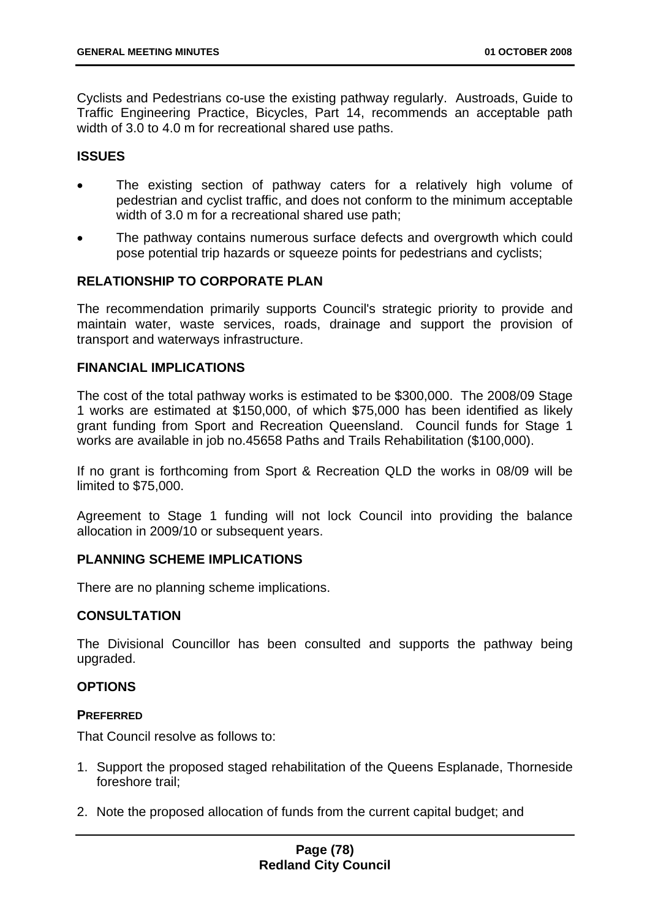Cyclists and Pedestrians co-use the existing pathway regularly. Austroads, Guide to Traffic Engineering Practice, Bicycles, Part 14, recommends an acceptable path width of 3.0 to 4.0 m for recreational shared use paths.

## ISSUES

- The existing section of pathway caters for a relatively high volume of pedestrian and cyclist traffic, and does not conform to the minimum acceptable width of 3.0 m for a recreational shared use path;
- The pathway contains numerous surface defects and overgrowth which could pose potential trip hazards or squeeze points for pedestrians and cyclists;

## RELATIONSHIP TO CORPORATE PLAN

The recommendation primarily supports Council's strategic priority to provide and maintain water, waste services, roads, drainage and support the provision of transport and waterways infrastructure.

## FINANCIAL IMPLICATIONS

The cost of the total pathway works is estimated to be $300,000. The 2008/09 Stage 1 works are estimated at $150,000, of which $75,000 has been identified as likely grant funding from Sport and Recreation Queensland. Council funds for Stage 1 works are available in job no.45658 Paths and Trails Rehabilitation ($100,000).

If no grant is forthcoming from Sport & Recreation QLD the works in 08/09 will be limited to $75,000.

Agreement to Stage 1 funding will not lock Council into providing the balance allocation in 2009/10 or subsequent years.

## PLANNING SCHEME IMPLICATIONS

There are no planning scheme implications.

## CONSULTATION

The Divisional Councillor has been consulted and supports the pathway being upgraded.

## OPTIONS

### PREFERRED

That Council resolve as follows to:

1. Support the proposed staged rehabilitation of the Queens Esplanade, Thorneside foreshore trail;
2. Note the proposed allocation of funds from the current capital budget; and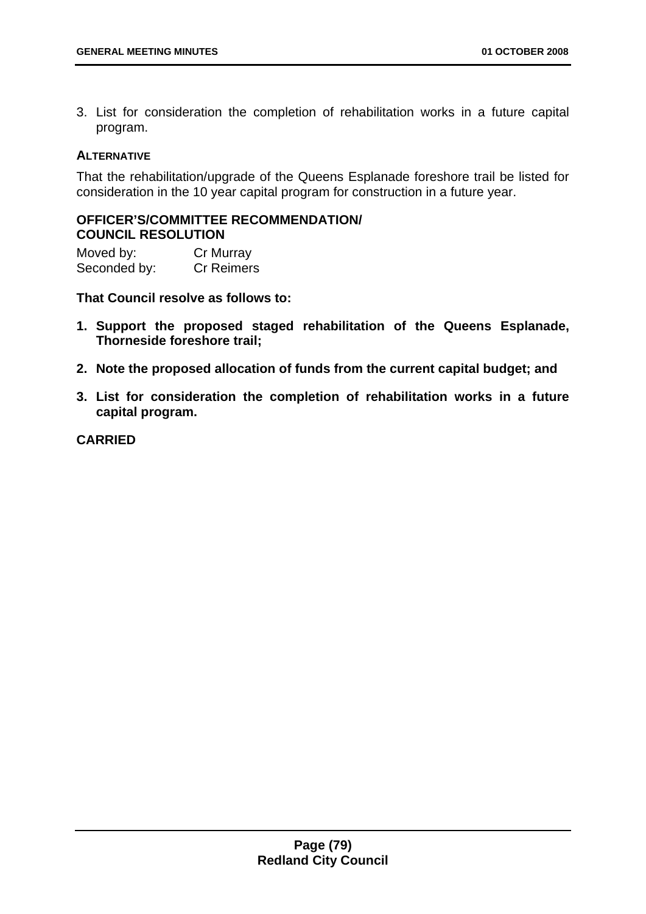3. List for consideration the completion of rehabilitation works in a future capital program.

**ALTERNATIVE**

That the rehabilitation/upgrade of the Queens Esplanade foreshore trail be listed for consideration in the 10 year capital program for construction in a future year.

**OFFICER'S/COMMITTEE RECOMMENDATION/ COUNCIL RESOLUTION**

Moved by: Cr Murray
Seconded by: Cr Reimers

**That Council resolve as follows to:**

1. **Support the proposed staged rehabilitation of the Queens Esplanade, Thorneside foreshore trail;**
2. **Note the proposed allocation of funds from the current capital budget; and**
3. **List for consideration the completion of rehabilitation works in a future capital program.**

**CARRIED**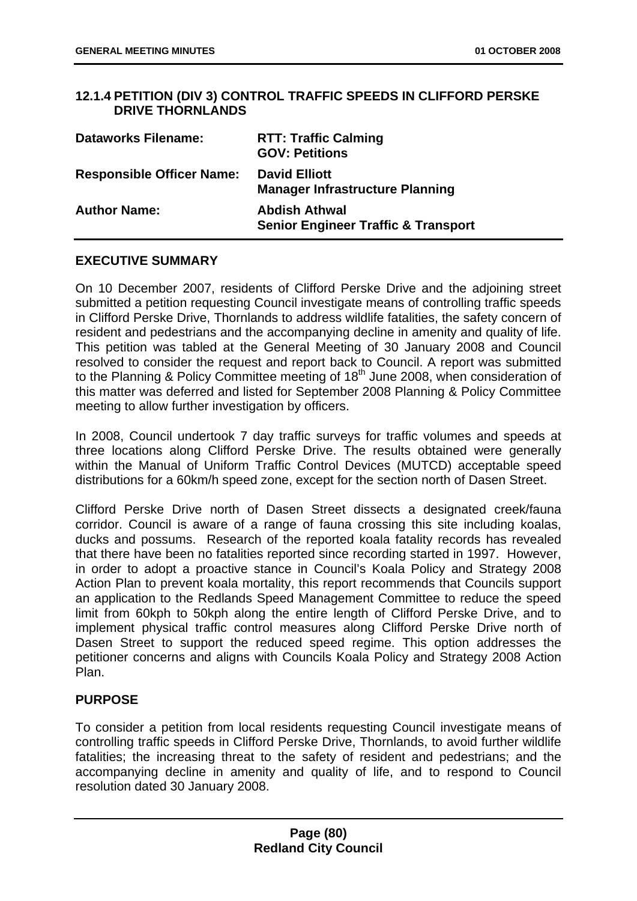## 12.1.4 PETITION (DIV 3) CONTROL TRAFFIC SPEEDS IN CLIFFORD PERSKE DRIVE THORNLANDS

| | |
|---|---|
| **Dataworks Filename:** | **RTT: Traffic Calming**<br>**GOV: Petitions** |
| **Responsible Officer Name:** | **David Elliott**<br>**Manager Infrastructure Planning** |
| **Author Name:** | **Abdish Athwal**<br>**Senior Engineer Traffic & Transport** |

### EXECUTIVE SUMMARY

On 10 December 2007, residents of Clifford Perske Drive and the adjoining street submitted a petition requesting Council investigate means of controlling traffic speeds in Clifford Perske Drive, Thornlands to address wildlife fatalities, the safety concern of resident and pedestrians and the accompanying decline in amenity and quality of life. This petition was tabled at the General Meeting of 30 January 2008 and Council resolved to consider the request and report back to Council. A report was submitted to the Planning & Policy Committee meeting of 18th June 2008, when consideration of this matter was deferred and listed for September 2008 Planning & Policy Committee meeting to allow further investigation by officers.

In 2008, Council undertook 7 day traffic surveys for traffic volumes and speeds at three locations along Clifford Perske Drive. The results obtained were generally within the Manual of Uniform Traffic Control Devices (MUTCD) acceptable speed distributions for a 60km/h speed zone, except for the section north of Dasen Street.

Clifford Perske Drive north of Dasen Street dissects a designated creek/fauna corridor. Council is aware of a range of fauna crossing this site including koalas, ducks and possums. Research of the reported koala fatality records has revealed that there have been no fatalities reported since recording started in 1997. However, in order to adopt a proactive stance in Council's Koala Policy and Strategy 2008 Action Plan to prevent koala mortality, this report recommends that Councils support an application to the Redlands Speed Management Committee to reduce the speed limit from 60kph to 50kph along the entire length of Clifford Perske Drive, and to implement physical traffic control measures along Clifford Perske Drive north of Dasen Street to support the reduced speed regime. This option addresses the petitioner concerns and aligns with Councils Koala Policy and Strategy 2008 Action Plan.

### PURPOSE

To consider a petition from local residents requesting Council investigate means of controlling traffic speeds in Clifford Perske Drive, Thornlands, to avoid further wildlife fatalities; the increasing threat to the safety of resident and pedestrians; and the accompanying decline in amenity and quality of life, and to respond to Council resolution dated 30 January 2008.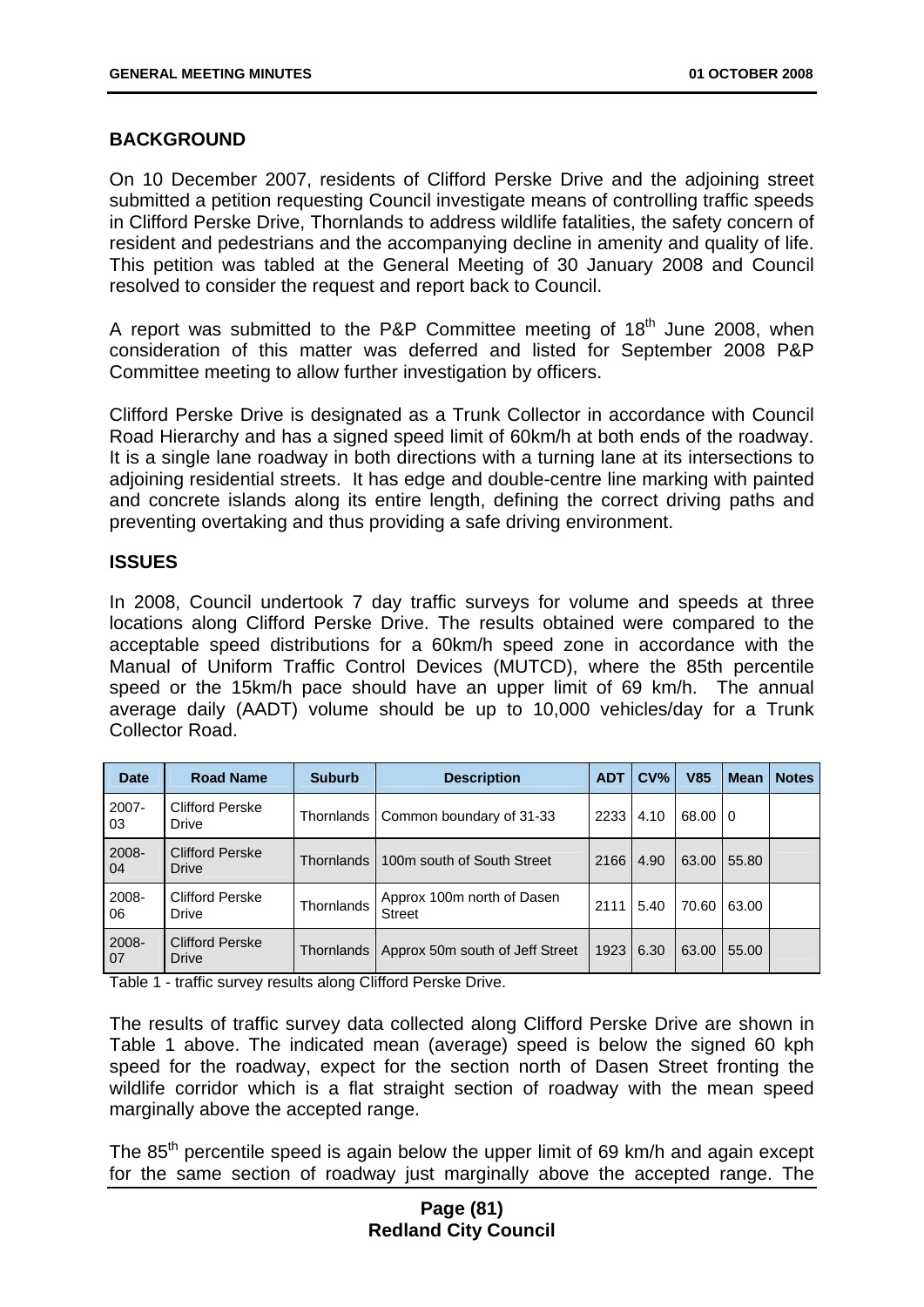## BACKGROUND

On 10 December 2007, residents of Clifford Perske Drive and the adjoining street submitted a petition requesting Council investigate means of controlling traffic speeds in Clifford Perske Drive, Thornlands to address wildlife fatalities, the safety concern of resident and pedestrians and the accompanying decline in amenity and quality of life. This petition was tabled at the General Meeting of 30 January 2008 and Council resolved to consider the request and report back to Council.

A report was submitted to the P&P Committee meeting of 18th June 2008, when consideration of this matter was deferred and listed for September 2008 P&P Committee meeting to allow further investigation by officers.

Clifford Perske Drive is designated as a Trunk Collector in accordance with Council Road Hierarchy and has a signed speed limit of 60km/h at both ends of the roadway. It is a single lane roadway in both directions with a turning lane at its intersections to adjoining residential streets. It has edge and double-centre line marking with painted and concrete islands along its entire length, defining the correct driving paths and preventing overtaking and thus providing a safe driving environment.

## ISSUES

In 2008, Council undertook 7 day traffic surveys for volume and speeds at three locations along Clifford Perske Drive. The results obtained were compared to the acceptable speed distributions for a 60km/h speed zone in accordance with the Manual of Uniform Traffic Control Devices (MUTCD), where the 85th percentile speed or the 15km/h pace should have an upper limit of 69 km/h. The annual average daily (AADT) volume should be up to 10,000 vehicles/day for a Trunk Collector Road.

| Date | Road Name | Suburb | Description | ADT | CV% | V85 | Mean | Notes |
|---|---|---|---|---|---|---|---|---|
| 2007-03 | Clifford Perske Drive | Thornlands | Common boundary of 31-33 | 2233 | 4.10 | 68.00 | 0 | |
| 2008-04 | Clifford Perske Drive | Thornlands | 100m south of South Street | 2166 | 4.90 | 63.00 | 55.80 | |
| 2008-06 | Clifford Perske Drive | Thornlands | Approx 100m north of Dasen Street | 2111 | 5.40 | 70.60 | 63.00 | |
| 2008-07 | Clifford Perske Drive | Thornlands | Approx 50m south of Jeff Street | 1923 | 6.30 | 63.00 | 55.00 | |

Table 1 - traffic survey results along Clifford Perske Drive.

The results of traffic survey data collected along Clifford Perske Drive are shown in Table 1 above. The indicated mean (average) speed is below the signed 60 kph speed for the roadway, expect for the section north of Dasen Street fronting the wildlife corridor which is a flat straight section of roadway with the mean speed marginally above the accepted range.

The 85th percentile speed is again below the upper limit of 69 km/h and again except for the same section of roadway just marginally above the accepted range. The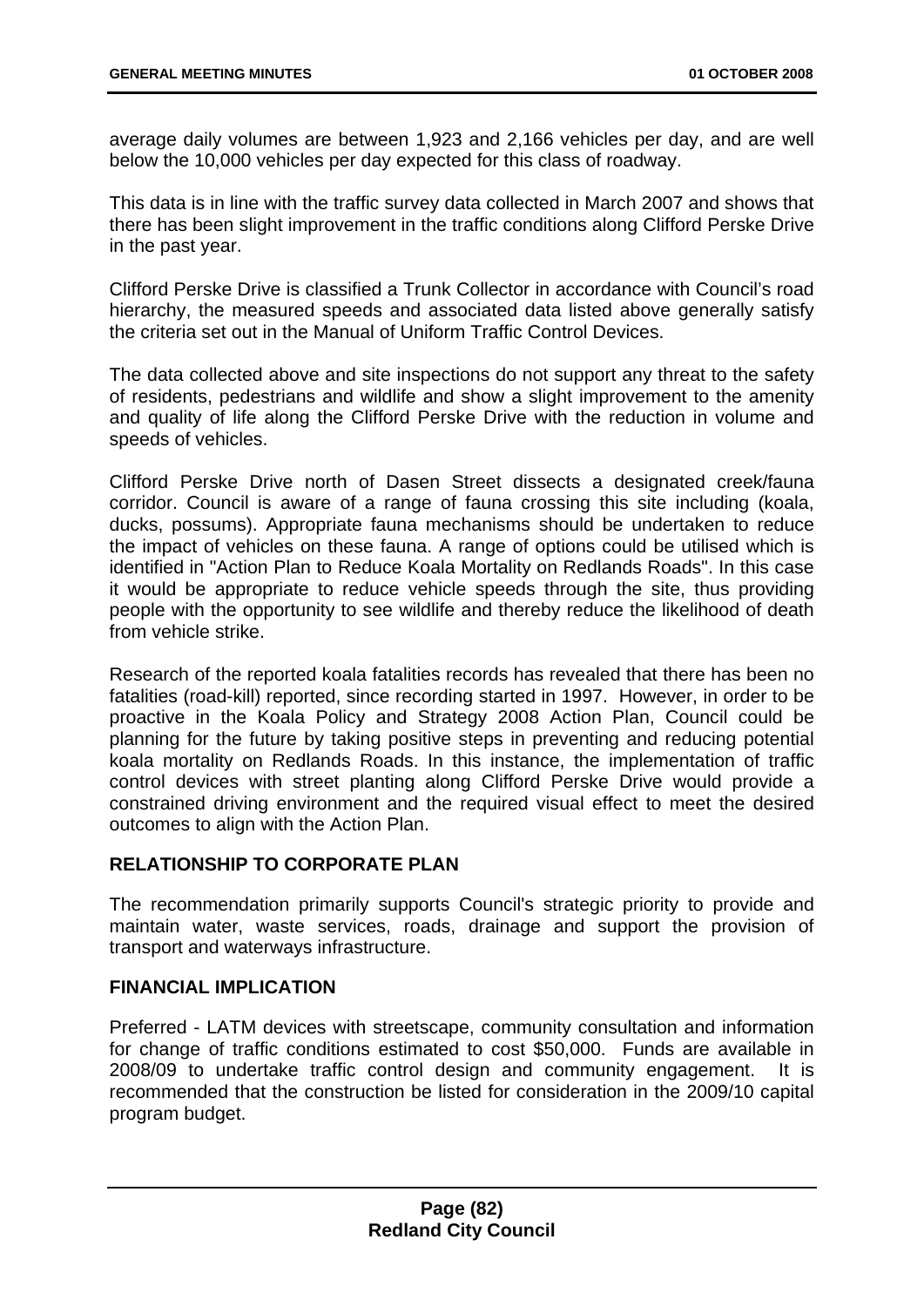average daily volumes are between 1,923 and 2,166 vehicles per day, and are well below the 10,000 vehicles per day expected for this class of roadway.

This data is in line with the traffic survey data collected in March 2007 and shows that there has been slight improvement in the traffic conditions along Clifford Perske Drive in the past year.

Clifford Perske Drive is classified a Trunk Collector in accordance with Council's road hierarchy, the measured speeds and associated data listed above generally satisfy the criteria set out in the Manual of Uniform Traffic Control Devices.

The data collected above and site inspections do not support any threat to the safety of residents, pedestrians and wildlife and show a slight improvement to the amenity and quality of life along the Clifford Perske Drive with the reduction in volume and speeds of vehicles.

Clifford Perske Drive north of Dasen Street dissects a designated creek/fauna corridor. Council is aware of a range of fauna crossing this site including (koala, ducks, possums). Appropriate fauna mechanisms should be undertaken to reduce the impact of vehicles on these fauna. A range of options could be utilised which is identified in "Action Plan to Reduce Koala Mortality on Redlands Roads". In this case it would be appropriate to reduce vehicle speeds through the site, thus providing people with the opportunity to see wildlife and thereby reduce the likelihood of death from vehicle strike.

Research of the reported koala fatalities records has revealed that there has been no fatalities (road-kill) reported, since recording started in 1997. However, in order to be proactive in the Koala Policy and Strategy 2008 Action Plan, Council could be planning for the future by taking positive steps in preventing and reducing potential koala mortality on Redlands Roads. In this instance, the implementation of traffic control devices with street planting along Clifford Perske Drive would provide a constrained driving environment and the required visual effect to meet the desired outcomes to align with the Action Plan.

## RELATIONSHIP TO CORPORATE PLAN

The recommendation primarily supports Council's strategic priority to provide and maintain water, waste services, roads, drainage and support the provision of transport and waterways infrastructure.

## FINANCIAL IMPLICATION

Preferred - LATM devices with streetscape, community consultation and information for change of traffic conditions estimated to cost $50,000. Funds are available in 2008/09 to undertake traffic control design and community engagement. It is recommended that the construction be listed for consideration in the 2009/10 capital program budget.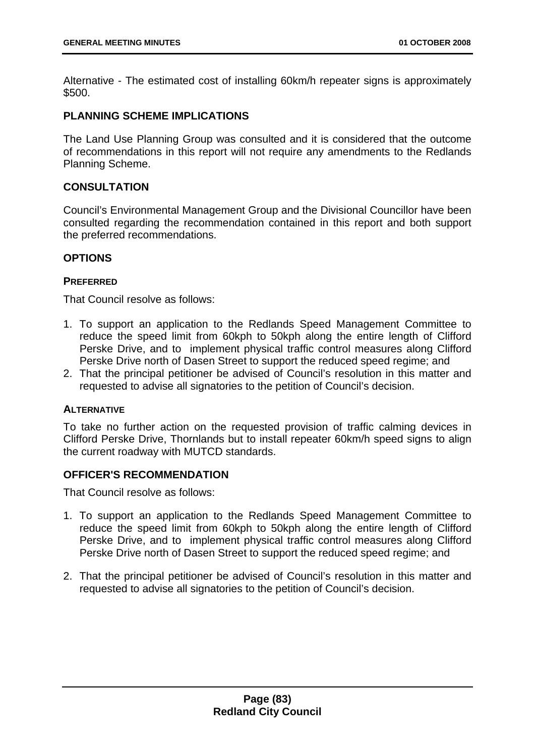Alternative - The estimated cost of installing 60km/h repeater signs is approximately $500.

## PLANNING SCHEME IMPLICATIONS

The Land Use Planning Group was consulted and it is considered that the outcome of recommendations in this report will not require any amendments to the Redlands Planning Scheme.

## CONSULTATION

Council's Environmental Management Group and the Divisional Councillor have been consulted regarding the recommendation contained in this report and both support the preferred recommendations.

## OPTIONS

### PREFERRED

That Council resolve as follows:

1. To support an application to the Redlands Speed Management Committee to reduce the speed limit from 60kph to 50kph along the entire length of Clifford Perske Drive, and to implement physical traffic control measures along Clifford Perske Drive north of Dasen Street to support the reduced speed regime; and
2. That the principal petitioner be advised of Council's resolution in this matter and requested to advise all signatories to the petition of Council's decision.

### ALTERNATIVE

To take no further action on the requested provision of traffic calming devices in Clifford Perske Drive, Thornlands but to install repeater 60km/h speed signs to align the current roadway with MUTCD standards.

## OFFICER'S RECOMMENDATION

That Council resolve as follows:

1. To support an application to the Redlands Speed Management Committee to reduce the speed limit from 60kph to 50kph along the entire length of Clifford Perske Drive, and to implement physical traffic control measures along Clifford Perske Drive north of Dasen Street to support the reduced speed regime; and

2. That the principal petitioner be advised of Council's resolution in this matter and requested to advise all signatories to the petition of Council's decision.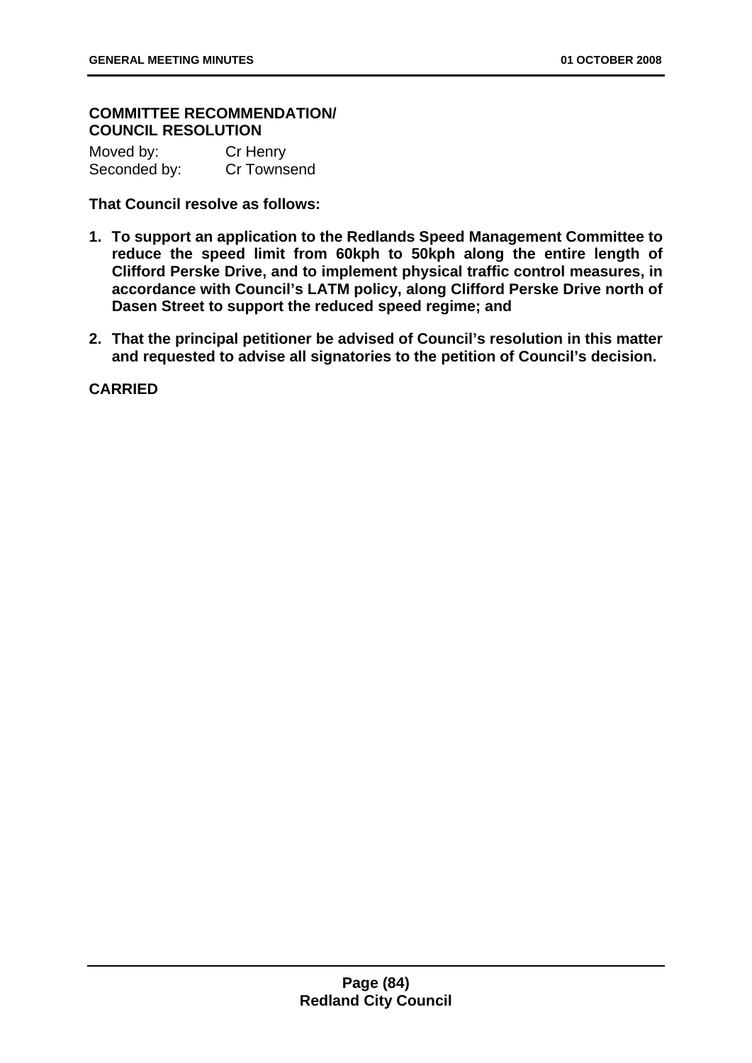**COMMITTEE RECOMMENDATION/
COUNCIL RESOLUTION**

Moved by: Cr Henry
Seconded by: Cr Townsend

**That Council resolve as follows:**

1. **To support an application to the Redlands Speed Management Committee to reduce the speed limit from 60kph to 50kph along the entire length of Clifford Perske Drive, and to implement physical traffic control measures, in accordance with Council's LATM policy, along Clifford Perske Drive north of Dasen Street to support the reduced speed regime; and**
2. **That the principal petitioner be advised of Council's resolution in this matter and requested to advise all signatories to the petition of Council's decision.**

**CARRIED**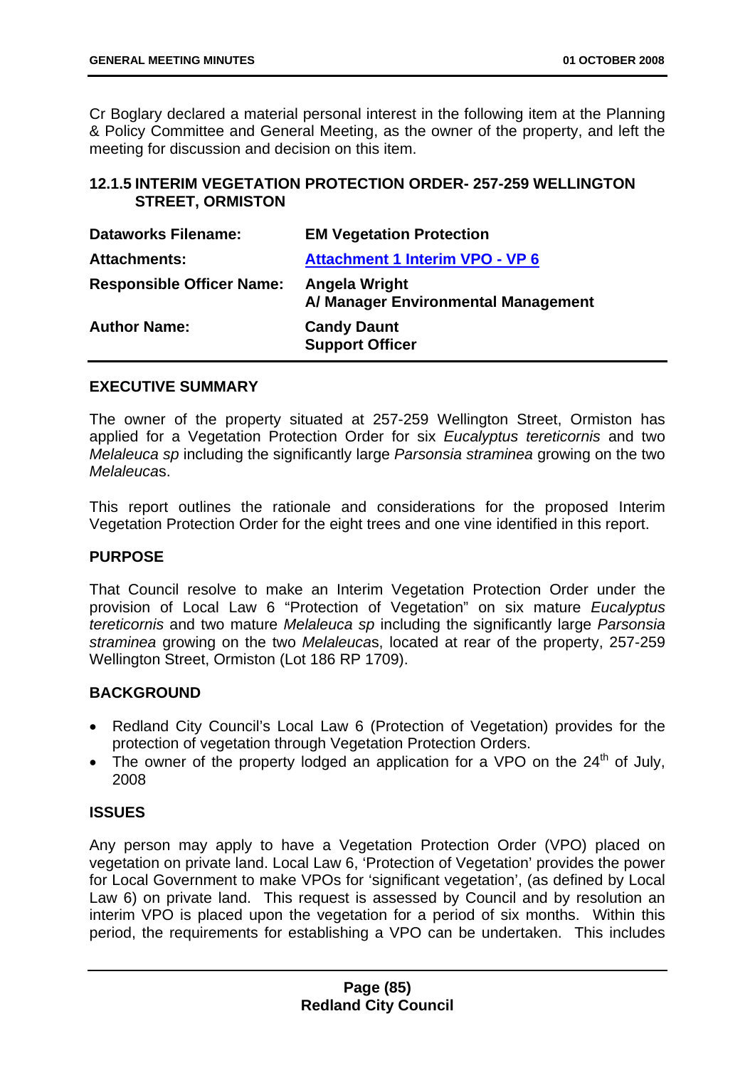Cr Boglary declared a material personal interest in the following item at the Planning & Policy Committee and General Meeting, as the owner of the property, and left the meeting for discussion and decision on this item.

### 12.1.5 INTERIM VEGETATION PROTECTION ORDER- 257-259 WELLINGTON STREET, ORMISTON

| | |
|---|---|
| **Dataworks Filename:** | **EM Vegetation Protection** |
| **Attachments:** | **Attachment 1 Interim VPO - VP 6** |
| **Responsible Officer Name:** | **Angela Wright**<br>**A/ Manager Environmental Management** |
| **Author Name:** | **Candy Daunt**<br>**Support Officer** |

**EXECUTIVE SUMMARY**

The owner of the property situated at 257-259 Wellington Street, Ormiston has applied for a Vegetation Protection Order for six *Eucalyptus tereticornis* and two *Melaleuca sp* including the significantly large *Parsonsia straminea* growing on the two *Melaleuca*s.

This report outlines the rationale and considerations for the proposed Interim Vegetation Protection Order for the eight trees and one vine identified in this report.

**PURPOSE**

That Council resolve to make an Interim Vegetation Protection Order under the provision of Local Law 6 "Protection of Vegetation" on six mature *Eucalyptus tereticornis* and two mature *Melaleuca sp* including the significantly large *Parsonsia straminea* growing on the two *Melaleuca*s, located at rear of the property, 257-259 Wellington Street, Ormiston (Lot 186 RP 1709).

**BACKGROUND**

- Redland City Council's Local Law 6 (Protection of Vegetation) provides for the protection of vegetation through Vegetation Protection Orders.
- The owner of the property lodged an application for a VPO on the 24th of July, 2008

**ISSUES**

Any person may apply to have a Vegetation Protection Order (VPO) placed on vegetation on private land. Local Law 6, 'Protection of Vegetation' provides the power for Local Government to make VPOs for 'significant vegetation', (as defined by Local Law 6) on private land. This request is assessed by Council and by resolution an interim VPO is placed upon the vegetation for a period of six months. Within this period, the requirements for establishing a VPO can be undertaken. This includes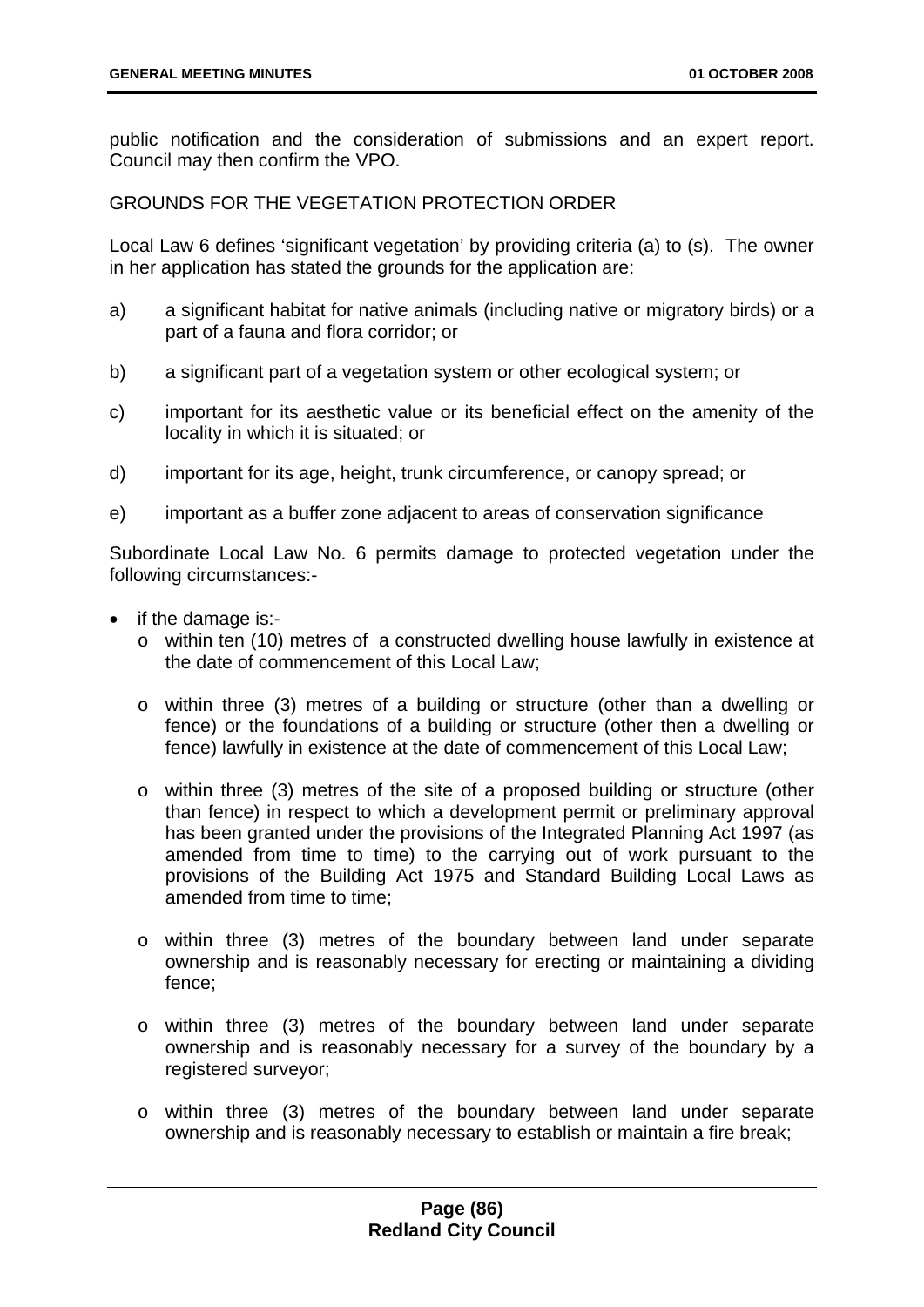public notification and the consideration of submissions and an expert report. Council may then confirm the VPO.

GROUNDS FOR THE VEGETATION PROTECTION ORDER

Local Law 6 defines 'significant vegetation' by providing criteria (a) to (s). The owner in her application has stated the grounds for the application are:

a) a significant habitat for native animals (including native or migratory birds) or a part of a fauna and flora corridor; or

b) a significant part of a vegetation system or other ecological system; or

c) important for its aesthetic value or its beneficial effect on the amenity of the locality in which it is situated; or

d) important for its age, height, trunk circumference, or canopy spread; or

e) important as a buffer zone adjacent to areas of conservation significance

Subordinate Local Law No. 6 permits damage to protected vegetation under the following circumstances:-

- if the damage is:-
  - within ten (10) metres of a constructed dwelling house lawfully in existence at the date of commencement of this Local Law;
  - within three (3) metres of a building or structure (other than a dwelling or fence) or the foundations of a building or structure (other then a dwelling or fence) lawfully in existence at the date of commencement of this Local Law;
  - within three (3) metres of the site of a proposed building or structure (other than fence) in respect to which a development permit or preliminary approval has been granted under the provisions of the Integrated Planning Act 1997 (as amended from time to time) to the carrying out of work pursuant to the provisions of the Building Act 1975 and Standard Building Local Laws as amended from time to time;
  - within three (3) metres of the boundary between land under separate ownership and is reasonably necessary for erecting or maintaining a dividing fence;
  - within three (3) metres of the boundary between land under separate ownership and is reasonably necessary for a survey of the boundary by a registered surveyor;
  - within three (3) metres of the boundary between land under separate ownership and is reasonably necessary to establish or maintain a fire break;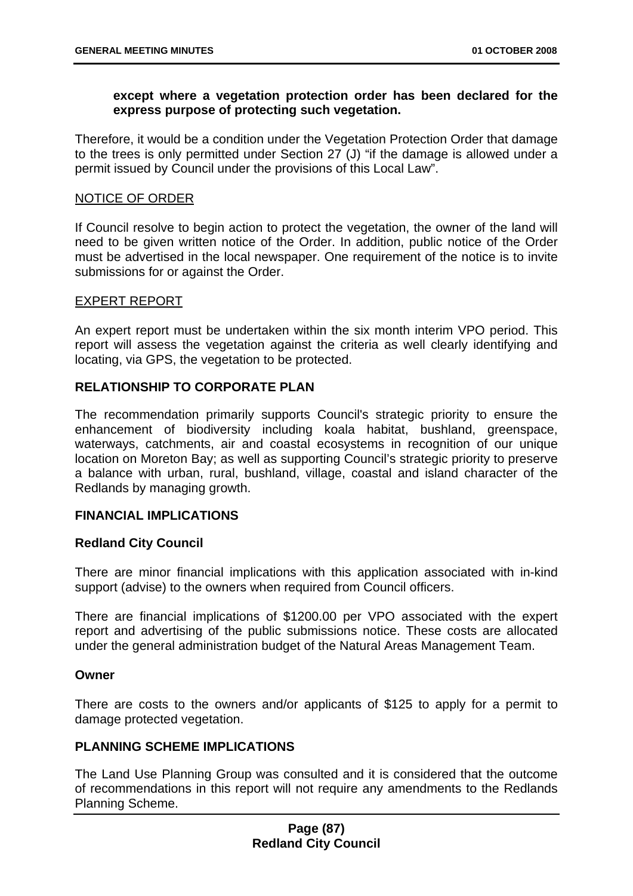**except where a vegetation protection order has been declared for the express purpose of protecting such vegetation.**

Therefore, it would be a condition under the Vegetation Protection Order that damage to the trees is only permitted under Section 27 (J) "if the damage is allowed under a permit issued by Council under the provisions of this Local Law".

NOTICE OF ORDER

If Council resolve to begin action to protect the vegetation, the owner of the land will need to be given written notice of the Order. In addition, public notice of the Order must be advertised in the local newspaper. One requirement of the notice is to invite submissions for or against the Order.

EXPERT REPORT

An expert report must be undertaken within the six month interim VPO period. This report will assess the vegetation against the criteria as well clearly identifying and locating, via GPS, the vegetation to be protected.

## RELATIONSHIP TO CORPORATE PLAN

The recommendation primarily supports Council's strategic priority to ensure the enhancement of biodiversity including koala habitat, bushland, greenspace, waterways, catchments, air and coastal ecosystems in recognition of our unique location on Moreton Bay; as well as supporting Council's strategic priority to preserve a balance with urban, rural, bushland, village, coastal and island character of the Redlands by managing growth.

## FINANCIAL IMPLICATIONS

### Redland City Council

There are minor financial implications with this application associated with in-kind support (advise) to the owners when required from Council officers.

There are financial implications of $1200.00 per VPO associated with the expert report and advertising of the public submissions notice. These costs are allocated under the general administration budget of the Natural Areas Management Team.

### Owner

There are costs to the owners and/or applicants of $125 to apply for a permit to damage protected vegetation.

## PLANNING SCHEME IMPLICATIONS

The Land Use Planning Group was consulted and it is considered that the outcome of recommendations in this report will not require any amendments to the Redlands Planning Scheme.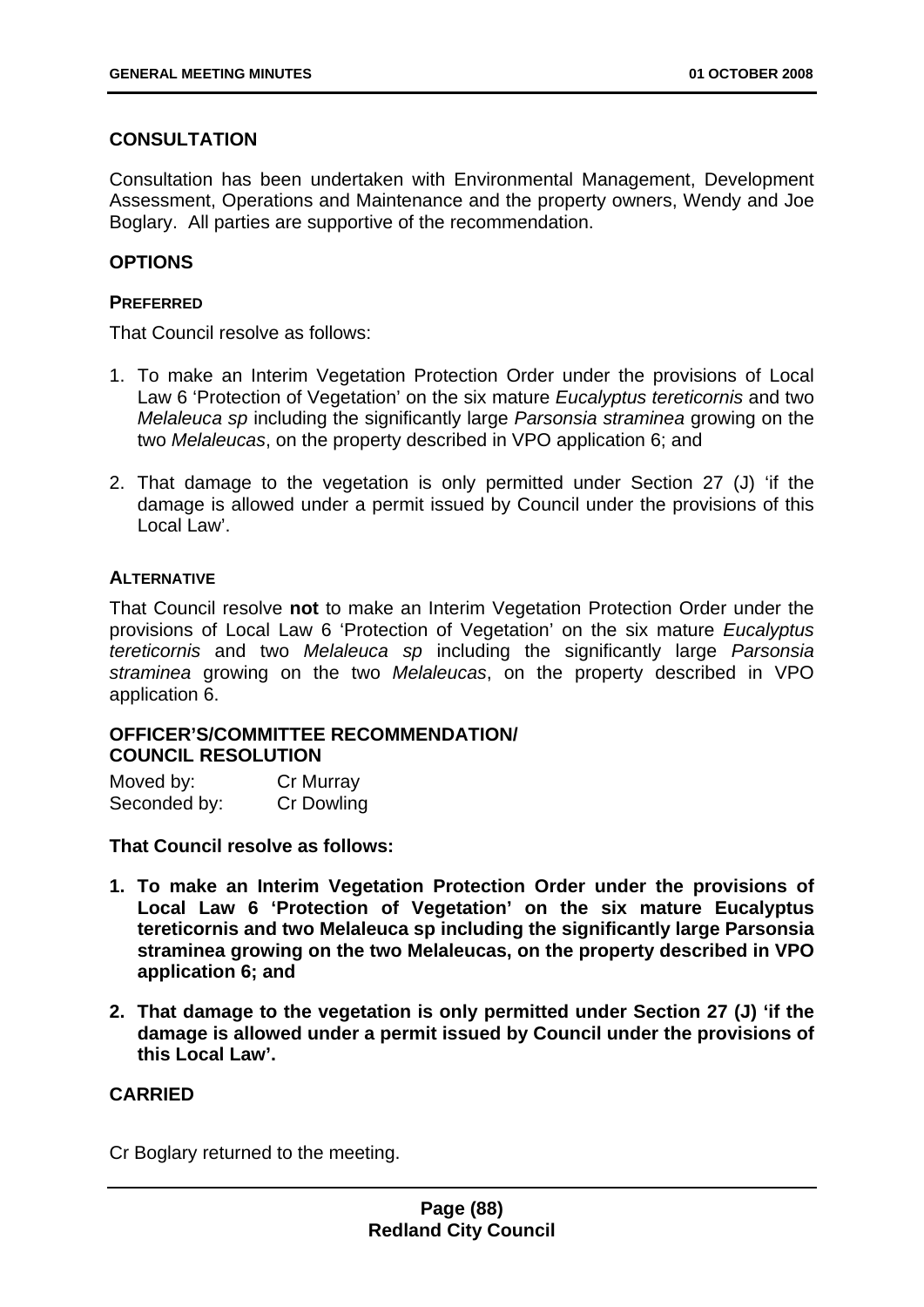## CONSULTATION

Consultation has been undertaken with Environmental Management, Development Assessment, Operations and Maintenance and the property owners, Wendy and Joe Boglary. All parties are supportive of the recommendation.

## OPTIONS

### PREFERRED

That Council resolve as follows:

1. To make an Interim Vegetation Protection Order under the provisions of Local Law 6 'Protection of Vegetation' on the six mature *Eucalyptus tereticornis* and two *Melaleuca sp* including the significantly large *Parsonsia straminea* growing on the two *Melaleucas*, on the property described in VPO application 6; and

2. That damage to the vegetation is only permitted under Section 27 (J) 'if the damage is allowed under a permit issued by Council under the provisions of this Local Law'.

### ALTERNATIVE

That Council resolve **not** to make an Interim Vegetation Protection Order under the provisions of Local Law 6 'Protection of Vegetation' on the six mature *Eucalyptus tereticornis* and two *Melaleuca sp* including the significantly large *Parsonsia straminea* growing on the two *Melaleucas*, on the property described in VPO application 6.

## OFFICER'S/COMMITTEE RECOMMENDATION/ COUNCIL RESOLUTION

Moved by: Cr Murray
Seconded by: Cr Dowling

**That Council resolve as follows:**

1. **To make an Interim Vegetation Protection Order under the provisions of Local Law 6 'Protection of Vegetation' on the six mature Eucalyptus tereticornis and two Melaleuca sp including the significantly large Parsonsia straminea growing on the two Melaleucas, on the property described in VPO application 6; and**

2. **That damage to the vegetation is only permitted under Section 27 (J) 'if the damage is allowed under a permit issued by Council under the provisions of this Local Law'.**

**CARRIED**

Cr Boglary returned to the meeting.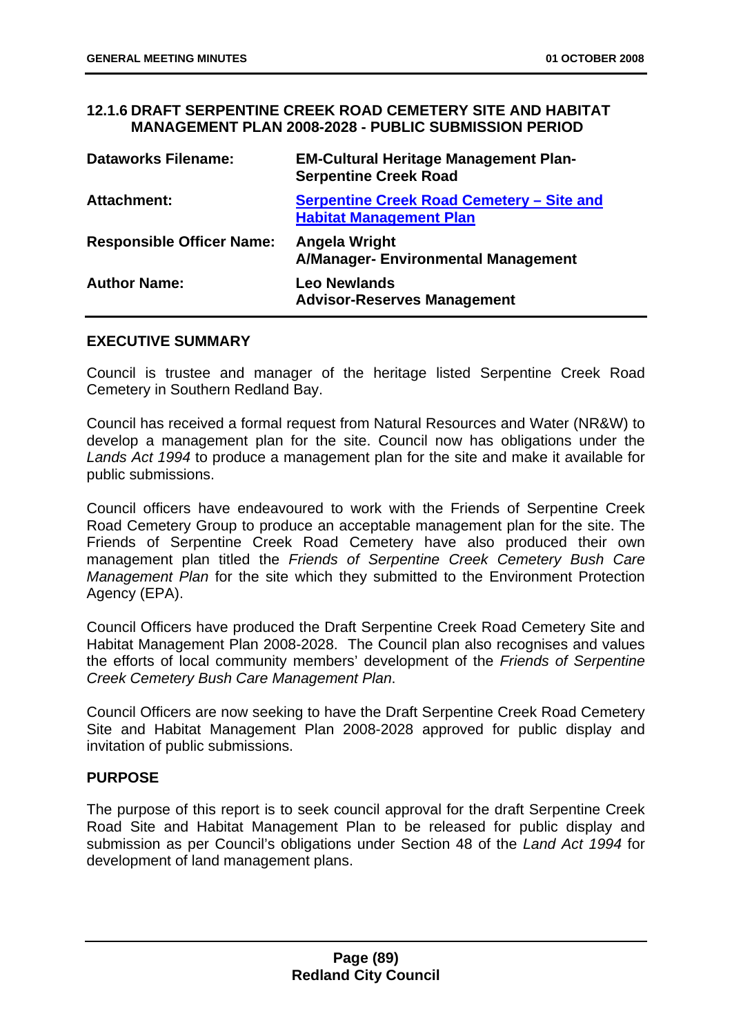## 12.1.6 DRAFT SERPENTINE CREEK ROAD CEMETERY SITE AND HABITAT MANAGEMENT PLAN 2008-2028 - PUBLIC SUBMISSION PERIOD

| | |
|---|---|
| **Dataworks Filename:** | **EM-Cultural Heritage Management Plan-Serpentine Creek Road** |
| **Attachment:** | **Serpentine Creek Road Cemetery – Site and Habitat Management Plan** |
| **Responsible Officer Name:** | **Angela Wright**<br>**A/Manager- Environmental Management** |
| **Author Name:** | **Leo Newlands**<br>**Advisor-Reserves Management** |

### EXECUTIVE SUMMARY

Council is trustee and manager of the heritage listed Serpentine Creek Road Cemetery in Southern Redland Bay.

Council has received a formal request from Natural Resources and Water (NR&W) to develop a management plan for the site. Council now has obligations under the *Lands Act 1994* to produce a management plan for the site and make it available for public submissions.

Council officers have endeavoured to work with the Friends of Serpentine Creek Road Cemetery Group to produce an acceptable management plan for the site. The Friends of Serpentine Creek Road Cemetery have also produced their own management plan titled the *Friends of Serpentine Creek Cemetery Bush Care Management Plan* for the site which they submitted to the Environment Protection Agency (EPA).

Council Officers have produced the Draft Serpentine Creek Road Cemetery Site and Habitat Management Plan 2008-2028. The Council plan also recognises and values the efforts of local community members' development of the *Friends of Serpentine Creek Cemetery Bush Care Management Plan*.

Council Officers are now seeking to have the Draft Serpentine Creek Road Cemetery Site and Habitat Management Plan 2008-2028 approved for public display and invitation of public submissions.

### PURPOSE

The purpose of this report is to seek council approval for the draft Serpentine Creek Road Site and Habitat Management Plan to be released for public display and submission as per Council's obligations under Section 48 of the *Land Act 1994* for development of land management plans.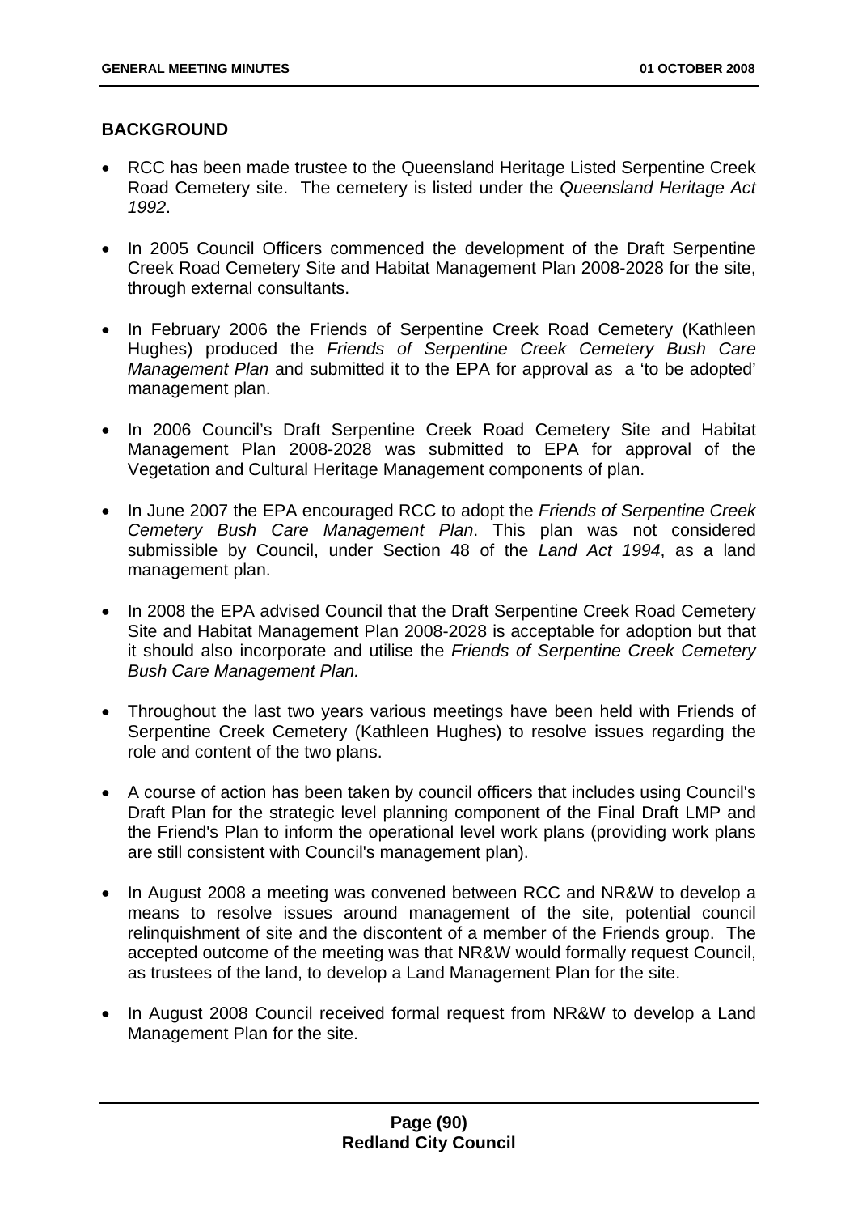## BACKGROUND

- RCC has been made trustee to the Queensland Heritage Listed Serpentine Creek Road Cemetery site. The cemetery is listed under the *Queensland Heritage Act 1992*.
- In 2005 Council Officers commenced the development of the Draft Serpentine Creek Road Cemetery Site and Habitat Management Plan 2008-2028 for the site, through external consultants.
- In February 2006 the Friends of Serpentine Creek Road Cemetery (Kathleen Hughes) produced the *Friends of Serpentine Creek Cemetery Bush Care Management Plan* and submitted it to the EPA for approval as a 'to be adopted' management plan.
- In 2006 Council's Draft Serpentine Creek Road Cemetery Site and Habitat Management Plan 2008-2028 was submitted to EPA for approval of the Vegetation and Cultural Heritage Management components of plan.
- In June 2007 the EPA encouraged RCC to adopt the *Friends of Serpentine Creek Cemetery Bush Care Management Plan*. This plan was not considered submissible by Council, under Section 48 of the *Land Act 1994*, as a land management plan.
- In 2008 the EPA advised Council that the Draft Serpentine Creek Road Cemetery Site and Habitat Management Plan 2008-2028 is acceptable for adoption but that it should also incorporate and utilise the *Friends of Serpentine Creek Cemetery Bush Care Management Plan.*
- Throughout the last two years various meetings have been held with Friends of Serpentine Creek Cemetery (Kathleen Hughes) to resolve issues regarding the role and content of the two plans.
- A course of action has been taken by council officers that includes using Council's Draft Plan for the strategic level planning component of the Final Draft LMP and the Friend's Plan to inform the operational level work plans (providing work plans are still consistent with Council's management plan).
- In August 2008 a meeting was convened between RCC and NR&W to develop a means to resolve issues around management of the site, potential council relinquishment of site and the discontent of a member of the Friends group. The accepted outcome of the meeting was that NR&W would formally request Council, as trustees of the land, to develop a Land Management Plan for the site.
- In August 2008 Council received formal request from NR&W to develop a Land Management Plan for the site.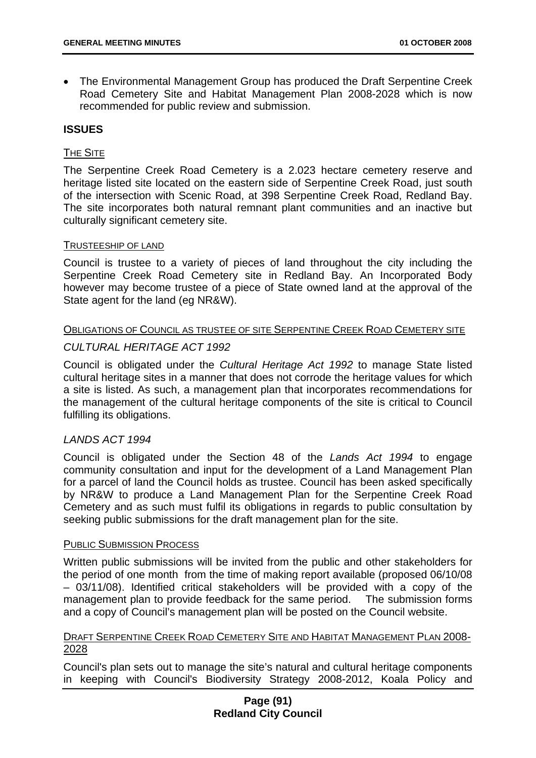- The Environmental Management Group has produced the Draft Serpentine Creek Road Cemetery Site and Habitat Management Plan 2008-2028 which is now recommended for public review and submission.

## ISSUES

THE SITE

The Serpentine Creek Road Cemetery is a 2.023 hectare cemetery reserve and heritage listed site located on the eastern side of Serpentine Creek Road, just south of the intersection with Scenic Road, at 398 Serpentine Creek Road, Redland Bay. The site incorporates both natural remnant plant communities and an inactive but culturally significant cemetery site.

TRUSTEESHIP OF LAND

Council is trustee to a variety of pieces of land throughout the city including the Serpentine Creek Road Cemetery site in Redland Bay. An Incorporated Body however may become trustee of a piece of State owned land at the approval of the State agent for the land (eg NR&W).

OBLIGATIONS OF COUNCIL AS TRUSTEE OF SITE SERPENTINE CREEK ROAD CEMETERY SITE

*CULTURAL HERITAGE ACT 1992*

Council is obligated under the *Cultural Heritage Act 1992* to manage State listed cultural heritage sites in a manner that does not corrode the heritage values for which a site is listed. As such, a management plan that incorporates recommendations for the management of the cultural heritage components of the site is critical to Council fulfilling its obligations.

*LANDS ACT 1994*

Council is obligated under the Section 48 of the *Lands Act 1994* to engage community consultation and input for the development of a Land Management Plan for a parcel of land the Council holds as trustee. Council has been asked specifically by NR&W to produce a Land Management Plan for the Serpentine Creek Road Cemetery and as such must fulfil its obligations in regards to public consultation by seeking public submissions for the draft management plan for the site.

PUBLIC SUBMISSION PROCESS

Written public submissions will be invited from the public and other stakeholders for the period of one month from the time of making report available (proposed 06/10/08 – 03/11/08). Identified critical stakeholders will be provided with a copy of the management plan to provide feedback for the same period. The submission forms and a copy of Council's management plan will be posted on the Council website.

DRAFT SERPENTINE CREEK ROAD CEMETERY SITE AND HABITAT MANAGEMENT PLAN 2008-2028

Council's plan sets out to manage the site's natural and cultural heritage components in keeping with Council's Biodiversity Strategy 2008-2012, Koala Policy and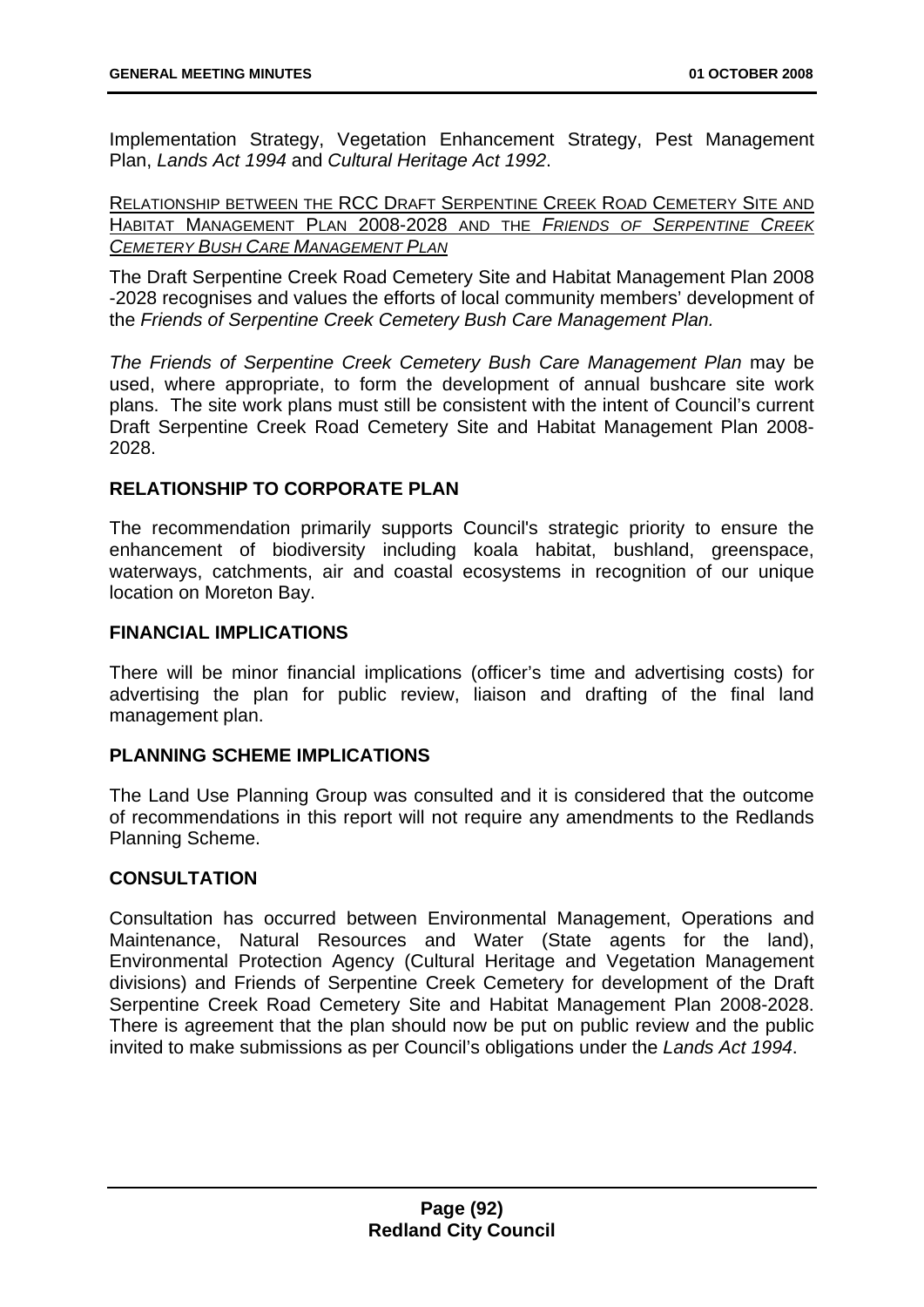Implementation Strategy, Vegetation Enhancement Strategy, Pest Management Plan, *Lands Act 1994* and *Cultural Heritage Act 1992*.

RELATIONSHIP BETWEEN THE RCC DRAFT SERPENTINE CREEK ROAD CEMETERY SITE AND HABITAT MANAGEMENT PLAN 2008-2028 AND THE *FRIENDS OF SERPENTINE CREEK CEMETERY BUSH CARE MANAGEMENT PLAN*

The Draft Serpentine Creek Road Cemetery Site and Habitat Management Plan 2008 -2028 recognises and values the efforts of local community members' development of the *Friends of Serpentine Creek Cemetery Bush Care Management Plan.*

*The Friends of Serpentine Creek Cemetery Bush Care Management Plan* may be used, where appropriate, to form the development of annual bushcare site work plans. The site work plans must still be consistent with the intent of Council's current Draft Serpentine Creek Road Cemetery Site and Habitat Management Plan 2008-2028.

## RELATIONSHIP TO CORPORATE PLAN

The recommendation primarily supports Council's strategic priority to ensure the enhancement of biodiversity including koala habitat, bushland, greenspace, waterways, catchments, air and coastal ecosystems in recognition of our unique location on Moreton Bay.

## FINANCIAL IMPLICATIONS

There will be minor financial implications (officer's time and advertising costs) for advertising the plan for public review, liaison and drafting of the final land management plan.

## PLANNING SCHEME IMPLICATIONS

The Land Use Planning Group was consulted and it is considered that the outcome of recommendations in this report will not require any amendments to the Redlands Planning Scheme.

## CONSULTATION

Consultation has occurred between Environmental Management, Operations and Maintenance, Natural Resources and Water (State agents for the land), Environmental Protection Agency (Cultural Heritage and Vegetation Management divisions) and Friends of Serpentine Creek Cemetery for development of the Draft Serpentine Creek Road Cemetery Site and Habitat Management Plan 2008-2028. There is agreement that the plan should now be put on public review and the public invited to make submissions as per Council's obligations under the *Lands Act 1994*.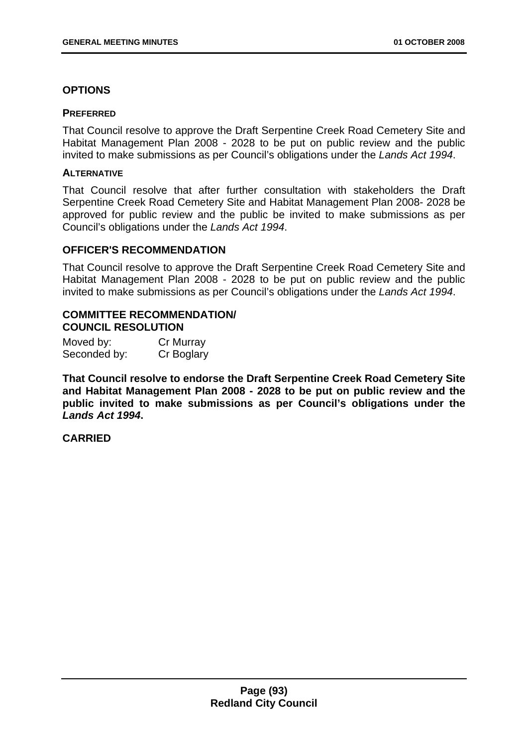## OPTIONS

### PREFERRED

That Council resolve to approve the Draft Serpentine Creek Road Cemetery Site and Habitat Management Plan 2008 - 2028 to be put on public review and the public invited to make submissions as per Council's obligations under the *Lands Act 1994*.

### ALTERNATIVE

That Council resolve that after further consultation with stakeholders the Draft Serpentine Creek Road Cemetery Site and Habitat Management Plan 2008- 2028 be approved for public review and the public be invited to make submissions as per Council's obligations under the *Lands Act 1994*.

## OFFICER'S RECOMMENDATION

That Council resolve to approve the Draft Serpentine Creek Road Cemetery Site and Habitat Management Plan 2008 - 2028 to be put on public review and the public invited to make submissions as per Council's obligations under the *Lands Act 1994*.

## COMMITTEE RECOMMENDATION/ COUNCIL RESOLUTION

Moved by: Cr Murray
Seconded by: Cr Boglary

**That Council resolve to endorse the Draft Serpentine Creek Road Cemetery Site and Habitat Management Plan 2008 - 2028 to be put on public review and the public invited to make submissions as per Council's obligations under the *Lands Act 1994*.**

**CARRIED**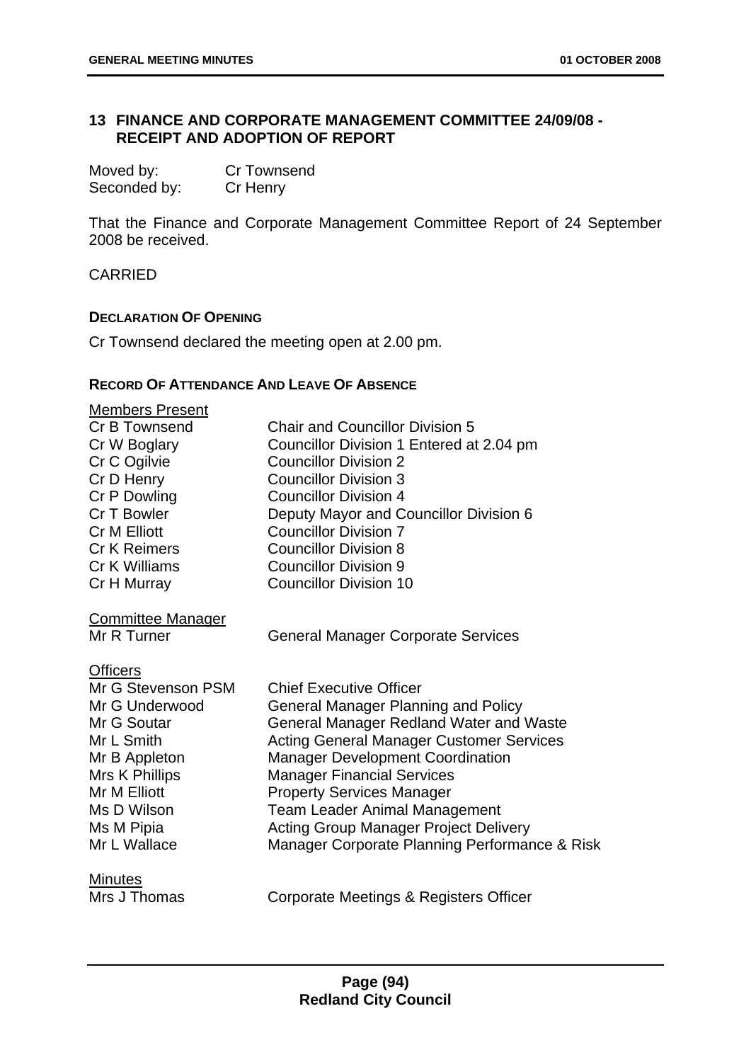## 13 FINANCE AND CORPORATE MANAGEMENT COMMITTEE 24/09/08 - RECEIPT AND ADOPTION OF REPORT

Moved by: Cr Townsend
Seconded by: Cr Henry

That the Finance and Corporate Management Committee Report of 24 September 2008 be received.

CARRIED

### DECLARATION OF OPENING

Cr Townsend declared the meeting open at 2.00 pm.

### RECORD OF ATTENDANCE AND LEAVE OF ABSENCE

<u>Members Present</u>

| | |
|---|---|
| Cr B Townsend | Chair and Councillor Division 5 |
| Cr W Boglary | Councillor Division 1 Entered at 2.04 pm |
| Cr C Ogilvie | Councillor Division 2 |
| Cr D Henry | Councillor Division 3 |
| Cr P Dowling | Councillor Division 4 |
| Cr T Bowler | Deputy Mayor and Councillor Division 6 |
| Cr M Elliott | Councillor Division 7 |
| Cr K Reimers | Councillor Division 8 |
| Cr K Williams | Councillor Division 9 |
| Cr H Murray | Councillor Division 10 |

<u>Committee Manager</u>

| | |
|---|---|
| Mr R Turner | General Manager Corporate Services |

<u>Officers</u>

| | |
|---|---|
| Mr G Stevenson PSM | Chief Executive Officer |
| Mr G Underwood | General Manager Planning and Policy |
| Mr G Soutar | General Manager Redland Water and Waste |
| Mr L Smith | Acting General Manager Customer Services |
| Mr B Appleton | Manager Development Coordination |
| Mrs K Phillips | Manager Financial Services |
| Mr M Elliott | Property Services Manager |
| Ms D Wilson | Team Leader Animal Management |
| Ms M Pipia | Acting Group Manager Project Delivery |
| Mr L Wallace | Manager Corporate Planning Performance & Risk |

<u>Minutes</u>

| | |
|---|---|
| Mrs J Thomas | Corporate Meetings & Registers Officer |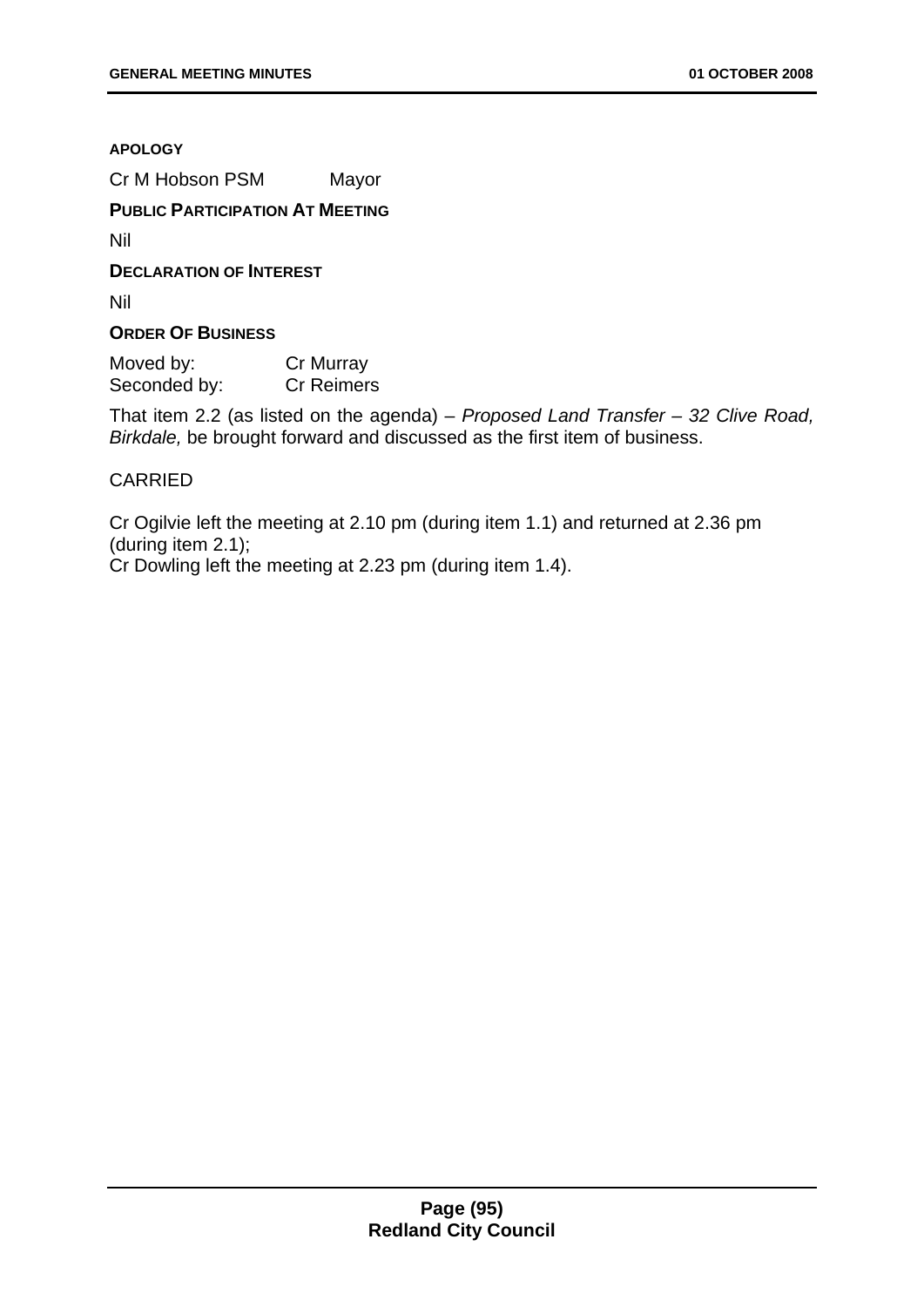**APOLOGY**

Cr M Hobson PSM Mayor

**PUBLIC PARTICIPATION AT MEETING**

Nil

**DECLARATION OF INTEREST**

Nil

**ORDER OF BUSINESS**

Moved by: Cr Murray
Seconded by: Cr Reimers

That item 2.2 (as listed on the agenda) – *Proposed Land Transfer – 32 Clive Road, Birkdale,* be brought forward and discussed as the first item of business.

CARRIED

Cr Ogilvie left the meeting at 2.10 pm (during item 1.1) and returned at 2.36 pm (during item 2.1);
Cr Dowling left the meeting at 2.23 pm (during item 1.4).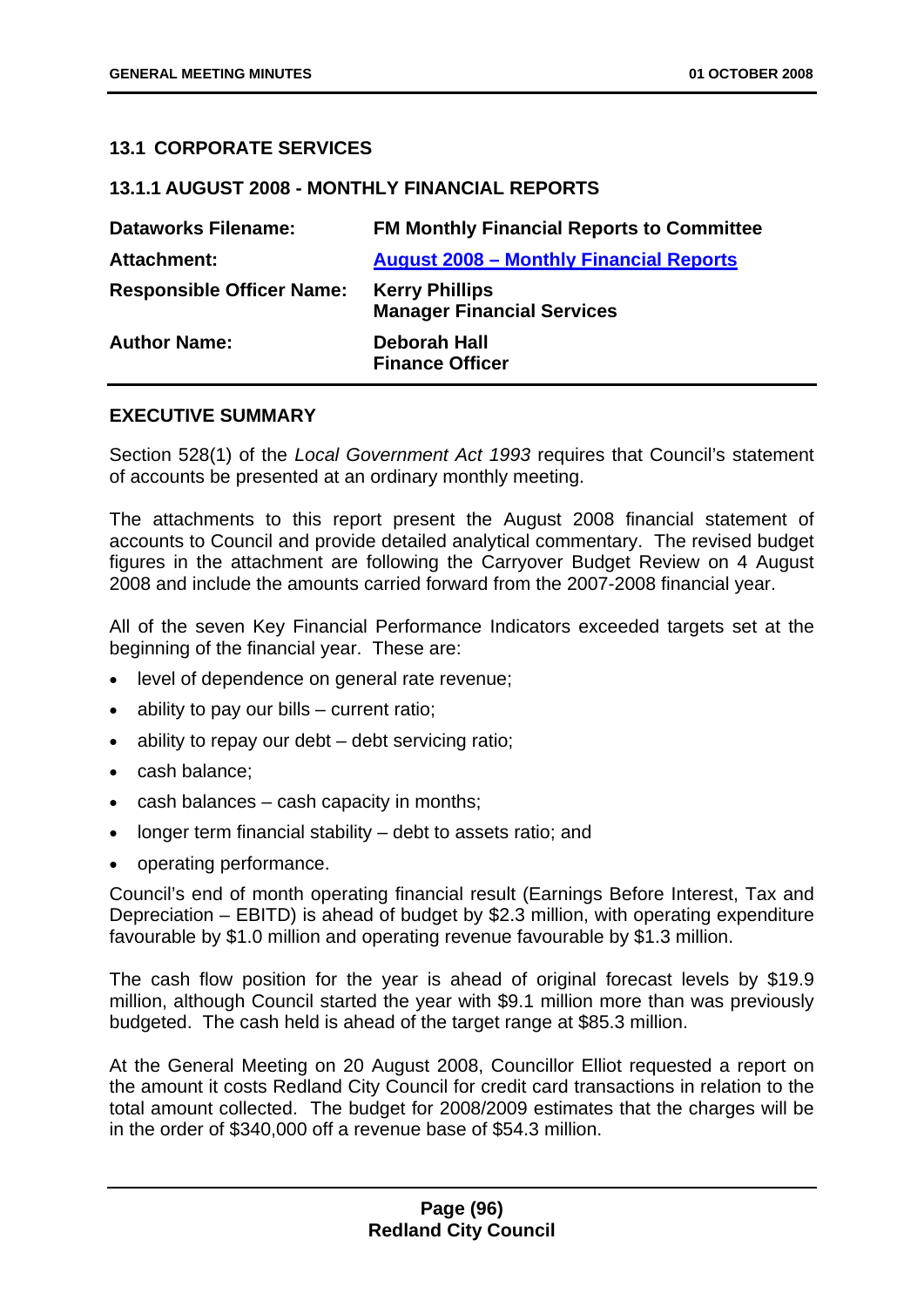## 13.1 CORPORATE SERVICES

### 13.1.1 AUGUST 2008 - MONTHLY FINANCIAL REPORTS

| | |
|---|---|
| **Dataworks Filename:** | **FM Monthly Financial Reports to Committee** |
| **Attachment:** | **August 2008 – Monthly Financial Reports** |
| **Responsible Officer Name:** | **Kerry Phillips**<br>**Manager Financial Services** |
| **Author Name:** | **Deborah Hall**<br>**Finance Officer** |

### EXECUTIVE SUMMARY

Section 528(1) of the *Local Government Act 1993* requires that Council's statement of accounts be presented at an ordinary monthly meeting.

The attachments to this report present the August 2008 financial statement of accounts to Council and provide detailed analytical commentary. The revised budget figures in the attachment are following the Carryover Budget Review on 4 August 2008 and include the amounts carried forward from the 2007-2008 financial year.

All of the seven Key Financial Performance Indicators exceeded targets set at the beginning of the financial year. These are:

- level of dependence on general rate revenue;
- ability to pay our bills – current ratio;
- ability to repay our debt – debt servicing ratio;
- cash balance;
- cash balances – cash capacity in months;
- longer term financial stability – debt to assets ratio; and
- operating performance.

Council's end of month operating financial result (Earnings Before Interest, Tax and Depreciation – EBITD) is ahead of budget by $2.3 million, with operating expenditure favourable by $1.0 million and operating revenue favourable by $1.3 million.

The cash flow position for the year is ahead of original forecast levels by $19.9 million, although Council started the year with $9.1 million more than was previously budgeted. The cash held is ahead of the target range at $85.3 million.

At the General Meeting on 20 August 2008, Councillor Elliot requested a report on the amount it costs Redland City Council for credit card transactions in relation to the total amount collected. The budget for 2008/2009 estimates that the charges will be in the order of $340,000 off a revenue base of $54.3 million.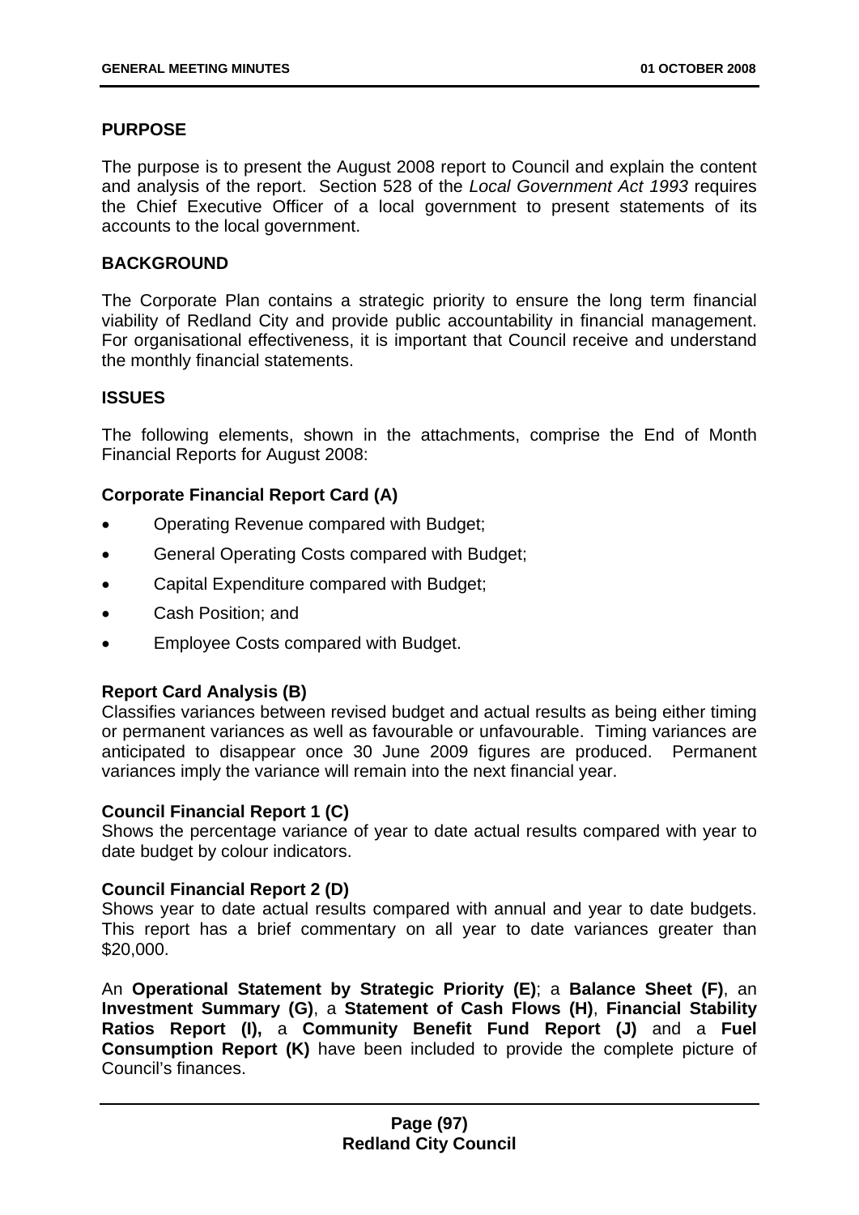## PURPOSE

The purpose is to present the August 2008 report to Council and explain the content and analysis of the report. Section 528 of the *Local Government Act 1993* requires the Chief Executive Officer of a local government to present statements of its accounts to the local government.

## BACKGROUND

The Corporate Plan contains a strategic priority to ensure the long term financial viability of Redland City and provide public accountability in financial management. For organisational effectiveness, it is important that Council receive and understand the monthly financial statements.

## ISSUES

The following elements, shown in the attachments, comprise the End of Month Financial Reports for August 2008:

### Corporate Financial Report Card (A)

- Operating Revenue compared with Budget;
- General Operating Costs compared with Budget;
- Capital Expenditure compared with Budget;
- Cash Position; and
- Employee Costs compared with Budget.

### Report Card Analysis (B)

Classifies variances between revised budget and actual results as being either timing or permanent variances as well as favourable or unfavourable. Timing variances are anticipated to disappear once 30 June 2009 figures are produced. Permanent variances imply the variance will remain into the next financial year.

### Council Financial Report 1 (C)

Shows the percentage variance of year to date actual results compared with year to date budget by colour indicators.

### Council Financial Report 2 (D)

Shows year to date actual results compared with annual and year to date budgets. This report has a brief commentary on all year to date variances greater than $20,000.

An **Operational Statement by Strategic Priority (E)**; a **Balance Sheet (F)**, an **Investment Summary (G)**, a **Statement of Cash Flows (H)**, **Financial Stability Ratios Report (I),** a **Community Benefit Fund Report (J)** and a **Fuel Consumption Report (K)** have been included to provide the complete picture of Council's finances.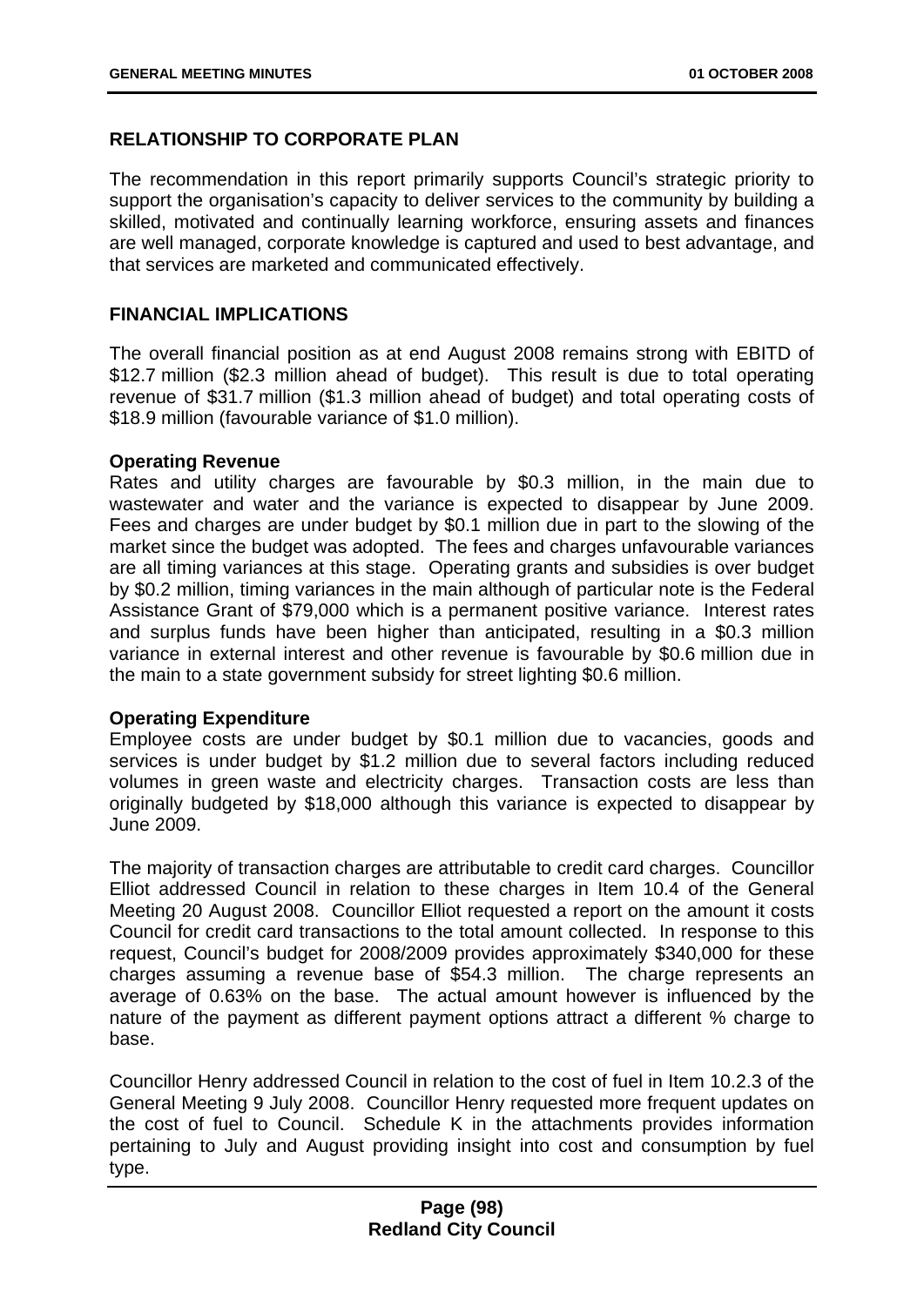**RELATIONSHIP TO CORPORATE PLAN**

The recommendation in this report primarily supports Council's strategic priority to support the organisation's capacity to deliver services to the community by building a skilled, motivated and continually learning workforce, ensuring assets and finances are well managed, corporate knowledge is captured and used to best advantage, and that services are marketed and communicated effectively.

**FINANCIAL IMPLICATIONS**

The overall financial position as at end August 2008 remains strong with EBITD of \$12.7 million (\$2.3 million ahead of budget). This result is due to total operating revenue of \$31.7 million (\$1.3 million ahead of budget) and total operating costs of \$18.9 million (favourable variance of \$1.0 million).

**Operating Revenue**
Rates and utility charges are favourable by \$0.3 million, in the main due to wastewater and water and the variance is expected to disappear by June 2009. Fees and charges are under budget by \$0.1 million due in part to the slowing of the market since the budget was adopted. The fees and charges unfavourable variances are all timing variances at this stage. Operating grants and subsidies is over budget by \$0.2 million, timing variances in the main although of particular note is the Federal Assistance Grant of \$79,000 which is a permanent positive variance. Interest rates and surplus funds have been higher than anticipated, resulting in a \$0.3 million variance in external interest and other revenue is favourable by \$0.6 million due in the main to a state government subsidy for street lighting \$0.6 million.

**Operating Expenditure**
Employee costs are under budget by \$0.1 million due to vacancies, goods and services is under budget by \$1.2 million due to several factors including reduced volumes in green waste and electricity charges. Transaction costs are less than originally budgeted by \$18,000 although this variance is expected to disappear by June 2009.

The majority of transaction charges are attributable to credit card charges. Councillor Elliot addressed Council in relation to these charges in Item 10.4 of the General Meeting 20 August 2008. Councillor Elliot requested a report on the amount it costs Council for credit card transactions to the total amount collected. In response to this request, Council's budget for 2008/2009 provides approximately \$340,000 for these charges assuming a revenue base of \$54.3 million. The charge represents an average of 0.63% on the base. The actual amount however is influenced by the nature of the payment as different payment options attract a different % charge to base.

Councillor Henry addressed Council in relation to the cost of fuel in Item 10.2.3 of the General Meeting 9 July 2008. Councillor Henry requested more frequent updates on the cost of fuel to Council. Schedule K in the attachments provides information pertaining to July and August providing insight into cost and consumption by fuel type.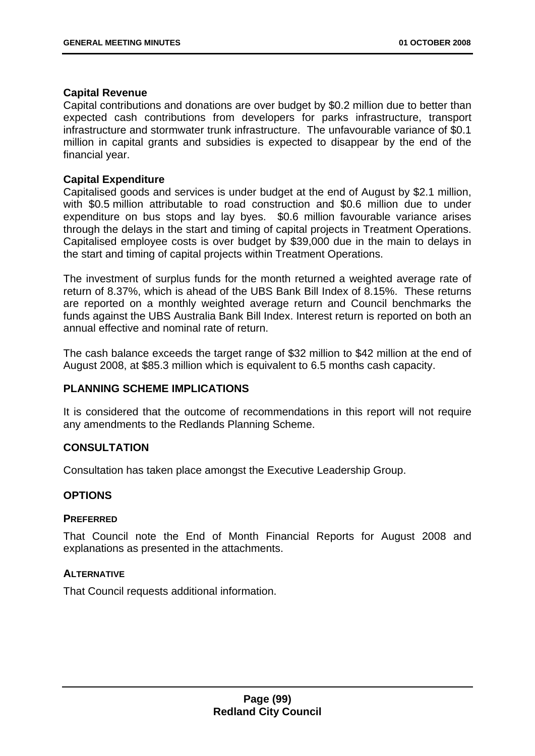**Capital Revenue**

Capital contributions and donations are over budget by $0.2 million due to better than expected cash contributions from developers for parks infrastructure, transport infrastructure and stormwater trunk infrastructure. The unfavourable variance of $0.1 million in capital grants and subsidies is expected to disappear by the end of the financial year.

**Capital Expenditure**

Capitalised goods and services is under budget at the end of August by $2.1 million, with $0.5 million attributable to road construction and $0.6 million due to under expenditure on bus stops and lay byes. $0.6 million favourable variance arises through the delays in the start and timing of capital projects in Treatment Operations. Capitalised employee costs is over budget by $39,000 due in the main to delays in the start and timing of capital projects within Treatment Operations.

The investment of surplus funds for the month returned a weighted average rate of return of 8.37%, which is ahead of the UBS Bank Bill Index of 8.15%. These returns are reported on a monthly weighted average return and Council benchmarks the funds against the UBS Australia Bank Bill Index. Interest return is reported on both an annual effective and nominal rate of return.

The cash balance exceeds the target range of $32 million to $42 million at the end of August 2008, at $85.3 million which is equivalent to 6.5 months cash capacity.

## PLANNING SCHEME IMPLICATIONS

It is considered that the outcome of recommendations in this report will not require any amendments to the Redlands Planning Scheme.

## CONSULTATION

Consultation has taken place amongst the Executive Leadership Group.

## OPTIONS

### PREFERRED

That Council note the End of Month Financial Reports for August 2008 and explanations as presented in the attachments.

### ALTERNATIVE

That Council requests additional information.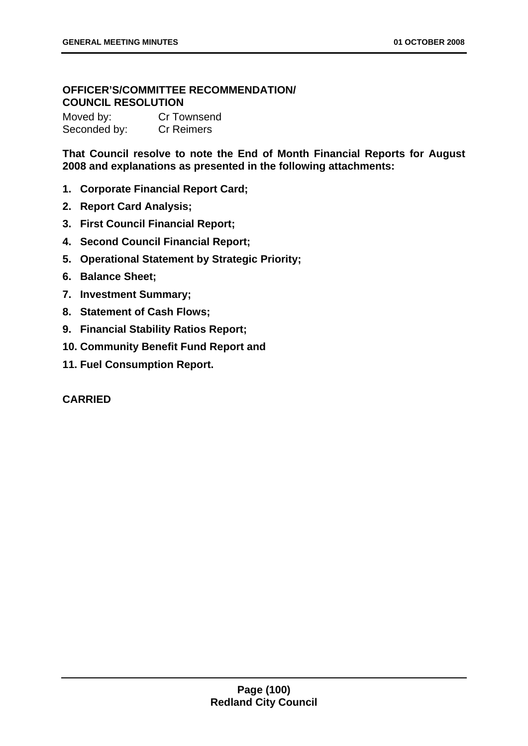**OFFICER'S/COMMITTEE RECOMMENDATION/**
**COUNCIL RESOLUTION**

Moved by: Cr Townsend
Seconded by: Cr Reimers

**That Council resolve to note the End of Month Financial Reports for August 2008 and explanations as presented in the following attachments:**

1. **Corporate Financial Report Card;**
2. **Report Card Analysis;**
3. **First Council Financial Report;**
4. **Second Council Financial Report;**
5. **Operational Statement by Strategic Priority;**
6. **Balance Sheet;**
7. **Investment Summary;**
8. **Statement of Cash Flows;**
9. **Financial Stability Ratios Report;**
10. **Community Benefit Fund Report and**
11. **Fuel Consumption Report.**

**CARRIED**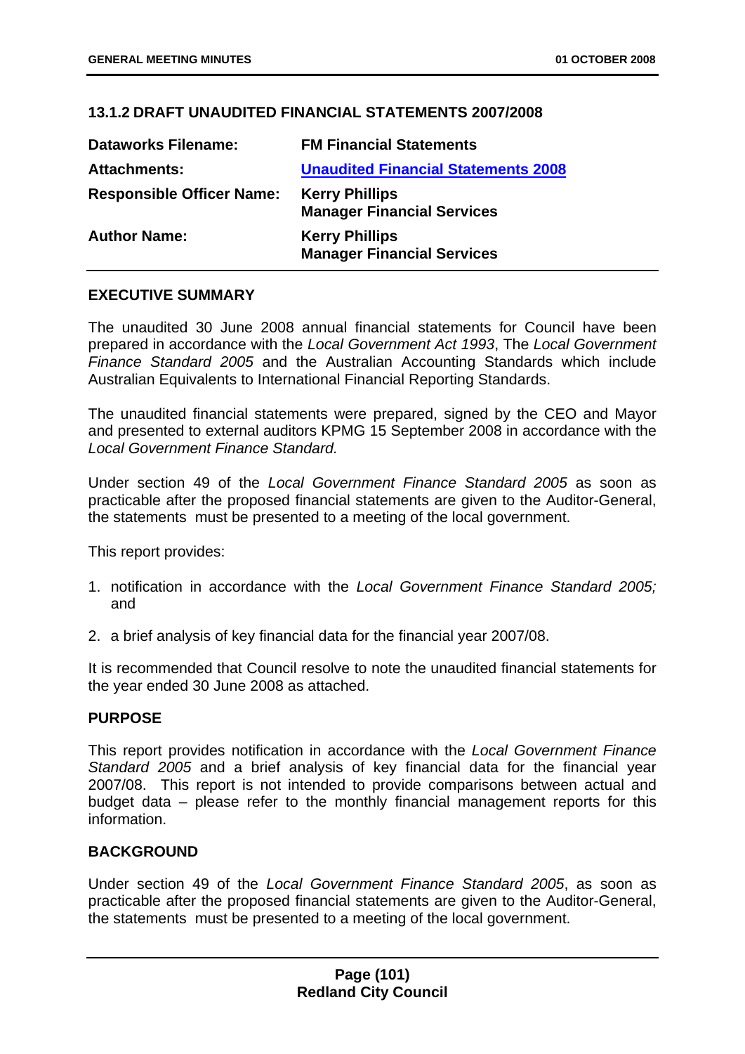## 13.1.2 DRAFT UNAUDITED FINANCIAL STATEMENTS 2007/2008

| | |
|---|---|
| **Dataworks Filename:** | **FM Financial Statements** |
| **Attachments:** | **Unaudited Financial Statements 2008** |
| **Responsible Officer Name:** | **Kerry Phillips**<br>**Manager Financial Services** |
| **Author Name:** | **Kerry Phillips**<br>**Manager Financial Services** |

### EXECUTIVE SUMMARY

The unaudited 30 June 2008 annual financial statements for Council have been prepared in accordance with the *Local Government Act 1993*, The *Local Government Finance Standard 2005* and the Australian Accounting Standards which include Australian Equivalents to International Financial Reporting Standards.

The unaudited financial statements were prepared, signed by the CEO and Mayor and presented to external auditors KPMG 15 September 2008 in accordance with the *Local Government Finance Standard.*

Under section 49 of the *Local Government Finance Standard 2005* as soon as practicable after the proposed financial statements are given to the Auditor-General, the statements must be presented to a meeting of the local government.

This report provides:

1. notification in accordance with the *Local Government Finance Standard 2005;* and
2. a brief analysis of key financial data for the financial year 2007/08.

It is recommended that Council resolve to note the unaudited financial statements for the year ended 30 June 2008 as attached.

### PURPOSE

This report provides notification in accordance with the *Local Government Finance Standard 2005* and a brief analysis of key financial data for the financial year 2007/08. This report is not intended to provide comparisons between actual and budget data – please refer to the monthly financial management reports for this information.

### BACKGROUND

Under section 49 of the *Local Government Finance Standard 2005*, as soon as practicable after the proposed financial statements are given to the Auditor-General, the statements must be presented to a meeting of the local government.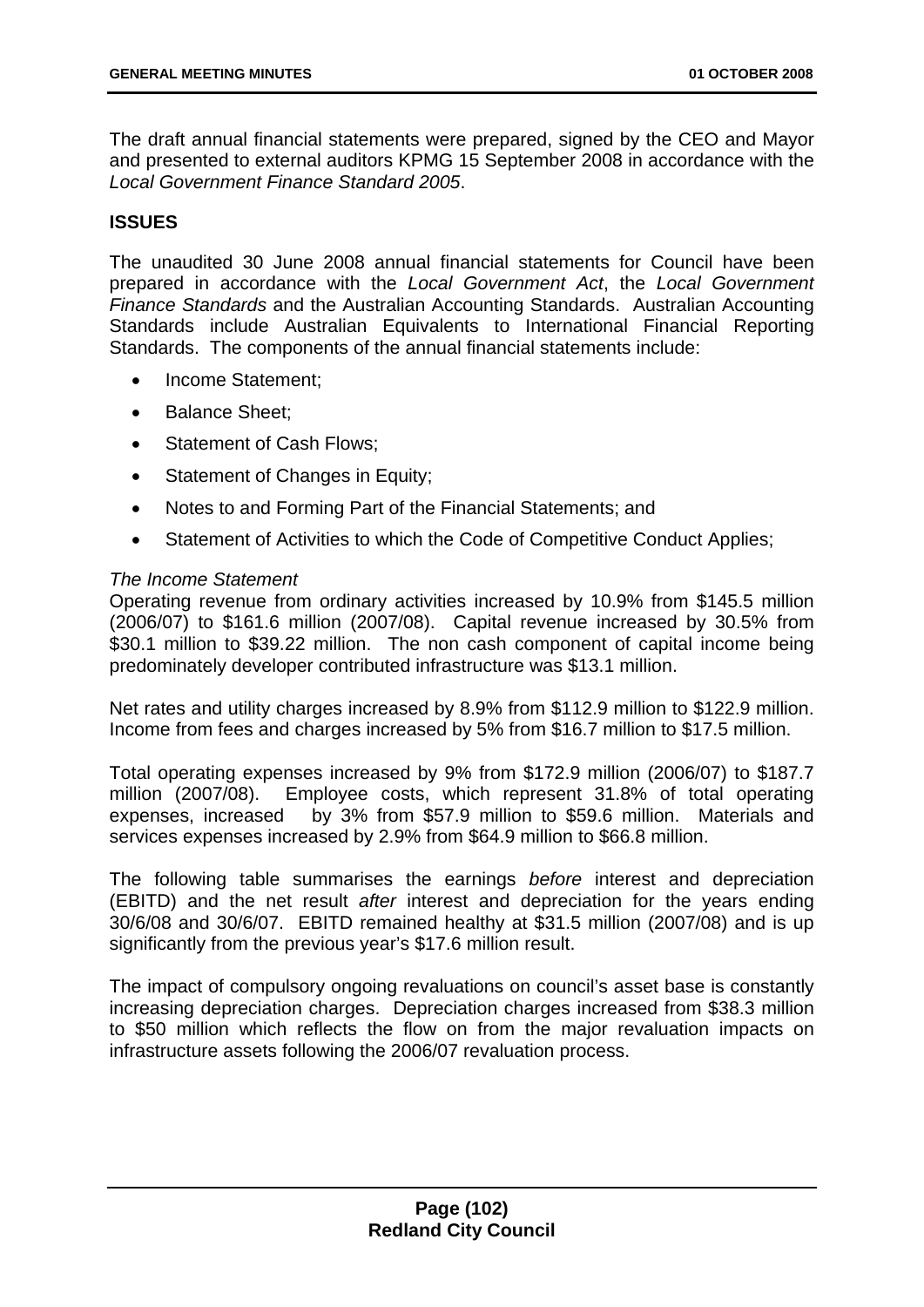The draft annual financial statements were prepared, signed by the CEO and Mayor and presented to external auditors KPMG 15 September 2008 in accordance with the *Local Government Finance Standard 2005*.

## ISSUES

The unaudited 30 June 2008 annual financial statements for Council have been prepared in accordance with the *Local Government Act*, the *Local Government Finance Standards* and the Australian Accounting Standards. Australian Accounting Standards include Australian Equivalents to International Financial Reporting Standards. The components of the annual financial statements include:

- Income Statement;
- Balance Sheet;
- Statement of Cash Flows;
- Statement of Changes in Equity;
- Notes to and Forming Part of the Financial Statements; and
- Statement of Activities to which the Code of Competitive Conduct Applies;

*The Income Statement*

Operating revenue from ordinary activities increased by 10.9% from $145.5 million (2006/07) to $161.6 million (2007/08). Capital revenue increased by 30.5% from $30.1 million to $39.22 million. The non cash component of capital income being predominately developer contributed infrastructure was $13.1 million.

Net rates and utility charges increased by 8.9% from $112.9 million to $122.9 million. Income from fees and charges increased by 5% from $16.7 million to $17.5 million.

Total operating expenses increased by 9% from $172.9 million (2006/07) to $187.7 million (2007/08). Employee costs, which represent 31.8% of total operating expenses, increased by 3% from $57.9 million to $59.6 million. Materials and services expenses increased by 2.9% from $64.9 million to $66.8 million.

The following table summarises the earnings *before* interest and depreciation (EBITD) and the net result *after* interest and depreciation for the years ending 30/6/08 and 30/6/07. EBITD remained healthy at $31.5 million (2007/08) and is up significantly from the previous year's $17.6 million result.

The impact of compulsory ongoing revaluations on council's asset base is constantly increasing depreciation charges. Depreciation charges increased from $38.3 million to $50 million which reflects the flow on from the major revaluation impacts on infrastructure assets following the 2006/07 revaluation process.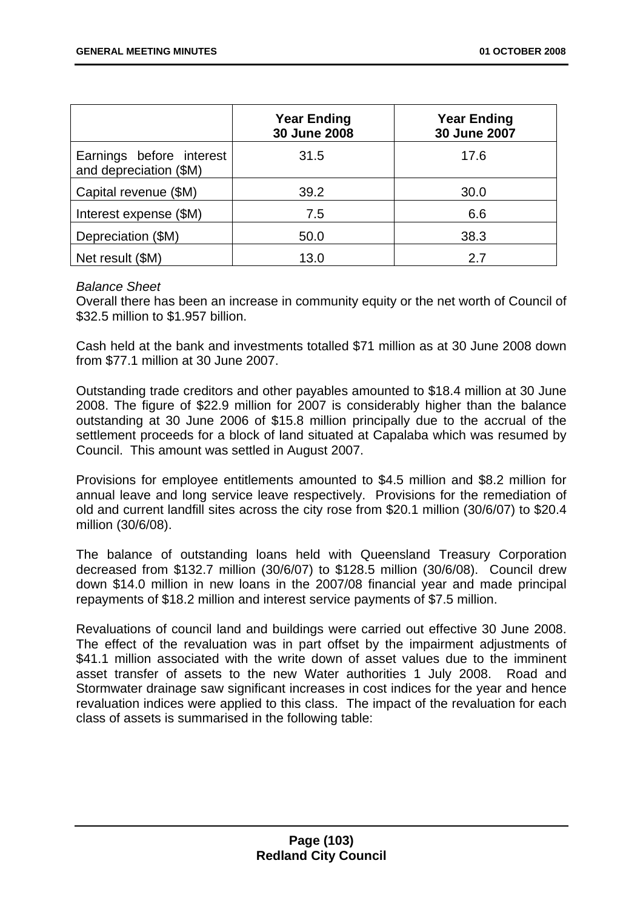| | Year Ending 30 June 2008 | Year Ending 30 June 2007 |
|---|---|---|
| Earnings before interest and depreciation ($M) | 31.5 | 17.6 |
| Capital revenue ($M) | 39.2 | 30.0 |
| Interest expense ($M) | 7.5 | 6.6 |
| Depreciation ($M) | 50.0 | 38.3 |
| Net result ($M) | 13.0 | 2.7 |

*Balance Sheet*

Overall there has been an increase in community equity or the net worth of Council of $32.5 million to $1.957 billion.

Cash held at the bank and investments totalled $71 million as at 30 June 2008 down from $77.1 million at 30 June 2007.

Outstanding trade creditors and other payables amounted to $18.4 million at 30 June 2008. The figure of $22.9 million for 2007 is considerably higher than the balance outstanding at 30 June 2006 of $15.8 million principally due to the accrual of the settlement proceeds for a block of land situated at Capalaba which was resumed by Council. This amount was settled in August 2007.

Provisions for employee entitlements amounted to $4.5 million and $8.2 million for annual leave and long service leave respectively. Provisions for the remediation of old and current landfill sites across the city rose from $20.1 million (30/6/07) to $20.4 million (30/6/08).

The balance of outstanding loans held with Queensland Treasury Corporation decreased from $132.7 million (30/6/07) to $128.5 million (30/6/08). Council drew down $14.0 million in new loans in the 2007/08 financial year and made principal repayments of $18.2 million and interest service payments of $7.5 million.

Revaluations of council land and buildings were carried out effective 30 June 2008. The effect of the revaluation was in part offset by the impairment adjustments of $41.1 million associated with the write down of asset values due to the imminent asset transfer of assets to the new Water authorities 1 July 2008. Road and Stormwater drainage saw significant increases in cost indices for the year and hence revaluation indices were applied to this class. The impact of the revaluation for each class of assets is summarised in the following table: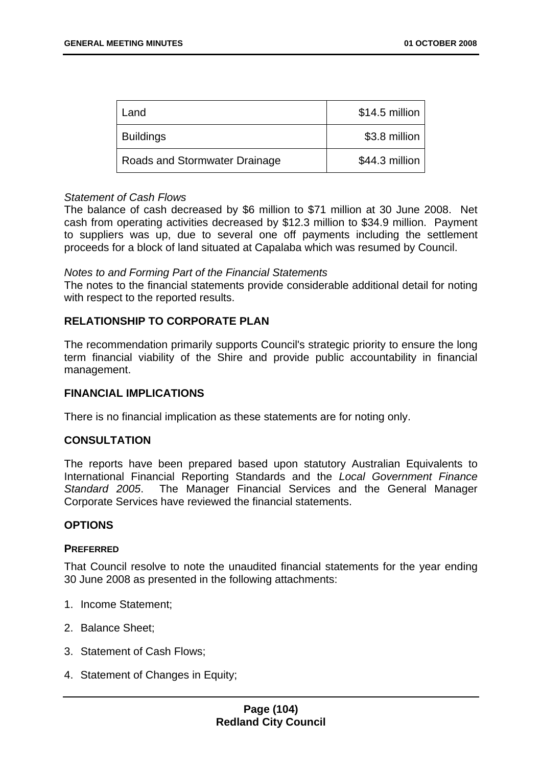| Land | $14.5 million |
|---|---|
| Buildings | $3.8 million |
| Roads and Stormwater Drainage | $44.3 million |

*Statement of Cash Flows*
The balance of cash decreased by $6 million to $71 million at 30 June 2008. Net cash from operating activities decreased by $12.3 million to $34.9 million. Payment to suppliers was up, due to several one off payments including the settlement proceeds for a block of land situated at Capalaba which was resumed by Council.

*Notes to and Forming Part of the Financial Statements*
The notes to the financial statements provide considerable additional detail for noting with respect to the reported results.

## RELATIONSHIP TO CORPORATE PLAN

The recommendation primarily supports Council's strategic priority to ensure the long term financial viability of the Shire and provide public accountability in financial management.

## FINANCIAL IMPLICATIONS

There is no financial implication as these statements are for noting only.

## CONSULTATION

The reports have been prepared based upon statutory Australian Equivalents to International Financial Reporting Standards and the *Local Government Finance Standard 2005*. The Manager Financial Services and the General Manager Corporate Services have reviewed the financial statements.

## OPTIONS

### PREFERRED

That Council resolve to note the unaudited financial statements for the year ending 30 June 2008 as presented in the following attachments:

1. Income Statement;
2. Balance Sheet;
3. Statement of Cash Flows;
4. Statement of Changes in Equity;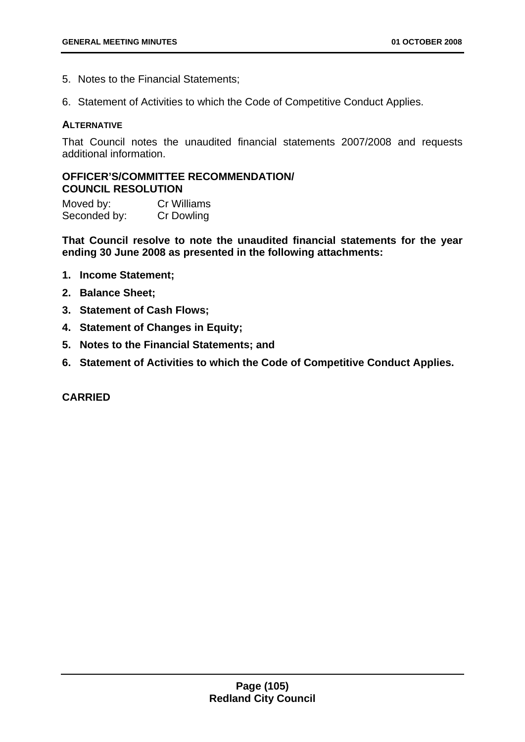5. Notes to the Financial Statements;
6. Statement of Activities to which the Code of Competitive Conduct Applies.

**ALTERNATIVE**

That Council notes the unaudited financial statements 2007/2008 and requests additional information.

**OFFICER'S/COMMITTEE RECOMMENDATION/ COUNCIL RESOLUTION**

Moved by: Cr Williams
Seconded by: Cr Dowling

**That Council resolve to note the unaudited financial statements for the year ending 30 June 2008 as presented in the following attachments:**

1. **Income Statement;**
2. **Balance Sheet;**
3. **Statement of Cash Flows;**
4. **Statement of Changes in Equity;**
5. **Notes to the Financial Statements; and**
6. **Statement of Activities to which the Code of Competitive Conduct Applies.**

**CARRIED**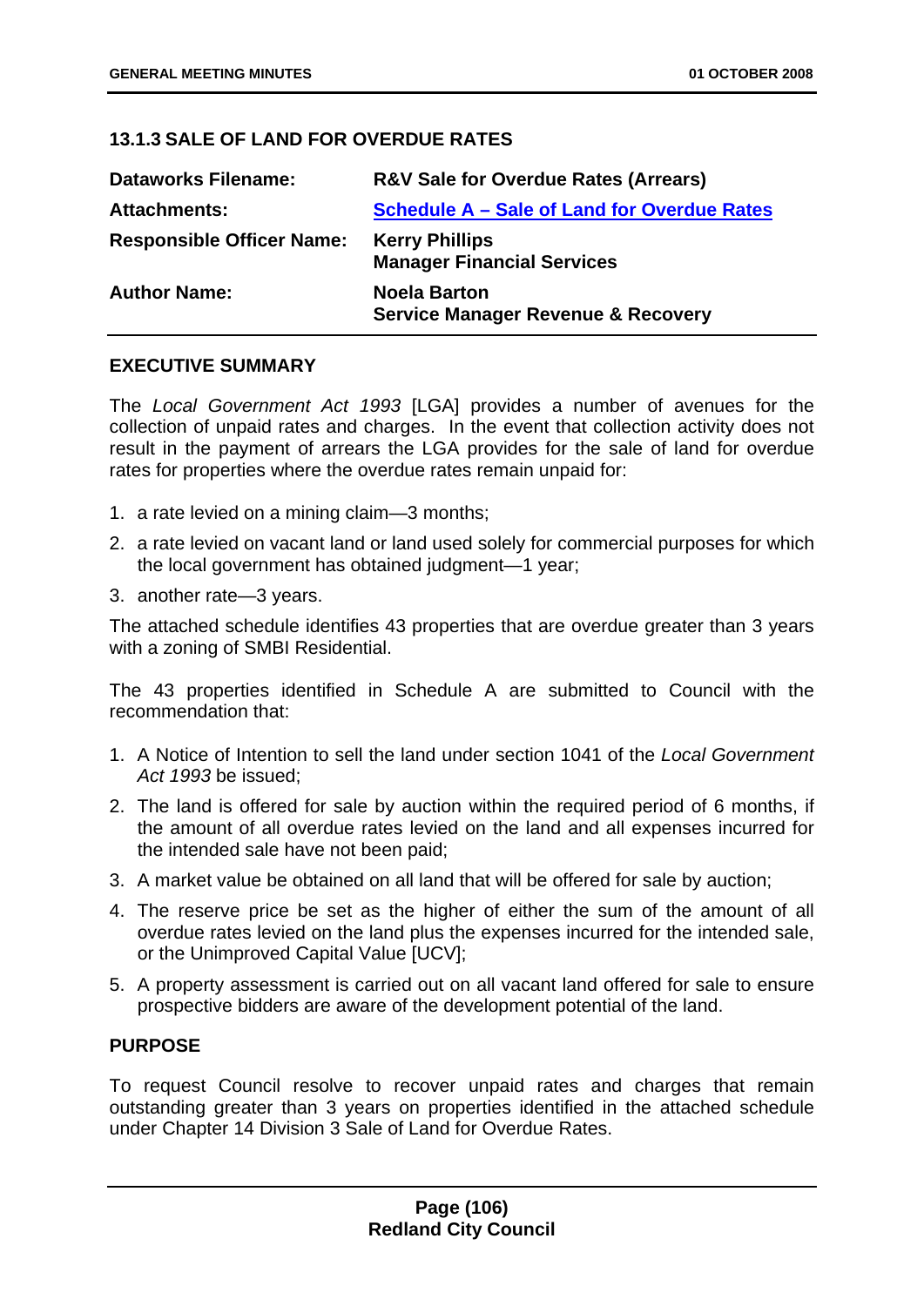### 13.1.3 SALE OF LAND FOR OVERDUE RATES

| | |
|---|---|
| **Dataworks Filename:** | **R&V Sale for Overdue Rates (Arrears)** |
| **Attachments:** | **Schedule A – Sale of Land for Overdue Rates** |
| **Responsible Officer Name:** | **Kerry Phillips**<br>**Manager Financial Services** |
| **Author Name:** | **Noela Barton**<br>**Service Manager Revenue & Recovery** |

#### EXECUTIVE SUMMARY

The *Local Government Act 1993* [LGA] provides a number of avenues for the collection of unpaid rates and charges. In the event that collection activity does not result in the payment of arrears the LGA provides for the sale of land for overdue rates for properties where the overdue rates remain unpaid for:

1. a rate levied on a mining claim—3 months;
2. a rate levied on vacant land or land used solely for commercial purposes for which the local government has obtained judgment—1 year;
3. another rate—3 years.

The attached schedule identifies 43 properties that are overdue greater than 3 years with a zoning of SMBI Residential.

The 43 properties identified in Schedule A are submitted to Council with the recommendation that:

1. A Notice of Intention to sell the land under section 1041 of the *Local Government Act 1993* be issued;
2. The land is offered for sale by auction within the required period of 6 months, if the amount of all overdue rates levied on the land and all expenses incurred for the intended sale have not been paid;
3. A market value be obtained on all land that will be offered for sale by auction;
4. The reserve price be set as the higher of either the sum of the amount of all overdue rates levied on the land plus the expenses incurred for the intended sale, or the Unimproved Capital Value [UCV];
5. A property assessment is carried out on all vacant land offered for sale to ensure prospective bidders are aware of the development potential of the land.

#### PURPOSE

To request Council resolve to recover unpaid rates and charges that remain outstanding greater than 3 years on properties identified in the attached schedule under Chapter 14 Division 3 Sale of Land for Overdue Rates.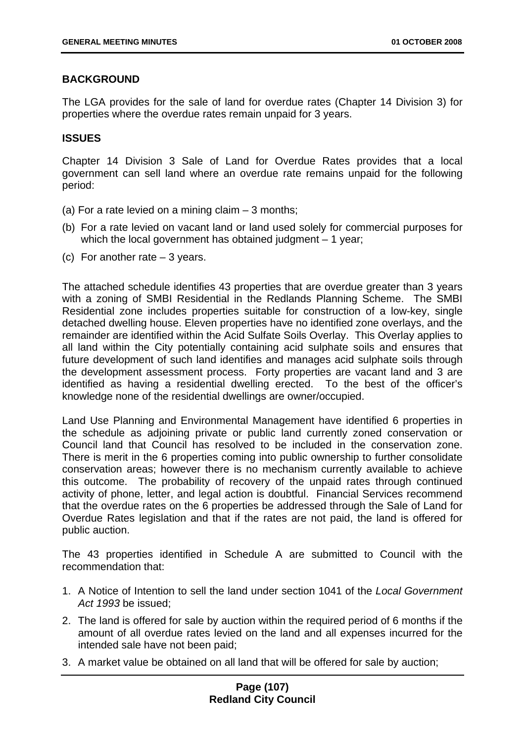## BACKGROUND

The LGA provides for the sale of land for overdue rates (Chapter 14 Division 3) for properties where the overdue rates remain unpaid for 3 years.

## ISSUES

Chapter 14 Division 3 Sale of Land for Overdue Rates provides that a local government can sell land where an overdue rate remains unpaid for the following period:

(a) For a rate levied on a mining claim – 3 months;

(b) For a rate levied on vacant land or land used solely for commercial purposes for which the local government has obtained judgment – 1 year;

(c) For another rate – 3 years.

The attached schedule identifies 43 properties that are overdue greater than 3 years with a zoning of SMBI Residential in the Redlands Planning Scheme. The SMBI Residential zone includes properties suitable for construction of a low-key, single detached dwelling house. Eleven properties have no identified zone overlays, and the remainder are identified within the Acid Sulfate Soils Overlay. This Overlay applies to all land within the City potentially containing acid sulphate soils and ensures that future development of such land identifies and manages acid sulphate soils through the development assessment process. Forty properties are vacant land and 3 are identified as having a residential dwelling erected. To the best of the officer's knowledge none of the residential dwellings are owner/occupied.

Land Use Planning and Environmental Management have identified 6 properties in the schedule as adjoining private or public land currently zoned conservation or Council land that Council has resolved to be included in the conservation zone. There is merit in the 6 properties coming into public ownership to further consolidate conservation areas; however there is no mechanism currently available to achieve this outcome. The probability of recovery of the unpaid rates through continued activity of phone, letter, and legal action is doubtful. Financial Services recommend that the overdue rates on the 6 properties be addressed through the Sale of Land for Overdue Rates legislation and that if the rates are not paid, the land is offered for public auction.

The 43 properties identified in Schedule A are submitted to Council with the recommendation that:

1. A Notice of Intention to sell the land under section 1041 of the *Local Government Act 1993* be issued;
2. The land is offered for sale by auction within the required period of 6 months if the amount of all overdue rates levied on the land and all expenses incurred for the intended sale have not been paid;
3. A market value be obtained on all land that will be offered for sale by auction;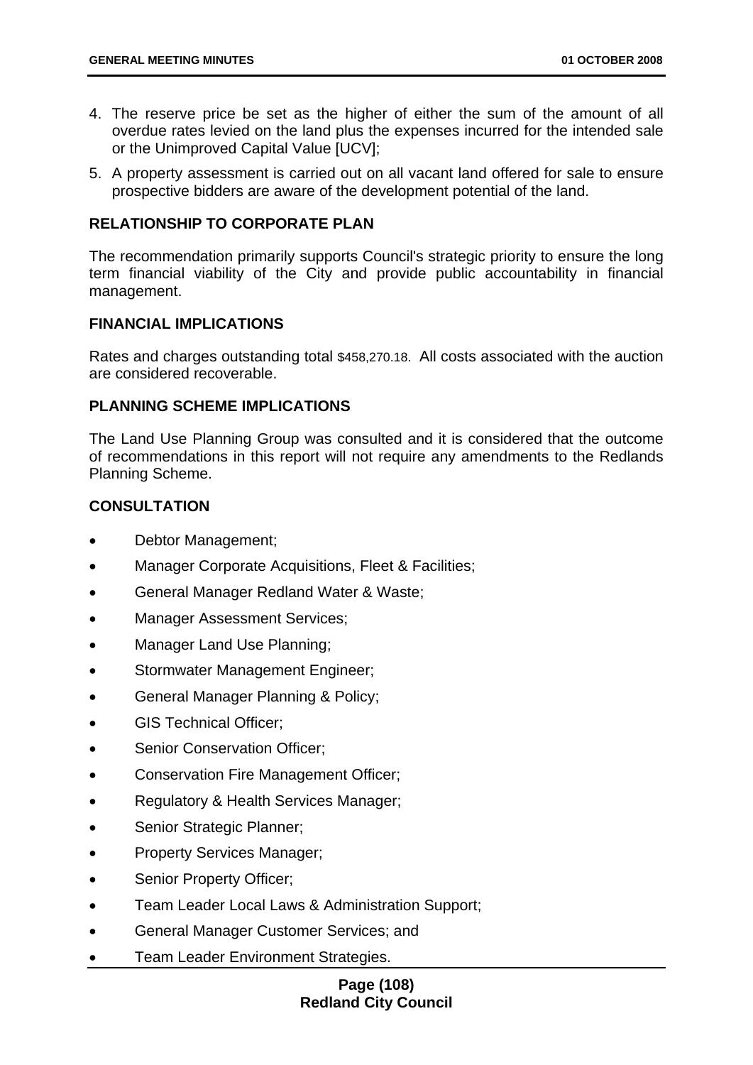4. The reserve price be set as the higher of either the sum of the amount of all overdue rates levied on the land plus the expenses incurred for the intended sale or the Unimproved Capital Value [UCV];
5. A property assessment is carried out on all vacant land offered for sale to ensure prospective bidders are aware of the development potential of the land.

## RELATIONSHIP TO CORPORATE PLAN

The recommendation primarily supports Council's strategic priority to ensure the long term financial viability of the City and provide public accountability in financial management.

## FINANCIAL IMPLICATIONS

Rates and charges outstanding total $458,270.18. All costs associated with the auction are considered recoverable.

## PLANNING SCHEME IMPLICATIONS

The Land Use Planning Group was consulted and it is considered that the outcome of recommendations in this report will not require any amendments to the Redlands Planning Scheme.

## CONSULTATION

- Debtor Management;
- Manager Corporate Acquisitions, Fleet & Facilities;
- General Manager Redland Water & Waste;
- Manager Assessment Services;
- Manager Land Use Planning;
- Stormwater Management Engineer;
- General Manager Planning & Policy;
- GIS Technical Officer;
- Senior Conservation Officer;
- Conservation Fire Management Officer;
- Regulatory & Health Services Manager;
- Senior Strategic Planner;
- Property Services Manager;
- Senior Property Officer;
- Team Leader Local Laws & Administration Support;
- General Manager Customer Services; and
- Team Leader Environment Strategies.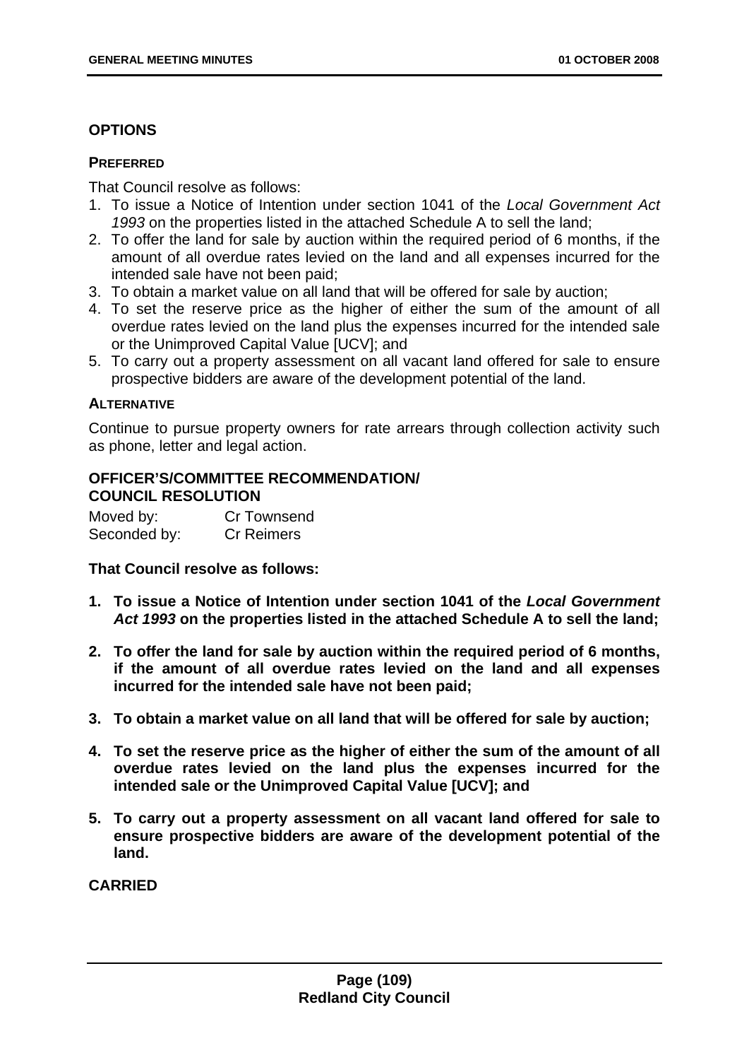## OPTIONS

### PREFERRED

That Council resolve as follows:

1. To issue a Notice of Intention under section 1041 of the *Local Government Act 1993* on the properties listed in the attached Schedule A to sell the land;
2. To offer the land for sale by auction within the required period of 6 months, if the amount of all overdue rates levied on the land and all expenses incurred for the intended sale have not been paid;
3. To obtain a market value on all land that will be offered for sale by auction;
4. To set the reserve price as the higher of either the sum of the amount of all overdue rates levied on the land plus the expenses incurred for the intended sale or the Unimproved Capital Value [UCV]; and
5. To carry out a property assessment on all vacant land offered for sale to ensure prospective bidders are aware of the development potential of the land.

### ALTERNATIVE

Continue to pursue property owners for rate arrears through collection activity such as phone, letter and legal action.

## OFFICER'S/COMMITTEE RECOMMENDATION/ COUNCIL RESOLUTION

Moved by: Cr Townsend
Seconded by: Cr Reimers

**That Council resolve as follows:**

1. **To issue a Notice of Intention under section 1041 of the *Local Government Act 1993* on the properties listed in the attached Schedule A to sell the land;**
2. **To offer the land for sale by auction within the required period of 6 months, if the amount of all overdue rates levied on the land and all expenses incurred for the intended sale have not been paid;**
3. **To obtain a market value on all land that will be offered for sale by auction;**
4. **To set the reserve price as the higher of either the sum of the amount of all overdue rates levied on the land plus the expenses incurred for the intended sale or the Unimproved Capital Value [UCV]; and**
5. **To carry out a property assessment on all vacant land offered for sale to ensure prospective bidders are aware of the development potential of the land.**

**CARRIED**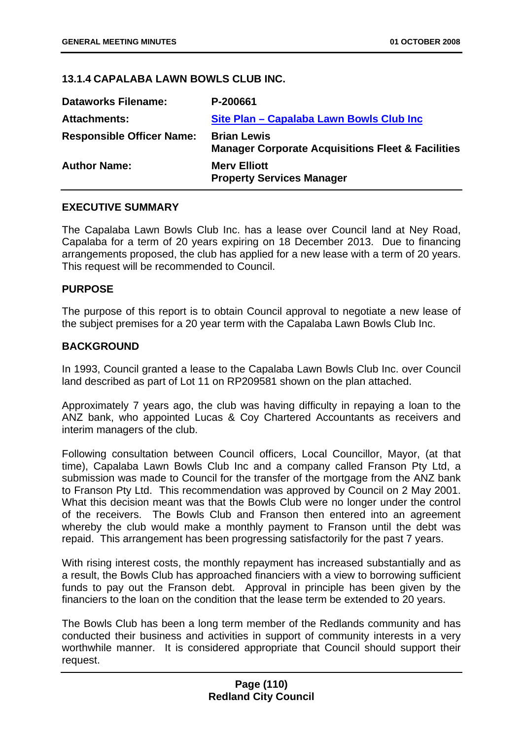### 13.1.4 CAPALABA LAWN BOWLS CLUB INC.

| | |
|---|---|
| **Dataworks Filename:** | **P-200661** |
| **Attachments:** | **Site Plan – Capalaba Lawn Bowls Club Inc** |
| **Responsible Officer Name:** | **Brian Lewis**<br>**Manager Corporate Acquisitions Fleet & Facilities** |
| **Author Name:** | **Merv Elliott**<br>**Property Services Manager** |

#### EXECUTIVE SUMMARY

The Capalaba Lawn Bowls Club Inc. has a lease over Council land at Ney Road, Capalaba for a term of 20 years expiring on 18 December 2013. Due to financing arrangements proposed, the club has applied for a new lease with a term of 20 years. This request will be recommended to Council.

#### PURPOSE

The purpose of this report is to obtain Council approval to negotiate a new lease of the subject premises for a 20 year term with the Capalaba Lawn Bowls Club Inc.

#### BACKGROUND

In 1993, Council granted a lease to the Capalaba Lawn Bowls Club Inc. over Council land described as part of Lot 11 on RP209581 shown on the plan attached.

Approximately 7 years ago, the club was having difficulty in repaying a loan to the ANZ bank, who appointed Lucas & Coy Chartered Accountants as receivers and interim managers of the club.

Following consultation between Council officers, Local Councillor, Mayor, (at that time), Capalaba Lawn Bowls Club Inc and a company called Franson Pty Ltd, a submission was made to Council for the transfer of the mortgage from the ANZ bank to Franson Pty Ltd. This recommendation was approved by Council on 2 May 2001. What this decision meant was that the Bowls Club were no longer under the control of the receivers. The Bowls Club and Franson then entered into an agreement whereby the club would make a monthly payment to Franson until the debt was repaid. This arrangement has been progressing satisfactorily for the past 7 years.

With rising interest costs, the monthly repayment has increased substantially and as a result, the Bowls Club has approached financiers with a view to borrowing sufficient funds to pay out the Franson debt. Approval in principle has been given by the financiers to the loan on the condition that the lease term be extended to 20 years.

The Bowls Club has been a long term member of the Redlands community and has conducted their business and activities in support of community interests in a very worthwhile manner. It is considered appropriate that Council should support their request.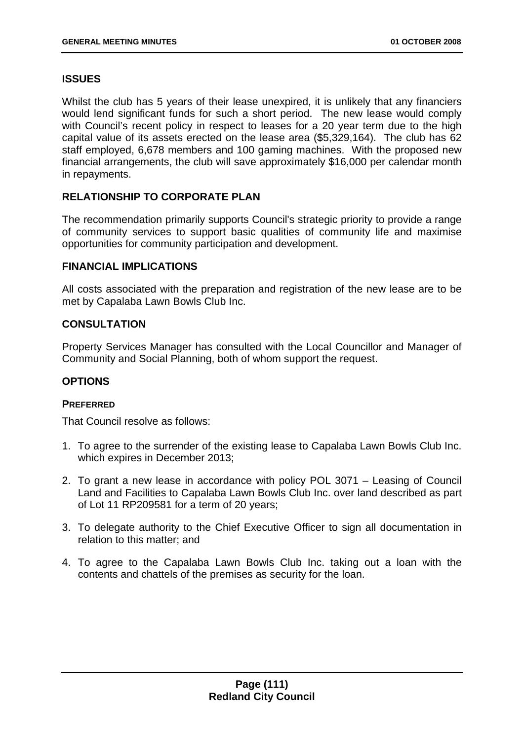## ISSUES

Whilst the club has 5 years of their lease unexpired, it is unlikely that any financiers would lend significant funds for such a short period. The new lease would comply with Council's recent policy in respect to leases for a 20 year term due to the high capital value of its assets erected on the lease area ($5,329,164). The club has 62 staff employed, 6,678 members and 100 gaming machines. With the proposed new financial arrangements, the club will save approximately $16,000 per calendar month in repayments.

## RELATIONSHIP TO CORPORATE PLAN

The recommendation primarily supports Council's strategic priority to provide a range of community services to support basic qualities of community life and maximise opportunities for community participation and development.

## FINANCIAL IMPLICATIONS

All costs associated with the preparation and registration of the new lease are to be met by Capalaba Lawn Bowls Club Inc.

## CONSULTATION

Property Services Manager has consulted with the Local Councillor and Manager of Community and Social Planning, both of whom support the request.

## OPTIONS

### PREFERRED

That Council resolve as follows:

1. To agree to the surrender of the existing lease to Capalaba Lawn Bowls Club Inc. which expires in December 2013;
2. To grant a new lease in accordance with policy POL 3071 – Leasing of Council Land and Facilities to Capalaba Lawn Bowls Club Inc. over land described as part of Lot 11 RP209581 for a term of 20 years;
3. To delegate authority to the Chief Executive Officer to sign all documentation in relation to this matter; and
4. To agree to the Capalaba Lawn Bowls Club Inc. taking out a loan with the contents and chattels of the premises as security for the loan.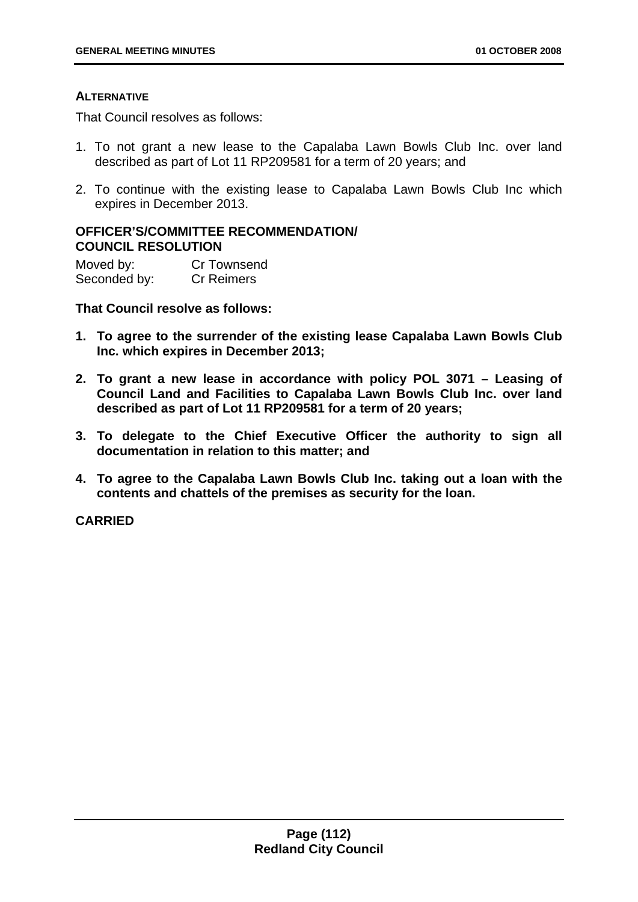#### ALTERNATIVE

That Council resolves as follows:

1. To not grant a new lease to the Capalaba Lawn Bowls Club Inc. over land described as part of Lot 11 RP209581 for a term of 20 years; and
2. To continue with the existing lease to Capalaba Lawn Bowls Club Inc which expires in December 2013.

#### OFFICER'S/COMMITTEE RECOMMENDATION/ COUNCIL RESOLUTION

Moved by: Cr Townsend
Seconded by: Cr Reimers

**That Council resolve as follows:**

1. **To agree to the surrender of the existing lease Capalaba Lawn Bowls Club Inc. which expires in December 2013;**
2. **To grant a new lease in accordance with policy POL 3071 – Leasing of Council Land and Facilities to Capalaba Lawn Bowls Club Inc. over land described as part of Lot 11 RP209581 for a term of 20 years;**
3. **To delegate to the Chief Executive Officer the authority to sign all documentation in relation to this matter; and**
4. **To agree to the Capalaba Lawn Bowls Club Inc. taking out a loan with the contents and chattels of the premises as security for the loan.**

**CARRIED**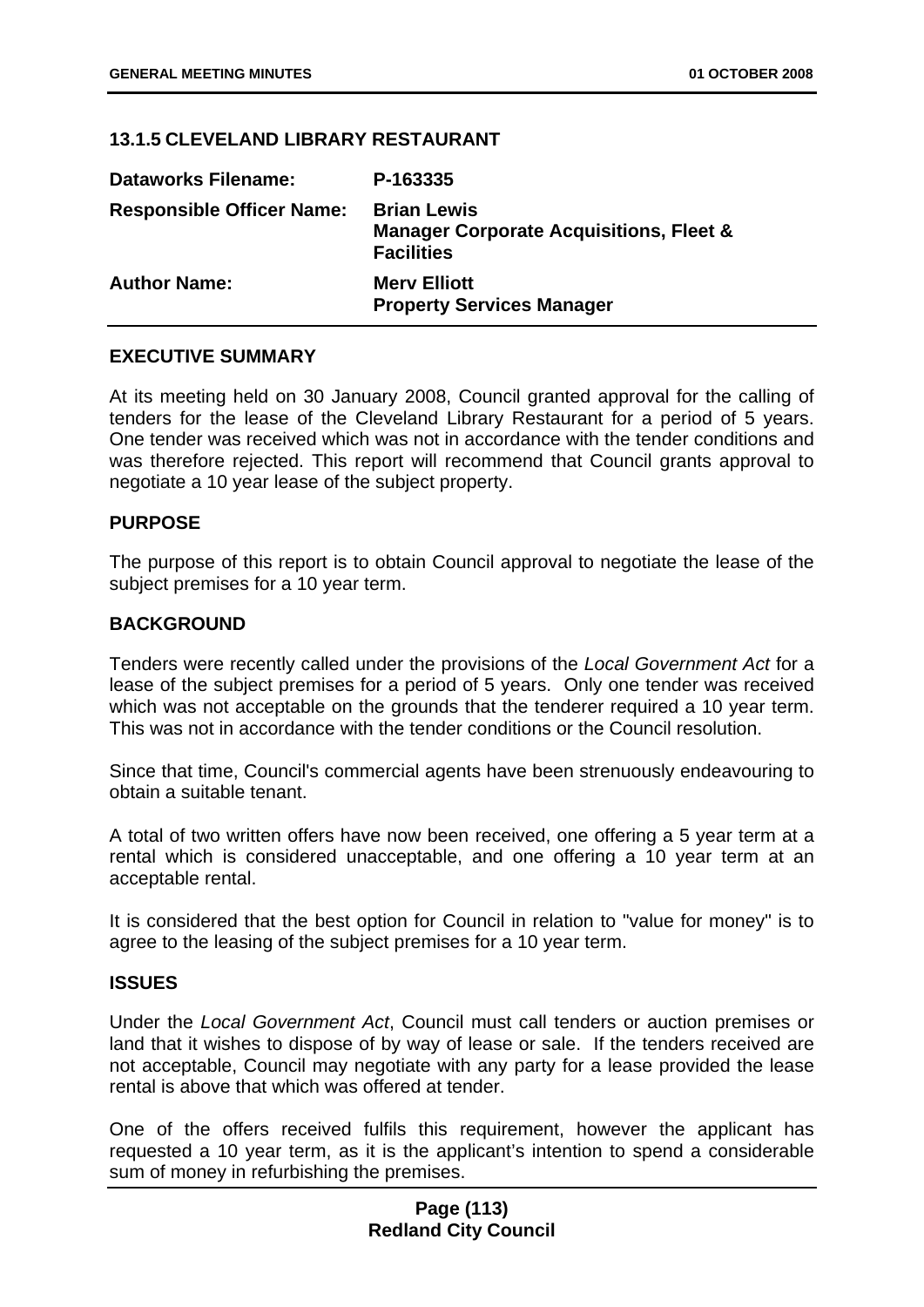### 13.1.5 CLEVELAND LIBRARY RESTAURANT

| | |
|---|---|
| **Dataworks Filename:** | **P-163335** |
| **Responsible Officer Name:** | **Brian Lewis**<br>**Manager Corporate Acquisitions, Fleet & Facilities** |
| **Author Name:** | **Merv Elliott**<br>**Property Services Manager** |

#### EXECUTIVE SUMMARY

At its meeting held on 30 January 2008, Council granted approval for the calling of tenders for the lease of the Cleveland Library Restaurant for a period of 5 years. One tender was received which was not in accordance with the tender conditions and was therefore rejected. This report will recommend that Council grants approval to negotiate a 10 year lease of the subject property.

#### PURPOSE

The purpose of this report is to obtain Council approval to negotiate the lease of the subject premises for a 10 year term.

#### BACKGROUND

Tenders were recently called under the provisions of the *Local Government Act* for a lease of the subject premises for a period of 5 years. Only one tender was received which was not acceptable on the grounds that the tenderer required a 10 year term. This was not in accordance with the tender conditions or the Council resolution.

Since that time, Council's commercial agents have been strenuously endeavouring to obtain a suitable tenant.

A total of two written offers have now been received, one offering a 5 year term at a rental which is considered unacceptable, and one offering a 10 year term at an acceptable rental.

It is considered that the best option for Council in relation to "value for money" is to agree to the leasing of the subject premises for a 10 year term.

#### ISSUES

Under the *Local Government Act*, Council must call tenders or auction premises or land that it wishes to dispose of by way of lease or sale. If the tenders received are not acceptable, Council may negotiate with any party for a lease provided the lease rental is above that which was offered at tender.

One of the offers received fulfils this requirement, however the applicant has requested a 10 year term, as it is the applicant's intention to spend a considerable sum of money in refurbishing the premises.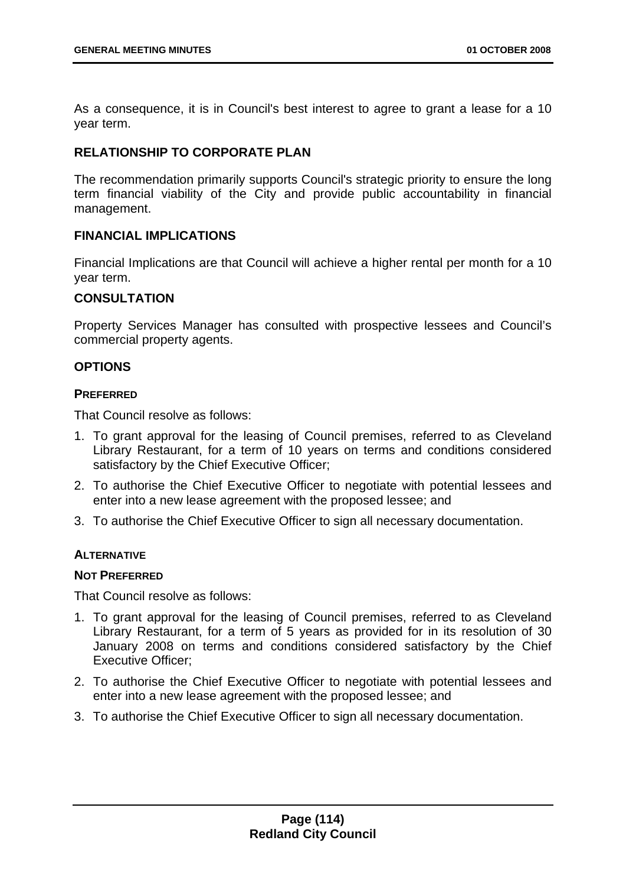As a consequence, it is in Council's best interest to agree to grant a lease for a 10 year term.

## RELATIONSHIP TO CORPORATE PLAN

The recommendation primarily supports Council's strategic priority to ensure the long term financial viability of the City and provide public accountability in financial management.

## FINANCIAL IMPLICATIONS

Financial Implications are that Council will achieve a higher rental per month for a 10 year term.

## CONSULTATION

Property Services Manager has consulted with prospective lessees and Council's commercial property agents.

## OPTIONS

### PREFERRED

That Council resolve as follows:

1. To grant approval for the leasing of Council premises, referred to as Cleveland Library Restaurant, for a term of 10 years on terms and conditions considered satisfactory by the Chief Executive Officer;
2. To authorise the Chief Executive Officer to negotiate with potential lessees and enter into a new lease agreement with the proposed lessee; and
3. To authorise the Chief Executive Officer to sign all necessary documentation.

### ALTERNATIVE

### NOT PREFERRED

That Council resolve as follows:

1. To grant approval for the leasing of Council premises, referred to as Cleveland Library Restaurant, for a term of 5 years as provided for in its resolution of 30 January 2008 on terms and conditions considered satisfactory by the Chief Executive Officer;
2. To authorise the Chief Executive Officer to negotiate with potential lessees and enter into a new lease agreement with the proposed lessee; and
3. To authorise the Chief Executive Officer to sign all necessary documentation.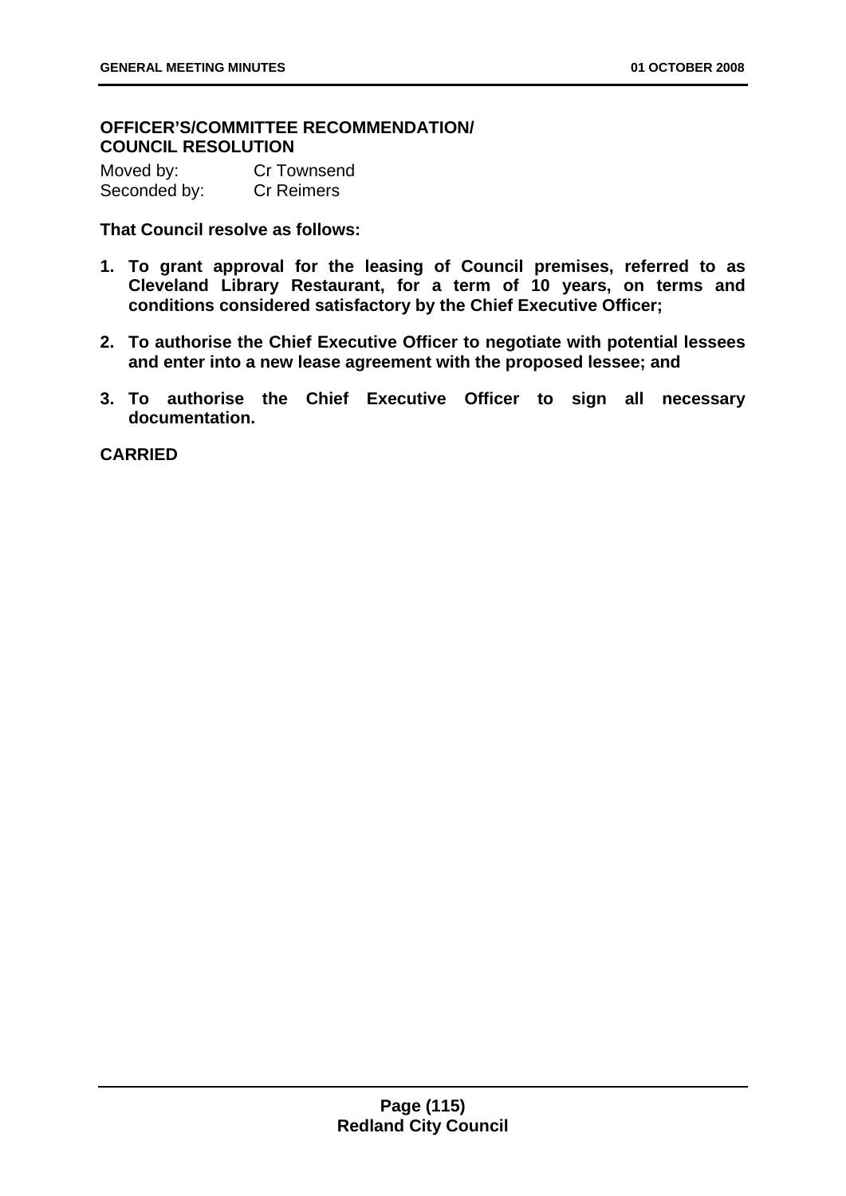**OFFICER'S/COMMITTEE RECOMMENDATION/ COUNCIL RESOLUTION**

Moved by: Cr Townsend
Seconded by: Cr Reimers

**That Council resolve as follows:**

1. **To grant approval for the leasing of Council premises, referred to as Cleveland Library Restaurant, for a term of 10 years, on terms and conditions considered satisfactory by the Chief Executive Officer;**
2. **To authorise the Chief Executive Officer to negotiate with potential lessees and enter into a new lease agreement with the proposed lessee; and**
3. **To authorise the Chief Executive Officer to sign all necessary documentation.**

**CARRIED**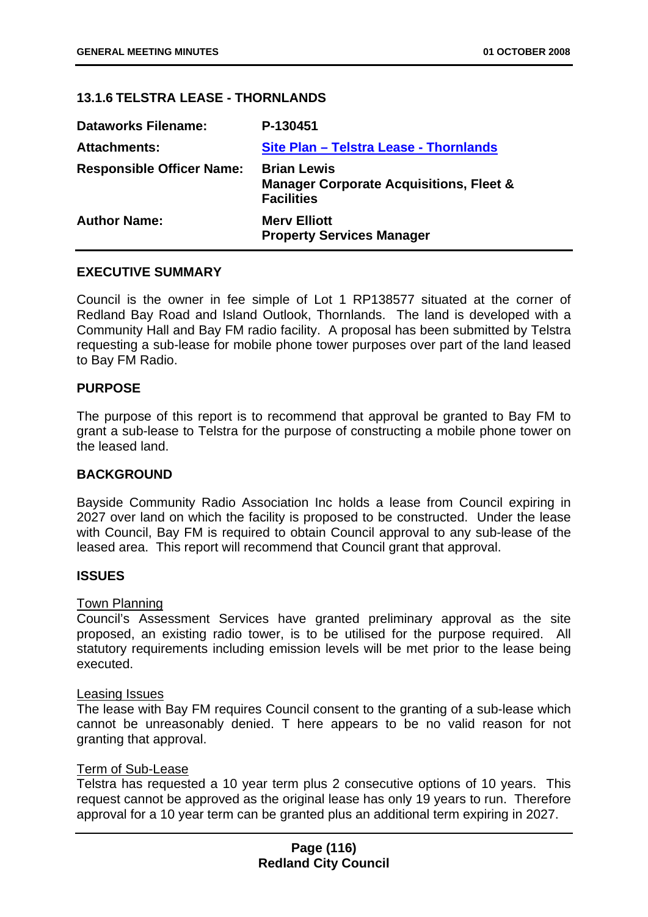### 13.1.6 TELSTRA LEASE - THORNLANDS

| | |
|---|---|
| **Dataworks Filename:** | **P-130451** |
| **Attachments:** | **Site Plan – Telstra Lease - Thornlands** |
| **Responsible Officer Name:** | **Brian Lewis**<br>**Manager Corporate Acquisitions, Fleet & Facilities** |
| **Author Name:** | **Merv Elliott**<br>**Property Services Manager** |

#### EXECUTIVE SUMMARY

Council is the owner in fee simple of Lot 1 RP138577 situated at the corner of Redland Bay Road and Island Outlook, Thornlands. The land is developed with a Community Hall and Bay FM radio facility. A proposal has been submitted by Telstra requesting a sub-lease for mobile phone tower purposes over part of the land leased to Bay FM Radio.

#### PURPOSE

The purpose of this report is to recommend that approval be granted to Bay FM to grant a sub-lease to Telstra for the purpose of constructing a mobile phone tower on the leased land.

#### BACKGROUND

Bayside Community Radio Association Inc holds a lease from Council expiring in 2027 over land on which the facility is proposed to be constructed. Under the lease with Council, Bay FM is required to obtain Council approval to any sub-lease of the leased area. This report will recommend that Council grant that approval.

#### ISSUES

Town Planning

Council's Assessment Services have granted preliminary approval as the site proposed, an existing radio tower, is to be utilised for the purpose required. All statutory requirements including emission levels will be met prior to the lease being executed.

Leasing Issues

The lease with Bay FM requires Council consent to the granting of a sub-lease which cannot be unreasonably denied. T here appears to be no valid reason for not granting that approval.

Term of Sub-Lease

Telstra has requested a 10 year term plus 2 consecutive options of 10 years. This request cannot be approved as the original lease has only 19 years to run. Therefore approval for a 10 year term can be granted plus an additional term expiring in 2027.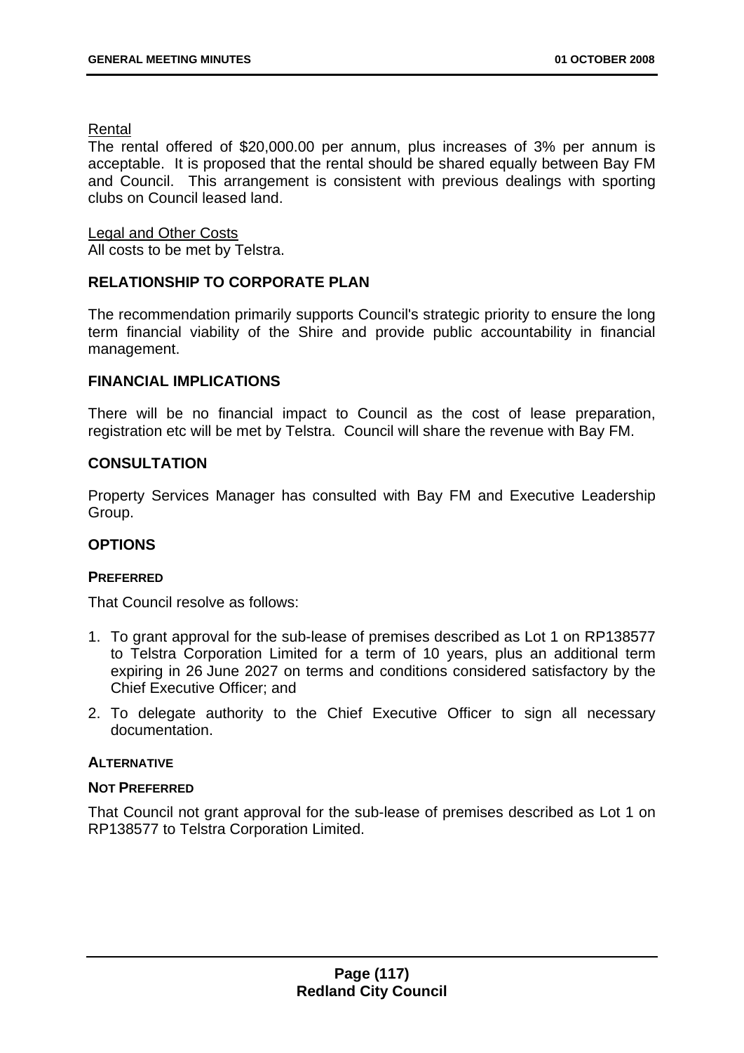Rental

The rental offered of $20,000.00 per annum, plus increases of 3% per annum is acceptable. It is proposed that the rental should be shared equally between Bay FM and Council. This arrangement is consistent with previous dealings with sporting clubs on Council leased land.

Legal and Other Costs

All costs to be met by Telstra.

## RELATIONSHIP TO CORPORATE PLAN

The recommendation primarily supports Council's strategic priority to ensure the long term financial viability of the Shire and provide public accountability in financial management.

## FINANCIAL IMPLICATIONS

There will be no financial impact to Council as the cost of lease preparation, registration etc will be met by Telstra. Council will share the revenue with Bay FM.

## CONSULTATION

Property Services Manager has consulted with Bay FM and Executive Leadership Group.

## OPTIONS

### PREFERRED

That Council resolve as follows:

1. To grant approval for the sub-lease of premises described as Lot 1 on RP138577 to Telstra Corporation Limited for a term of 10 years, plus an additional term expiring in 26 June 2027 on terms and conditions considered satisfactory by the Chief Executive Officer; and
2. To delegate authority to the Chief Executive Officer to sign all necessary documentation.

### ALTERNATIVE

### NOT PREFERRED

That Council not grant approval for the sub-lease of premises described as Lot 1 on RP138577 to Telstra Corporation Limited.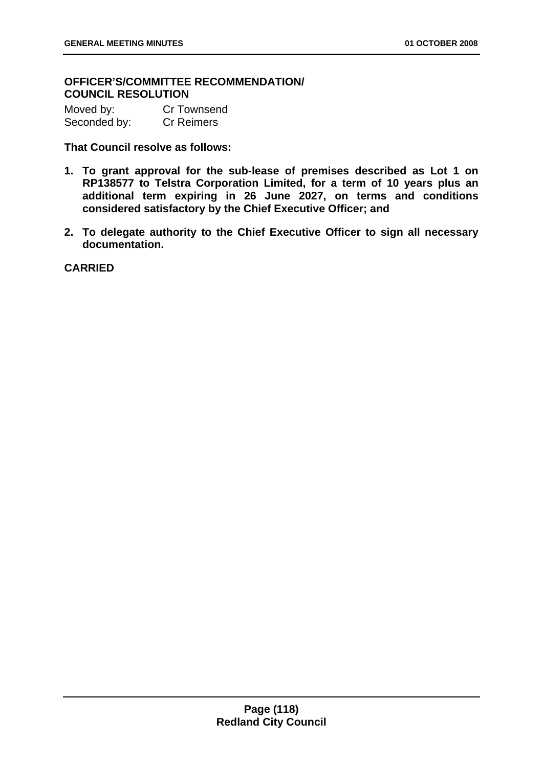**OFFICER'S/COMMITTEE RECOMMENDATION/ COUNCIL RESOLUTION**

Moved by: Cr Townsend
Seconded by: Cr Reimers

**That Council resolve as follows:**

1. **To grant approval for the sub-lease of premises described as Lot 1 on RP138577 to Telstra Corporation Limited, for a term of 10 years plus an additional term expiring in 26 June 2027, on terms and conditions considered satisfactory by the Chief Executive Officer; and**
2. **To delegate authority to the Chief Executive Officer to sign all necessary documentation.**

**CARRIED**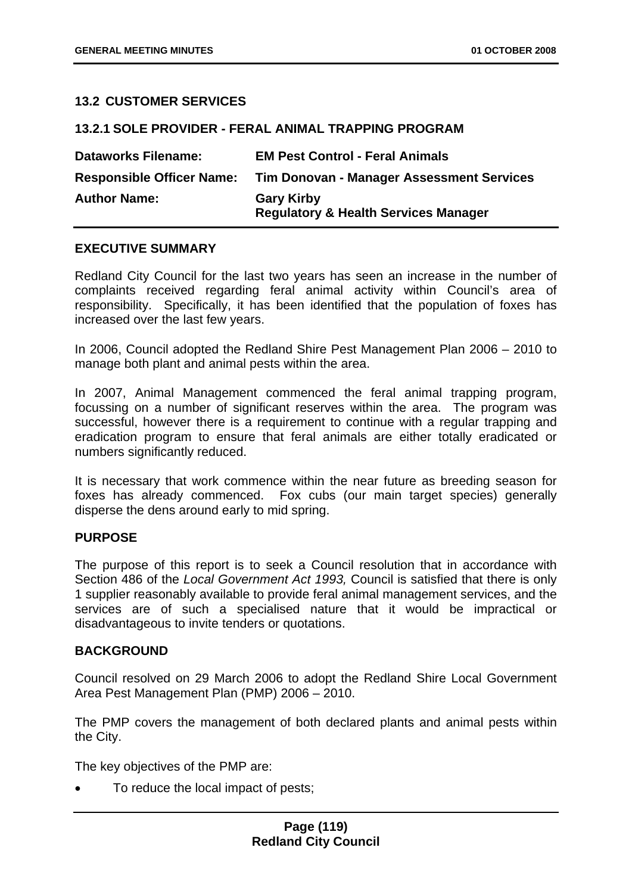## 13.2 CUSTOMER SERVICES

### 13.2.1 SOLE PROVIDER - FERAL ANIMAL TRAPPING PROGRAM

| | |
|---|---|
| **Dataworks Filename:** | **EM Pest Control - Feral Animals** |
| **Responsible Officer Name:** | **Tim Donovan - Manager Assessment Services** |
| **Author Name:** | **Gary Kirby<br>Regulatory & Health Services Manager** |

#### EXECUTIVE SUMMARY

Redland City Council for the last two years has seen an increase in the number of complaints received regarding feral animal activity within Council's area of responsibility. Specifically, it has been identified that the population of foxes has increased over the last few years.

In 2006, Council adopted the Redland Shire Pest Management Plan 2006 – 2010 to manage both plant and animal pests within the area.

In 2007, Animal Management commenced the feral animal trapping program, focussing on a number of significant reserves within the area. The program was successful, however there is a requirement to continue with a regular trapping and eradication program to ensure that feral animals are either totally eradicated or numbers significantly reduced.

It is necessary that work commence within the near future as breeding season for foxes has already commenced. Fox cubs (our main target species) generally disperse the dens around early to mid spring.

#### PURPOSE

The purpose of this report is to seek a Council resolution that in accordance with Section 486 of the *Local Government Act 1993,* Council is satisfied that there is only 1 supplier reasonably available to provide feral animal management services, and the services are of such a specialised nature that it would be impractical or disadvantageous to invite tenders or quotations.

#### BACKGROUND

Council resolved on 29 March 2006 to adopt the Redland Shire Local Government Area Pest Management Plan (PMP) 2006 – 2010.

The PMP covers the management of both declared plants and animal pests within the City.

The key objectives of the PMP are:

- To reduce the local impact of pests;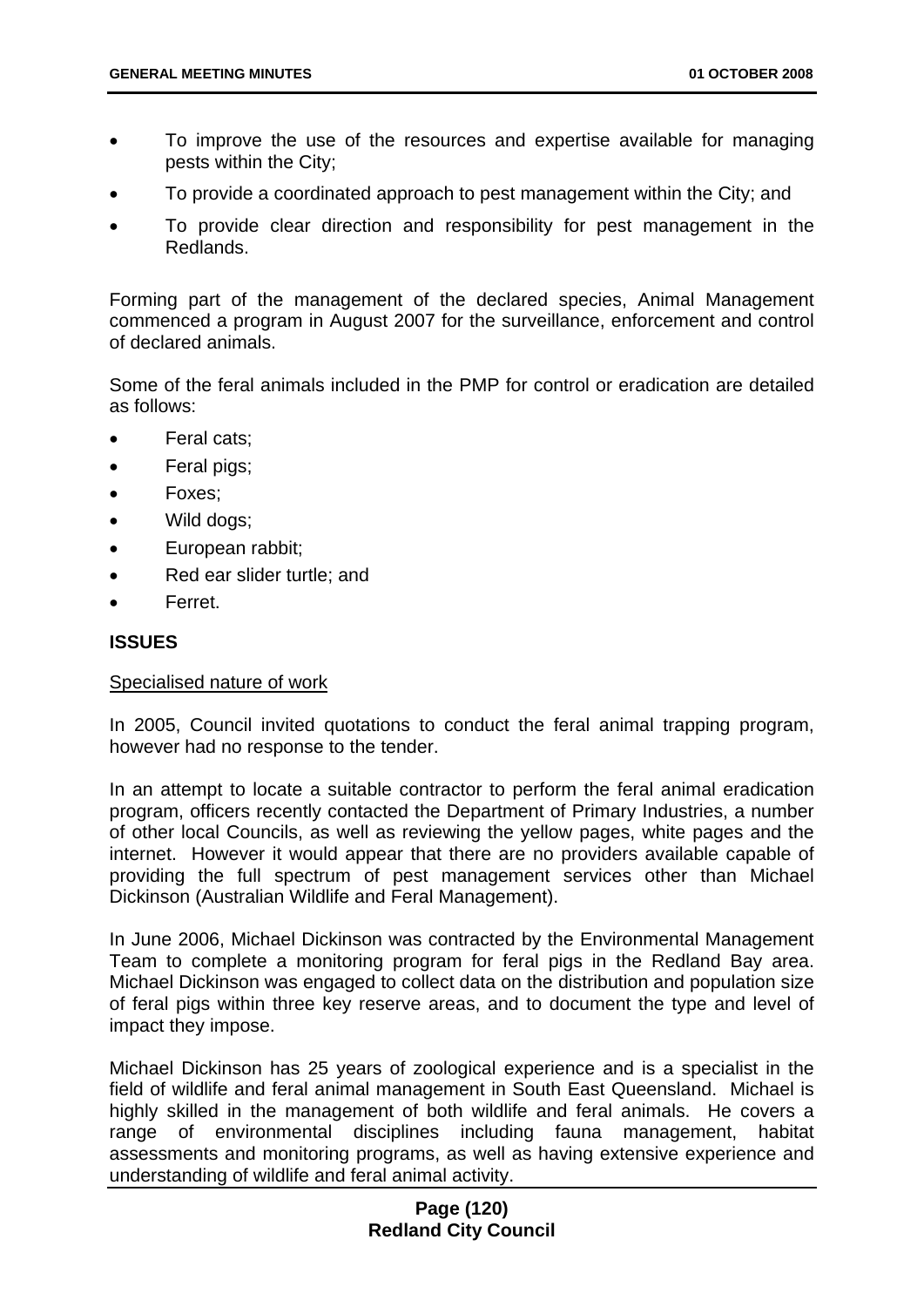- To improve the use of the resources and expertise available for managing pests within the City;
- To provide a coordinated approach to pest management within the City; and
- To provide clear direction and responsibility for pest management in the Redlands.

Forming part of the management of the declared species, Animal Management commenced a program in August 2007 for the surveillance, enforcement and control of declared animals.

Some of the feral animals included in the PMP for control or eradication are detailed as follows:

- Feral cats;
- Feral pigs;
- Foxes;
- Wild dogs;
- European rabbit;
- Red ear slider turtle; and
- Ferret.

## ISSUES

Specialised nature of work

In 2005, Council invited quotations to conduct the feral animal trapping program, however had no response to the tender.

In an attempt to locate a suitable contractor to perform the feral animal eradication program, officers recently contacted the Department of Primary Industries, a number of other local Councils, as well as reviewing the yellow pages, white pages and the internet. However it would appear that there are no providers available capable of providing the full spectrum of pest management services other than Michael Dickinson (Australian Wildlife and Feral Management).

In June 2006, Michael Dickinson was contracted by the Environmental Management Team to complete a monitoring program for feral pigs in the Redland Bay area. Michael Dickinson was engaged to collect data on the distribution and population size of feral pigs within three key reserve areas, and to document the type and level of impact they impose.

Michael Dickinson has 25 years of zoological experience and is a specialist in the field of wildlife and feral animal management in South East Queensland. Michael is highly skilled in the management of both wildlife and feral animals. He covers a range of environmental disciplines including fauna management, habitat assessments and monitoring programs, as well as having extensive experience and understanding of wildlife and feral animal activity.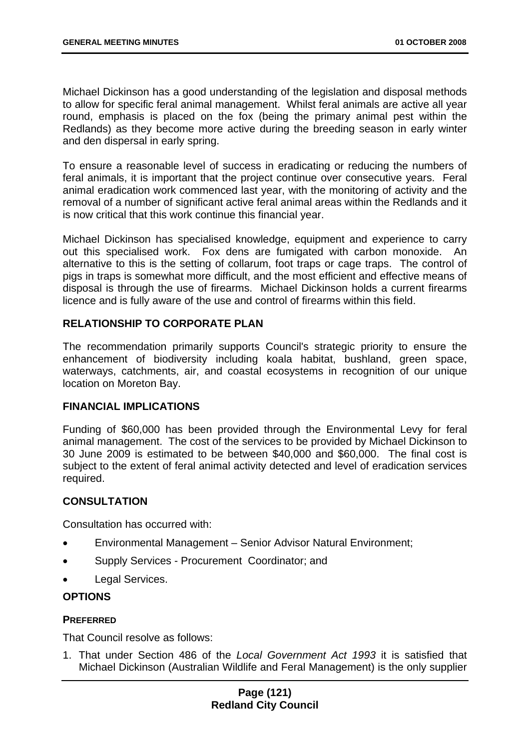Michael Dickinson has a good understanding of the legislation and disposal methods to allow for specific feral animal management. Whilst feral animals are active all year round, emphasis is placed on the fox (being the primary animal pest within the Redlands) as they become more active during the breeding season in early winter and den dispersal in early spring.

To ensure a reasonable level of success in eradicating or reducing the numbers of feral animals, it is important that the project continue over consecutive years. Feral animal eradication work commenced last year, with the monitoring of activity and the removal of a number of significant active feral animal areas within the Redlands and it is now critical that this work continue this financial year.

Michael Dickinson has specialised knowledge, equipment and experience to carry out this specialised work. Fox dens are fumigated with carbon monoxide. An alternative to this is the setting of collarum, foot traps or cage traps. The control of pigs in traps is somewhat more difficult, and the most efficient and effective means of disposal is through the use of firearms. Michael Dickinson holds a current firearms licence and is fully aware of the use and control of firearms within this field.

## RELATIONSHIP TO CORPORATE PLAN

The recommendation primarily supports Council's strategic priority to ensure the enhancement of biodiversity including koala habitat, bushland, green space, waterways, catchments, air, and coastal ecosystems in recognition of our unique location on Moreton Bay.

## FINANCIAL IMPLICATIONS

Funding of $60,000 has been provided through the Environmental Levy for feral animal management. The cost of the services to be provided by Michael Dickinson to 30 June 2009 is estimated to be between $40,000 and $60,000. The final cost is subject to the extent of feral animal activity detected and level of eradication services required.

## CONSULTATION

Consultation has occurred with:

- Environmental Management – Senior Advisor Natural Environment;
- Supply Services - Procurement Coordinator; and
- Legal Services.

## OPTIONS

### PREFERRED

That Council resolve as follows:

1. That under Section 486 of the *Local Government Act 1993* it is satisfied that Michael Dickinson (Australian Wildlife and Feral Management) is the only supplier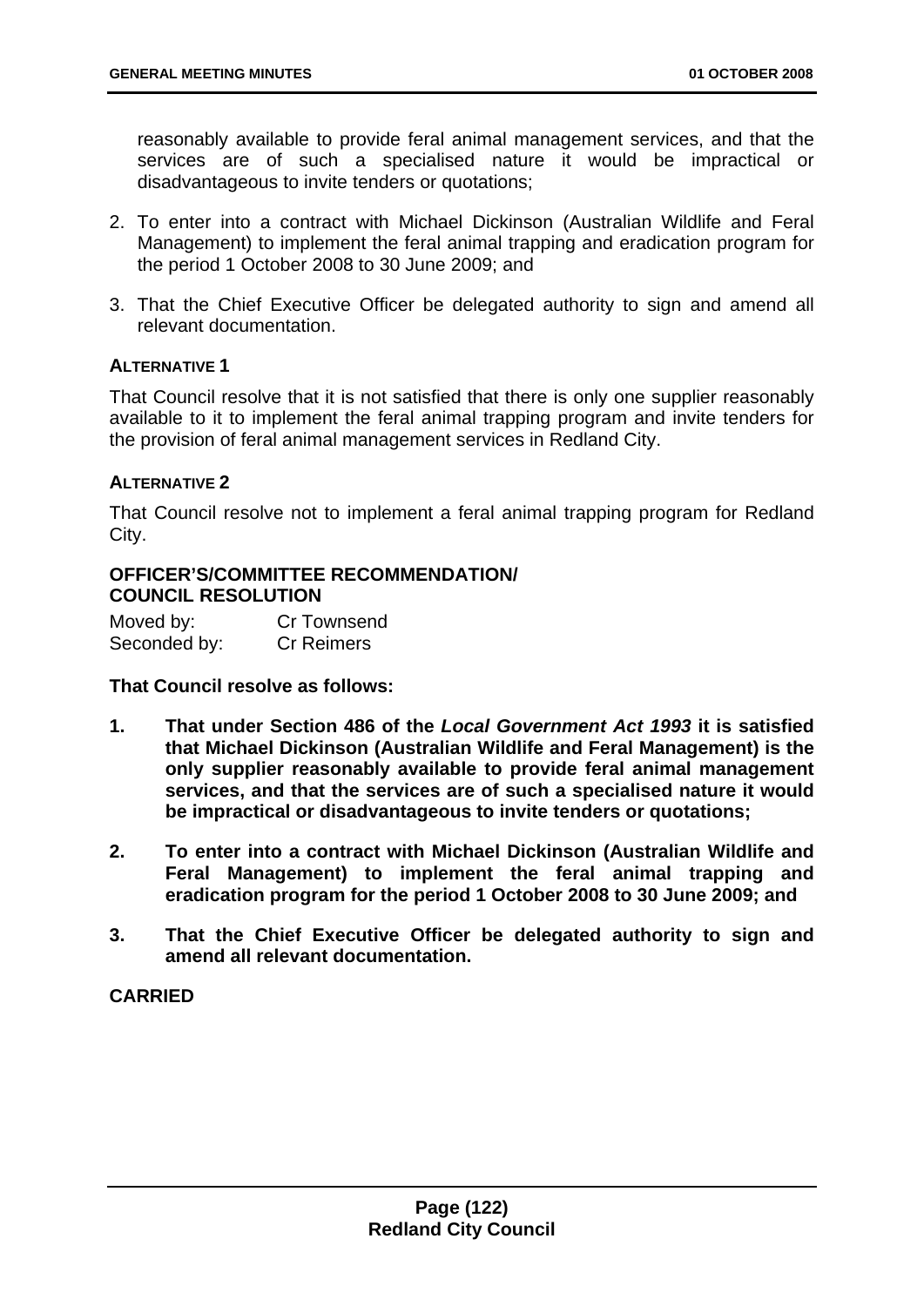reasonably available to provide feral animal management services, and that the services are of such a specialised nature it would be impractical or disadvantageous to invite tenders or quotations;

2. To enter into a contract with Michael Dickinson (Australian Wildlife and Feral Management) to implement the feral animal trapping and eradication program for the period 1 October 2008 to 30 June 2009; and

3. That the Chief Executive Officer be delegated authority to sign and amend all relevant documentation.

**ALTERNATIVE 1**

That Council resolve that it is not satisfied that there is only one supplier reasonably available to it to implement the feral animal trapping program and invite tenders for the provision of feral animal management services in Redland City.

**ALTERNATIVE 2**

That Council resolve not to implement a feral animal trapping program for Redland City.

**OFFICER'S/COMMITTEE RECOMMENDATION/ COUNCIL RESOLUTION**

Moved by: Cr Townsend
Seconded by: Cr Reimers

**That Council resolve as follows:**

1. **That under Section 486 of the *Local Government Act 1993* it is satisfied that Michael Dickinson (Australian Wildlife and Feral Management) is the only supplier reasonably available to provide feral animal management services, and that the services are of such a specialised nature it would be impractical or disadvantageous to invite tenders or quotations;**

2. **To enter into a contract with Michael Dickinson (Australian Wildlife and Feral Management) to implement the feral animal trapping and eradication program for the period 1 October 2008 to 30 June 2009; and**

3. **That the Chief Executive Officer be delegated authority to sign and amend all relevant documentation.**

**CARRIED**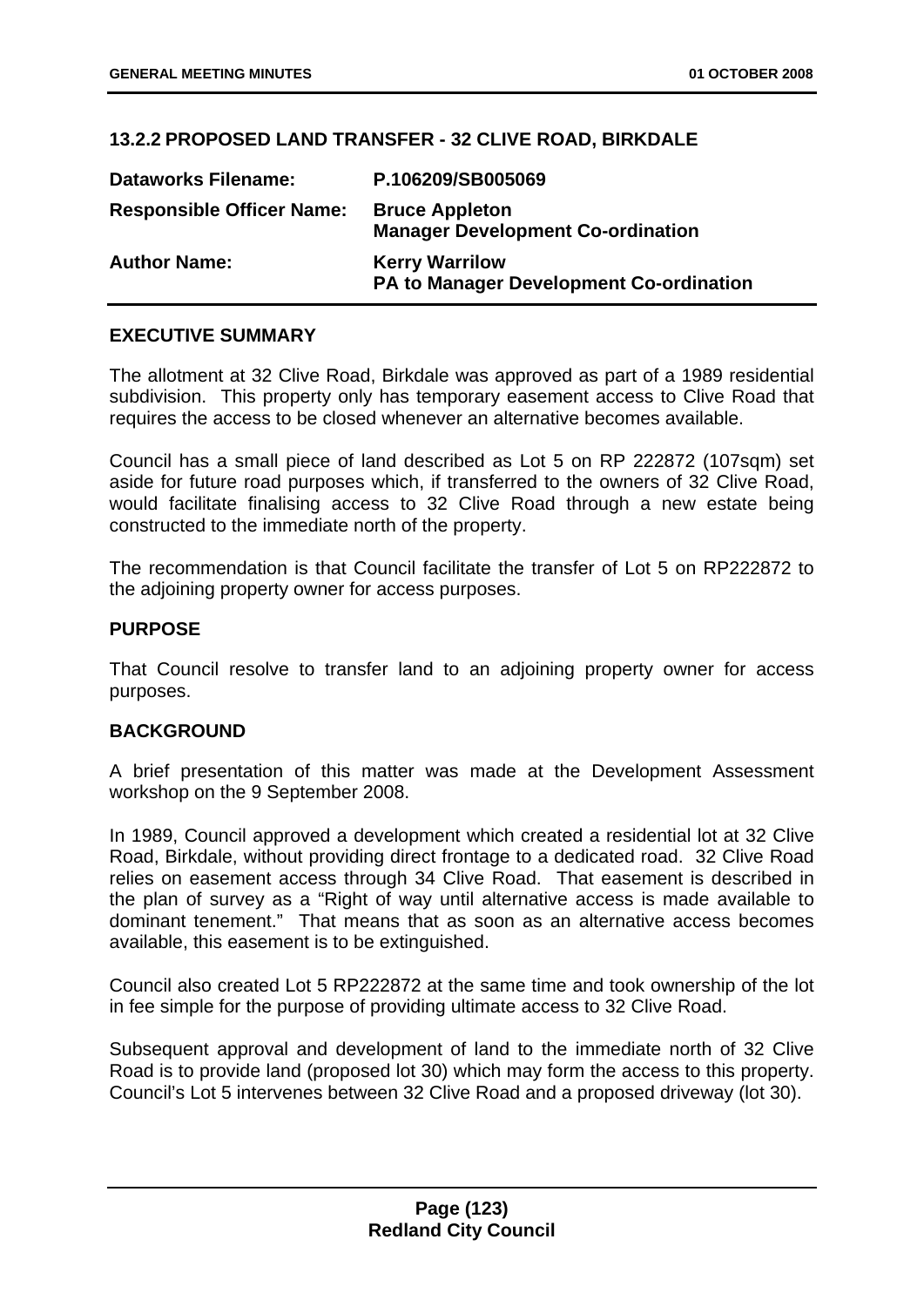## 13.2.2 PROPOSED LAND TRANSFER - 32 CLIVE ROAD, BIRKDALE

| | |
|---|---|
| **Dataworks Filename:** | **P.106209/SB005069** |
| **Responsible Officer Name:** | **Bruce Appleton**<br>**Manager Development Co-ordination** |
| **Author Name:** | **Kerry Warrilow**<br>**PA to Manager Development Co-ordination** |

### EXECUTIVE SUMMARY

The allotment at 32 Clive Road, Birkdale was approved as part of a 1989 residential subdivision. This property only has temporary easement access to Clive Road that requires the access to be closed whenever an alternative becomes available.

Council has a small piece of land described as Lot 5 on RP 222872 (107sqm) set aside for future road purposes which, if transferred to the owners of 32 Clive Road, would facilitate finalising access to 32 Clive Road through a new estate being constructed to the immediate north of the property.

The recommendation is that Council facilitate the transfer of Lot 5 on RP222872 to the adjoining property owner for access purposes.

### PURPOSE

That Council resolve to transfer land to an adjoining property owner for access purposes.

### BACKGROUND

A brief presentation of this matter was made at the Development Assessment workshop on the 9 September 2008.

In 1989, Council approved a development which created a residential lot at 32 Clive Road, Birkdale, without providing direct frontage to a dedicated road. 32 Clive Road relies on easement access through 34 Clive Road. That easement is described in the plan of survey as a "Right of way until alternative access is made available to dominant tenement." That means that as soon as an alternative access becomes available, this easement is to be extinguished.

Council also created Lot 5 RP222872 at the same time and took ownership of the lot in fee simple for the purpose of providing ultimate access to 32 Clive Road.

Subsequent approval and development of land to the immediate north of 32 Clive Road is to provide land (proposed lot 30) which may form the access to this property. Council's Lot 5 intervenes between 32 Clive Road and a proposed driveway (lot 30).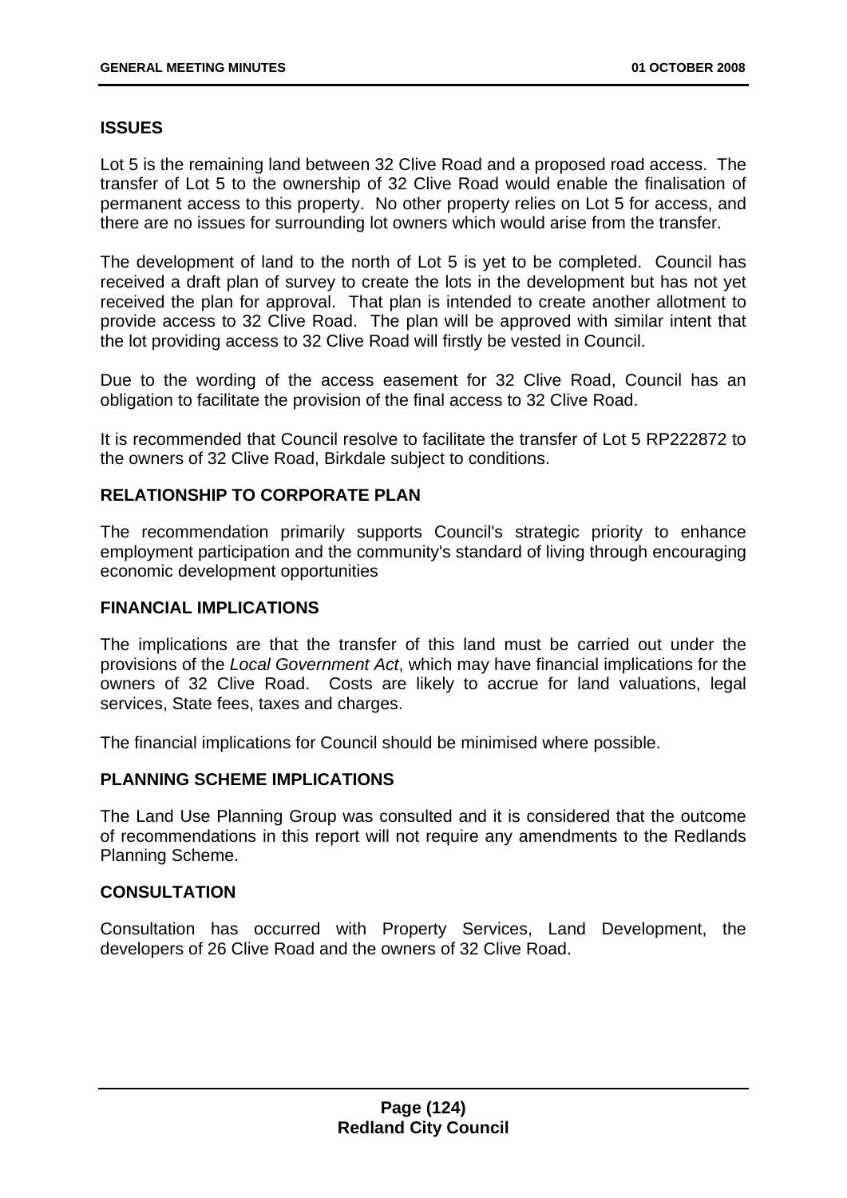## ISSUES

Lot 5 is the remaining land between 32 Clive Road and a proposed road access. The transfer of Lot 5 to the ownership of 32 Clive Road would enable the finalisation of permanent access to this property. No other property relies on Lot 5 for access, and there are no issues for surrounding lot owners which would arise from the transfer.

The development of land to the north of Lot 5 is yet to be completed. Council has received a draft plan of survey to create the lots in the development but has not yet received the plan for approval. That plan is intended to create another allotment to provide access to 32 Clive Road. The plan will be approved with similar intent that the lot providing access to 32 Clive Road will firstly be vested in Council.

Due to the wording of the access easement for 32 Clive Road, Council has an obligation to facilitate the provision of the final access to 32 Clive Road.

It is recommended that Council resolve to facilitate the transfer of Lot 5 RP222872 to the owners of 32 Clive Road, Birkdale subject to conditions.

## RELATIONSHIP TO CORPORATE PLAN

The recommendation primarily supports Council's strategic priority to enhance employment participation and the community's standard of living through encouraging economic development opportunities

## FINANCIAL IMPLICATIONS

The implications are that the transfer of this land must be carried out under the provisions of the *Local Government Act*, which may have financial implications for the owners of 32 Clive Road. Costs are likely to accrue for land valuations, legal services, State fees, taxes and charges.

The financial implications for Council should be minimised where possible.

## PLANNING SCHEME IMPLICATIONS

The Land Use Planning Group was consulted and it is considered that the outcome of recommendations in this report will not require any amendments to the Redlands Planning Scheme.

## CONSULTATION

Consultation has occurred with Property Services, Land Development, the developers of 26 Clive Road and the owners of 32 Clive Road.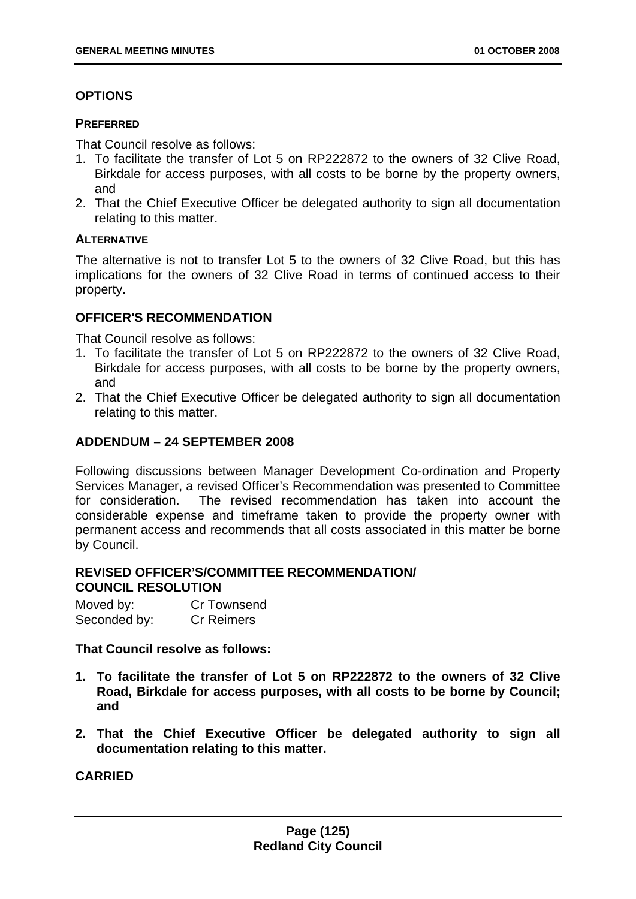## OPTIONS

### PREFERRED

That Council resolve as follows:

1. To facilitate the transfer of Lot 5 on RP222872 to the owners of 32 Clive Road, Birkdale for access purposes, with all costs to be borne by the property owners, and
2. That the Chief Executive Officer be delegated authority to sign all documentation relating to this matter.

### ALTERNATIVE

The alternative is not to transfer Lot 5 to the owners of 32 Clive Road, but this has implications for the owners of 32 Clive Road in terms of continued access to their property.

## OFFICER'S RECOMMENDATION

That Council resolve as follows:

1. To facilitate the transfer of Lot 5 on RP222872 to the owners of 32 Clive Road, Birkdale for access purposes, with all costs to be borne by the property owners, and
2. That the Chief Executive Officer be delegated authority to sign all documentation relating to this matter.

## ADDENDUM – 24 SEPTEMBER 2008

Following discussions between Manager Development Co-ordination and Property Services Manager, a revised Officer's Recommendation was presented to Committee for consideration. The revised recommendation has taken into account the considerable expense and timeframe taken to provide the property owner with permanent access and recommends that all costs associated in this matter be borne by Council.

## REVISED OFFICER'S/COMMITTEE RECOMMENDATION/ COUNCIL RESOLUTION

Moved by: Cr Townsend
Seconded by: Cr Reimers

**That Council resolve as follows:**

1. **To facilitate the transfer of Lot 5 on RP222872 to the owners of 32 Clive Road, Birkdale for access purposes, with all costs to be borne by Council; and**
2. **That the Chief Executive Officer be delegated authority to sign all documentation relating to this matter.**

**CARRIED**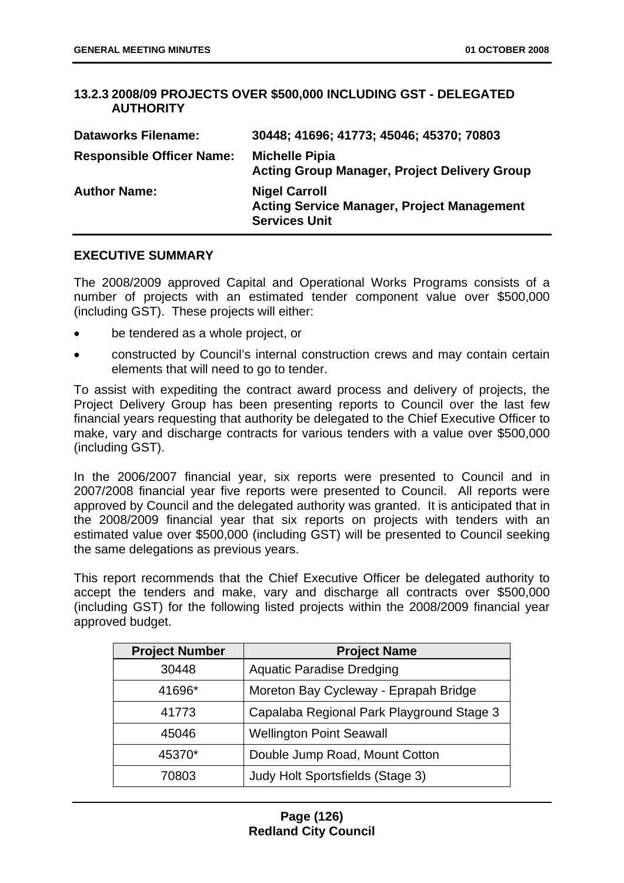### 13.2.3 2008/09 PROJECTS OVER $500,000 INCLUDING GST - DELEGATED AUTHORITY

| | |
|---|---|
| **Dataworks Filename:** | **30448; 41696; 41773; 45046; 45370; 70803** |
| **Responsible Officer Name:** | **Michelle Pipia**<br>**Acting Group Manager, Project Delivery Group** |
| **Author Name:** | **Nigel Carroll**<br>**Acting Service Manager, Project Management Services Unit** |

#### EXECUTIVE SUMMARY

The 2008/2009 approved Capital and Operational Works Programs consists of a number of projects with an estimated tender component value over $500,000 (including GST). These projects will either:

- be tendered as a whole project, or
- constructed by Council's internal construction crews and may contain certain elements that will need to go to tender.

To assist with expediting the contract award process and delivery of projects, the Project Delivery Group has been presenting reports to Council over the last few financial years requesting that authority be delegated to the Chief Executive Officer to make, vary and discharge contracts for various tenders with a value over $500,000 (including GST).

In the 2006/2007 financial year, six reports were presented to Council and in 2007/2008 financial year five reports were presented to Council. All reports were approved by Council and the delegated authority was granted. It is anticipated that in the 2008/2009 financial year that six reports on projects with tenders with an estimated value over $500,000 (including GST) will be presented to Council seeking the same delegations as previous years.

This report recommends that the Chief Executive Officer be delegated authority to accept the tenders and make, vary and discharge all contracts over $500,000 (including GST) for the following listed projects within the 2008/2009 financial year approved budget.

| Project Number | Project Name |
|---|---|
| 30448 | Aquatic Paradise Dredging |
| 41696* | Moreton Bay Cycleway - Eprapah Bridge |
| 41773 | Capalaba Regional Park Playground Stage 3 |
| 45046 | Wellington Point Seawall |
| 45370* | Double Jump Road, Mount Cotton |
| 70803 | Judy Holt Sportsfields (Stage 3) |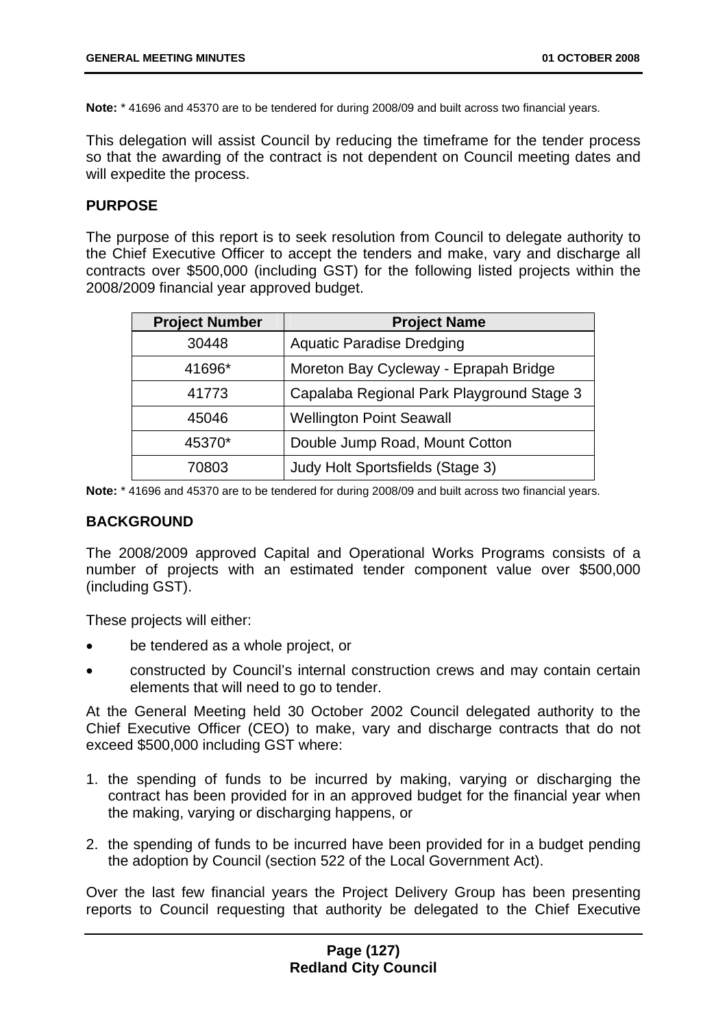**Note:** * 41696 and 45370 are to be tendered for during 2008/09 and built across two financial years.

This delegation will assist Council by reducing the timeframe for the tender process so that the awarding of the contract is not dependent on Council meeting dates and will expedite the process.

## PURPOSE

The purpose of this report is to seek resolution from Council to delegate authority to the Chief Executive Officer to accept the tenders and make, vary and discharge all contracts over $500,000 (including GST) for the following listed projects within the 2008/2009 financial year approved budget.

| Project Number | Project Name |
|---|---|
| 30448 | Aquatic Paradise Dredging |
| 41696* | Moreton Bay Cycleway - Eprapah Bridge |
| 41773 | Capalaba Regional Park Playground Stage 3 |
| 45046 | Wellington Point Seawall |
| 45370* | Double Jump Road, Mount Cotton |
| 70803 | Judy Holt Sportsfields (Stage 3) |

**Note:** * 41696 and 45370 are to be tendered for during 2008/09 and built across two financial years.

## BACKGROUND

The 2008/2009 approved Capital and Operational Works Programs consists of a number of projects with an estimated tender component value over $500,000 (including GST).

These projects will either:

- be tendered as a whole project, or
- constructed by Council's internal construction crews and may contain certain elements that will need to go to tender.

At the General Meeting held 30 October 2002 Council delegated authority to the Chief Executive Officer (CEO) to make, vary and discharge contracts that do not exceed $500,000 including GST where:

1. the spending of funds to be incurred by making, varying or discharging the contract has been provided for in an approved budget for the financial year when the making, varying or discharging happens, or
2. the spending of funds to be incurred have been provided for in a budget pending the adoption by Council (section 522 of the Local Government Act).

Over the last few financial years the Project Delivery Group has been presenting reports to Council requesting that authority be delegated to the Chief Executive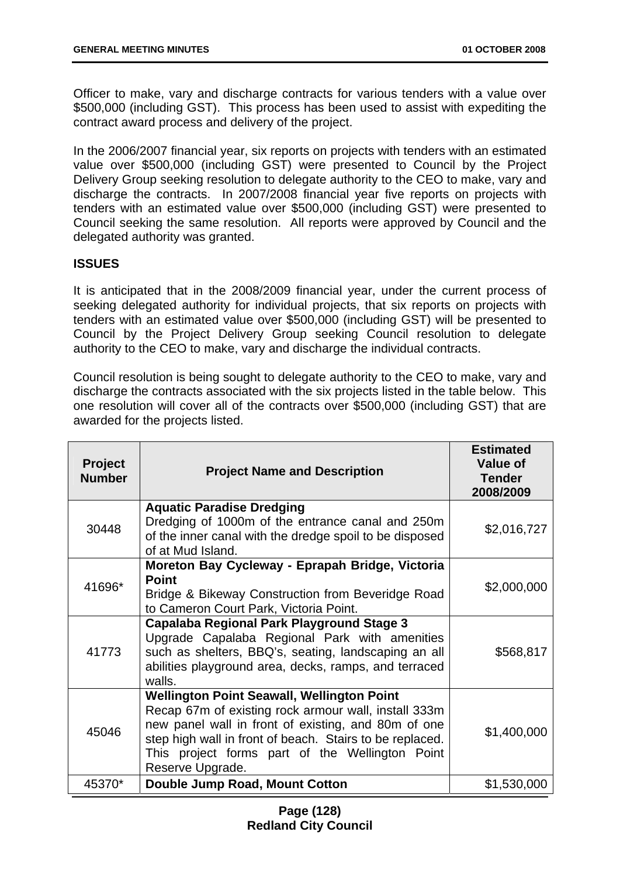Officer to make, vary and discharge contracts for various tenders with a value over $500,000 (including GST). This process has been used to assist with expediting the contract award process and delivery of the project.

In the 2006/2007 financial year, six reports on projects with tenders with an estimated value over $500,000 (including GST) were presented to Council by the Project Delivery Group seeking resolution to delegate authority to the CEO to make, vary and discharge the contracts. In 2007/2008 financial year five reports on projects with tenders with an estimated value over $500,000 (including GST) were presented to Council seeking the same resolution. All reports were approved by Council and the delegated authority was granted.

**ISSUES**

It is anticipated that in the 2008/2009 financial year, under the current process of seeking delegated authority for individual projects, that six reports on projects with tenders with an estimated value over $500,000 (including GST) will be presented to Council by the Project Delivery Group seeking Council resolution to delegate authority to the CEO to make, vary and discharge the individual contracts.

Council resolution is being sought to delegate authority to the CEO to make, vary and discharge the contracts associated with the six projects listed in the table below. This one resolution will cover all of the contracts over $500,000 (including GST) that are awarded for the projects listed.

| Project Number | Project Name and Description | Estimated Value of Tender 2008/2009 |
|---|---|---|
| 30448 | **Aquatic Paradise Dredging**<br>Dredging of 1000m of the entrance canal and 250m of the inner canal with the dredge spoil to be disposed of at Mud Island. | $2,016,727 |
| 41696* | **Moreton Bay Cycleway - Eprapah Bridge, Victoria Point**<br>Bridge & Bikeway Construction from Beveridge Road to Cameron Court Park, Victoria Point. | $2,000,000 |
| 41773 | **Capalaba Regional Park Playground Stage 3**<br>Upgrade Capalaba Regional Park with amenities such as shelters, BBQ's, seating, landscaping an all abilities playground area, decks, ramps, and terraced walls. | $568,817 |
| 45046 | **Wellington Point Seawall, Wellington Point**<br>Recap 67m of existing rock armour wall, install 333m new panel wall in front of existing, and 80m of one step high wall in front of beach. Stairs to be replaced. This project forms part of the Wellington Point Reserve Upgrade. | $1,400,000 |
| 45370* | **Double Jump Road, Mount Cotton** | $1,530,000 |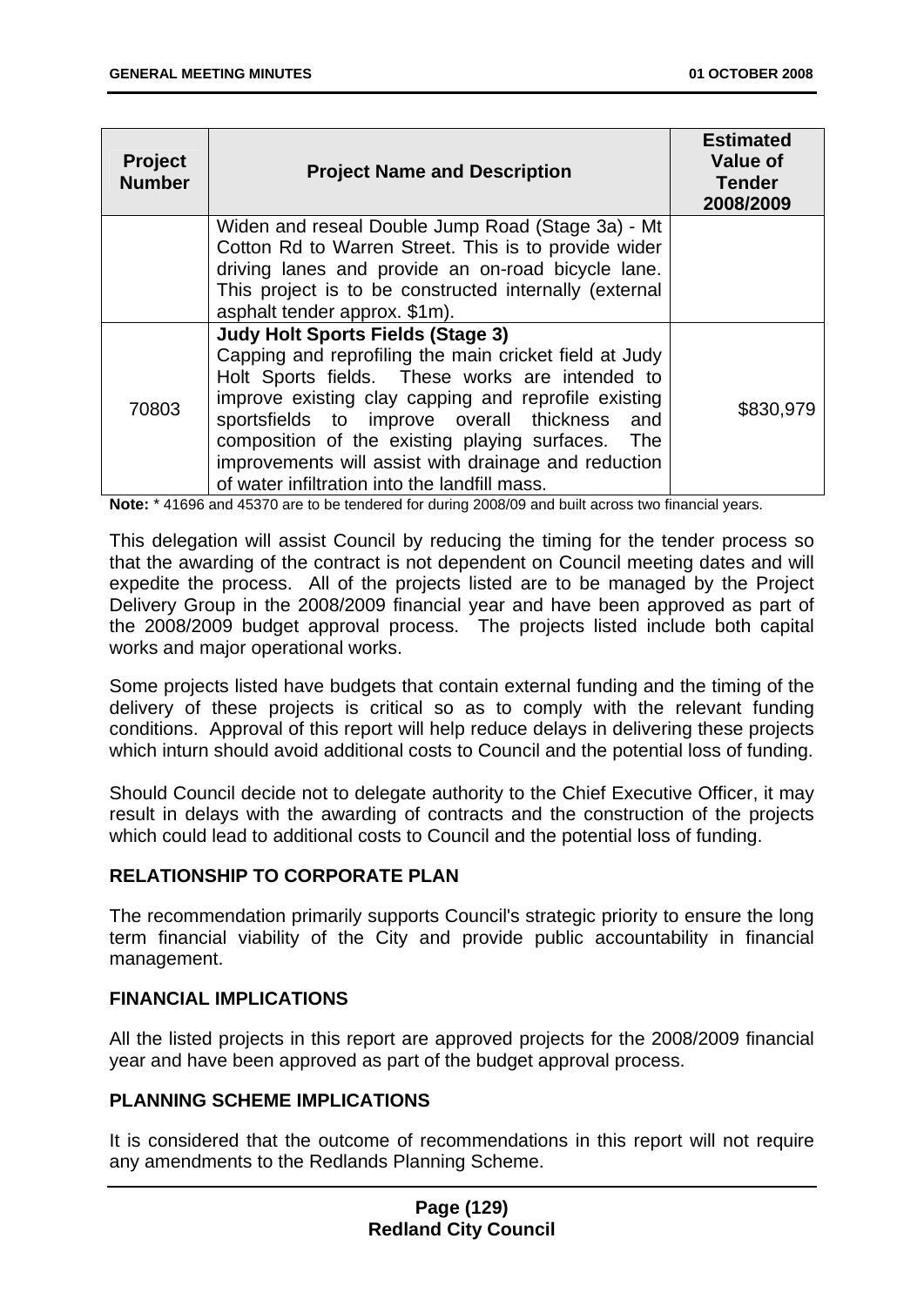| Project Number | Project Name and Description | Estimated Value of Tender 2008/2009 |
|---|---|---|
| | Widen and reseal Double Jump Road (Stage 3a) - Mt Cotton Rd to Warren Street. This is to provide wider driving lanes and provide an on-road bicycle lane. This project is to be constructed internally (external asphalt tender approx. $1m). | |
| 70803 | **Judy Holt Sports Fields (Stage 3)** Capping and reprofiling the main cricket field at Judy Holt Sports fields. These works are intended to improve existing clay capping and reprofile existing sportsfields to improve overall thickness and composition of the existing playing surfaces. The improvements will assist with drainage and reduction of water infiltration into the landfill mass. | $830,979 |

**Note:** * 41696 and 45370 are to be tendered for during 2008/09 and built across two financial years.

This delegation will assist Council by reducing the timing for the tender process so that the awarding of the contract is not dependent on Council meeting dates and will expedite the process. All of the projects listed are to be managed by the Project Delivery Group in the 2008/2009 financial year and have been approved as part of the 2008/2009 budget approval process. The projects listed include both capital works and major operational works.

Some projects listed have budgets that contain external funding and the timing of the delivery of these projects is critical so as to comply with the relevant funding conditions. Approval of this report will help reduce delays in delivering these projects which inturn should avoid additional costs to Council and the potential loss of funding.

Should Council decide not to delegate authority to the Chief Executive Officer, it may result in delays with the awarding of contracts and the construction of the projects which could lead to additional costs to Council and the potential loss of funding.

**RELATIONSHIP TO CORPORATE PLAN**

The recommendation primarily supports Council's strategic priority to ensure the long term financial viability of the City and provide public accountability in financial management.

**FINANCIAL IMPLICATIONS**

All the listed projects in this report are approved projects for the 2008/2009 financial year and have been approved as part of the budget approval process.

**PLANNING SCHEME IMPLICATIONS**

It is considered that the outcome of recommendations in this report will not require any amendments to the Redlands Planning Scheme.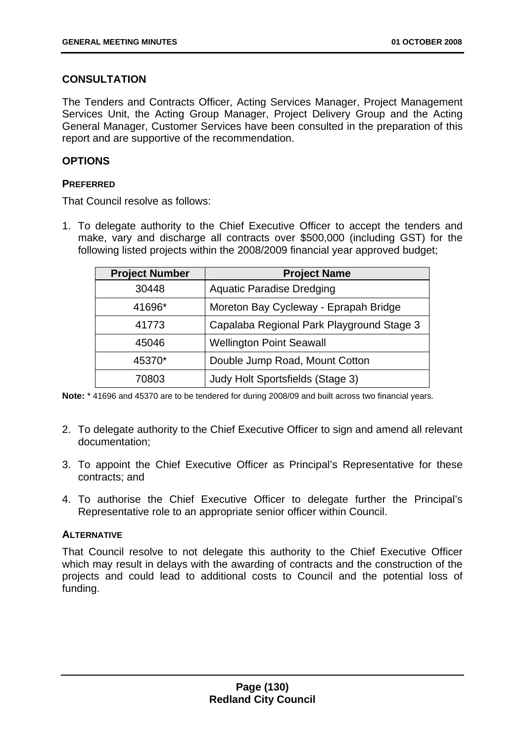## CONSULTATION

The Tenders and Contracts Officer, Acting Services Manager, Project Management Services Unit, the Acting Group Manager, Project Delivery Group and the Acting General Manager, Customer Services have been consulted in the preparation of this report and are supportive of the recommendation.

## OPTIONS

### PREFERRED

That Council resolve as follows:

1. To delegate authority to the Chief Executive Officer to accept the tenders and make, vary and discharge all contracts over $500,000 (including GST) for the following listed projects within the 2008/2009 financial year approved budget;

| Project Number | Project Name |
|---|---|
| 30448 | Aquatic Paradise Dredging |
| 41696* | Moreton Bay Cycleway - Eprapah Bridge |
| 41773 | Capalaba Regional Park Playground Stage 3 |
| 45046 | Wellington Point Seawall |
| 45370* | Double Jump Road, Mount Cotton |
| 70803 | Judy Holt Sportsfields (Stage 3) |

**Note:** * 41696 and 45370 are to be tendered for during 2008/09 and built across two financial years.

2. To delegate authority to the Chief Executive Officer to sign and amend all relevant documentation;

3. To appoint the Chief Executive Officer as Principal's Representative for these contracts; and

4. To authorise the Chief Executive Officer to delegate further the Principal's Representative role to an appropriate senior officer within Council.

### ALTERNATIVE

That Council resolve to not delegate this authority to the Chief Executive Officer which may result in delays with the awarding of contracts and the construction of the projects and could lead to additional costs to Council and the potential loss of funding.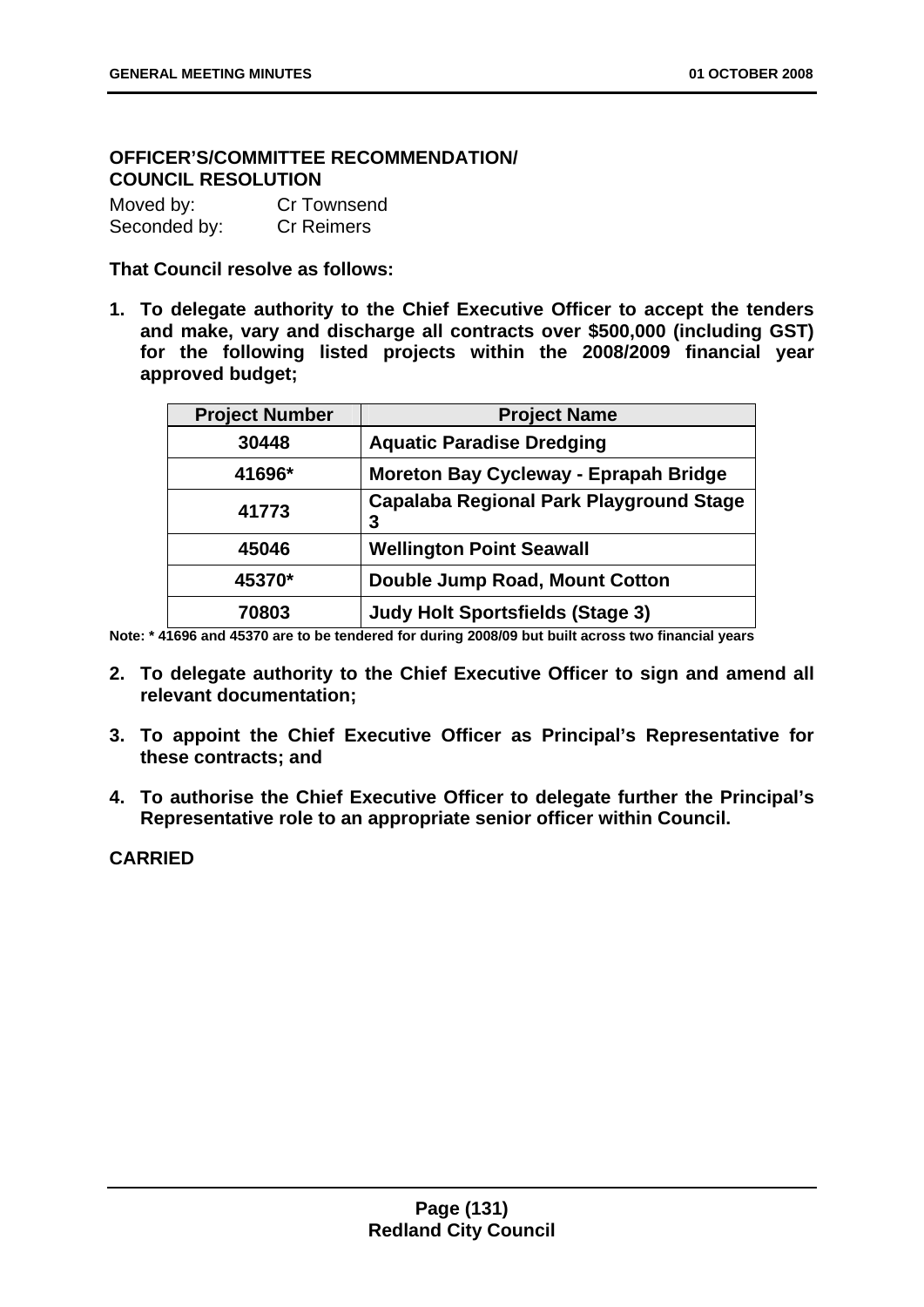**OFFICER'S/COMMITTEE RECOMMENDATION/ COUNCIL RESOLUTION**

Moved by: Cr Townsend
Seconded by: Cr Reimers

**That Council resolve as follows:**

1. **To delegate authority to the Chief Executive Officer to accept the tenders and make, vary and discharge all contracts over $500,000 (including GST) for the following listed projects within the 2008/2009 financial year approved budget;**

| Project Number | Project Name |
|---|---|
| 30448 | Aquatic Paradise Dredging |
| 41696* | Moreton Bay Cycleway - Eprapah Bridge |
| 41773 | Capalaba Regional Park Playground Stage 3 |
| 45046 | Wellington Point Seawall |
| 45370* | Double Jump Road, Mount Cotton |
| 70803 | Judy Holt Sportsfields (Stage 3) |

**Note: * 41696 and 45370 are to be tendered for during 2008/09 but built across two financial years**

2. **To delegate authority to the Chief Executive Officer to sign and amend all relevant documentation;**

3. **To appoint the Chief Executive Officer as Principal's Representative for these contracts; and**

4. **To authorise the Chief Executive Officer to delegate further the Principal's Representative role to an appropriate senior officer within Council.**

**CARRIED**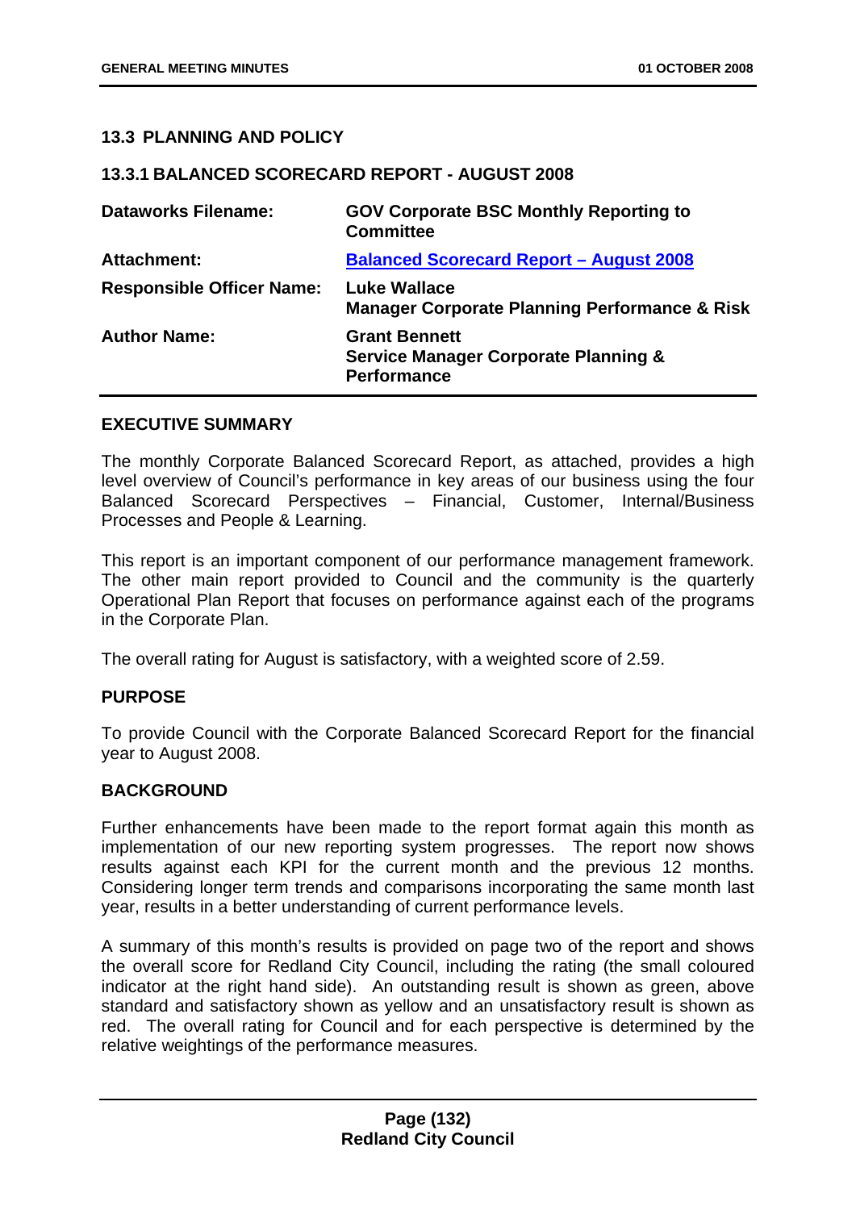## 13.3 PLANNING AND POLICY

### 13.3.1 BALANCED SCORECARD REPORT - AUGUST 2008

| | |
|---|---|
| **Dataworks Filename:** | **GOV Corporate BSC Monthly Reporting to Committee** |
| **Attachment:** | **Balanced Scorecard Report – August 2008** |
| **Responsible Officer Name:** | **Luke Wallace**<br>**Manager Corporate Planning Performance & Risk** |
| **Author Name:** | **Grant Bennett**<br>**Service Manager Corporate Planning & Performance** |

#### EXECUTIVE SUMMARY

The monthly Corporate Balanced Scorecard Report, as attached, provides a high level overview of Council's performance in key areas of our business using the four Balanced Scorecard Perspectives – Financial, Customer, Internal/Business Processes and People & Learning.

This report is an important component of our performance management framework. The other main report provided to Council and the community is the quarterly Operational Plan Report that focuses on performance against each of the programs in the Corporate Plan.

The overall rating for August is satisfactory, with a weighted score of 2.59.

#### PURPOSE

To provide Council with the Corporate Balanced Scorecard Report for the financial year to August 2008.

#### BACKGROUND

Further enhancements have been made to the report format again this month as implementation of our new reporting system progresses. The report now shows results against each KPI for the current month and the previous 12 months. Considering longer term trends and comparisons incorporating the same month last year, results in a better understanding of current performance levels.

A summary of this month's results is provided on page two of the report and shows the overall score for Redland City Council, including the rating (the small coloured indicator at the right hand side). An outstanding result is shown as green, above standard and satisfactory shown as yellow and an unsatisfactory result is shown as red. The overall rating for Council and for each perspective is determined by the relative weightings of the performance measures.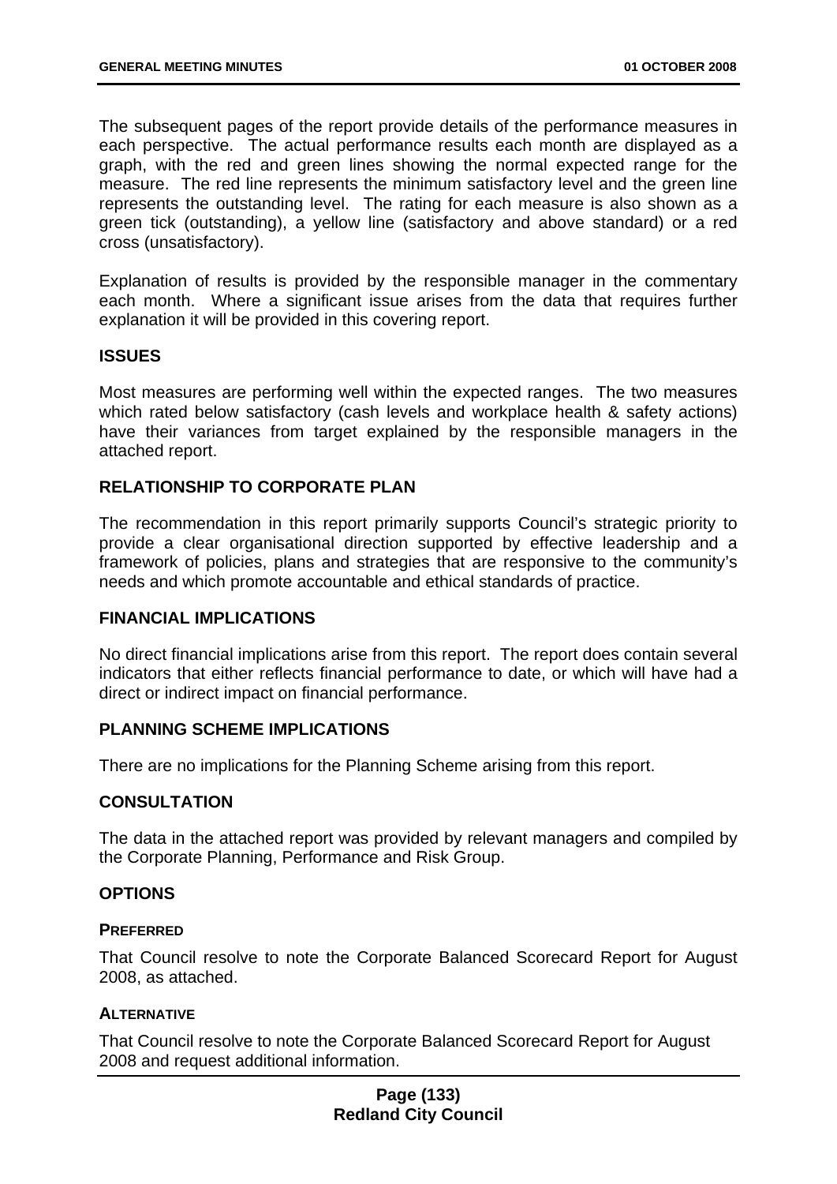The subsequent pages of the report provide details of the performance measures in each perspective. The actual performance results each month are displayed as a graph, with the red and green lines showing the normal expected range for the measure. The red line represents the minimum satisfactory level and the green line represents the outstanding level. The rating for each measure is also shown as a green tick (outstanding), a yellow line (satisfactory and above standard) or a red cross (unsatisfactory).

Explanation of results is provided by the responsible manager in the commentary each month. Where a significant issue arises from the data that requires further explanation it will be provided in this covering report.

## ISSUES

Most measures are performing well within the expected ranges. The two measures which rated below satisfactory (cash levels and workplace health & safety actions) have their variances from target explained by the responsible managers in the attached report.

## RELATIONSHIP TO CORPORATE PLAN

The recommendation in this report primarily supports Council's strategic priority to provide a clear organisational direction supported by effective leadership and a framework of policies, plans and strategies that are responsive to the community's needs and which promote accountable and ethical standards of practice.

## FINANCIAL IMPLICATIONS

No direct financial implications arise from this report. The report does contain several indicators that either reflects financial performance to date, or which will have had a direct or indirect impact on financial performance.

## PLANNING SCHEME IMPLICATIONS

There are no implications for the Planning Scheme arising from this report.

## CONSULTATION

The data in the attached report was provided by relevant managers and compiled by the Corporate Planning, Performance and Risk Group.

## OPTIONS

### PREFERRED

That Council resolve to note the Corporate Balanced Scorecard Report for August 2008, as attached.

### ALTERNATIVE

That Council resolve to note the Corporate Balanced Scorecard Report for August 2008 and request additional information.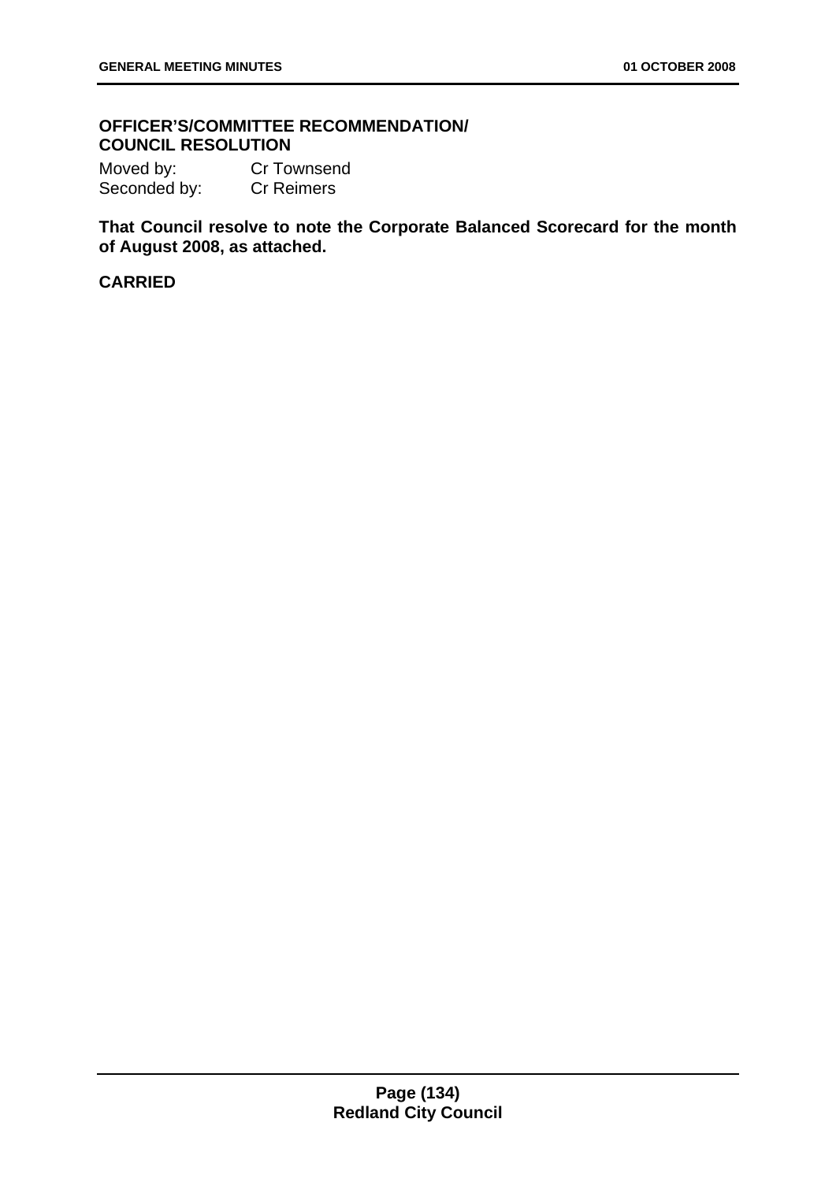## OFFICER'S/COMMITTEE RECOMMENDATION/ COUNCIL RESOLUTION

Moved by: Cr Townsend
Seconded by: Cr Reimers

**That Council resolve to note the Corporate Balanced Scorecard for the month of August 2008, as attached.**

**CARRIED**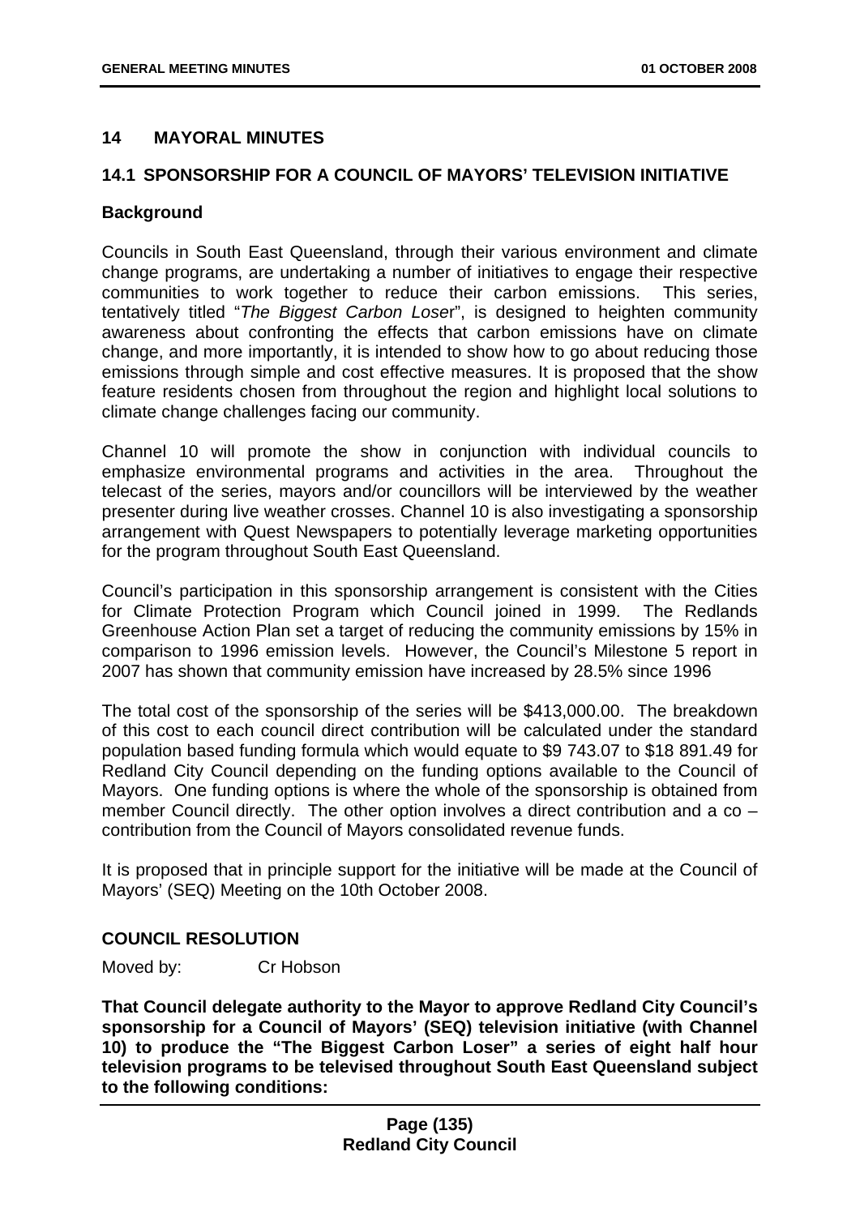## 14 MAYORAL MINUTES

### 14.1 SPONSORSHIP FOR A COUNCIL OF MAYORS' TELEVISION INITIATIVE

**Background**

Councils in South East Queensland, through their various environment and climate change programs, are undertaking a number of initiatives to engage their respective communities to work together to reduce their carbon emissions. This series, tentatively titled "*The Biggest Carbon Lose*r", is designed to heighten community awareness about confronting the effects that carbon emissions have on climate change, and more importantly, it is intended to show how to go about reducing those emissions through simple and cost effective measures. It is proposed that the show feature residents chosen from throughout the region and highlight local solutions to climate change challenges facing our community.

Channel 10 will promote the show in conjunction with individual councils to emphasize environmental programs and activities in the area. Throughout the telecast of the series, mayors and/or councillors will be interviewed by the weather presenter during live weather crosses. Channel 10 is also investigating a sponsorship arrangement with Quest Newspapers to potentially leverage marketing opportunities for the program throughout South East Queensland.

Council's participation in this sponsorship arrangement is consistent with the Cities for Climate Protection Program which Council joined in 1999. The Redlands Greenhouse Action Plan set a target of reducing the community emissions by 15% in comparison to 1996 emission levels. However, the Council's Milestone 5 report in 2007 has shown that community emission have increased by 28.5% since 1996

The total cost of the sponsorship of the series will be $413,000.00. The breakdown of this cost to each council direct contribution will be calculated under the standard population based funding formula which would equate to $9 743.07 to $18 891.49 for Redland City Council depending on the funding options available to the Council of Mayors. One funding options is where the whole of the sponsorship is obtained from member Council directly. The other option involves a direct contribution and a co – contribution from the Council of Mayors consolidated revenue funds.

It is proposed that in principle support for the initiative will be made at the Council of Mayors' (SEQ) Meeting on the 10th October 2008.

**COUNCIL RESOLUTION**

Moved by: Cr Hobson

**That Council delegate authority to the Mayor to approve Redland City Council's sponsorship for a Council of Mayors' (SEQ) television initiative (with Channel 10) to produce the "The Biggest Carbon Loser" a series of eight half hour television programs to be televised throughout South East Queensland subject to the following conditions:**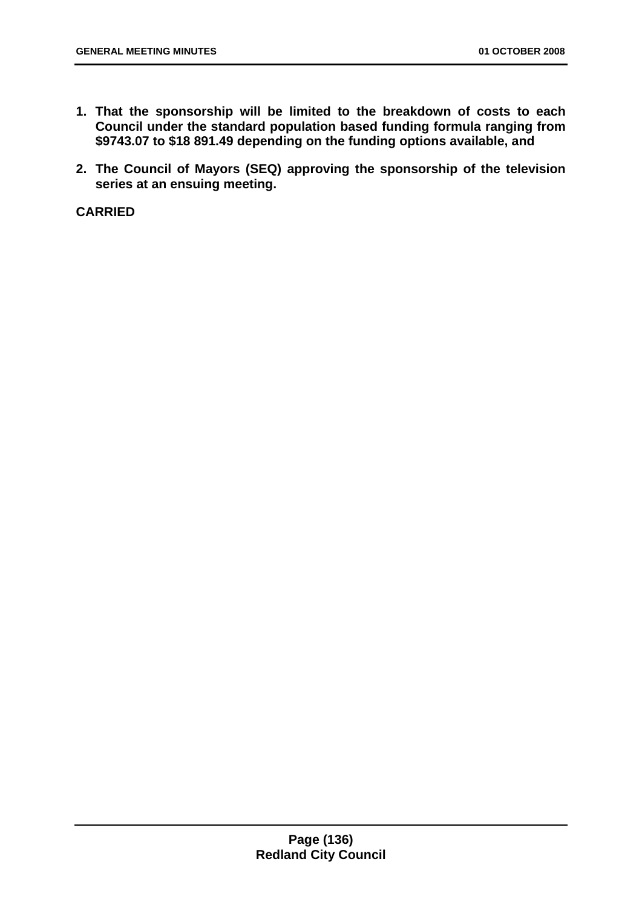1. **That the sponsorship will be limited to the breakdown of costs to each Council under the standard population based funding formula ranging from $9743.07 to $18 891.49 depending on the funding options available, and**

2. **The Council of Mayors (SEQ) approving the sponsorship of the television series at an ensuing meeting.**

**CARRIED**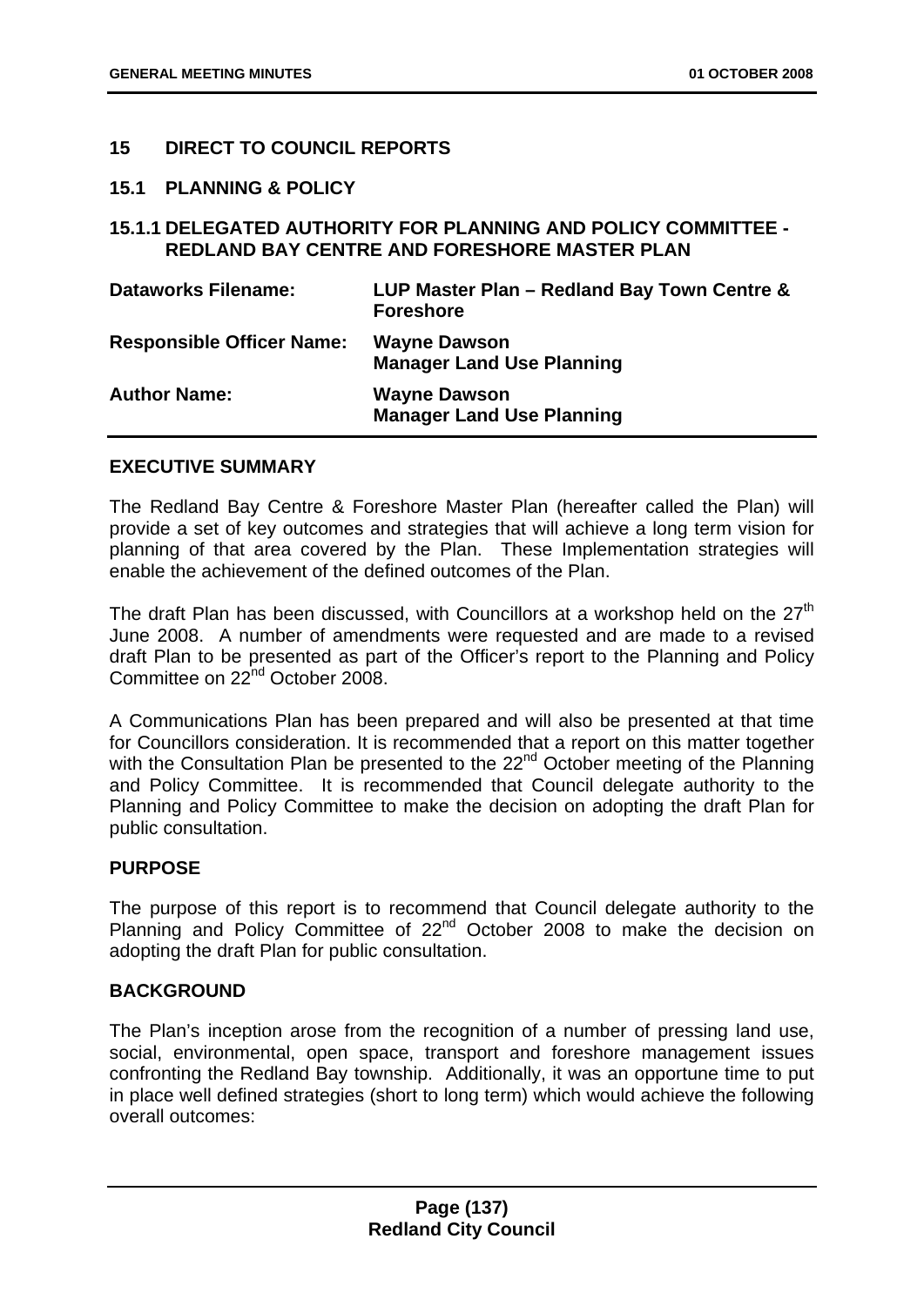## 15 DIRECT TO COUNCIL REPORTS

### 15.1 PLANNING & POLICY

### 15.1.1 DELEGATED AUTHORITY FOR PLANNING AND POLICY COMMITTEE - REDLAND BAY CENTRE AND FORESHORE MASTER PLAN

| | |
|---|---|
| **Dataworks Filename:** | **LUP Master Plan – Redland Bay Town Centre & Foreshore** |
| **Responsible Officer Name:** | **Wayne Dawson**<br>**Manager Land Use Planning** |
| **Author Name:** | **Wayne Dawson**<br>**Manager Land Use Planning** |

**EXECUTIVE SUMMARY**

The Redland Bay Centre & Foreshore Master Plan (hereafter called the Plan) will provide a set of key outcomes and strategies that will achieve a long term vision for planning of that area covered by the Plan. These Implementation strategies will enable the achievement of the defined outcomes of the Plan.

The draft Plan has been discussed, with Councillors at a workshop held on the 27th June 2008. A number of amendments were requested and are made to a revised draft Plan to be presented as part of the Officer's report to the Planning and Policy Committee on 22nd October 2008.

A Communications Plan has been prepared and will also be presented at that time for Councillors consideration. It is recommended that a report on this matter together with the Consultation Plan be presented to the 22nd October meeting of the Planning and Policy Committee. It is recommended that Council delegate authority to the Planning and Policy Committee to make the decision on adopting the draft Plan for public consultation.

**PURPOSE**

The purpose of this report is to recommend that Council delegate authority to the Planning and Policy Committee of 22nd October 2008 to make the decision on adopting the draft Plan for public consultation.

**BACKGROUND**

The Plan's inception arose from the recognition of a number of pressing land use, social, environmental, open space, transport and foreshore management issues confronting the Redland Bay township. Additionally, it was an opportune time to put in place well defined strategies (short to long term) which would achieve the following overall outcomes: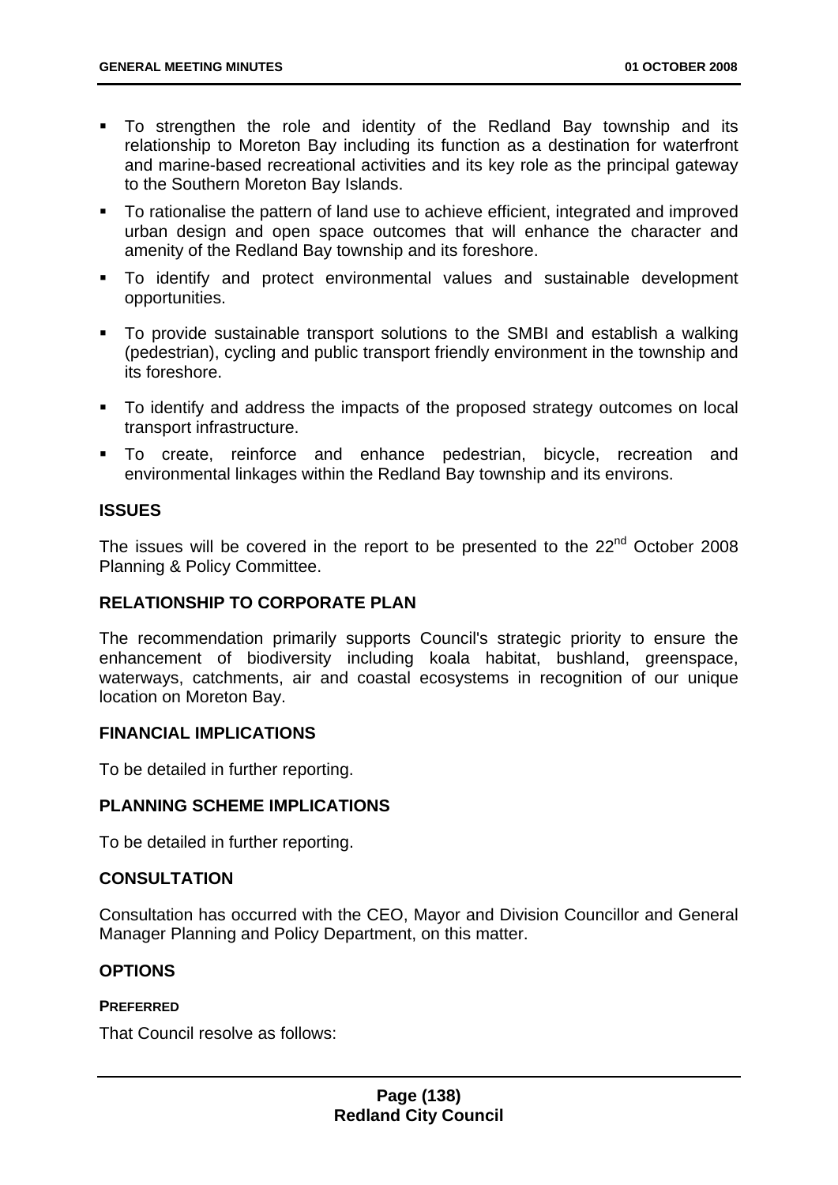- To strengthen the role and identity of the Redland Bay township and its relationship to Moreton Bay including its function as a destination for waterfront and marine-based recreational activities and its key role as the principal gateway to the Southern Moreton Bay Islands.
- To rationalise the pattern of land use to achieve efficient, integrated and improved urban design and open space outcomes that will enhance the character and amenity of the Redland Bay township and its foreshore.
- To identify and protect environmental values and sustainable development opportunities.
- To provide sustainable transport solutions to the SMBI and establish a walking (pedestrian), cycling and public transport friendly environment in the township and its foreshore.
- To identify and address the impacts of the proposed strategy outcomes on local transport infrastructure.
- To create, reinforce and enhance pedestrian, bicycle, recreation and environmental linkages within the Redland Bay township and its environs.

## ISSUES

The issues will be covered in the report to be presented to the 22nd October 2008 Planning & Policy Committee.

## RELATIONSHIP TO CORPORATE PLAN

The recommendation primarily supports Council's strategic priority to ensure the enhancement of biodiversity including koala habitat, bushland, greenspace, waterways, catchments, air and coastal ecosystems in recognition of our unique location on Moreton Bay.

## FINANCIAL IMPLICATIONS

To be detailed in further reporting.

## PLANNING SCHEME IMPLICATIONS

To be detailed in further reporting.

## CONSULTATION

Consultation has occurred with the CEO, Mayor and Division Councillor and General Manager Planning and Policy Department, on this matter.

## OPTIONS

### PREFERRED

That Council resolve as follows: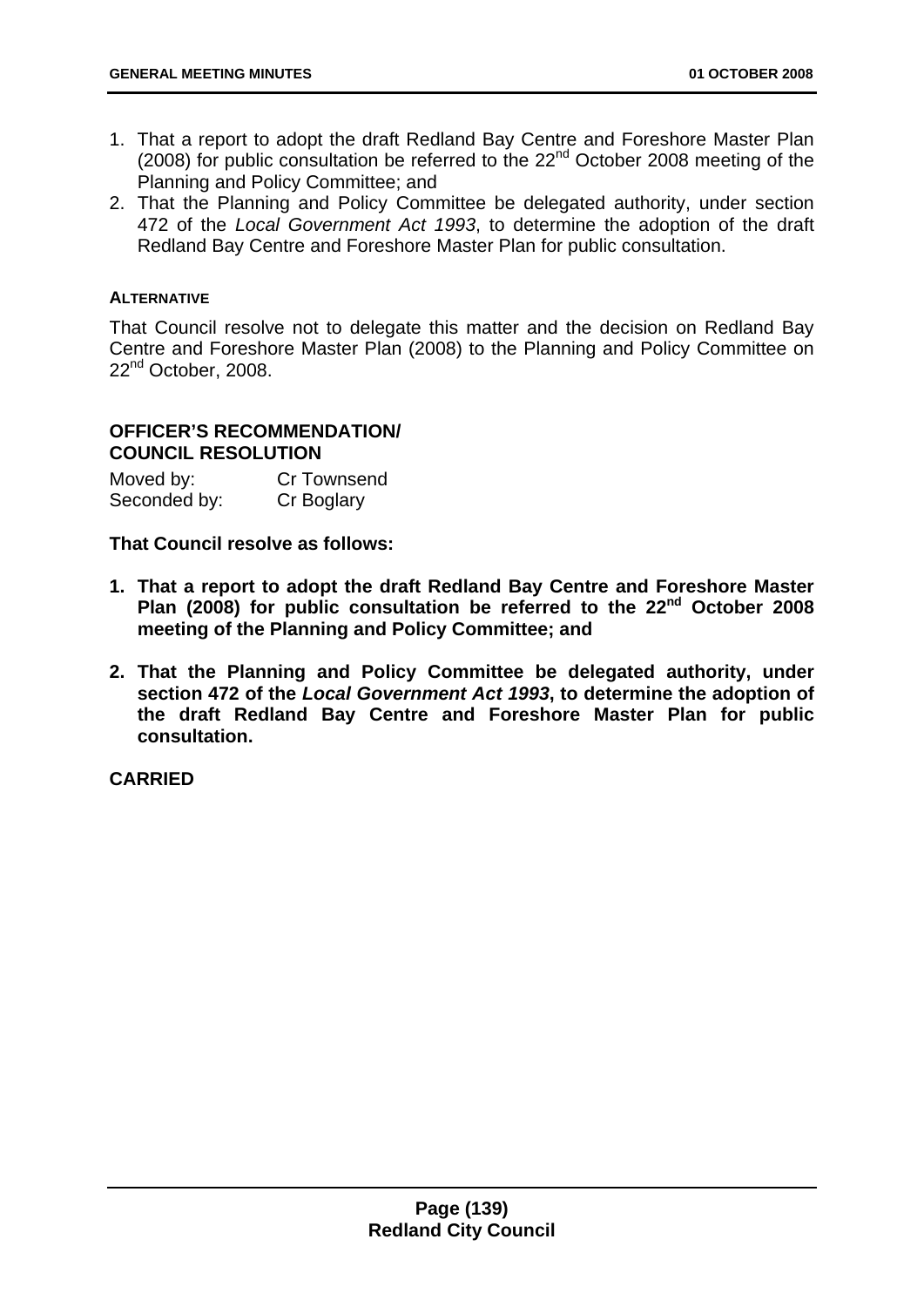1. That a report to adopt the draft Redland Bay Centre and Foreshore Master Plan (2008) for public consultation be referred to the 22nd October 2008 meeting of the Planning and Policy Committee; and
2. That the Planning and Policy Committee be delegated authority, under section 472 of the *Local Government Act 1993*, to determine the adoption of the draft Redland Bay Centre and Foreshore Master Plan for public consultation.

**ALTERNATIVE**

That Council resolve not to delegate this matter and the decision on Redland Bay Centre and Foreshore Master Plan (2008) to the Planning and Policy Committee on 22nd October, 2008.

**OFFICER'S RECOMMENDATION/ COUNCIL RESOLUTION**

Moved by: Cr Townsend
Seconded by: Cr Boglary

**That Council resolve as follows:**

1. **That a report to adopt the draft Redland Bay Centre and Foreshore Master Plan (2008) for public consultation be referred to the 22nd October 2008 meeting of the Planning and Policy Committee; and**

2. **That the Planning and Policy Committee be delegated authority, under section 472 of the *Local Government Act 1993*, to determine the adoption of the draft Redland Bay Centre and Foreshore Master Plan for public consultation.**

**CARRIED**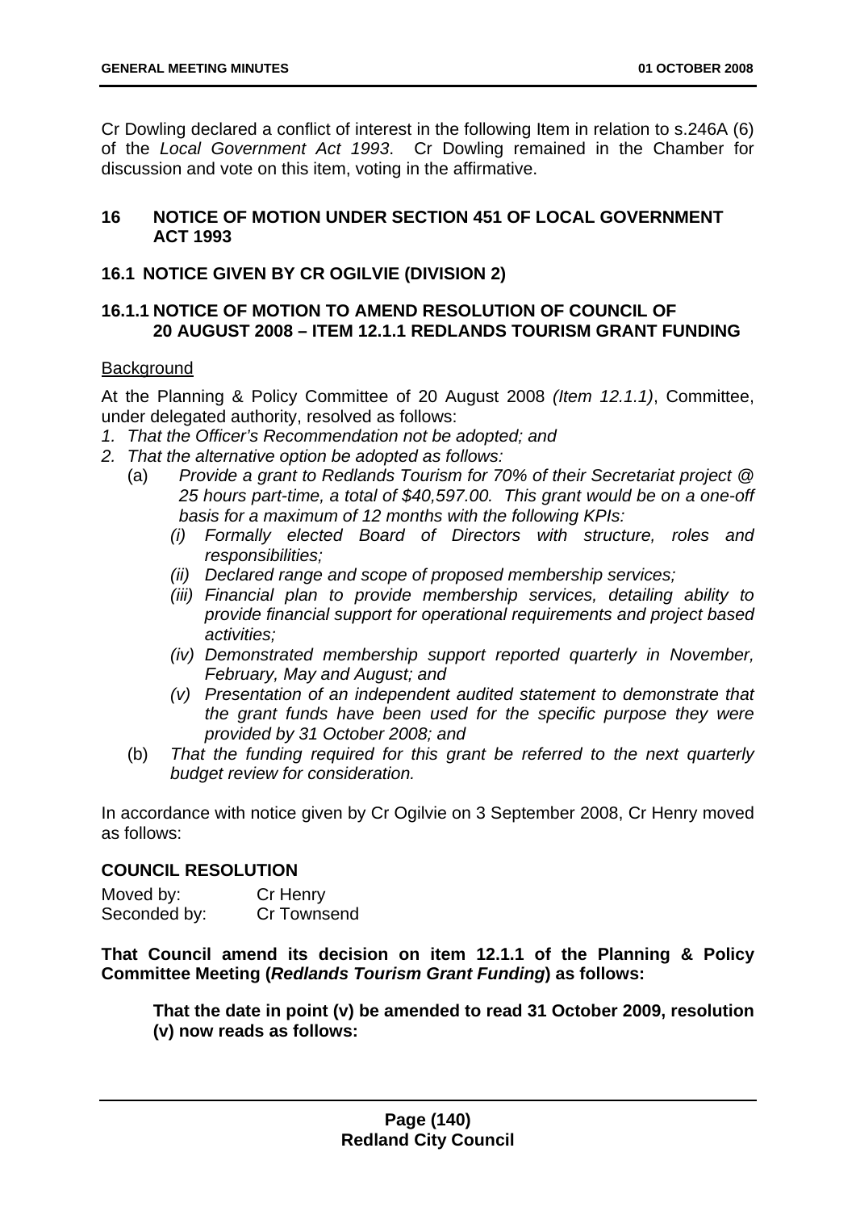Cr Dowling declared a conflict of interest in the following Item in relation to s.246A (6) of the *Local Government Act 1993*. Cr Dowling remained in the Chamber for discussion and vote on this item, voting in the affirmative.

## 16 NOTICE OF MOTION UNDER SECTION 451 OF LOCAL GOVERNMENT ACT 1993

### 16.1 NOTICE GIVEN BY CR OGILVIE (DIVISION 2)

#### 16.1.1 NOTICE OF MOTION TO AMEND RESOLUTION OF COUNCIL OF 20 AUGUST 2008 – ITEM 12.1.1 REDLANDS TOURISM GRANT FUNDING

Background

At the Planning & Policy Committee of 20 August 2008 *(Item 12.1.1)*, Committee, under delegated authority, resolved as follows:

1. *That the Officer's Recommendation not be adopted; and*
2. *That the alternative option be adopted as follows:*
   - (a) *Provide a grant to Redlands Tourism for 70% of their Secretariat project @ 25 hours part-time, a total of $40,597.00. This grant would be on a one-off basis for a maximum of 12 months with the following KPIs:*
     - *(i) Formally elected Board of Directors with structure, roles and responsibilities;*
     - *(ii) Declared range and scope of proposed membership services;*
     - *(iii) Financial plan to provide membership services, detailing ability to provide financial support for operational requirements and project based activities;*
     - *(iv) Demonstrated membership support reported quarterly in November, February, May and August; and*
     - *(v) Presentation of an independent audited statement to demonstrate that the grant funds have been used for the specific purpose they were provided by 31 October 2008; and*
   - (b) *That the funding required for this grant be referred to the next quarterly budget review for consideration.*

In accordance with notice given by Cr Ogilvie on 3 September 2008, Cr Henry moved as follows:

**COUNCIL RESOLUTION**

Moved by: Cr Henry
Seconded by: Cr Townsend

**That Council amend its decision on item 12.1.1 of the Planning & Policy Committee Meeting (*Redlands Tourism Grant Funding*) as follows:**

**That the date in point (v) be amended to read 31 October 2009, resolution (v) now reads as follows:**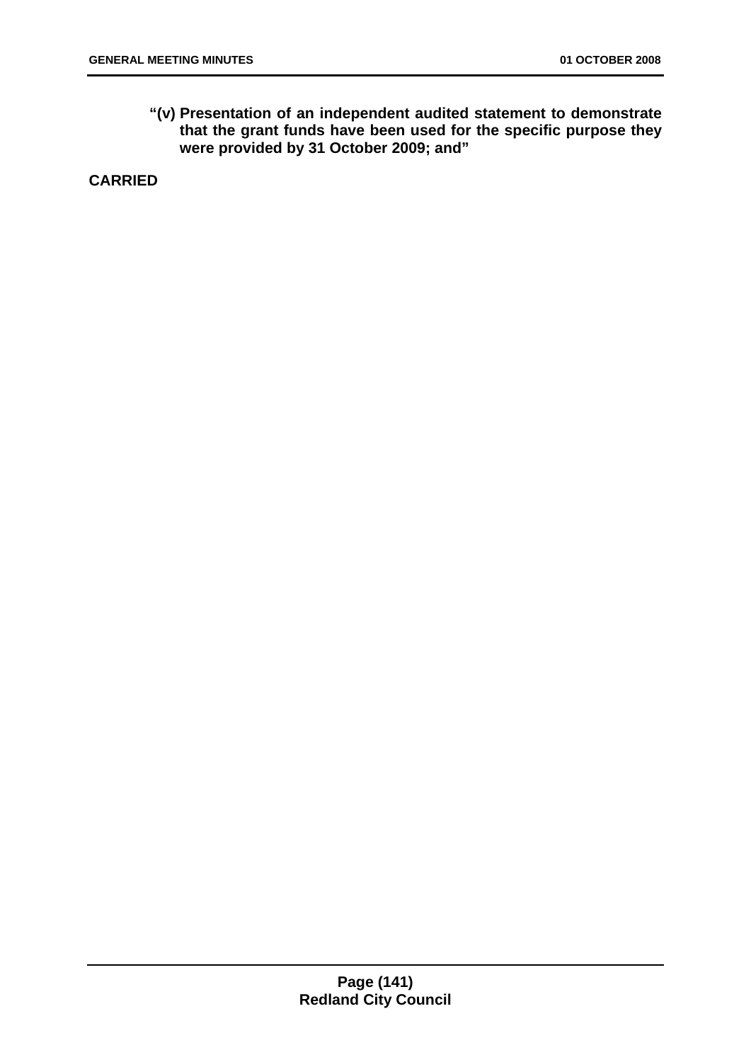**"(v) Presentation of an independent audited statement to demonstrate that the grant funds have been used for the specific purpose they were provided by 31 October 2009; and"**

**CARRIED**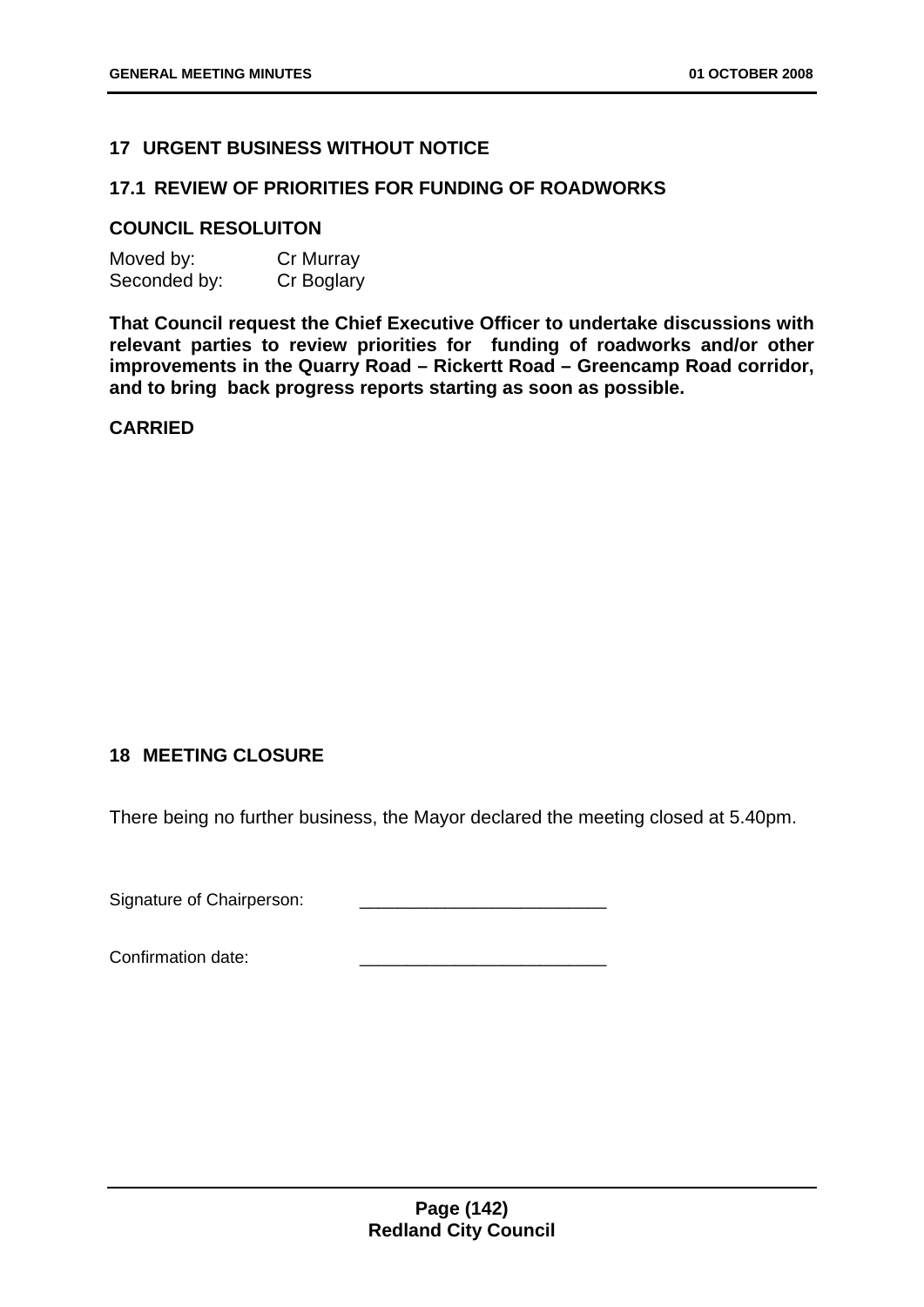## 17 URGENT BUSINESS WITHOUT NOTICE

### 17.1 REVIEW OF PRIORITIES FOR FUNDING OF ROADWORKS

**COUNCIL RESOLUITON**

| | |
|---|---|
| Moved by: | Cr Murray |
| Seconded by: | Cr Boglary |

**That Council request the Chief Executive Officer to undertake discussions with relevant parties to review priorities for funding of roadworks and/or other improvements in the Quarry Road – Rickertt Road – Greencamp Road corridor, and to bring back progress reports starting as soon as possible.**

**CARRIED**

## 18 MEETING CLOSURE

There being no further business, the Mayor declared the meeting closed at 5.40pm.

Signature of Chairperson: \_\_\_\_\_\_\_\_\_\_\_\_\_\_\_\_\_\_\_\_\_\_\_\_\_\_

Confirmation date: \_\_\_\_\_\_\_\_\_\_\_\_\_\_\_\_\_\_\_\_\_\_\_\_\_\_